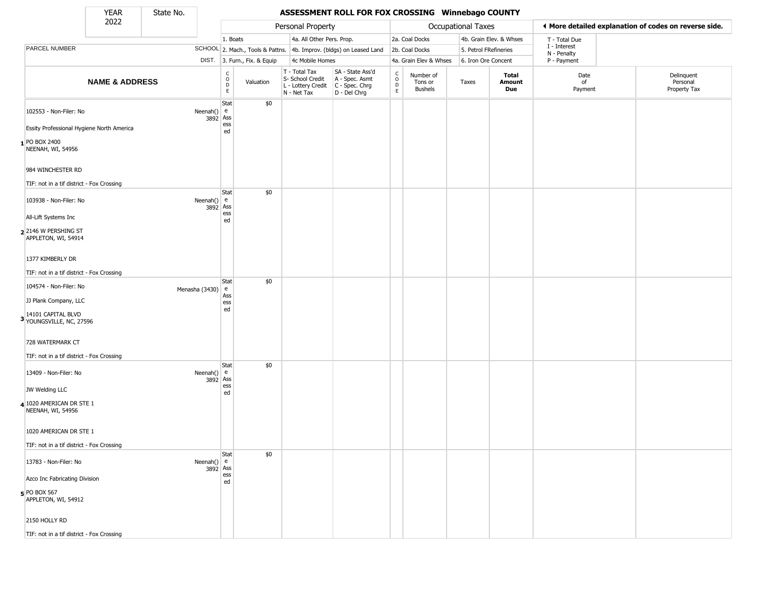# ASSESSMENT ROLL FOR FOX CROSSING Winnebago COUNTY

| YEAR | State No. |
|---|---|
| 2022 | |

| | | Personal Property | | | | Occupational Taxes | | | | ◀ More detailed explanation of codes on reverse side. | |
|---|---|---|---|---|---|---|---|---|---|---|---|
| PARCEL NUMBER | SCHOOL DIST. | 1. Boats<br>2. Mach., Tools & Pattns.<br>3. Furn., Fix. & Equip | | 4a. All Other Pers. Prop.<br>4b. Improv. (bldgs) on Leased Land<br>4c Mobile Homes | | 2a. Coal Docks<br>2b. Coal Docks<br>4a. Grain Elev & Whses | | 4b. Grain Elev. & Whses<br>5. Petrol FRefineries<br>6. Iron Ore Concent | | T - Total Due<br>I - Interest<br>N - Penalty<br>P - Payment | |
| **NAME & ADDRESS** | | CODE | Valuation | T - Total Tax<br>S- School Credit<br>L - Lottery Credit<br>N - Net Tax | SA - State Ass'd<br>A - Spec. Asmt<br>C - Spec. Chrg<br>D - Del Chrg | CODE | Number of Tons or Bushels | Taxes | **Total Amount Due** | Date of Payment | Delinquent Personal Property Tax |
| 1 102553 - Non-Filer: No<br>Essity Professional Hygiene North America<br>PO BOX 2400<br>NEENAH, WI, 54956<br>984 WINCHESTER RD<br>TIF: not in a tif district - Fox Crossing | Neenah() 3892 | State Assessed | $0 | | | | | | | | |
| 2 103938 - Non-Filer: No<br>All-Lift Systems Inc<br>2146 W PERSHING ST<br>APPLETON, WI, 54914<br>1377 KIMBERLY DR<br>TIF: not in a tif district - Fox Crossing | Neenah() 3892 | State Assessed | $0 | | | | | | | | |
| 3 104574 - Non-Filer: No<br>JJ Plank Company, LLC<br>14101 CAPITAL BLVD<br>YOUNGSVILLE, NC, 27596<br>728 WATERMARK CT<br>TIF: not in a tif district - Fox Crossing | Menasha (3430) | State Assessed | $0 | | | | | | | | |
| 4 13409 - Non-Filer: No<br>JW Welding LLC<br>1020 AMERICAN DR STE 1<br>NEENAH, WI, 54956<br>1020 AMERICAN DR STE 1<br>TIF: not in a tif district - Fox Crossing | Neenah() 3892 | State Assessed | $0 | | | | | | | | |
| 5 13783 - Non-Filer: No<br>Azco Inc Fabricating Division<br>PO BOX 567<br>APPLETON, WI, 54912<br>2150 HOLLY RD<br>TIF: not in a tif district - Fox Crossing | Neenah() 3892 | State Assessed | $0 | | | | | | | | |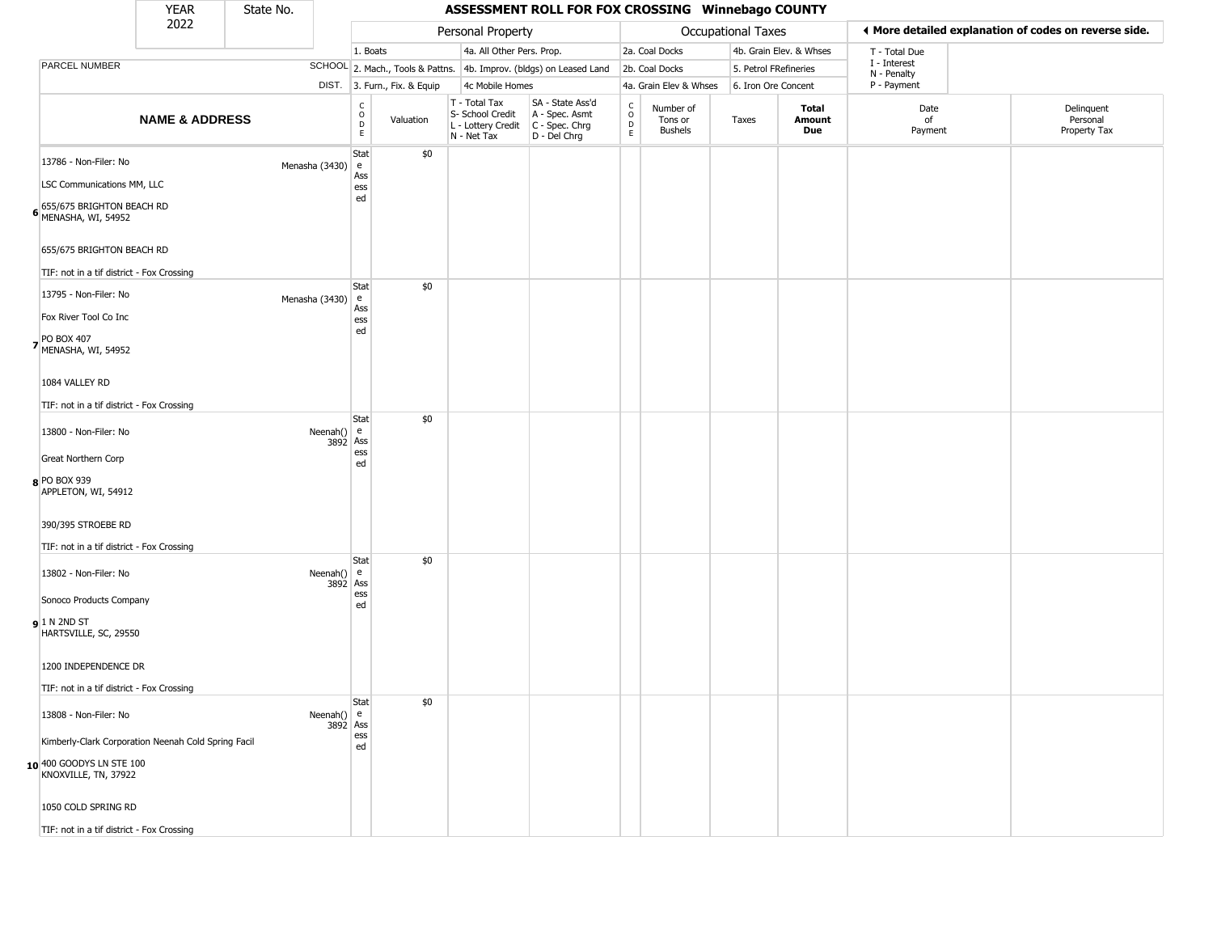| YEAR 2022 | State No. | | ASSESSMENT ROLL FOR FOX CROSSING Winnebago COUNTY | | | | | | | | | | |
|---|---|---|---|---|---|---|---|---|---|---|---|---|---|
| | | | Personal Property | | | | Occupational Taxes | | | | | ◀ More detailed explanation of codes on reverse side. | |
| | | | 1. Boats | | 4a. All Other Pers. Prop. | | 2a. Coal Docks | | 4b. Grain Elev. & Whses | | | T - Total Due | |
| PARCEL NUMBER | SCHOOL | | 2. Mach., Tools & Pattns. | | 4b. Improv. (bldgs) on Leased Land | | 2b. Coal Docks | | 5. Petrol FRefineries | | | I - Interest N - Penalty | |
| | DIST. | | 3. Furn., Fix. & Equip | | 4c Mobile Homes | | 4a. Grain Elev & Whses | | 6. Iron Ore Concent | | | P - Payment | |
| NAME & ADDRESS | | CODE | Valuation | T - Total Tax S- School Credit L - Lottery Credit N - Net Tax | SA - State Ass'd A - Spec. Asmt C - Spec. Chrg D - Del Chrg | CODE | Number of Tons or Bushels | Taxes | Total Amount Due | Date of Payment | Delinquent Personal Property Tax | | |
| 6 13786 - Non-Filer: No<br>LSC Communications MM, LLC<br>655/675 BRIGHTON BEACH RD<br>MENASHA, WI, 54952<br>655/675 BRIGHTON BEACH RD<br>TIF: not in a tif district - Fox Crossing | Menasha (3430) | State Assessed | $0 | | | | | | | | | | |
| 7 13795 - Non-Filer: No<br>Fox River Tool Co Inc<br>PO BOX 407<br>MENASHA, WI, 54952<br>1084 VALLEY RD<br>TIF: not in a tif district - Fox Crossing | Menasha (3430) | State Assessed | $0 | | | | | | | | | | |
| 8 13800 - Non-Filer: No<br>Great Northern Corp<br>PO BOX 939<br>APPLETON, WI, 54912<br>390/395 STROEBE RD<br>TIF: not in a tif district - Fox Crossing | Neenah() 3892 | State Assessed | $0 | | | | | | | | | | |
| 9 13802 - Non-Filer: No<br>Sonoco Products Company<br>1 N 2ND ST<br>HARTSVILLE, SC, 29550<br>1200 INDEPENDENCE DR<br>TIF: not in a tif district - Fox Crossing | Neenah() 3892 | State Assessed | $0 | | | | | | | | | | |
| 10 13808 - Non-Filer: No<br>Kimberly-Clark Corporation Neenah Cold Spring Facil<br>400 GOODYS LN STE 100<br>KNOXVILLE, TN, 37922<br>1050 COLD SPRING RD<br>TIF: not in a tif district - Fox Crossing | Neenah() 3892 | State Assessed | $0 | | | | | | | | | | |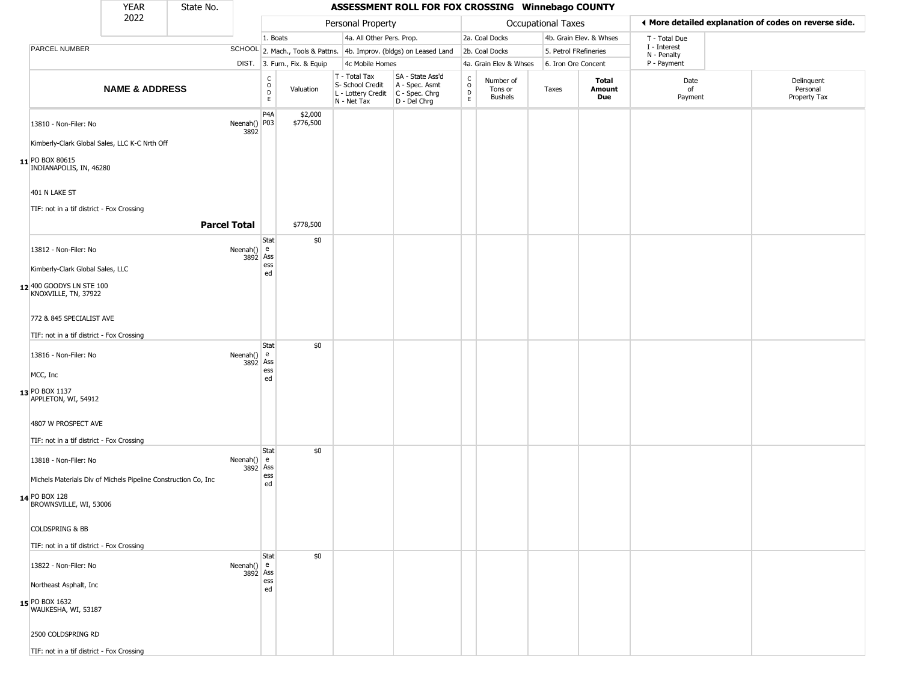| YEAR 2022 | State No. | **ASSESSMENT ROLL FOR FOX CROSSING Winnebago COUNTY** | | | | | | | | | | |
|---|---|---|---|---|---|---|---|---|---|---|---|---|

| | | Personal Property | | | | Occupational Taxes | | | | ◀ More detailed explanation of codes on reverse side. | |
|---|---|---|---|---|---|---|---|---|---|---|---|
| | | 1. Boats | | 4a. All Other Pers. Prop. | | 2a. Coal Docks | | 4b. Grain Elev. & Whses | | T - Total Due<br>I - Interest<br>N - Penalty<br>P - Payment | |
| PARCEL NUMBER | SCHOOL | 2. Mach., Tools & Pattns. | | 4b. Improv. (bldgs) on Leased Land | | 2b. Coal Docks | | 5. Petrol FRefineries | | | |
| | DIST. | 3. Furn., Fix. & Equip | | 4c Mobile Homes | | 4a. Grain Elev & Whses | | 6. Iron Ore Concent | | | |
| **NAME & ADDRESS** | | CODE | Valuation | T - Total Tax<br>S- School Credit<br>L - Lottery Credit<br>N - Net Tax | SA - State Ass'd<br>A - Spec. Asmt<br>C - Spec. Chrg<br>D - Del Chrg | CODE | Number of Tons or Bushels | Taxes | **Total Amount Due** | Date of Payment | Delinquent Personal Property Tax |
| **11** 13810 - Non-Filer: No<br>Kimberly-Clark Global Sales, LLC K-C Nrth Off<br>PO BOX 80615<br>INDIANAPOLIS, IN, 46280<br>401 N LAKE ST<br>TIF: not in a tif district - Fox Crossing | Neenah() 3892 | P4A<br>P03 | $2,000<br>$776,500 | | | | | | | | |
| **Parcel Total** | | | $778,500 | | | | | | | | |
| **12** 13812 - Non-Filer: No<br>Kimberly-Clark Global Sales, LLC<br>400 GOODYS LN STE 100<br>KNOXVILLE, TN, 37922<br>772 & 845 SPECIALIST AVE<br>TIF: not in a tif district - Fox Crossing | Neenah() 3892 | State Assessed | $0 | | | | | | | | |
| **13** 13816 - Non-Filer: No<br>MCC, Inc<br>PO BOX 1137<br>APPLETON, WI, 54912<br>4807 W PROSPECT AVE<br>TIF: not in a tif district - Fox Crossing | Neenah() 3892 | State Assessed | $0 | | | | | | | | |
| **14** 13818 - Non-Filer: No<br>Michels Materials Div of Michels Pipeline Construction Co, Inc<br>PO BOX 128<br>BROWNSVILLE, WI, 53006<br>COLDSPRING & BB<br>TIF: not in a tif district - Fox Crossing | Neenah() 3892 | State Assessed | $0 | | | | | | | | |
| **15** 13822 - Non-Filer: No<br>Northeast Asphalt, Inc<br>PO BOX 1632<br>WAUKESHA, WI, 53187<br>2500 COLDSPRING RD<br>TIF: not in a tif district - Fox Crossing | Neenah() 3892 | State Assessed | $0 | | | | | | | | |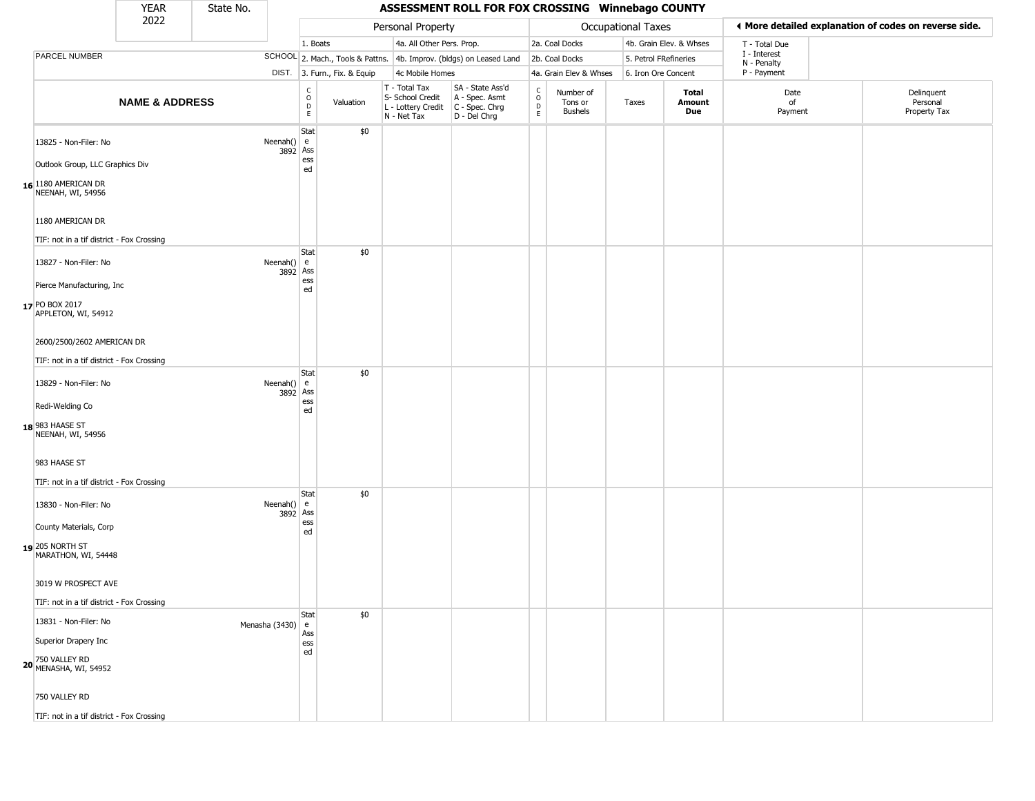| YEAR 2022 | State No. | | ASSESSMENT ROLL FOR FOX CROSSING Winnebago COUNTY | | | | | | | | | |
|---|---|---|---|---|---|---|---|---|---|---|---|---|

| | | | Personal Property | | | | Occupational Taxes | | | | ◀ More detailed explanation of codes on reverse side. | |
|---|---|---|---|---|---|---|---|---|---|---|---|---|
| PARCEL NUMBER | SCHOOL DIST. | | 1. Boats<br>2. Mach., Tools & Pattns.<br>3. Furn., Fix. & Equip | | 4a. All Other Pers. Prop.<br>4b. Improv. (bldgs) on Leased Land<br>4c Mobile Homes | | 2a. Coal Docks<br>2b. Coal Docks<br>4a. Grain Elev & Whses | | 4b. Grain Elev. & Whses<br>5. Petrol FRefineries<br>6. Iron Ore Concent | | T - Total Due<br>I - Interest<br>N - Penalty<br>P - Payment | |
| **NAME & ADDRESS** | | CODE | Valuation | T - Total Tax<br>S- School Credit<br>L - Lottery Credit<br>N - Net Tax | SA - State Ass'd<br>A - Spec. Asmt<br>C - Spec. Chrg<br>D - Del Chrg | CODE | Number of Tons or Bushels | Taxes | **Total Amount Due** | Date of Payment | Delinquent Personal Property Tax |
| **16** 13825 - Non-Filer: No<br>Outlook Group, LLC Graphics Div<br>1180 AMERICAN DR<br>NEENAH, WI, 54956<br>1180 AMERICAN DR<br>TIF: not in a tif district - Fox Crossing | Neenah() 3892 | State Assessed | $0 | | | | | | | | |
| **17** 13827 - Non-Filer: No<br>Pierce Manufacturing, Inc<br>PO BOX 2017<br>APPLETON, WI, 54912<br>2600/2500/2602 AMERICAN DR<br>TIF: not in a tif district - Fox Crossing | Neenah() 3892 | State Assessed | $0 | | | | | | | | |
| **18** 13829 - Non-Filer: No<br>Redi-Welding Co<br>983 HAASE ST<br>NEENAH, WI, 54956<br>983 HAASE ST<br>TIF: not in a tif district - Fox Crossing | Neenah() 3892 | State Assessed | $0 | | | | | | | | |
| **19** 13830 - Non-Filer: No<br>County Materials, Corp<br>205 NORTH ST<br>MARATHON, WI, 54448<br>3019 W PROSPECT AVE<br>TIF: not in a tif district - Fox Crossing | Neenah() 3892 | State Assessed | $0 | | | | | | | | |
| **20** 13831 - Non-Filer: No<br>Superior Drapery Inc<br>750 VALLEY RD<br>MENASHA, WI, 54952<br>750 VALLEY RD<br>TIF: not in a tif district - Fox Crossing | Menasha (3430) | State Assessed | $0 | | | | | | | | |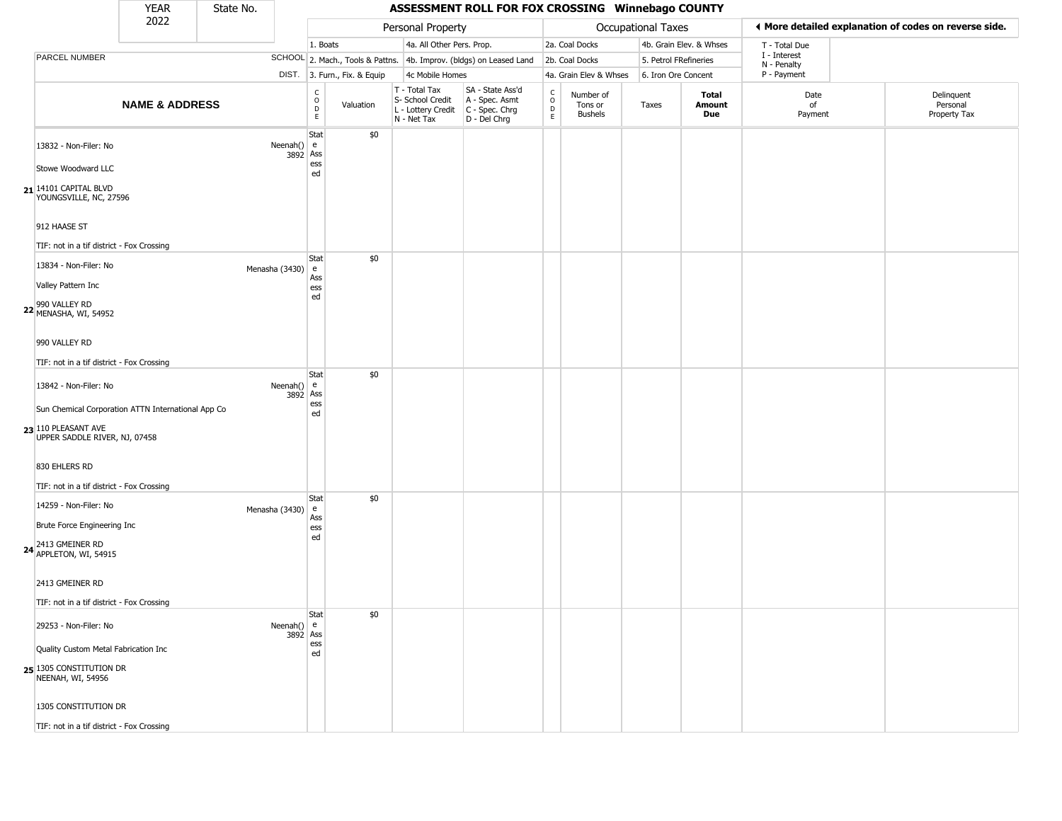| YEAR 2022 | State No. |
|---|---|

## ASSESSMENT ROLL FOR FOX CROSSING Winnebago COUNTY

◄ More detailed explanation of codes on reverse side.

| | | Personal Property | | | | | Occupational Taxes | | | | | |
|---|---|---|---|---|---|---|---|---|---|---|---|---|
| PARCEL NUMBER | SCHOOL DIST. | 1. Boats<br>2. Mach., Tools & Pattns.<br>3. Furn., Fix. & Equip | | 4a. All Other Pers. Prop.<br>4b. Improv. (bldgs) on Leased Land<br>4c Mobile Homes | | | 2a. Coal Docks<br>2b. Coal Docks<br>4a. Grain Elev & Whses | | 4b. Grain Elev. & Whses<br>5. Petrol FRefineries<br>6. Iron Ore Concent | | T - Total Due<br>I - Interest<br>N - Penalty<br>P - Payment | |
| **NAME & ADDRESS** | | CODE | Valuation | T - Total Tax<br>S- School Credit<br>L - Lottery Credit<br>N - Net Tax | SA - State Ass'd<br>A - Spec. Asmt<br>C - Spec. Chrg<br>D - Del Chrg | CODE | Number of Tons or Bushels | Taxes | **Total Amount Due** | | Date of Payment | Delinquent Personal Property Tax |
| **21** 13832 - Non-Filer: No<br>Stowe Woodward LLC<br>14101 CAPITAL BLVD<br>YOUNGSVILLE, NC, 27596<br>912 HAASE ST<br>TIF: not in a tif district - Fox Crossing | Neenah() 3892 | State Assessed | $0 | | | | | | | | | |
| **22** 13834 - Non-Filer: No<br>Valley Pattern Inc<br>990 VALLEY RD<br>MENASHA, WI, 54952<br>990 VALLEY RD<br>TIF: not in a tif district - Fox Crossing | Menasha (3430) | State Assessed | $0 | | | | | | | | | |
| **23** 13842 - Non-Filer: No<br>Sun Chemical Corporation ATTN International App Co<br>110 PLEASANT AVE<br>UPPER SADDLE RIVER, NJ, 07458<br>830 EHLERS RD<br>TIF: not in a tif district - Fox Crossing | Neenah() 3892 | State Assessed | $0 | | | | | | | | | |
| **24** 14259 - Non-Filer: No<br>Brute Force Engineering Inc<br>2413 GMEINER RD<br>APPLETON, WI, 54915<br>2413 GMEINER RD<br>TIF: not in a tif district - Fox Crossing | Menasha (3430) | State Assessed | $0 | | | | | | | | | |
| **25** 29253 - Non-Filer: No<br>Quality Custom Metal Fabrication Inc<br>1305 CONSTITUTION DR<br>NEENAH, WI, 54956<br>1305 CONSTITUTION DR<br>TIF: not in a tif district - Fox Crossing | Neenah() 3892 | State Assessed | $0 | | | | | | | | | |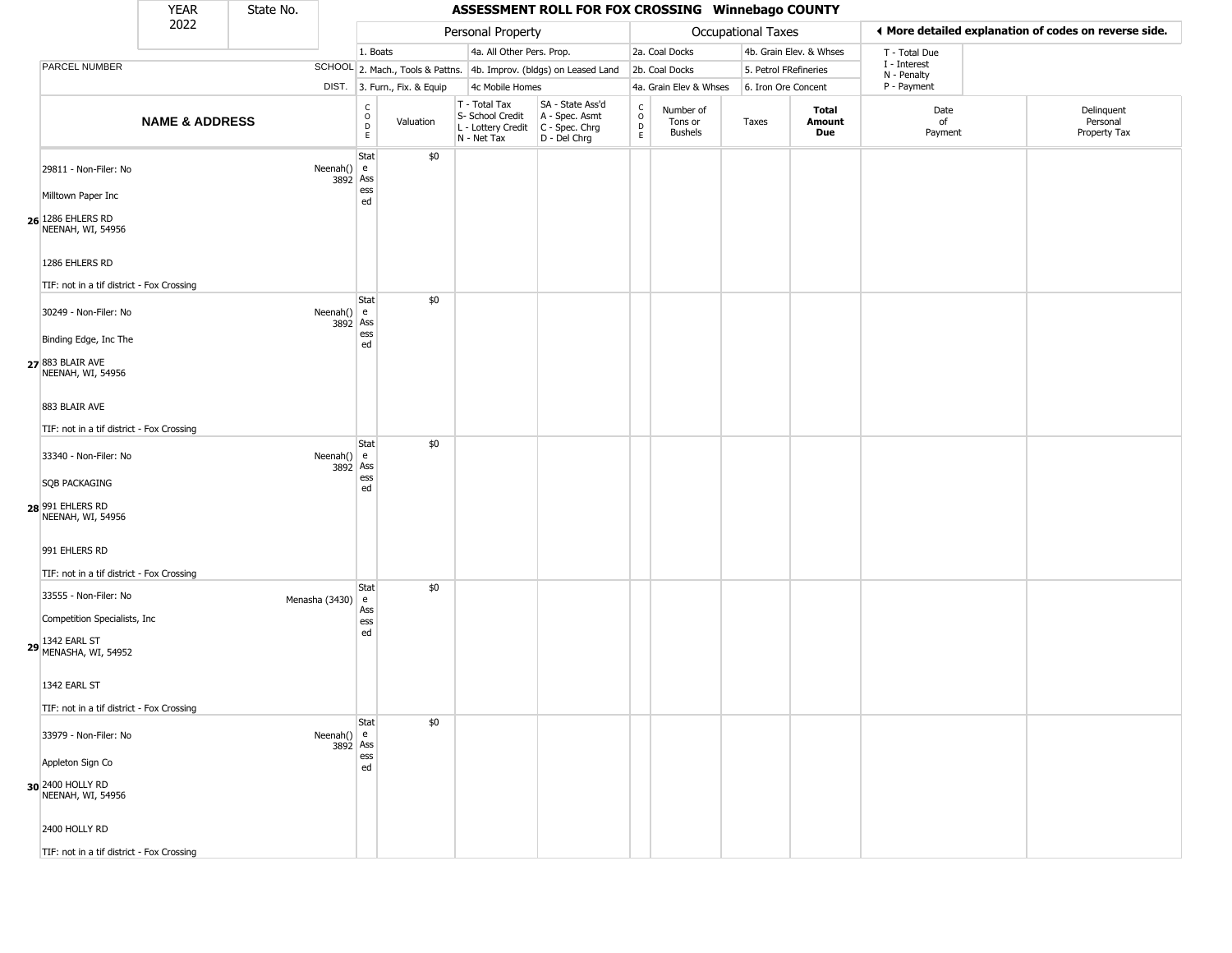| YEAR 2022 | State No. | ASSESSMENT ROLL FOR FOX CROSSING Winnebago COUNTY | | | | | | | | | |
|---|---|---|---|---|---|---|---|---|---|---|---|

| | | Personal Property | | | | Occupational Taxes | | | | ◀ More detailed explanation of codes on reverse side. | |
|---|---|---|---|---|---|---|---|---|---|---|---|
| PARCEL NUMBER | SCHOOL DIST. | 1. Boats<br>2. Mach., Tools & Pattns.<br>3. Furn., Fix. & Equip | | 4a. All Other Pers. Prop.<br>4b. Improv. (bldgs) on Leased Land<br>4c Mobile Homes | | 2a. Coal Docks<br>2b. Coal Docks<br>4a. Grain Elev & Whses | | 4b. Grain Elev. & Whses<br>5. Petrol FRefineries<br>6. Iron Ore Concent | | T - Total Due<br>I - Interest<br>N - Penalty<br>P - Payment | |
| **NAME & ADDRESS** | | CODE | Valuation | T - Total Tax<br>S- School Credit<br>L - Lottery Credit<br>N - Net Tax | SA - State Ass'd<br>A - Spec. Asmt<br>C - Spec. Chrg<br>D - Del Chrg | CODE | Number of Tons or Bushels | Taxes | **Total Amount Due** | Date of Payment | Delinquent Personal Property Tax |
| **26** 29811 - Non-Filer: No<br>Milltown Paper Inc<br>1286 EHLERS RD<br>NEENAH, WI, 54956<br>1286 EHLERS RD<br>TIF: not in a tif district - Fox Crossing | Neenah() 3892 | State Assessed | $0 | | | | | | | | |
| **27** 30249 - Non-Filer: No<br>Binding Edge, Inc The<br>883 BLAIR AVE<br>NEENAH, WI, 54956<br>883 BLAIR AVE<br>TIF: not in a tif district - Fox Crossing | Neenah() 3892 | State Assessed | $0 | | | | | | | | |
| **28** 33340 - Non-Filer: No<br>SQB PACKAGING<br>991 EHLERS RD<br>NEENAH, WI, 54956<br>991 EHLERS RD<br>TIF: not in a tif district - Fox Crossing | Neenah() 3892 | State Assessed | $0 | | | | | | | | |
| **29** 33555 - Non-Filer: No<br>Competition Specialists, Inc<br>1342 EARL ST<br>MENASHA, WI, 54952<br>1342 EARL ST<br>TIF: not in a tif district - Fox Crossing | Menasha (3430) | State Assessed | $0 | | | | | | | | |
| **30** 33979 - Non-Filer: No<br>Appleton Sign Co<br>2400 HOLLY RD<br>NEENAH, WI, 54956<br>2400 HOLLY RD<br>TIF: not in a tif district - Fox Crossing | Neenah() 3892 | State Assessed | $0 | | | | | | | | |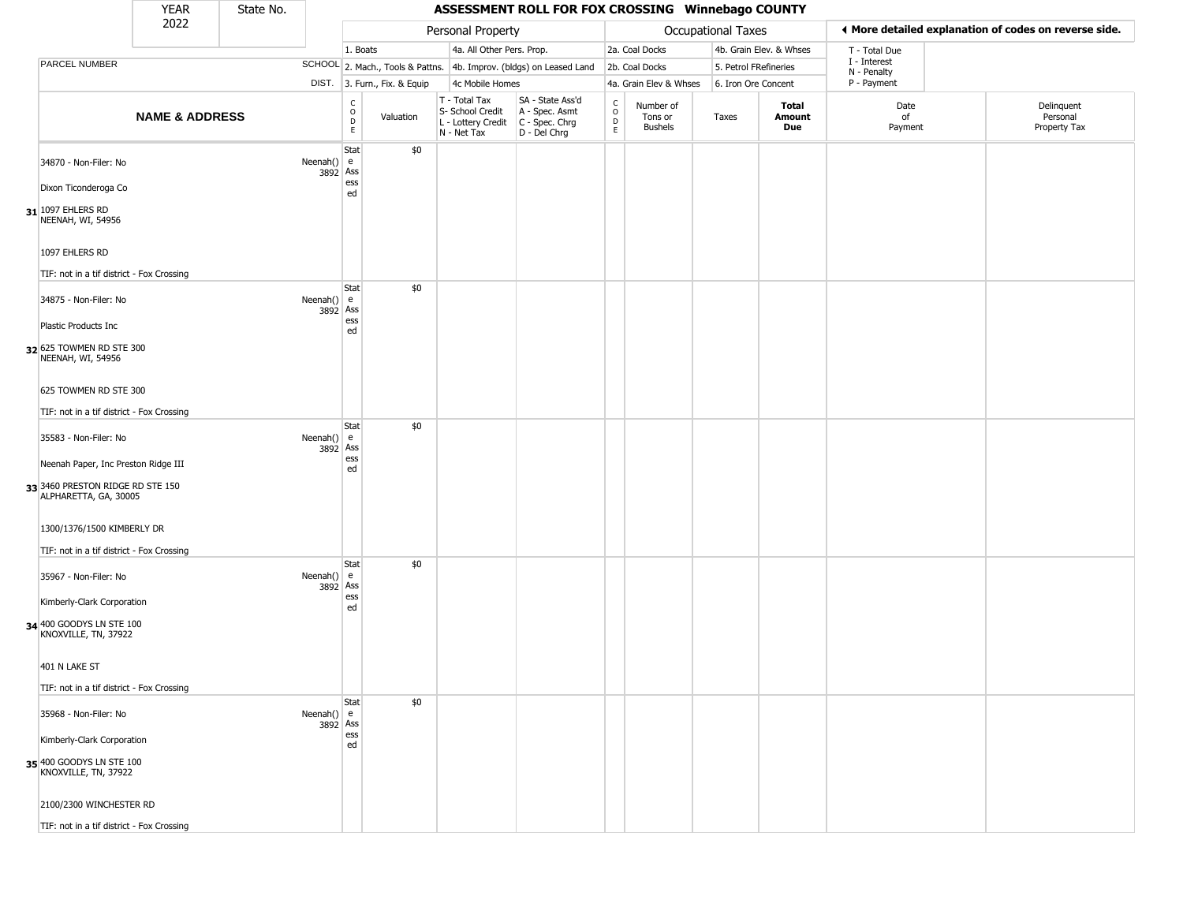| YEAR 2022 | State No. | | **ASSESSMENT ROLL FOR FOX CROSSING Winnebago COUNTY** | | | | | | | | | |
|---|---|---|---|---|---|---|---|---|---|---|---|---|
| | | | Personal Property | | | | Occupational Taxes | | | | ◄ More detailed explanation of codes on reverse side. | |
| | | | 1. Boats | | 4a. All Other Pers. Prop. | | 2a. Coal Docks | | 4b. Grain Elev. & Whses | | T - Total Due | |
| PARCEL NUMBER | | SCHOOL | 2. Mach., Tools & Pattns. | | 4b. Improv. (bldgs) on Leased Land | | 2b. Coal Docks | | 5. Petrol FRefineries | | I - Interest | |
| | | DIST. | 3. Furn., Fix. & Equip | | 4c Mobile Homes | | 4a. Grain Elev & Whses | | 6. Iron Ore Concent | | N - Penalty / P - Payment | |
| **NAME & ADDRESS** | | | CODE | Valuation | T - Total Tax / S- School Credit / L - Lottery Credit / N - Net Tax | SA - State Ass'd / A - Spec. Asmt / C - Spec. Chrg / D - Del Chrg | CODE | Number of Tons or Bushels | Taxes | **Total Amount Due** | Date of Payment | Delinquent Personal Property Tax |
| **31** 34870 - Non-Filer: No<br>Dixon Ticonderoga Co<br>1097 EHLERS RD<br>NEENAH, WI, 54956<br>1097 EHLERS RD<br>TIF: not in a tif district - Fox Crossing | | Neenah() 3892 | State Assessed | $0 | | | | | | | | |
| **32** 34875 - Non-Filer: No<br>Plastic Products Inc<br>625 TOWMEN RD STE 300<br>NEENAH, WI, 54956<br>625 TOWMEN RD STE 300<br>TIF: not in a tif district - Fox Crossing | | Neenah() 3892 | State Assessed | $0 | | | | | | | | |
| **33** 35583 - Non-Filer: No<br>Neenah Paper, Inc Preston Ridge III<br>3460 PRESTON RIDGE RD STE 150<br>ALPHARETTA, GA, 30005<br>1300/1376/1500 KIMBERLY DR<br>TIF: not in a tif district - Fox Crossing | | Neenah() 3892 | State Assessed | $0 | | | | | | | | |
| **34** 35967 - Non-Filer: No<br>Kimberly-Clark Corporation<br>400 GOODYS LN STE 100<br>KNOXVILLE, TN, 37922<br>401 N LAKE ST<br>TIF: not in a tif district - Fox Crossing | | Neenah() 3892 | State Assessed | $0 | | | | | | | | |
| **35** 35968 - Non-Filer: No<br>Kimberly-Clark Corporation<br>400 GOODYS LN STE 100<br>KNOXVILLE, TN, 37922<br>2100/2300 WINCHESTER RD<br>TIF: not in a tif district - Fox Crossing | | Neenah() 3892 | State Assessed | $0 | | | | | | | | |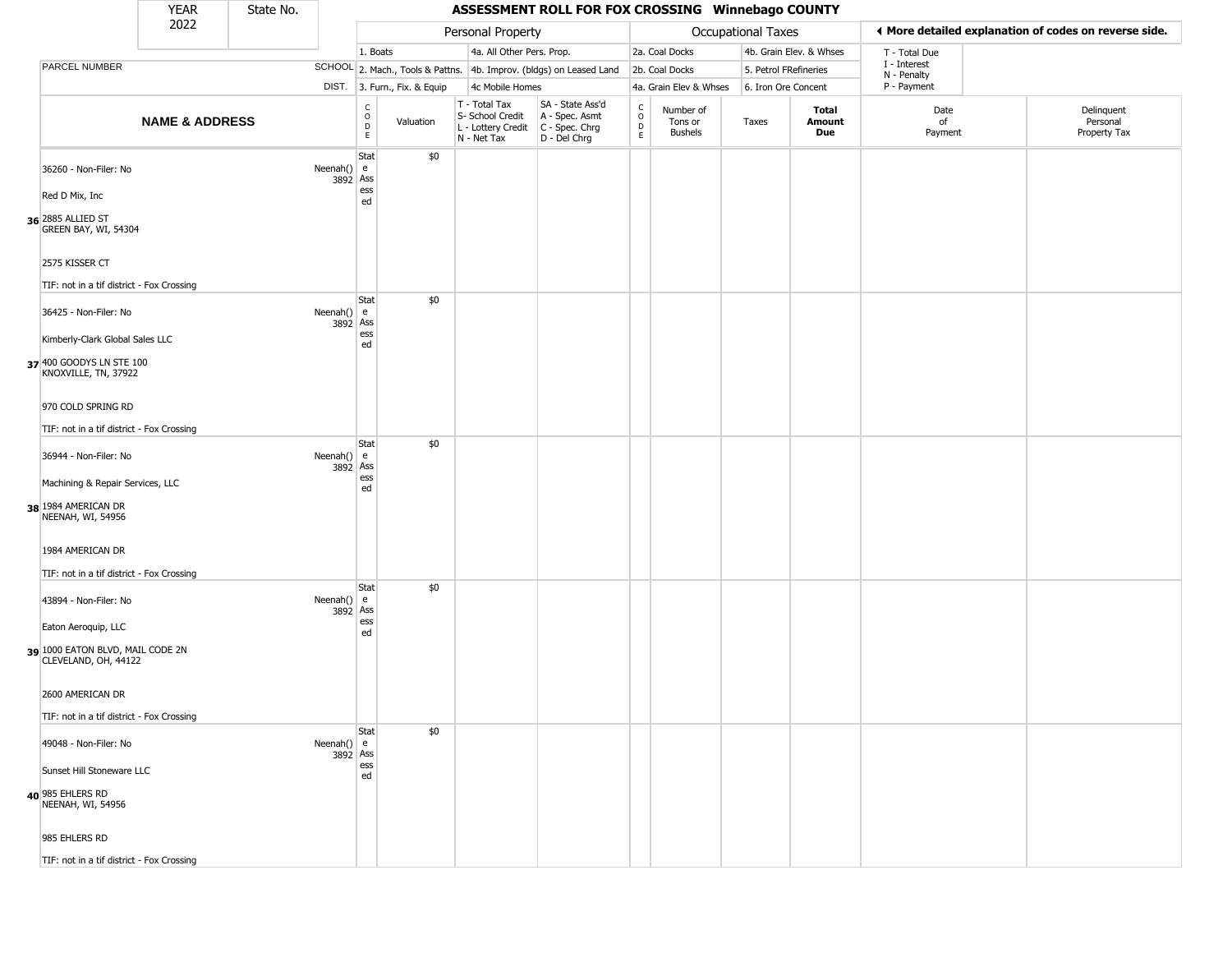| YEAR 2022 | State No. | | ASSESSMENT ROLL FOR FOX CROSSING Winnebago COUNTY | | | | | | | | | |
|---|---|---|---|---|---|---|---|---|---|---|---|---|

| | | | Personal Property | | | | Occupational Taxes | | | | ◀ More detailed explanation of codes on reverse side. | |
|---|---|---|---|---|---|---|---|---|---|---|---|---|
| PARCEL NUMBER | SCHOOL DIST. | | 1. Boats<br>2. Mach., Tools & Pattns.<br>3. Furn., Fix. & Equip | | 4a. All Other Pers. Prop.<br>4b. Improv. (bldgs) on Leased Land<br>4c Mobile Homes | | 2a. Coal Docks<br>2b. Coal Docks<br>4a. Grain Elev & Whses | | 4b. Grain Elev. & Whses<br>5. Petrol FRefineries<br>6. Iron Ore Concent | | T - Total Due<br>I - Interest<br>N - Penalty<br>P - Payment | |
| **NAME & ADDRESS** | | CODE | Valuation | T - Total Tax<br>S- School Credit<br>L - Lottery Credit<br>N - Net Tax | SA - State Ass'd<br>A - Spec. Asmt<br>C - Spec. Chrg<br>D - Del Chrg | CODE | Number of Tons or Bushels | Taxes | **Total Amount Due** | Date of Payment | Delinquent Personal Property Tax |
| **36** 36260 - Non-Filer: No<br>Red D Mix, Inc<br>2885 ALLIED ST<br>GREEN BAY, WI, 54304<br>2575 KISSER CT<br>TIF: not in a tif district - Fox Crossing | Neenah() 3892 | State Assessed | $0 | | | | | | | | |
| **37** 36425 - Non-Filer: No<br>Kimberly-Clark Global Sales LLC<br>400 GOODYS LN STE 100<br>KNOXVILLE, TN, 37922<br>970 COLD SPRING RD<br>TIF: not in a tif district - Fox Crossing | Neenah() 3892 | State Assessed | $0 | | | | | | | | |
| **38** 36944 - Non-Filer: No<br>Machining & Repair Services, LLC<br>1984 AMERICAN DR<br>NEENAH, WI, 54956<br>1984 AMERICAN DR<br>TIF: not in a tif district - Fox Crossing | Neenah() 3892 | State Assessed | $0 | | | | | | | | |
| **39** 43894 - Non-Filer: No<br>Eaton Aeroquip, LLC<br>1000 EATON BLVD, MAIL CODE 2N<br>CLEVELAND, OH, 44122<br>2600 AMERICAN DR<br>TIF: not in a tif district - Fox Crossing | Neenah() 3892 | State Assessed | $0 | | | | | | | | |
| **40** 49048 - Non-Filer: No<br>Sunset Hill Stoneware LLC<br>985 EHLERS RD<br>NEENAH, WI, 54956<br>985 EHLERS RD<br>TIF: not in a tif district - Fox Crossing | Neenah() 3892 | State Assessed | $0 | | | | | | | | |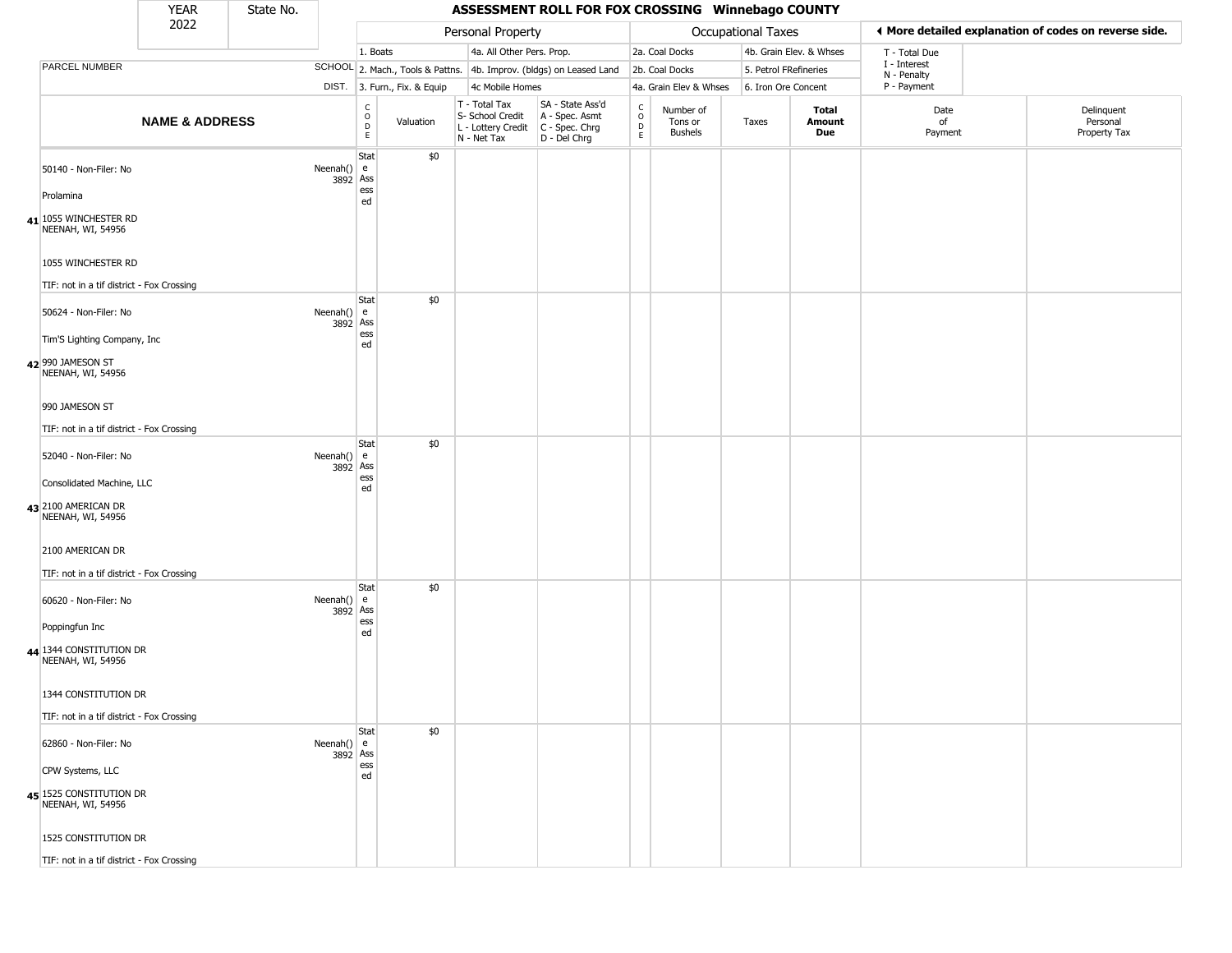| YEAR 2022 | State No. |
|---|---|

# ASSESSMENT ROLL FOR FOX CROSSING Winnebago COUNTY

| | | Personal Property | | | | Occupational Taxes | | | | ◂ More detailed explanation of codes on reverse side. | |
|---|---|---|---|---|---|---|---|---|---|---|---|
| | | 1. Boats | | 4a. All Other Pers. Prop. | | 2a. Coal Docks | | 4b. Grain Elev. & Whses | | T - Total Due | |
| PARCEL NUMBER | SCHOOL | 2. Mach., Tools & Pattns. | | 4b. Improv. (bldgs) on Leased Land | | 2b. Coal Docks | | 5. Petrol FRefineries | | I - Interest<br>N - Penalty | |
| | DIST. | 3. Furn., Fix. & Equip | | 4c Mobile Homes | | 4a. Grain Elev & Whses | | 6. Iron Ore Concent | | P - Payment | |

| | NAME & ADDRESS | | CODE | Valuation | T - Total Tax<br>S- School Credit<br>L - Lottery Credit<br>N - Net Tax | SA - State Ass'd<br>A - Spec. Asmt<br>C - Spec. Chrg<br>D - Del Chrg | CODE | Number of Tons or Bushels | Taxes | Total Amount Due | Date of Payment | Delinquent Personal Property Tax |
|---|---|---|---|---|---|---|---|---|---|---|---|---|
| 41 | 50140 - Non-Filer: No<br>Prolamina<br>1055 WINCHESTER RD<br>NEENAH, WI, 54956<br>1055 WINCHESTER RD<br>TIF: not in a tif district - Fox Crossing | Neenah() 3892 | State Assessed | $0 | | | | | | | | |
| 42 | 50624 - Non-Filer: No<br>Tim'S Lighting Company, Inc<br>990 JAMESON ST<br>NEENAH, WI, 54956<br>990 JAMESON ST<br>TIF: not in a tif district - Fox Crossing | Neenah() 3892 | State Assessed | $0 | | | | | | | | |
| 43 | 52040 - Non-Filer: No<br>Consolidated Machine, LLC<br>2100 AMERICAN DR<br>NEENAH, WI, 54956<br>2100 AMERICAN DR<br>TIF: not in a tif district - Fox Crossing | Neenah() 3892 | State Assessed | $0 | | | | | | | | |
| 44 | 60620 - Non-Filer: No<br>Poppingfun Inc<br>1344 CONSTITUTION DR<br>NEENAH, WI, 54956<br>1344 CONSTITUTION DR<br>TIF: not in a tif district - Fox Crossing | Neenah() 3892 | State Assessed | $0 | | | | | | | | |
| 45 | 62860 - Non-Filer: No<br>CPW Systems, LLC<br>1525 CONSTITUTION DR<br>NEENAH, WI, 54956<br>1525 CONSTITUTION DR<br>TIF: not in a tif district - Fox Crossing | Neenah() 3892 | State Assessed | $0 | | | | | | | | |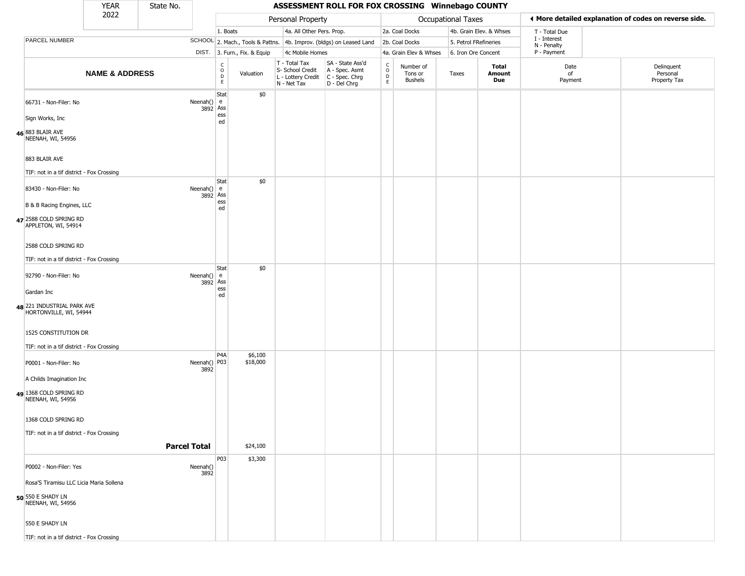| YEAR 2022 | State No. | | ASSESSMENT ROLL FOR FOX CROSSING Winnebago COUNTY | | | | | | | | | |
|---|---|---|---|---|---|---|---|---|---|---|---|---|

| | | Personal Property | | | | Occupational Taxes | | | | ◄ More detailed explanation of codes on reverse side. | |
|---|---|---|---|---|---|---|---|---|---|---|---|
| PARCEL NUMBER | SCHOOL DIST. | 1. Boats<br>2. Mach., Tools & Pattns.<br>3. Furn., Fix. & Equip | | 4a. All Other Pers. Prop.<br>4b. Improv. (bldgs) on Leased Land<br>4c Mobile Homes | | 2a. Coal Docks<br>2b. Coal Docks<br>4a. Grain Elev & Whses | | 4b. Grain Elev. & Whses<br>5. Petrol FRefineries<br>6. Iron Ore Concent | | T - Total Due<br>I - Interest<br>N - Penalty<br>P - Payment | |
| **NAME & ADDRESS** | | CODE | Valuation | T - Total Tax<br>S- School Credit<br>L - Lottery Credit<br>N - Net Tax | SA - State Ass'd<br>A - Spec. Asmt<br>C - Spec. Chrg<br>D - Del Chrg | CODE | Number of Tons or Bushels | Taxes | **Total Amount Due** | Date of Payment | Delinquent Personal Property Tax |
| **46** 66731 - Non-Filer: No<br>Sign Works, Inc<br>883 BLAIR AVE<br>NEENAH, WI, 54956<br>883 BLAIR AVE<br>TIF: not in a tif district - Fox Crossing | Neenah() 3892 | State Assessed | $0 | | | | | | | | |
| **47** 83430 - Non-Filer: No<br>B & B Racing Engines, LLC<br>2588 COLD SPRING RD<br>APPLETON, WI, 54914<br>2588 COLD SPRING RD<br>TIF: not in a tif district - Fox Crossing | Neenah() 3892 | State Assessed | $0 | | | | | | | | |
| **48** 92790 - Non-Filer: No<br>Gardan Inc<br>221 INDUSTRIAL PARK AVE<br>HORTONVILLE, WI, 54944<br>1525 CONSTITUTION DR<br>TIF: not in a tif district - Fox Crossing | Neenah() 3892 | State Assessed | $0 | | | | | | | | |
| **49** P0001 - Non-Filer: No<br>A Childs Imagination Inc<br>1368 COLD SPRING RD<br>NEENAH, WI, 54956<br>1368 COLD SPRING RD<br>TIF: not in a tif district - Fox Crossing | Neenah() 3892 | P4A<br>P03 | $6,100<br>$18,000 | | | | | | | | |
| **Parcel Total** | | | $24,100 | | | | | | | | |
| **50** P0002 - Non-Filer: Yes<br>Rosa'S Tiramisu LLC Licia Maria Sollena<br>550 E SHADY LN<br>NEENAH, WI, 54956<br>550 E SHADY LN<br>TIF: not in a tif district - Fox Crossing | Neenah() 3892 | P03 | $3,300 | | | | | | | | |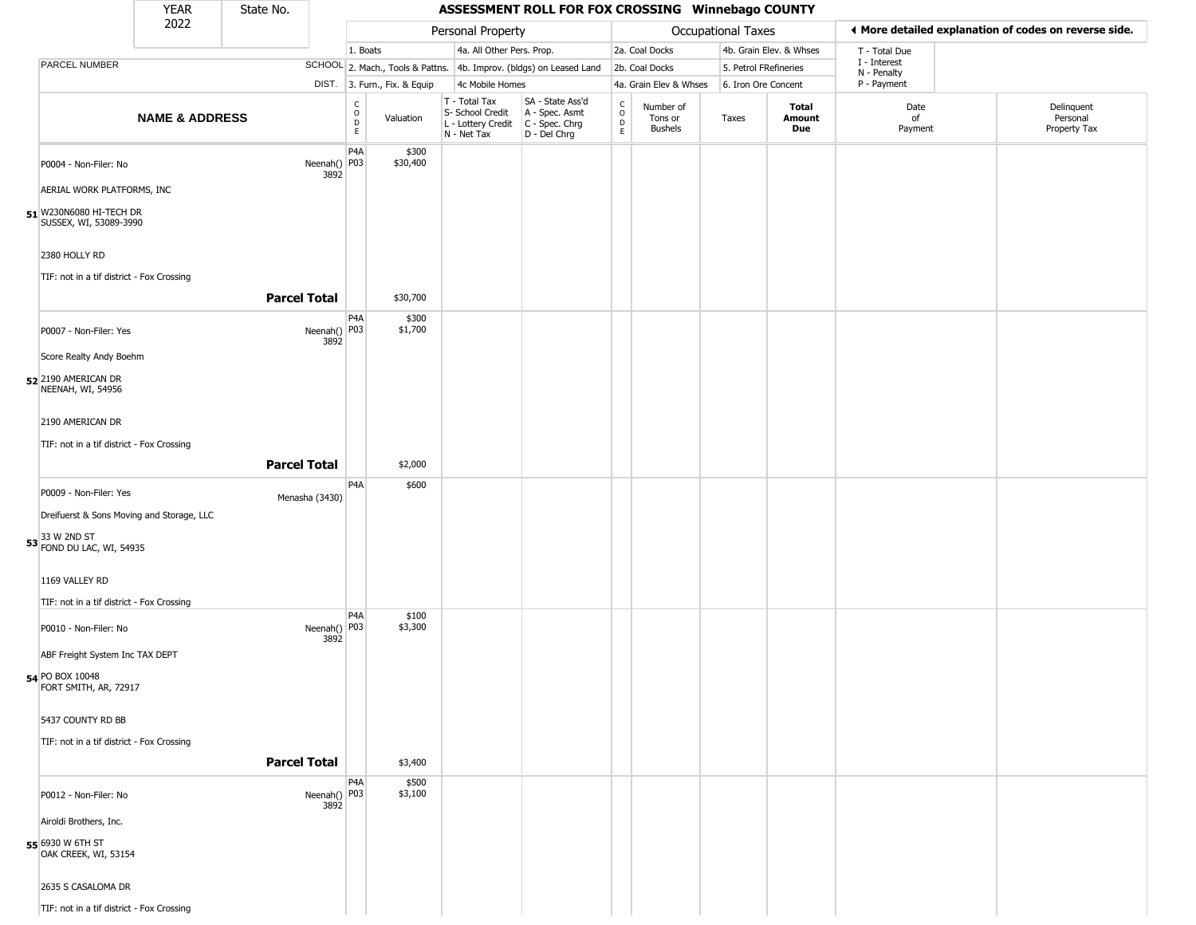# ASSESSMENT ROLL FOR FOX CROSSING Winnebago COUNTY

YEAR 2022 | State No.

| PARCEL NUMBER / NAME & ADDRESS | SCHOOL DIST. | CODE | Valuation | T - Total Tax / S- School Credit / L - Lottery Credit / N - Net Tax | SA - State Ass'd / A - Spec. Asmt / C - Spec. Chrg / D - Del Chrg | CODE | Number of Tons or Bushels | Taxes | Total Amount Due | Date of Payment | Delinquent Personal Property Tax |
|---|---|---|---|---|---|---|---|---|---|---|---|
| Personal Property: 1. Boats; 2. Mach., Tools & Pattns.; 3. Furn., Fix. & Equip; 4a. All Other Pers. Prop.; 4b. Improv. (bldgs) on Leased Land; 4c Mobile Homes | | | | | | Occupational Taxes: 2a. Coal Docks; 2b. Coal Docks; 4a. Grain Elev & Whses; 4b. Grain Elev. & Whses; 5. Petrol FRefineries; 6. Iron Ore Concent | | | | T - Total Due; I - Interest; N - Penalty; P - Payment | |
| **51** P0004 - Non-Filer: No<br>AERIAL WORK PLATFORMS, INC<br>W230N6080 HI-TECH DR<br>SUSSEX, WI, 53089-3990<br>2380 HOLLY RD<br>TIF: not in a tif district - Fox Crossing | Neenah() 3892 | P4A<br>P03 | $300<br>$30,400 | | | | | | | | |
| **Parcel Total** | | | $30,700 | | | | | | | | |
| **52** P0007 - Non-Filer: Yes<br>Score Realty Andy Boehm<br>2190 AMERICAN DR<br>NEENAH, WI, 54956<br>2190 AMERICAN DR<br>TIF: not in a tif district - Fox Crossing | Neenah() 3892 | P4A<br>P03 | $300<br>$1,700 | | | | | | | | |
| **Parcel Total** | | | $2,000 | | | | | | | | |
| **53** P0009 - Non-Filer: Yes<br>Dreifuerst & Sons Moving and Storage, LLC<br>33 W 2ND ST<br>FOND DU LAC, WI, 54935<br>1169 VALLEY RD<br>TIF: not in a tif district - Fox Crossing | Menasha (3430) | P4A | $600 | | | | | | | | |
| **54** P0010 - Non-Filer: No<br>ABF Freight System Inc TAX DEPT<br>PO BOX 10048<br>FORT SMITH, AR, 72917<br>5437 COUNTY RD BB<br>TIF: not in a tif district - Fox Crossing | Neenah() 3892 | P4A<br>P03 | $100<br>$3,300 | | | | | | | | |
| **Parcel Total** | | | $3,400 | | | | | | | | |
| **55** P0012 - Non-Filer: No<br>Airoldi Brothers, Inc.<br>6930 W 6TH ST<br>OAK CREEK, WI, 53154<br>2635 S CASALOMA DR<br>TIF: not in a tif district - Fox Crossing | Neenah() 3892 | P4A<br>P03 | $500<br>$3,100 | | | | | | | | |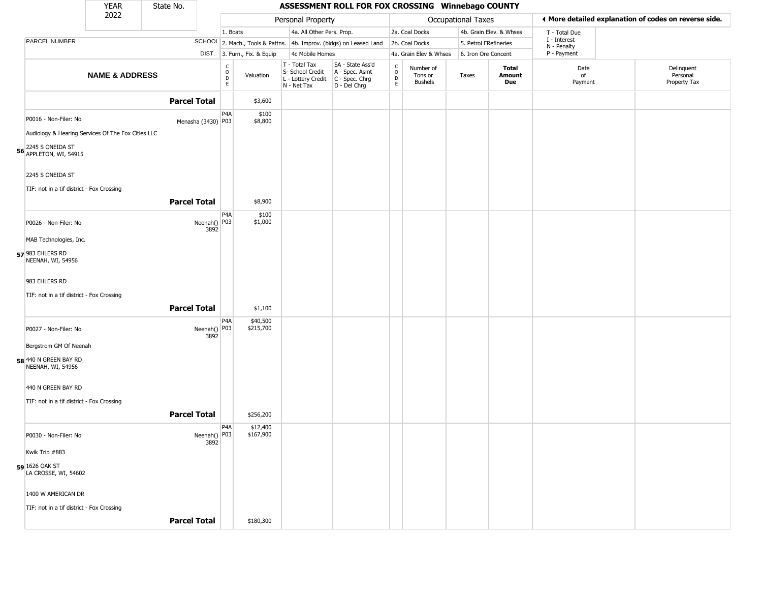# ASSESSMENT ROLL FOR FOX CROSSING Winnebago COUNTY

YEAR 2022 | State No.

| | | Personal Property | | | | Occupational Taxes | | | | ◄ More detailed explanation of codes on reverse side. | |
|---|---|---|---|---|---|---|---|---|---|---|---|
| PARCEL NUMBER | SCHOOL DIST. | 1. Boats<br>2. Mach., Tools & Pattns.<br>3. Furn., Fix. & Equip | | 4a. All Other Pers. Prop.<br>4b. Improv. (bldgs) on Leased Land<br>4c Mobile Homes | | 2a. Coal Docks<br>2b. Coal Docks<br>4a. Grain Elev & Whses | | 4b. Grain Elev. & Whses<br>5. Petrol FRefineries<br>6. Iron Ore Concent | | T - Total Due<br>I - Interest<br>N - Penalty<br>P - Payment | |
| NAME & ADDRESS | | CODE | Valuation | T - Total Tax<br>S- School Credit<br>L - Lottery Credit<br>N - Net Tax | SA - State Ass'd<br>A - Spec. Asmt<br>C - Spec. Chrg<br>D - Del Chrg | CODE | Number of Tons or Bushels | Taxes | Total Amount Due | Date of Payment | Delinquent Personal Property Tax |
| **Parcel Total** | | | $3,600 | | | | | | | | |
| **56** P0016 - Non-Filer: No<br>Audiology & Hearing Services Of The Fox Cities LLC<br>2245 S ONEIDA ST<br>APPLETON, WI, 54915<br>2245 S ONEIDA ST<br>TIF: not in a tif district - Fox Crossing | Menasha (3430) | P4A<br>P03 | $100<br>$8,800 | | | | | | | | |
| **Parcel Total** | | | $8,900 | | | | | | | | |
| **57** P0026 - Non-Filer: No<br>MAB Technologies, Inc.<br>983 EHLERS RD<br>NEENAH, WI, 54956<br>983 EHLERS RD<br>TIF: not in a tif district - Fox Crossing | Neenah() 3892 | P4A<br>P03 | $100<br>$1,000 | | | | | | | | |
| **Parcel Total** | | | $1,100 | | | | | | | | |
| **58** P0027 - Non-Filer: No<br>Bergstrom GM Of Neenah<br>440 N GREEN BAY RD<br>NEENAH, WI, 54956<br>440 N GREEN BAY RD<br>TIF: not in a tif district - Fox Crossing | Neenah() 3892 | P4A<br>P03 | $40,500<br>$215,700 | | | | | | | | |
| **Parcel Total** | | | $256,200 | | | | | | | | |
| **59** P0030 - Non-Filer: No<br>Kwik Trip #883<br>1626 OAK ST<br>LA CROSSE, WI, 54602<br>1400 W AMERICAN DR<br>TIF: not in a tif district - Fox Crossing | Neenah() 3892 | P4A<br>P03 | $12,400<br>$167,900 | | | | | | | | |
| **Parcel Total** | | | $180,300 | | | | | | | | |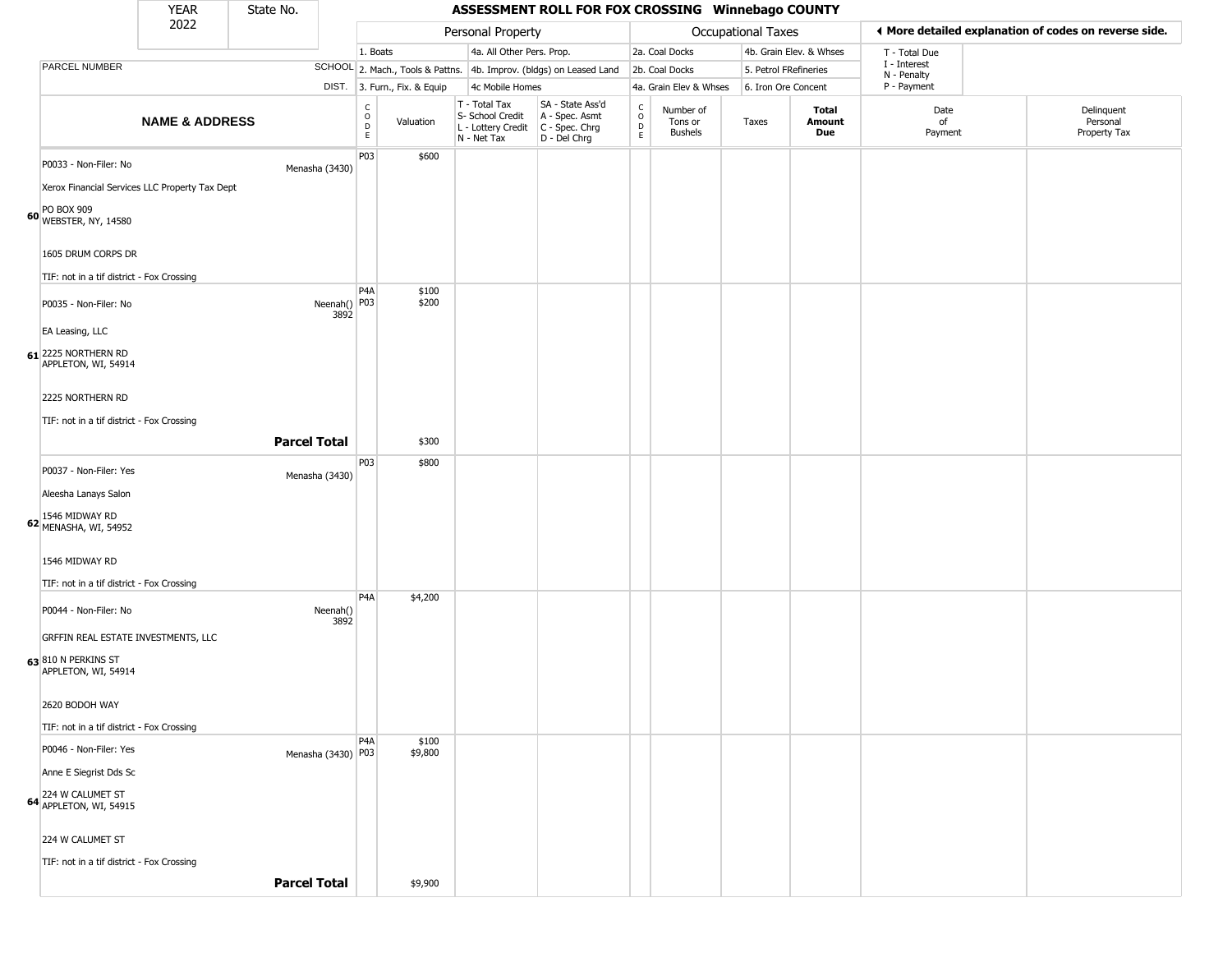| YEAR | State No. |
|---|---|
| 2022 | |

# ASSESSMENT ROLL FOR FOX CROSSING Winnebago COUNTY

| | | Personal Property | | | | Occupational Taxes | | | | ◂ More detailed explanation of codes on reverse side. | |
|---|---|---|---|---|---|---|---|---|---|---|---|
| | | 1. Boats | | 4a. All Other Pers. Prop. | | 2a. Coal Docks | | 4b. Grain Elev. & Whses | | T - Total Due | |
| PARCEL NUMBER | SCHOOL | 2. Mach., Tools & Pattns. | | 4b. Improv. (bldgs) on Leased Land | | 2b. Coal Docks | | 5. Petrol FRefineries | | I - Interest<br>N - Penalty | |
| | DIST. | 3. Furn., Fix. & Equip | | 4c Mobile Homes | | 4a. Grain Elev & Whses | | 6. Iron Ore Concent | | P - Payment | |

| | NAME & ADDRESS | | CODE | Valuation | T - Total Tax<br>S- School Credit<br>L - Lottery Credit<br>N - Net Tax | SA - State Ass'd<br>A - Spec. Asmt<br>C - Spec. Chrg<br>D - Del Chrg | CODE | Number of Tons or Bushels | Taxes | Total Amount Due | Date of Payment | Delinquent Personal Property Tax |
|---|---|---|---|---|---|---|---|---|---|---|---|---|
| 60 | P0033 - Non-Filer: No<br>Xerox Financial Services LLC Property Tax Dept<br>PO BOX 909<br>WEBSTER, NY, 14580<br>1605 DRUM CORPS DR<br>TIF: not in a tif district - Fox Crossing | Menasha (3430) | P03 | $600 | | | | | | | | |
| 61 | P0035 - Non-Filer: No<br>EA Leasing, LLC<br>2225 NORTHERN RD<br>APPLETON, WI, 54914<br>2225 NORTHERN RD<br>TIF: not in a tif district - Fox Crossing | Neenah() 3892 | P4A<br>P03 | $100<br>$200 | | | | | | | | |
| | | **Parcel Total** | | $300 | | | | | | | | |
| 62 | P0037 - Non-Filer: Yes<br>Aleesha Lanays Salon<br>1546 MIDWAY RD<br>MENASHA, WI, 54952<br>1546 MIDWAY RD<br>TIF: not in a tif district - Fox Crossing | Menasha (3430) | P03 | $800 | | | | | | | | |
| 63 | P0044 - Non-Filer: No<br>GRFFIN REAL ESTATE INVESTMENTS, LLC<br>810 N PERKINS ST<br>APPLETON, WI, 54914<br>2620 BODOH WAY<br>TIF: not in a tif district - Fox Crossing | Neenah() 3892 | P4A | $4,200 | | | | | | | | |
| 64 | P0046 - Non-Filer: Yes<br>Anne E Siegrist Dds Sc<br>224 W CALUMET ST<br>APPLETON, WI, 54915<br>224 W CALUMET ST<br>TIF: not in a tif district - Fox Crossing | Menasha (3430) | P4A<br>P03 | $100<br>$9,800 | | | | | | | | |
| | | **Parcel Total** | | $9,900 | | | | | | | | |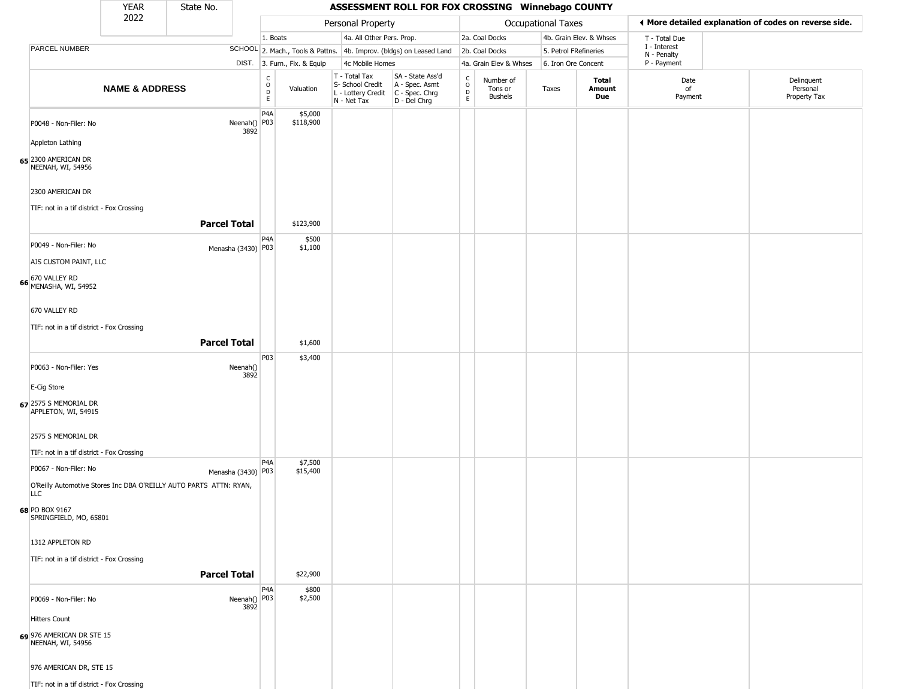| YEAR 2022 | State No. | | ASSESSMENT ROLL FOR FOX CROSSING Winnebago COUNTY | | | | | | | | | |
|---|---|---|---|---|---|---|---|---|---|---|---|---|
| | | | Personal Property | | | | Occupational Taxes | | | | ◄ More detailed explanation of codes on reverse side. | |
| | | | 1. Boats | | 4a. All Other Pers. Prop. | | 2a. Coal Docks | | 4b. Grain Elev. & Whses | | T - Total Due I - Interest N - Penalty P - Payment | |
| PARCEL NUMBER | SCHOOL DIST. | | 2. Mach., Tools & Pattns. 3. Furn., Fix. & Equip | | 4b. Improv. (bldgs) on Leased Land 4c Mobile Homes | | 2b. Coal Docks 4a. Grain Elev & Whses | | 5. Petrol FRefineries 6. Iron Ore Concent | | | |
| **NAME & ADDRESS** | | CODE | Valuation | T - Total Tax S- School Credit L - Lottery Credit N - Net Tax | SA - State Ass'd A - Spec. Asmt C - Spec. Chrg D - Del Chrg | CODE | Number of Tons or Bushels | Taxes | **Total Amount Due** | Date of Payment | Delinquent Personal Property Tax |
| **65** P0048 - Non-Filer: No<br>Appleton Lathing<br>2300 AMERICAN DR<br>NEENAH, WI, 54956<br>2300 AMERICAN DR<br>TIF: not in a tif district - Fox Crossing | Neenah() 3892 | P4A<br>P03 | $5,000<br>$118,900 | | | | | | | | |
| **Parcel Total** | | | $123,900 | | | | | | | | |
| **66** P0049 - Non-Filer: No<br>AJS CUSTOM PAINT, LLC<br>670 VALLEY RD<br>MENASHA, WI, 54952<br>670 VALLEY RD<br>TIF: not in a tif district - Fox Crossing | Menasha (3430) | P4A<br>P03 | $500<br>$1,100 | | | | | | | | |
| **Parcel Total** | | | $1,600 | | | | | | | | |
| **67** P0063 - Non-Filer: Yes<br>E-Cig Store<br>2575 S MEMORIAL DR<br>APPLETON, WI, 54915<br>2575 S MEMORIAL DR<br>TIF: not in a tif district - Fox Crossing | Neenah() 3892 | P03 | $3,400 | | | | | | | | |
| **68** P0067 - Non-Filer: No<br>O'Reilly Automotive Stores Inc DBA O'REILLY AUTO PARTS ATTN: RYAN, LLC<br>PO BOX 9167<br>SPRINGFIELD, MO, 65801<br>1312 APPLETON RD<br>TIF: not in a tif district - Fox Crossing | Menasha (3430) | P4A<br>P03 | $7,500<br>$15,400 | | | | | | | | |
| **Parcel Total** | | | $22,900 | | | | | | | | |
| **69** P0069 - Non-Filer: No<br>Hitters Count<br>976 AMERICAN DR STE 15<br>NEENAH, WI, 54956<br>976 AMERICAN DR, STE 15<br>TIF: not in a tif district - Fox Crossing | Neenah() 3892 | P4A<br>P03 | $800<br>$2,500 | | | | | | | | |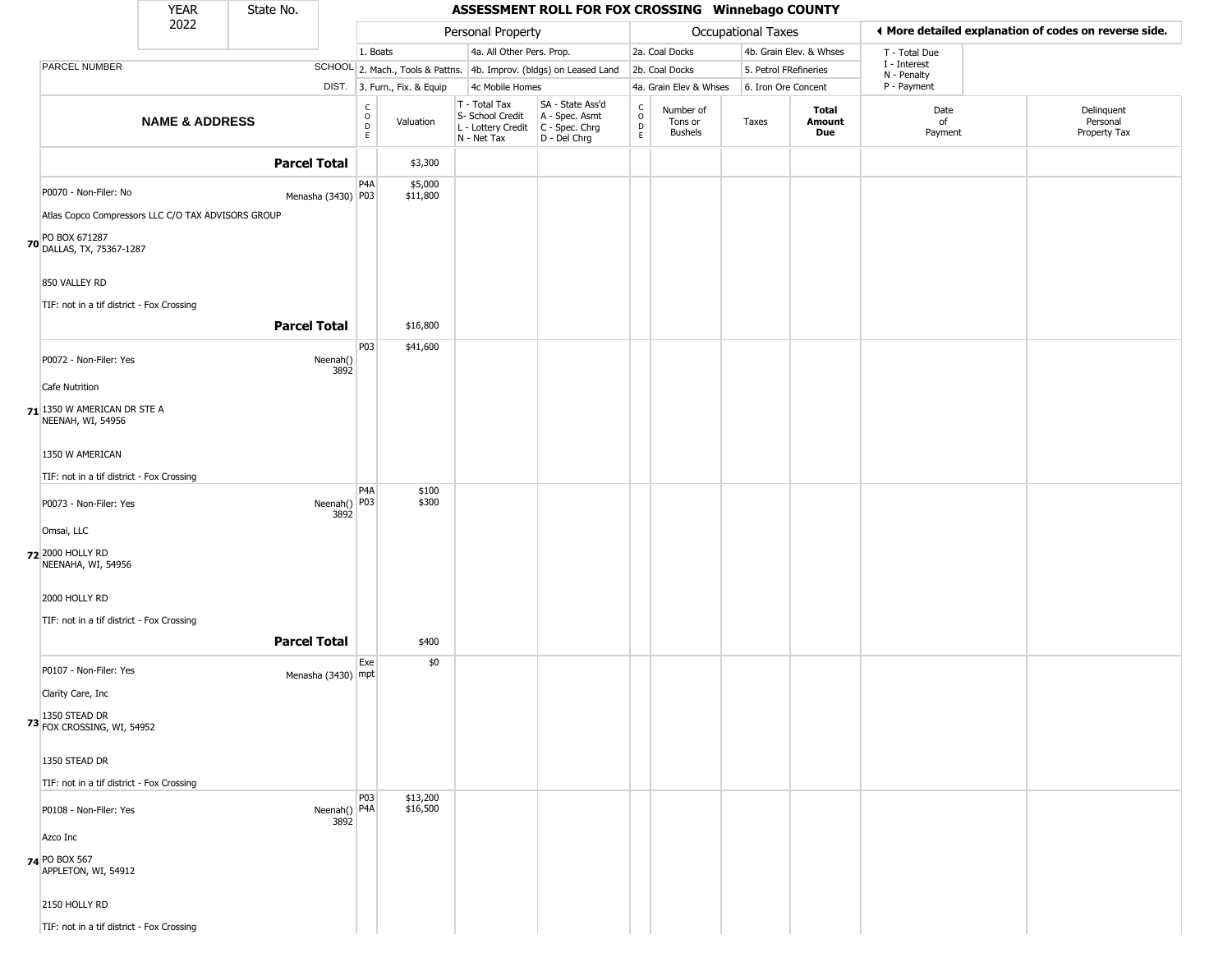# ASSESSMENT ROLL FOR FOX CROSSING Winnebago COUNTY

YEAR 2022 | State No.

| | | Personal Property | | | | Occupational Taxes | | | | ◄ More detailed explanation of codes on reverse side. | |
|---|---|---|---|---|---|---|---|---|---|---|---|
| PARCEL NUMBER | SCHOOL DIST. | 1. Boats<br>2. Mach., Tools & Pattns.<br>3. Furn., Fix. & Equip | | 4a. All Other Pers. Prop.<br>4b. Improv. (bldgs) on Leased Land<br>4c Mobile Homes | | 2a. Coal Docks<br>2b. Coal Docks<br>4a. Grain Elev & Whses | | 4b. Grain Elev. & Whses<br>5. Petrol FRefineries<br>6. Iron Ore Concent | | T - Total Due<br>I - Interest<br>N - Penalty<br>P - Payment | |
| **NAME & ADDRESS** | | CODE | Valuation | T - Total Tax<br>S- School Credit<br>L - Lottery Credit<br>N - Net Tax | SA - State Ass'd<br>A - Spec. Asmt<br>C - Spec. Chrg<br>D - Del Chrg | CODE | Number of Tons or Bushels | Taxes | **Total Amount Due** | Date of Payment | Delinquent Personal Property Tax |
| **Parcel Total** | | | $3,300 | | | | | | | | |
| 70 P0070 - Non-Filer: No<br>Atlas Copco Compressors LLC C/O TAX ADVISORS GROUP<br>PO BOX 671287<br>DALLAS, TX, 75367-1287<br><br>850 VALLEY RD<br>TIF: not in a tif district - Fox Crossing | Menasha (3430) | P4A<br>P03 | $5,000<br>$11,800 | | | | | | | | |
| **Parcel Total** | | | $16,800 | | | | | | | | |
| 71 P0072 - Non-Filer: Yes<br>Cafe Nutrition<br>1350 W AMERICAN DR STE A<br>NEENAH, WI, 54956<br><br>1350 W AMERICAN<br>TIF: not in a tif district - Fox Crossing | Neenah() 3892 | P03 | $41,600 | | | | | | | | |
| 72 P0073 - Non-Filer: Yes<br>Omsai, LLC<br>2000 HOLLY RD<br>NEENAHA, WI, 54956<br><br>2000 HOLLY RD<br>TIF: not in a tif district - Fox Crossing | Neenah() 3892 | P4A<br>P03 | $100<br>$300 | | | | | | | | |
| **Parcel Total** | | | $400 | | | | | | | | |
| 73 P0107 - Non-Filer: Yes<br>Clarity Care, Inc<br>1350 STEAD DR<br>FOX CROSSING, WI, 54952<br><br>1350 STEAD DR<br>TIF: not in a tif district - Fox Crossing | Menasha (3430) | Exempt | $0 | | | | | | | | |
| 74 P0108 - Non-Filer: Yes<br>Azco Inc<br>PO BOX 567<br>APPLETON, WI, 54912<br><br>2150 HOLLY RD<br>TIF: not in a tif district - Fox Crossing | Neenah() 3892 | P03<br>P4A | $13,200<br>$16,500 | | | | | | | | |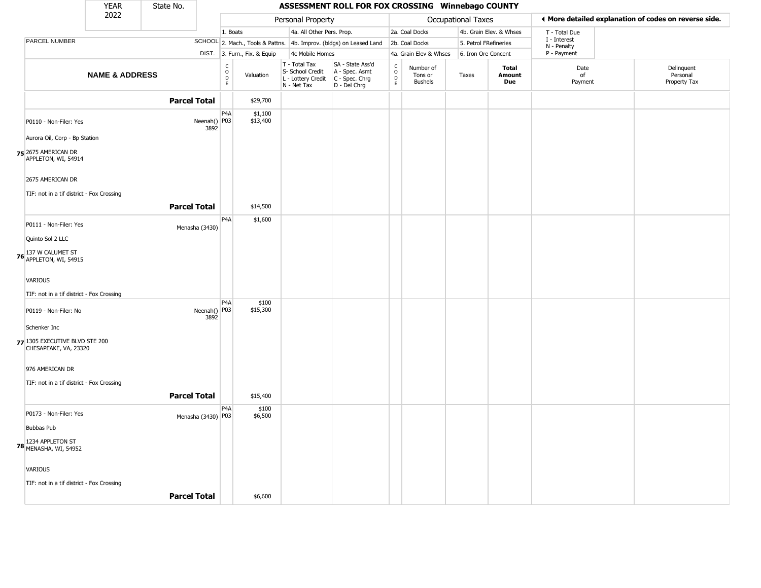| YEAR | State No. | ASSESSMENT ROLL FOR FOX CROSSING Winnebago COUNTY |
|---|---|---|
| 2022 | | |

| PARCEL NUMBER | SCHOOL DIST. | Personal Property: 1. Boats; 2. Mach., Tools & Pattns.; 3. Furn., Fix. & Equip | 4a. All Other Pers. Prop.; 4b. Improv. (bldgs) on Leased Land; 4c Mobile Homes | | Occupational Taxes: 2a. Coal Docks; 2b. Coal Docks; 4a. Grain Elev & Whses | 4b. Grain Elev. & Whses; 5. Petrol FRefineries; 6. Iron Ore Concent | | ◀ More detailed explanation of codes on reverse side. T - Total Due; I - Interest; N - Penalty; P - Payment | |
|---|---|---|---|---|---|---|---|---|---|

| | NAME & ADDRESS | | CODE | Valuation | T - Total Tax; S- School Credit; L - Lottery Credit; N - Net Tax | SA - State Ass'd; A - Spec. Asmt; C - Spec. Chrg; D - Del Chrg | CODE | Number of Tons or Bushels | Taxes | Total Amount Due | Date of Payment | Delinquent Personal Property Tax |
|---|---|---|---|---|---|---|---|---|---|---|---|---|
| | **Parcel Total** | | | $29,700 | | | | | | | | |
| 75 | P0110 - Non-Filer: Yes<br>Aurora Oil, Corp - Bp Station<br>2675 AMERICAN DR<br>APPLETON, WI, 54914<br>2675 AMERICAN DR<br>TIF: not in a tif district - Fox Crossing | Neenah() 3892 | P4A<br>P03 | $1,100<br>$13,400 | | | | | | | | |
| | **Parcel Total** | | | $14,500 | | | | | | | | |
| 76 | P0111 - Non-Filer: Yes<br>Quinto Sol 2 LLC<br>137 W CALUMET ST<br>APPLETON, WI, 54915<br>VARIOUS<br>TIF: not in a tif district - Fox Crossing | Menasha (3430) | P4A | $1,600 | | | | | | | | |
| 77 | P0119 - Non-Filer: No<br>Schenker Inc<br>1305 EXECUTIVE BLVD STE 200<br>CHESAPEAKE, VA, 23320<br>976 AMERICAN DR<br>TIF: not in a tif district - Fox Crossing | Neenah() 3892 | P4A<br>P03 | $100<br>$15,300 | | | | | | | | |
| | **Parcel Total** | | | $15,400 | | | | | | | | |
| 78 | P0173 - Non-Filer: Yes<br>Bubbas Pub<br>1234 APPLETON ST<br>MENASHA, WI, 54952<br>VARIOUS<br>TIF: not in a tif district - Fox Crossing | Menasha (3430) | P4A<br>P03 | $100<br>$6,500 | | | | | | | | |
| | **Parcel Total** | | | $6,600 | | | | | | | | |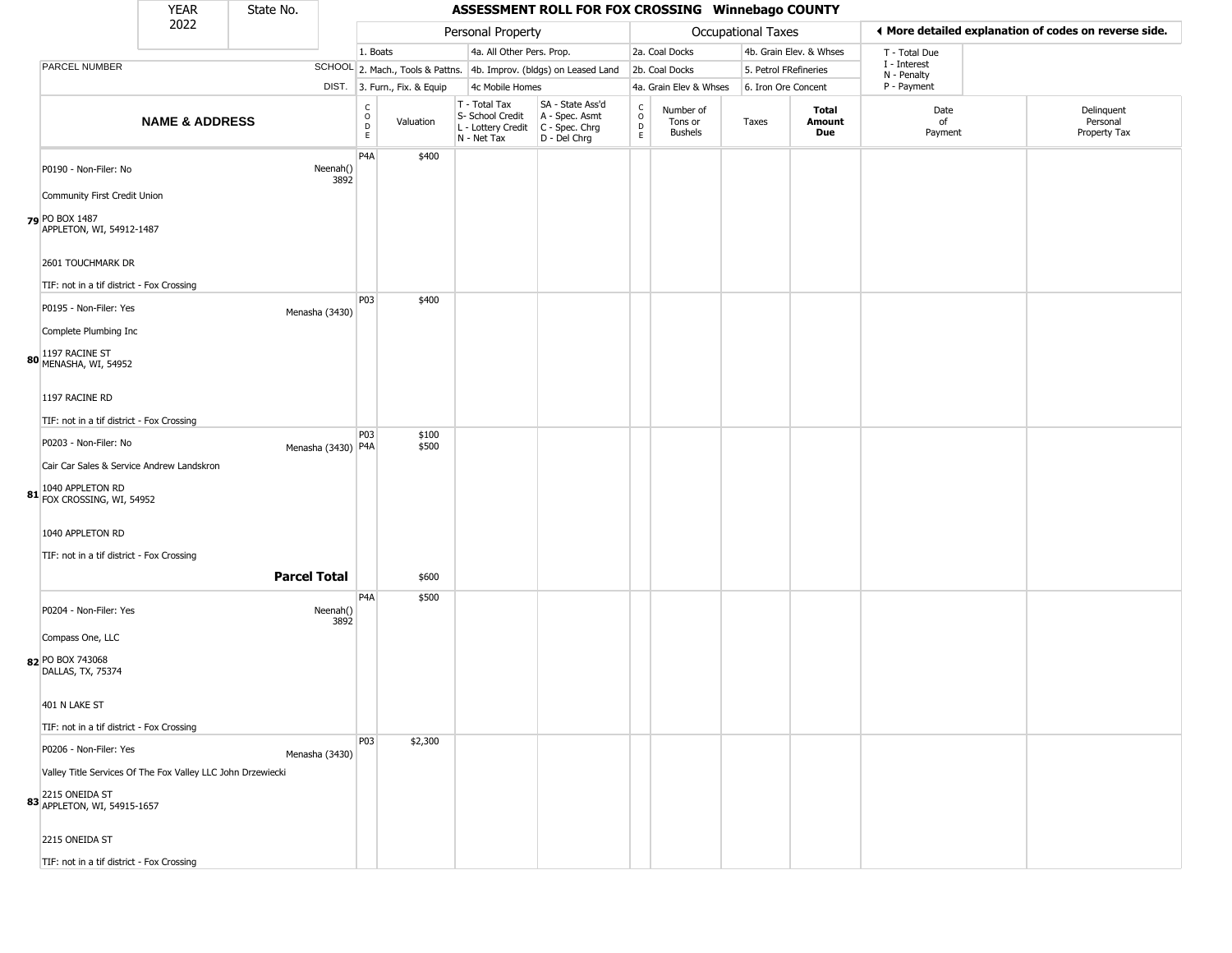| YEAR 2022 | State No. | ASSESSMENT ROLL FOR FOX CROSSING Winnebago COUNTY |
|---|---|---|

| | | Personal Property | | | | Occupational Taxes | | | | ◀ More detailed explanation of codes on reverse side. | |
|---|---|---|---|---|---|---|---|---|---|---|---|
| | | 1. Boats | | 4a. All Other Pers. Prop. | | 2a. Coal Docks | | 4b. Grain Elev. & Whses | | T - Total Due | |
| PARCEL NUMBER | SCHOOL | 2. Mach., Tools & Pattns. | | 4b. Improv. (bldgs) on Leased Land | | 2b. Coal Docks | | 5. Petrol FRefineries | | I - Interest<br>N - Penalty | |
| | DIST. | 3. Furn., Fix. & Equip | | 4c Mobile Homes | | 4a. Grain Elev & Whses | | 6. Iron Ore Concent | | P - Payment | |

| NAME & ADDRESS | | CODE | Valuation | T - Total Tax<br>S- School Credit<br>L - Lottery Credit<br>N - Net Tax | SA - State Ass'd<br>A - Spec. Asmt<br>C - Spec. Chrg<br>D - Del Chrg | CODE | Number of Tons or Bushels | Taxes | Total Amount Due | Date of Payment | Delinquent Personal Property Tax |
|---|---|---|---|---|---|---|---|---|---|---|---|
| 79 P0190 - Non-Filer: No<br>Community First Credit Union<br>PO BOX 1487<br>APPLETON, WI, 54912-1487<br>2601 TOUCHMARK DR<br>TIF: not in a tif district - Fox Crossing | Neenah() 3892 | P4A | $400 | | | | | | | | |
| 80 P0195 - Non-Filer: Yes<br>Complete Plumbing Inc<br>1197 RACINE ST<br>MENASHA, WI, 54952<br>1197 RACINE RD<br>TIF: not in a tif district - Fox Crossing | Menasha (3430) | P03 | $400 | | | | | | | | |
| 81 P0203 - Non-Filer: No<br>Cair Car Sales & Service Andrew Landskron<br>1040 APPLETON RD<br>FOX CROSSING, WI, 54952<br>1040 APPLETON RD<br>TIF: not in a tif district - Fox Crossing | Menasha (3430) | P03<br>P4A | $100<br>$500 | | | | | | | | |
| | **Parcel Total** | | $600 | | | | | | | | |
| 82 P0204 - Non-Filer: Yes<br>Compass One, LLC<br>PO BOX 743068<br>DALLAS, TX, 75374<br>401 N LAKE ST<br>TIF: not in a tif district - Fox Crossing | Neenah() 3892 | P4A | $500 | | | | | | | | |
| 83 P0206 - Non-Filer: Yes<br>Valley Title Services Of The Fox Valley LLC John Drzewiecki<br>2215 ONEIDA ST<br>APPLETON, WI, 54915-1657<br>2215 ONEIDA ST<br>TIF: not in a tif district - Fox Crossing | Menasha (3430) | P03 | $2,300 | | | | | | | | |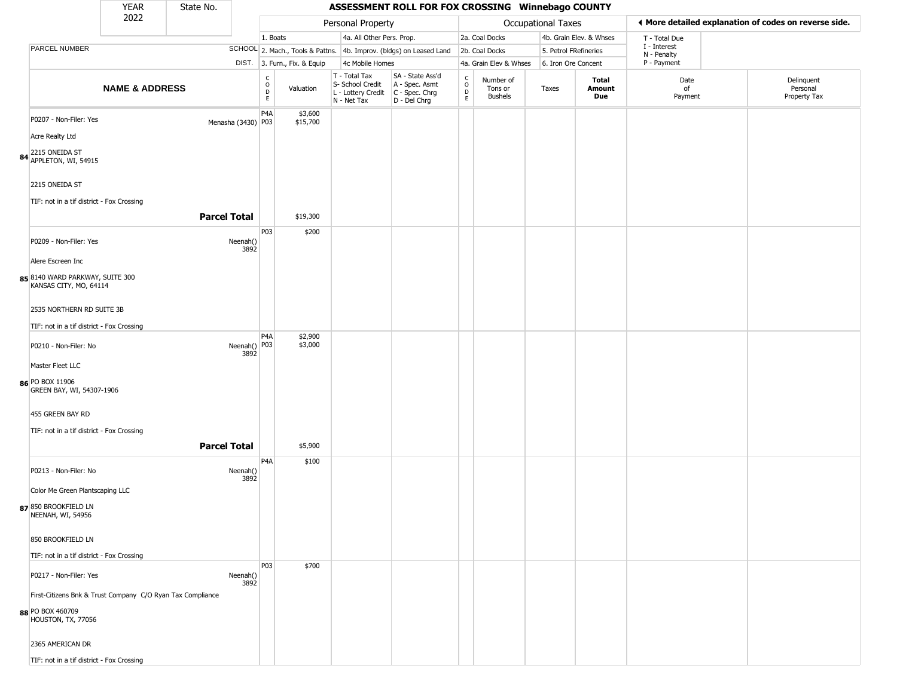| YEAR 2022 | State No. | ASSESSMENT ROLL FOR FOX CROSSING Winnebago COUNTY | | | | | | | | | |
|---|---|---|---|---|---|---|---|---|---|---|---|

| PARCEL NUMBER | SCHOOL DIST. | Personal Property | | | | Occupational Taxes | | | | ◄ More detailed explanation of codes on reverse side. | |
|---|---|---|---|---|---|---|---|---|---|---|---|
| | | 1. Boats | | 4a. All Other Pers. Prop. | | 2a. Coal Docks | | 4b. Grain Elev. & Whses | | T - Total Due | |
| | | 2. Mach., Tools & Pattns. | | 4b. Improv. (bldgs) on Leased Land | | 2b. Coal Docks | | 5. Petrol FRefineries | | I - Interest | |
| | | 3. Furn., Fix. & Equip | | 4c Mobile Homes | | 4a. Grain Elev & Whses | | 6. Iron Ore Concent | | N - Penalty / P - Payment | |

| | NAME & ADDRESS | | CODE | Valuation | T - Total Tax / S- School Credit / L - Lottery Credit / N - Net Tax | SA - State Ass'd / A - Spec. Asmt / C - Spec. Chrg / D - Del Chrg | CODE | Number of Tons or Bushels | Taxes | Total Amount Due | Date of Payment | Delinquent Personal Property Tax |
|---|---|---|---|---|---|---|---|---|---|---|---|---|
| 84 | P0207 - Non-Filer: Yes<br>Acre Realty Ltd<br>2215 ONEIDA ST<br>APPLETON, WI, 54915<br><br>2215 ONEIDA ST<br>TIF: not in a tif district - Fox Crossing | Menasha (3430) | P4A<br>P03 | $3,600<br>$15,700 | | | | | | | | |
| | | **Parcel Total** | | $19,300 | | | | | | | | |
| 85 | P0209 - Non-Filer: Yes<br>Alere Escreen Inc<br>8140 WARD PARKWAY, SUITE 300<br>KANSAS CITY, MO, 64114<br><br>2535 NORTHERN RD SUITE 3B<br>TIF: not in a tif district - Fox Crossing | Neenah() 3892 | P03 | $200 | | | | | | | | |
| 86 | P0210 - Non-Filer: No<br>Master Fleet LLC<br>PO BOX 11906<br>GREEN BAY, WI, 54307-1906<br><br>455 GREEN BAY RD<br>TIF: not in a tif district - Fox Crossing | Neenah() 3892 | P4A<br>P03 | $2,900<br>$3,000 | | | | | | | | |
| | | **Parcel Total** | | $5,900 | | | | | | | | |
| 87 | P0213 - Non-Filer: No<br>Color Me Green Plantscaping LLC<br>850 BROOKFIELD LN<br>NEENAH, WI, 54956<br><br>850 BROOKFIELD LN<br>TIF: not in a tif district - Fox Crossing | Neenah() 3892 | P4A | $100 | | | | | | | | |
| 88 | P0217 - Non-Filer: Yes<br>First-Citizens Bnk & Trust Company C/O Ryan Tax Compliance<br>PO BOX 460709<br>HOUSTON, TX, 77056<br><br>2365 AMERICAN DR<br>TIF: not in a tif district - Fox Crossing | Neenah() 3892 | P03 | $700 | | | | | | | | |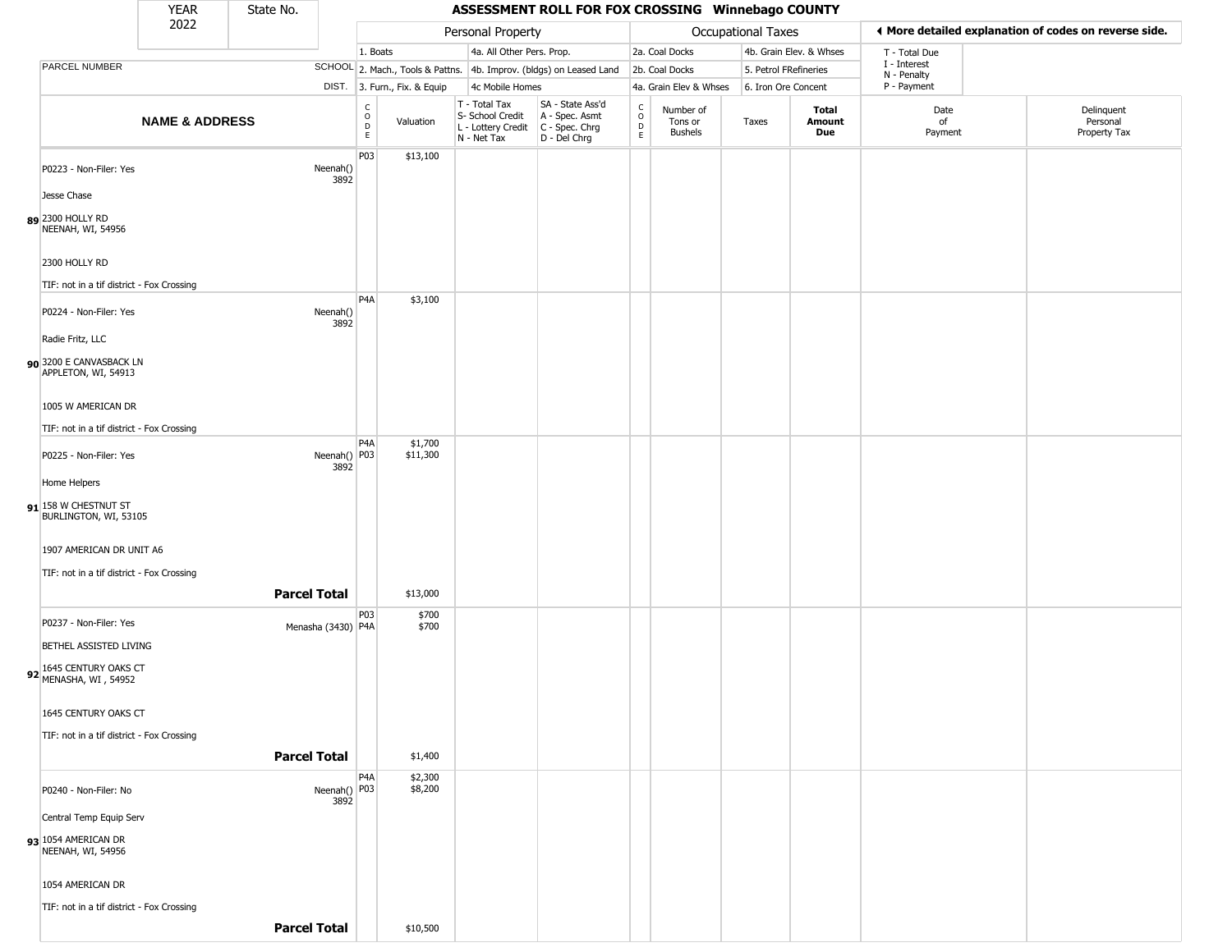# ASSESSMENT ROLL FOR FOX CROSSING Winnebago COUNTY

YEAR 2022 | State No.

**Personal Property:** 1. Boats; 2. Mach., Tools & Pattns.; 3. Furn., Fix. & Equip; 4a. All Other Pers. Prop.; 4b. Improv. (bldgs) on Leased Land; 4c Mobile Homes

**Occupational Taxes:** 2a. Coal Docks; 2b. Coal Docks; 4a. Grain Elev & Whses; 4b. Grain Elev. & Whses; 5. Petrol FRefineries; 6. Iron Ore Concent

T - Total Due; I - Interest; N - Penalty; P - Payment

◀ More detailed explanation of codes on reverse side.

T - Total Tax; S- School Credit; L - Lottery Credit; N - Net Tax

SA - State Ass'd; A - Spec. Asmt; C - Spec. Chrg; D - Del Chrg

| | PARCEL NUMBER / NAME & ADDRESS | SCHOOL DIST. | CODE | Valuation | T/S/L/N | SA/A/C/D | CODE | Number of Tons or Bushels | Taxes | Total Amount Due | Date of Payment | Delinquent Personal Property Tax |
|---|---|---|---|---|---|---|---|---|---|---|---|---|
| 89 | P0223 - Non-Filer: Yes<br>Jesse Chase<br>2300 HOLLY RD<br>NEENAH, WI, 54956<br>2300 HOLLY RD<br>TIF: not in a tif district - Fox Crossing | Neenah() 3892 | P03 | $13,100 | | | | | | | | |
| 90 | P0224 - Non-Filer: Yes<br>Radie Fritz, LLC<br>3200 E CANVASBACK LN<br>APPLETON, WI, 54913<br>1005 W AMERICAN DR<br>TIF: not in a tif district - Fox Crossing | Neenah() 3892 | P4A | $3,100 | | | | | | | | |
| 91 | P0225 - Non-Filer: Yes<br>Home Helpers<br>158 W CHESTNUT ST<br>BURLINGTON, WI, 53105<br>1907 AMERICAN DR UNIT A6<br>TIF: not in a tif district - Fox Crossing | Neenah() 3892 | P4A<br>P03 | $1,700<br>$11,300 | | | | | | | | |
| | **Parcel Total** | | | $13,000 | | | | | | | | |
| 92 | P0237 - Non-Filer: Yes<br>BETHEL ASSISTED LIVING<br>1645 CENTURY OAKS CT<br>MENASHA, WI , 54952<br>1645 CENTURY OAKS CT<br>TIF: not in a tif district - Fox Crossing | Menasha (3430) | P03<br>P4A | $700<br>$700 | | | | | | | | |
| | **Parcel Total** | | | $1,400 | | | | | | | | |
| 93 | P0240 - Non-Filer: No<br>Central Temp Equip Serv<br>1054 AMERICAN DR<br>NEENAH, WI, 54956<br>1054 AMERICAN DR<br>TIF: not in a tif district - Fox Crossing | Neenah() 3892 | P4A<br>P03 | $2,300<br>$8,200 | | | | | | | | |
| | **Parcel Total** | | | $10,500 | | | | | | | | |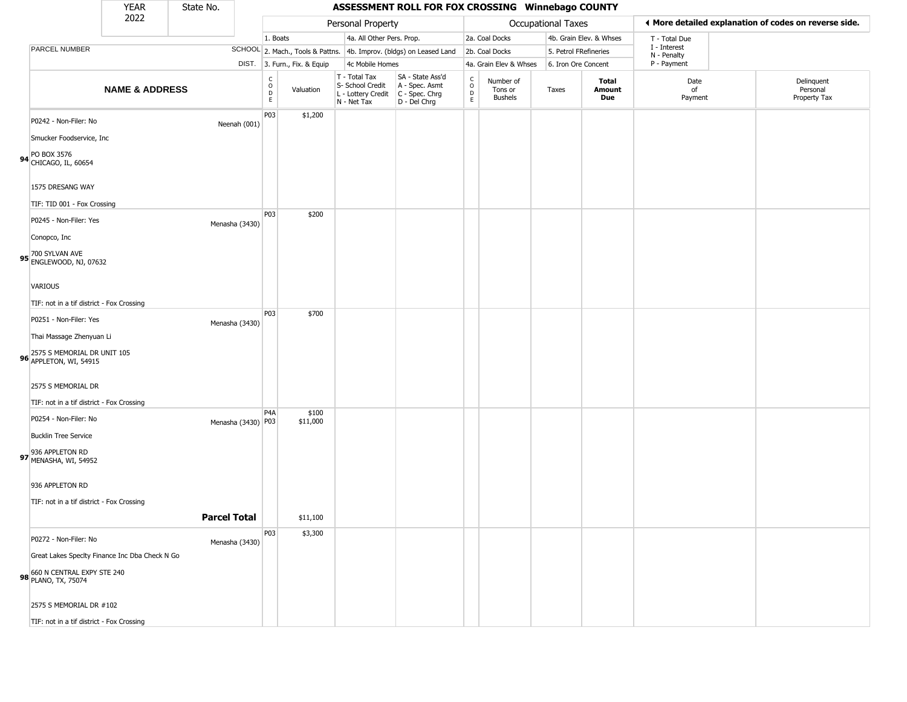# ASSESSMENT ROLL FOR FOX CROSSING Winnebago COUNTY

YEAR 2022 | State No.

**Personal Property:** 1. Boats; 2. Mach., Tools & Pattns.; 3. Furn., Fix. & Equip; 4a. All Other Pers. Prop.; 4b. Improv. (bldgs) on Leased Land; 4c Mobile Homes

**Occupational Taxes:** 2a. Coal Docks; 2b. Coal Docks; 4a. Grain Elev & Whses; 4b. Grain Elev. & Whses; 5. Petrol FRefineries; 6. Iron Ore Concent

◀ More detailed explanation of codes on reverse side.

T - Total Due; I - Interest; N - Penalty; P - Payment

| | NAME & ADDRESS | SCHOOL DIST. | CODE | Valuation | T - Total Tax S- School Credit L - Lottery Credit N - Net Tax | SA - State Ass'd A - Spec. Asmt C - Spec. Chrg D - Del Chrg | CODE | Number of Tons or Bushels | Taxes | Total Amount Due | Date of Payment | Delinquent Personal Property Tax |
|---|---|---|---|---|---|---|---|---|---|---|---|---|
| 94 | P0242 - Non-Filer: No<br>Smucker Foodservice, Inc<br>PO BOX 3576<br>CHICAGO, IL, 60654<br>1575 DRESANG WAY<br>TIF: TID 001 - Fox Crossing | Neenah (001) | P03 | $1,200 | | | | | | | | |
| 95 | P0245 - Non-Filer: Yes<br>Conopco, Inc<br>700 SYLVAN AVE<br>ENGLEWOOD, NJ, 07632<br>VARIOUS<br>TIF: not in a tif district - Fox Crossing | Menasha (3430) | P03 | $200 | | | | | | | | |
| 96 | P0251 - Non-Filer: Yes<br>Thai Massage Zhenyuan Li<br>2575 S MEMORIAL DR UNIT 105<br>APPLETON, WI, 54915<br>2575 S MEMORIAL DR<br>TIF: not in a tif district - Fox Crossing | Menasha (3430) | P03 | $700 | | | | | | | | |
| 97 | P0254 - Non-Filer: No<br>Bucklin Tree Service<br>936 APPLETON RD<br>MENASHA, WI, 54952<br>936 APPLETON RD<br>TIF: not in a tif district - Fox Crossing | Menasha (3430) | P4A<br>P03 | $100<br>$11,000 | | | | | | | | |
| | **Parcel Total** | | | $11,100 | | | | | | | | |
| 98 | P0272 - Non-Filer: No<br>Great Lakes Speclty Finance Inc Dba Check N Go<br>660 N CENTRAL EXPY STE 240<br>PLANO, TX, 75074<br>2575 S MEMORIAL DR #102<br>TIF: not in a tif district - Fox Crossing | Menasha (3430) | P03 | $3,300 | | | | | | | | |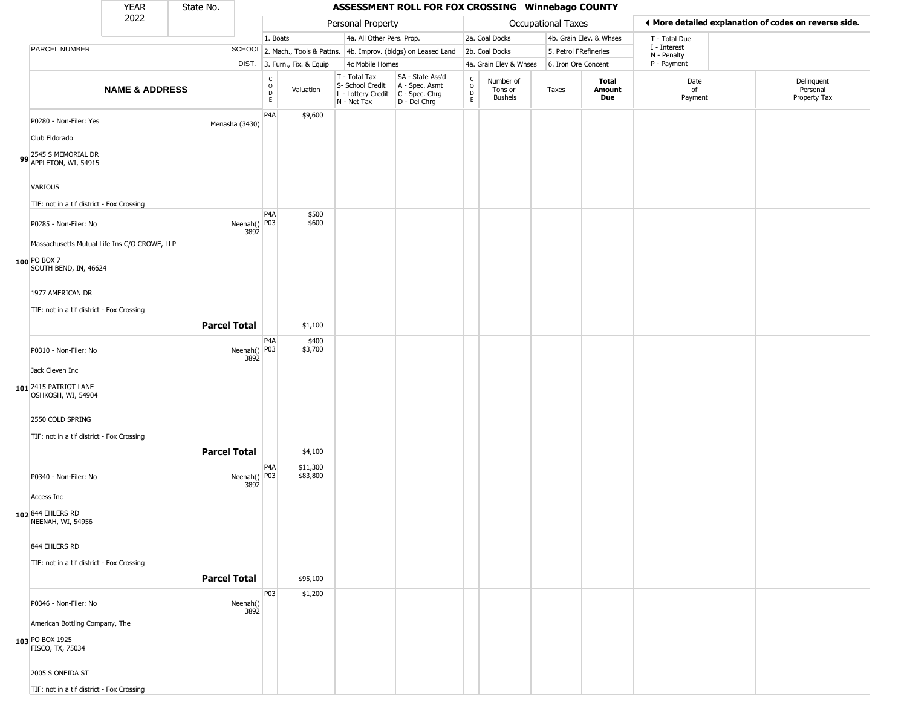# ASSESSMENT ROLL FOR FOX CROSSING Winnebago COUNTY

YEAR 2022 | State No.

| | | Personal Property | | | | Occupational Taxes | | | | More detailed explanation of codes on reverse side. | |
|---|---|---|---|---|---|---|---|---|---|---|---|
| PARCEL NUMBER | SCHOOL DIST. | 1. Boats<br>2. Mach., Tools & Pattns.<br>3. Furn., Fix. & Equip | | 4a. All Other Pers. Prop.<br>4b. Improv. (bldgs) on Leased Land<br>4c Mobile Homes | | 2a. Coal Docks<br>2b. Coal Docks<br>4a. Grain Elev & Whses | 4b. Grain Elev. & Whses<br>5. Petrol FRefineries<br>6. Iron Ore Concent | | | T - Total Due<br>I - Interest<br>N - Penalty<br>P - Payment | |
| NAME & ADDRESS | | CODE | Valuation | T - Total Tax<br>S- School Credit<br>L - Lottery Credit<br>N - Net Tax | SA - State Ass'd<br>A - Spec. Asmt<br>C - Spec. Chrg<br>D - Del Chrg | CODE | Number of Tons or Bushels | Taxes | Total Amount Due | Date of Payment | Delinquent Personal Property Tax |
| **99** P0280 - Non-Filer: Yes<br>Club Eldorado<br>2545 S MEMORIAL DR<br>APPLETON, WI, 54915<br>VARIOUS<br>TIF: not in a tif district - Fox Crossing | Menasha (3430) | P4A | $9,600 | | | | | | | | |
| **100** P0285 - Non-Filer: No<br>Massachusetts Mutual Life Ins C/O CROWE, LLP<br>PO BOX 7<br>SOUTH BEND, IN, 46624<br>1977 AMERICAN DR<br>TIF: not in a tif district - Fox Crossing | Neenah() 3892 | P4A<br>P03 | $500<br>$600 | | | | | | | | |
| **Parcel Total** | | | $1,100 | | | | | | | | |
| **101** P0310 - Non-Filer: No<br>Jack Cleven Inc<br>2415 PATRIOT LANE<br>OSHKOSH, WI, 54904<br>2550 COLD SPRING<br>TIF: not in a tif district - Fox Crossing | Neenah() 3892 | P4A<br>P03 | $400<br>$3,700 | | | | | | | | |
| **Parcel Total** | | | $4,100 | | | | | | | | |
| **102** P0340 - Non-Filer: No<br>Access Inc<br>844 EHLERS RD<br>NEENAH, WI, 54956<br>844 EHLERS RD<br>TIF: not in a tif district - Fox Crossing | Neenah() 3892 | P4A<br>P03 | $11,300<br>$83,800 | | | | | | | | |
| **Parcel Total** | | | $95,100 | | | | | | | | |
| **103** P0346 - Non-Filer: No<br>American Bottling Company, The<br>PO BOX 1925<br>FISCO, TX, 75034<br>2005 S ONEIDA ST<br>TIF: not in a tif district - Fox Crossing | Neenah() 3892 | P03 | $1,200 | | | | | | | | |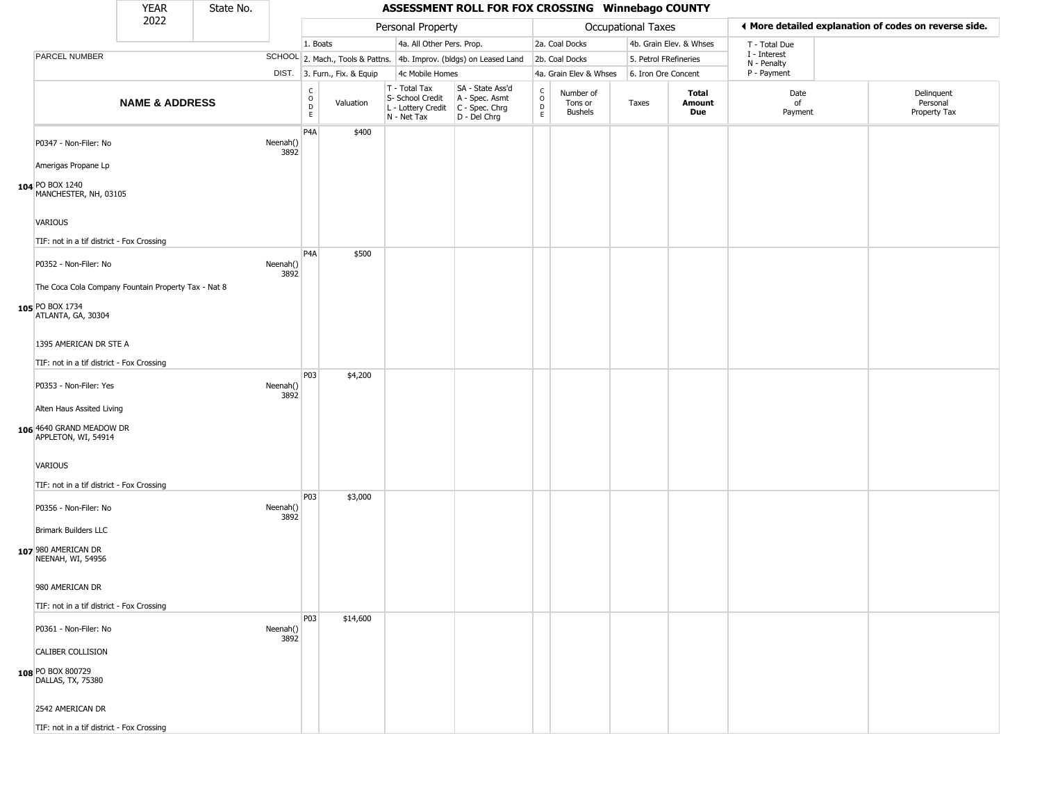# ASSESSMENT ROLL FOR FOX CROSSING Winnebago COUNTY

YEAR 2022 | State No.

**Personal Property:** 1. Boats; 2. Mach., Tools & Pattns.; 3. Furn., Fix. & Equip; 4a. All Other Pers. Prop.; 4b. Improv. (bldgs) on Leased Land; 4c Mobile Homes

**Occupational Taxes:** 2a. Coal Docks; 2b. Coal Docks; 4a. Grain Elev & Whses; 4b. Grain Elev. & Whses; 5. Petrol FRefineries; 6. Iron Ore Concent

T - Total Due; I - Interest; N - Penalty; P - Payment

T - Total Tax; S- School Credit; L - Lottery Credit; N - Net Tax

SA - State Ass'd; A - Spec. Asmt; C - Spec. Chrg; D - Del Chrg

◄ More detailed explanation of codes on reverse side.

| | PARCEL NUMBER / NAME & ADDRESS | SCHOOL DIST. | CODE | Valuation | T/S/L/N | SA/A/C/D | CODE | Number of Tons or Bushels | Taxes | Total Amount Due | Date of Payment | Delinquent Personal Property Tax |
|---|---|---|---|---|---|---|---|---|---|---|---|---|
| 104 | P0347 - Non-Filer: No<br>Amerigas Propane Lp<br>PO BOX 1240<br>MANCHESTER, NH, 03105<br>VARIOUS<br>TIF: not in a tif district - Fox Crossing | Neenah() 3892 | P4A | $400 | | | | | | | | |
| 105 | P0352 - Non-Filer: No<br>The Coca Cola Company Fountain Property Tax - Nat 8<br>PO BOX 1734<br>ATLANTA, GA, 30304<br>1395 AMERICAN DR STE A<br>TIF: not in a tif district - Fox Crossing | Neenah() 3892 | P4A | $500 | | | | | | | | |
| 106 | P0353 - Non-Filer: Yes<br>Alten Haus Assited Living<br>4640 GRAND MEADOW DR<br>APPLETON, WI, 54914<br>VARIOUS<br>TIF: not in a tif district - Fox Crossing | Neenah() 3892 | P03 | $4,200 | | | | | | | | |
| 107 | P0356 - Non-Filer: No<br>Brimark Builders LLC<br>980 AMERICAN DR<br>NEENAH, WI, 54956<br>980 AMERICAN DR<br>TIF: not in a tif district - Fox Crossing | Neenah() 3892 | P03 | $3,000 | | | | | | | | |
| 108 | P0361 - Non-Filer: No<br>CALIBER COLLISION<br>PO BOX 800729<br>DALLAS, TX, 75380<br>2542 AMERICAN DR<br>TIF: not in a tif district - Fox Crossing | Neenah() 3892 | P03 | $14,600 | | | | | | | | |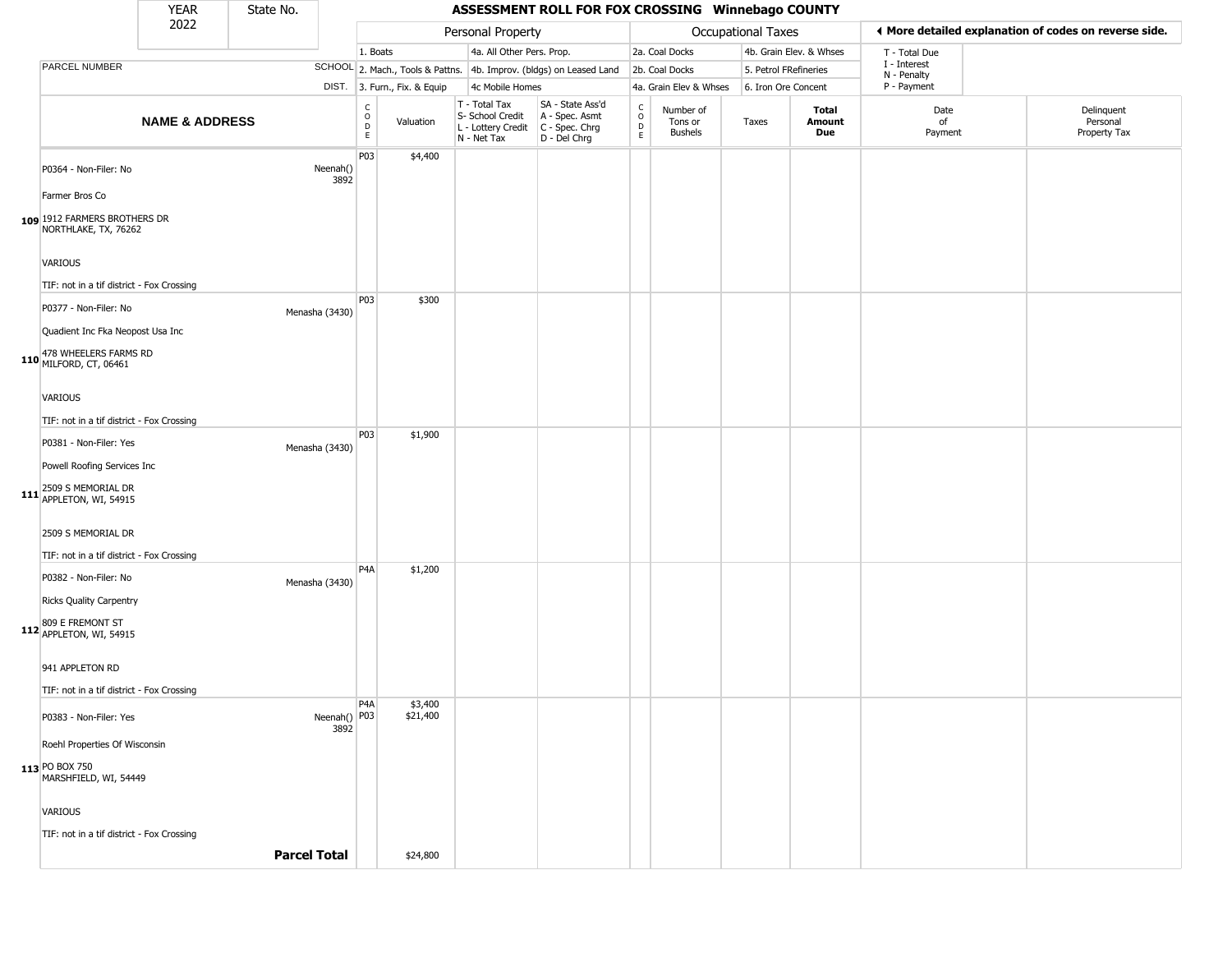| YEAR 2022 | State No. | ASSESSMENT ROLL FOR FOX CROSSING Winnebago COUNTY | | | | | | | | | | |
|---|---|---|---|---|---|---|---|---|---|---|---|---|

| | | Personal Property | | | | Occupational Taxes | | | | ◀ More detailed explanation of codes on reverse side. | |
|---|---|---|---|---|---|---|---|---|---|---|---|
| PARCEL NUMBER | SCHOOL DIST. | 1. Boats<br>2. Mach., Tools & Pattns.<br>3. Furn., Fix. & Equip | | 4a. All Other Pers. Prop.<br>4b. Improv. (bldgs) on Leased Land<br>4c Mobile Homes | | 2a. Coal Docks<br>2b. Coal Docks<br>4a. Grain Elev & Whses | | 4b. Grain Elev. & Whses<br>5. Petrol FRefineries<br>6. Iron Ore Concent | | T - Total Due<br>I - Interest<br>N - Penalty<br>P - Payment | |
| **NAME & ADDRESS** | | CODE | Valuation | T - Total Tax<br>S- School Credit<br>L - Lottery Credit<br>N - Net Tax | SA - State Ass'd<br>A - Spec. Asmt<br>C - Spec. Chrg<br>D - Del Chrg | CODE | Number of Tons or Bushels | Taxes | **Total Amount Due** | Date of Payment | Delinquent Personal Property Tax |
| **109** P0364 - Non-Filer: No<br>Farmer Bros Co<br>1912 FARMERS BROTHERS DR<br>NORTHLAKE, TX, 76262<br>VARIOUS<br>TIF: not in a tif district - Fox Crossing | Neenah() 3892 | P03 | $4,400 | | | | | | | | |
| **110** P0377 - Non-Filer: No<br>Quadient Inc Fka Neopost Usa Inc<br>478 WHEELERS FARMS RD<br>MILFORD, CT, 06461<br>VARIOUS<br>TIF: not in a tif district - Fox Crossing | Menasha (3430) | P03 | $300 | | | | | | | | |
| **111** P0381 - Non-Filer: Yes<br>Powell Roofing Services Inc<br>2509 S MEMORIAL DR<br>APPLETON, WI, 54915<br>2509 S MEMORIAL DR<br>TIF: not in a tif district - Fox Crossing | Menasha (3430) | P03 | $1,900 | | | | | | | | |
| **112** P0382 - Non-Filer: No<br>Ricks Quality Carpentry<br>809 E FREMONT ST<br>APPLETON, WI, 54915<br>941 APPLETON RD<br>TIF: not in a tif district - Fox Crossing | Menasha (3430) | P4A | $1,200 | | | | | | | | |
| **113** P0383 - Non-Filer: Yes<br>Roehl Properties Of Wisconsin<br>PO BOX 750<br>MARSHFIELD, WI, 54449<br>VARIOUS<br>TIF: not in a tif district - Fox Crossing | Neenah() 3892 | P4A<br>P03 | $3,400<br>$21,400 | | | | | | | | |
| | **Parcel Total** | | $24,800 | | | | | | | | |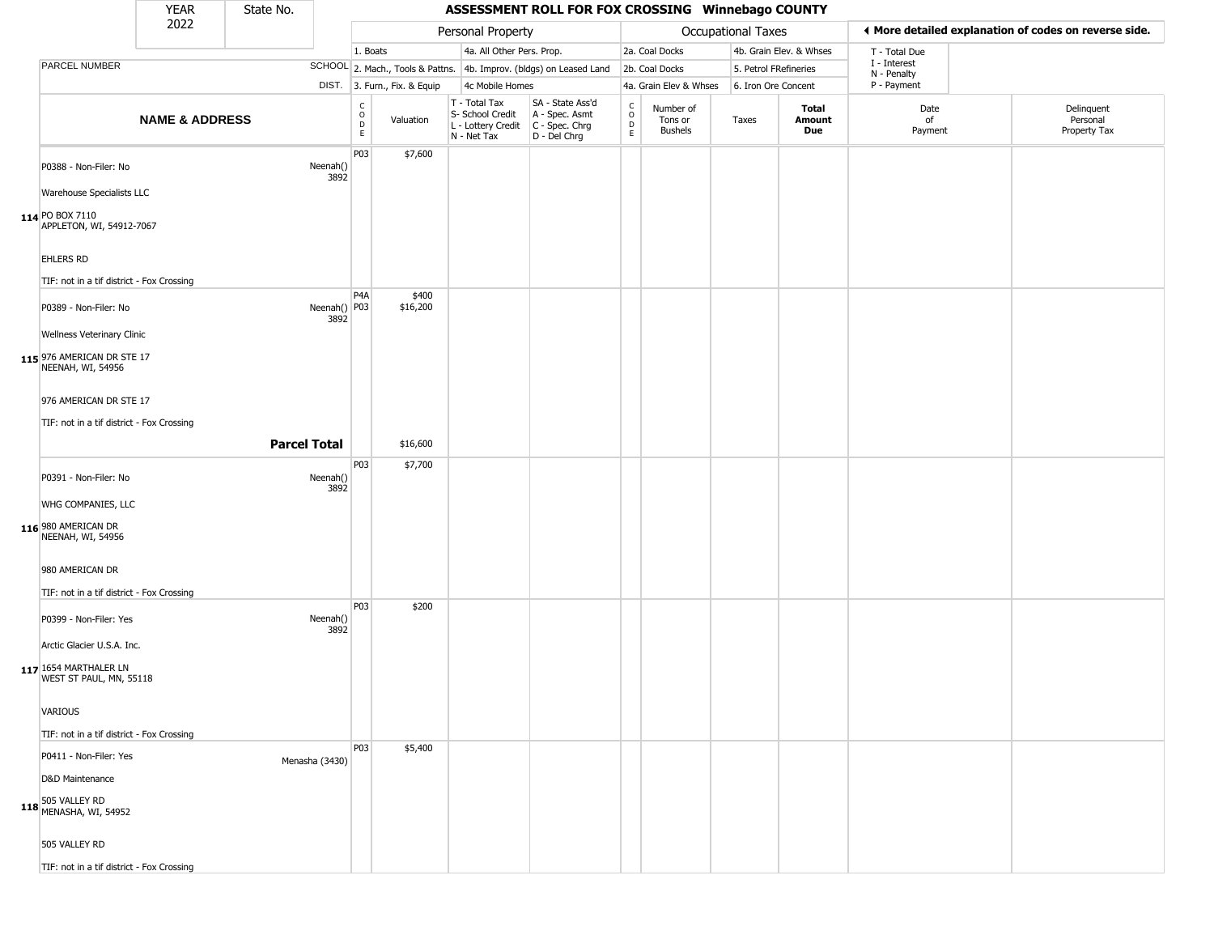| YEAR | State No. |
|---|---|
| 2022 | |

# ASSESSMENT ROLL FOR FOX CROSSING Winnebago COUNTY

| | | Personal Property | | | | Occupational Taxes | | | | ◀ More detailed explanation of codes on reverse side. | |
|---|---|---|---|---|---|---|---|---|---|---|---|
| PARCEL NUMBER | SCHOOL DIST. | 1. Boats / 2. Mach., Tools & Pattns. / 3. Furn., Fix. & Equip | | 4a. All Other Pers. Prop. / 4b. Improv. (bldgs) on Leased Land / 4c Mobile Homes | | 2a. Coal Docks / 2b. Coal Docks / 4a. Grain Elev & Whses | | 4b. Grain Elev. & Whses / 5. Petrol FRefineries / 6. Iron Ore Concent | | T - Total Due / I - Interest / N - Penalty / P - Payment | |
| **NAME & ADDRESS** | | CODE | Valuation | T - Total Tax / S- School Credit / L - Lottery Credit / N - Net Tax | SA - State Ass'd / A - Spec. Asmt / C - Spec. Chrg / D - Del Chrg | CODE | Number of Tons or Bushels | Taxes | **Total Amount Due** | Date of Payment | Delinquent Personal Property Tax |
| 114 P0388 - Non-Filer: No<br>Warehouse Specialists LLC<br>PO BOX 7110<br>APPLETON, WI, 54912-7067<br>EHLERS RD<br>TIF: not in a tif district - Fox Crossing | Neenah() 3892 | P03 | $7,600 | | | | | | | | |
| 115 P0389 - Non-Filer: No<br>Wellness Veterinary Clinic<br>976 AMERICAN DR STE 17<br>NEENAH, WI, 54956<br>976 AMERICAN DR STE 17<br>TIF: not in a tif district - Fox Crossing | Neenah() 3892 | P4A<br>P03 | $400<br>$16,200 | | | | | | | | |
| | **Parcel Total** | | $16,600 | | | | | | | | |
| 116 P0391 - Non-Filer: No<br>WHG COMPANIES, LLC<br>980 AMERICAN DR<br>NEENAH, WI, 54956<br>980 AMERICAN DR<br>TIF: not in a tif district - Fox Crossing | Neenah() 3892 | P03 | $7,700 | | | | | | | | |
| 117 P0399 - Non-Filer: Yes<br>Arctic Glacier U.S.A. Inc.<br>1654 MARTHALER LN<br>WEST ST PAUL, MN, 55118<br>VARIOUS<br>TIF: not in a tif district - Fox Crossing | Neenah() 3892 | P03 | $200 | | | | | | | | |
| 118 P0411 - Non-Filer: Yes<br>D&D Maintenance<br>505 VALLEY RD<br>MENASHA, WI, 54952<br>505 VALLEY RD<br>TIF: not in a tif district - Fox Crossing | Menasha (3430) | P03 | $5,400 | | | | | | | | |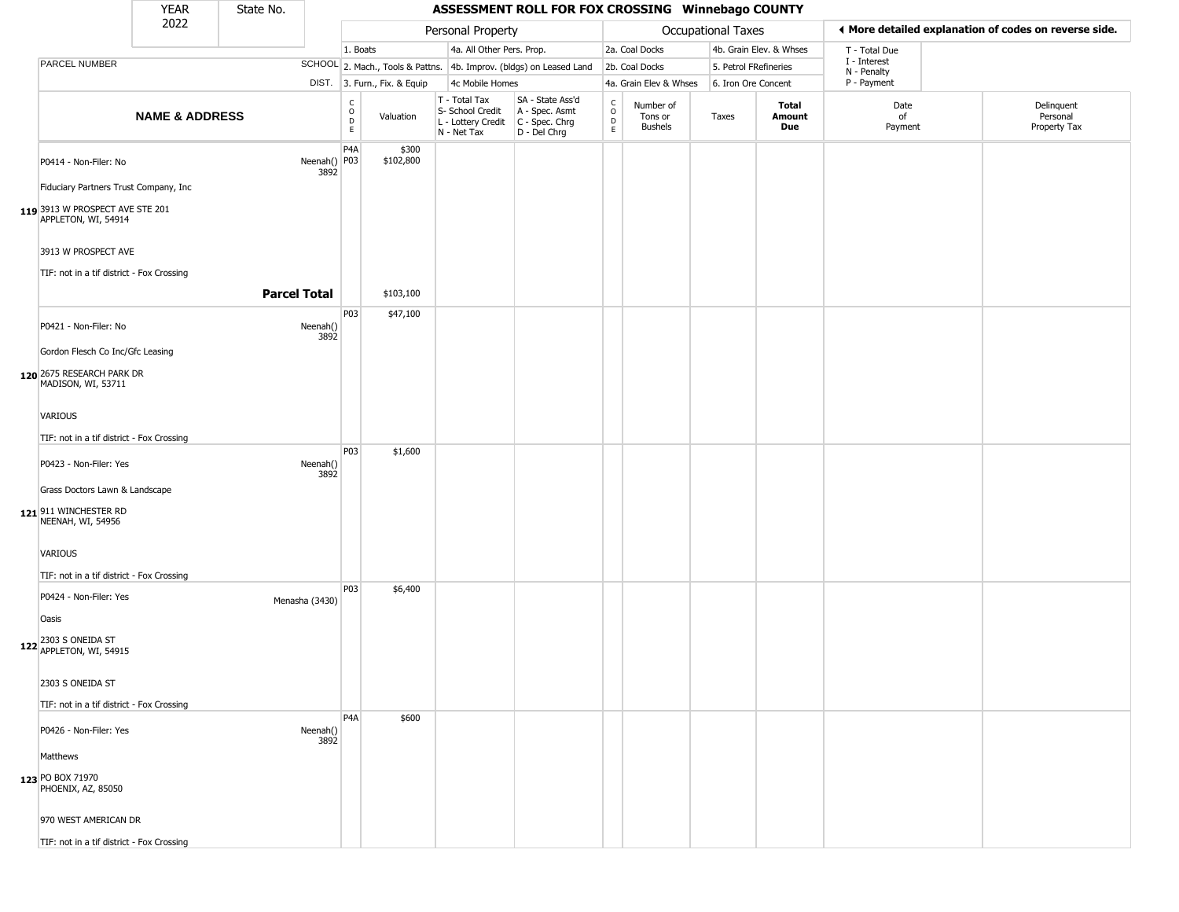| YEAR 2022 | State No. | ASSESSMENT ROLL FOR FOX CROSSING Winnebago COUNTY |
|---|---|---|

| | | Personal Property | | | | Occupational Taxes | | | ◄ More detailed explanation of codes on reverse side. |
|---|---|---|---|---|---|---|---|---|---|
| PARCEL NUMBER | SCHOOL DIST. | 1. Boats | 4a. All Other Pers. Prop. | | | 2a. Coal Docks | 4b. Grain Elev. & Whses | | T - Total Due<br>I - Interest<br>N - Penalty<br>P - Payment |
| | | 2. Mach., Tools & Pattns. | 4b. Improv. (bldgs) on Leased Land | | | 2b. Coal Docks | 5. Petrol FRefineries | | |
| | | 3. Furn., Fix. & Equip | 4c Mobile Homes | | | 4a. Grain Elev & Whses | 6. Iron Ore Concent | | |

| | NAME & ADDRESS | | CODE | Valuation | T - Total Tax<br>S- School Credit<br>L - Lottery Credit<br>N - Net Tax | SA - State Ass'd<br>A - Spec. Asmt<br>C - Spec. Chrg<br>D - Del Chrg | CODE | Number of Tons or Bushels | Taxes | Total Amount Due | Date of Payment | Delinquent Personal Property Tax |
|---|---|---|---|---|---|---|---|---|---|---|---|---|
| 119 | P0414 - Non-Filer: No<br>Fiduciary Partners Trust Company, Inc<br>3913 W PROSPECT AVE STE 201<br>APPLETON, WI, 54914<br>3913 W PROSPECT AVE<br>TIF: not in a tif district - Fox Crossing | Neenah() 3892 | P4A<br>P03 | $300<br>$102,800 | | | | | | | | |
| | | **Parcel Total** | | $103,100 | | | | | | | | |
| 120 | P0421 - Non-Filer: No<br>Gordon Flesch Co Inc/Gfc Leasing<br>2675 RESEARCH PARK DR<br>MADISON, WI, 53711<br>VARIOUS<br>TIF: not in a tif district - Fox Crossing | Neenah() 3892 | P03 | $47,100 | | | | | | | | |
| 121 | P0423 - Non-Filer: Yes<br>Grass Doctors Lawn & Landscape<br>911 WINCHESTER RD<br>NEENAH, WI, 54956<br>VARIOUS<br>TIF: not in a tif district - Fox Crossing | Neenah() 3892 | P03 | $1,600 | | | | | | | | |
| 122 | P0424 - Non-Filer: Yes<br>Oasis<br>2303 S ONEIDA ST<br>APPLETON, WI, 54915<br>2303 S ONEIDA ST<br>TIF: not in a tif district - Fox Crossing | Menasha (3430) | P03 | $6,400 | | | | | | | | |
| 123 | P0426 - Non-Filer: Yes<br>Matthews<br>PO BOX 71970<br>PHOENIX, AZ, 85050<br>970 WEST AMERICAN DR<br>TIF: not in a tif district - Fox Crossing | Neenah() 3892 | P4A | $600 | | | | | | | | |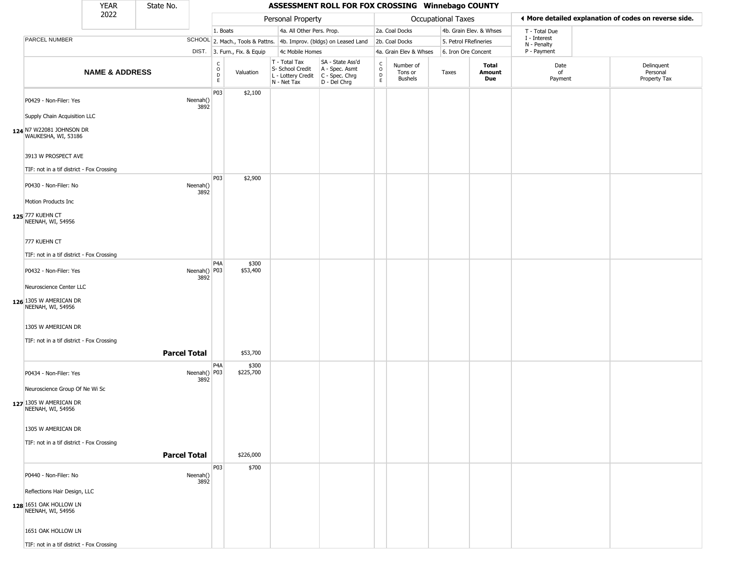| YEAR 2022 | State No. | **ASSESSMENT ROLL FOR FOX CROSSING Winnebago COUNTY** | | | | | | | | | | |
|---|---|---|---|---|---|---|---|---|---|---|---|---|

| | | Personal Property | | | | Occupational Taxes | | | | ◄ More detailed explanation of codes on reverse side. | |
|---|---|---|---|---|---|---|---|---|---|---|---|
| PARCEL NUMBER | SCHOOL DIST. | 1. Boats<br>2. Mach., Tools & Pattns.<br>3. Furn., Fix. & Equip | | 4a. All Other Pers. Prop.<br>4b. Improv. (bldgs) on Leased Land<br>4c Mobile Homes | | 2a. Coal Docks<br>2b. Coal Docks<br>4a. Grain Elev & Whses | | 4b. Grain Elev. & Whses<br>5. Petrol FRefineries<br>6. Iron Ore Concent | | T - Total Due<br>I - Interest<br>N - Penalty<br>P - Payment | |
| **NAME & ADDRESS** | | CODE | Valuation | T - Total Tax<br>S- School Credit<br>L - Lottery Credit<br>N - Net Tax | SA - State Ass'd<br>A - Spec. Asmt<br>C - Spec. Chrg<br>D - Del Chrg | CODE | Number of Tons or Bushels | Taxes | **Total Amount Due** | Date of Payment | Delinquent Personal Property Tax |
| 124 P0429 - Non-Filer: Yes<br>Supply Chain Acquisition LLC<br>N7 W22081 JOHNSON DR<br>WAUKESHA, WI, 53186<br>3913 W PROSPECT AVE<br>TIF: not in a tif district - Fox Crossing | Neenah() 3892 | P03 | $2,100 | | | | | | | | |
| 125 P0430 - Non-Filer: No<br>Motion Products Inc<br>777 KUEHN CT<br>NEENAH, WI, 54956<br>777 KUEHN CT<br>TIF: not in a tif district - Fox Crossing | Neenah() 3892 | P03 | $2,900 | | | | | | | | |
| 126 P0432 - Non-Filer: Yes<br>Neuroscience Center LLC<br>1305 W AMERICAN DR<br>NEENAH, WI, 54956<br>1305 W AMERICAN DR<br>TIF: not in a tif district - Fox Crossing | Neenah() 3892 | P4A<br>P03 | $300<br>$53,400 | | | | | | | | |
| **Parcel Total** | | | $53,700 | | | | | | | | |
| 127 P0434 - Non-Filer: Yes<br>Neuroscience Group Of Ne Wi Sc<br>1305 W AMERICAN DR<br>NEENAH, WI, 54956<br>1305 W AMERICAN DR<br>TIF: not in a tif district - Fox Crossing | Neenah() 3892 | P4A<br>P03 | $300<br>$225,700 | | | | | | | | |
| **Parcel Total** | | | $226,000 | | | | | | | | |
| 128 P0440 - Non-Filer: No<br>Reflections Hair Design, LLC<br>1651 OAK HOLLOW LN<br>NEENAH, WI, 54956<br>1651 OAK HOLLOW LN<br>TIF: not in a tif district - Fox Crossing | Neenah() 3892 | P03 | $700 | | | | | | | | |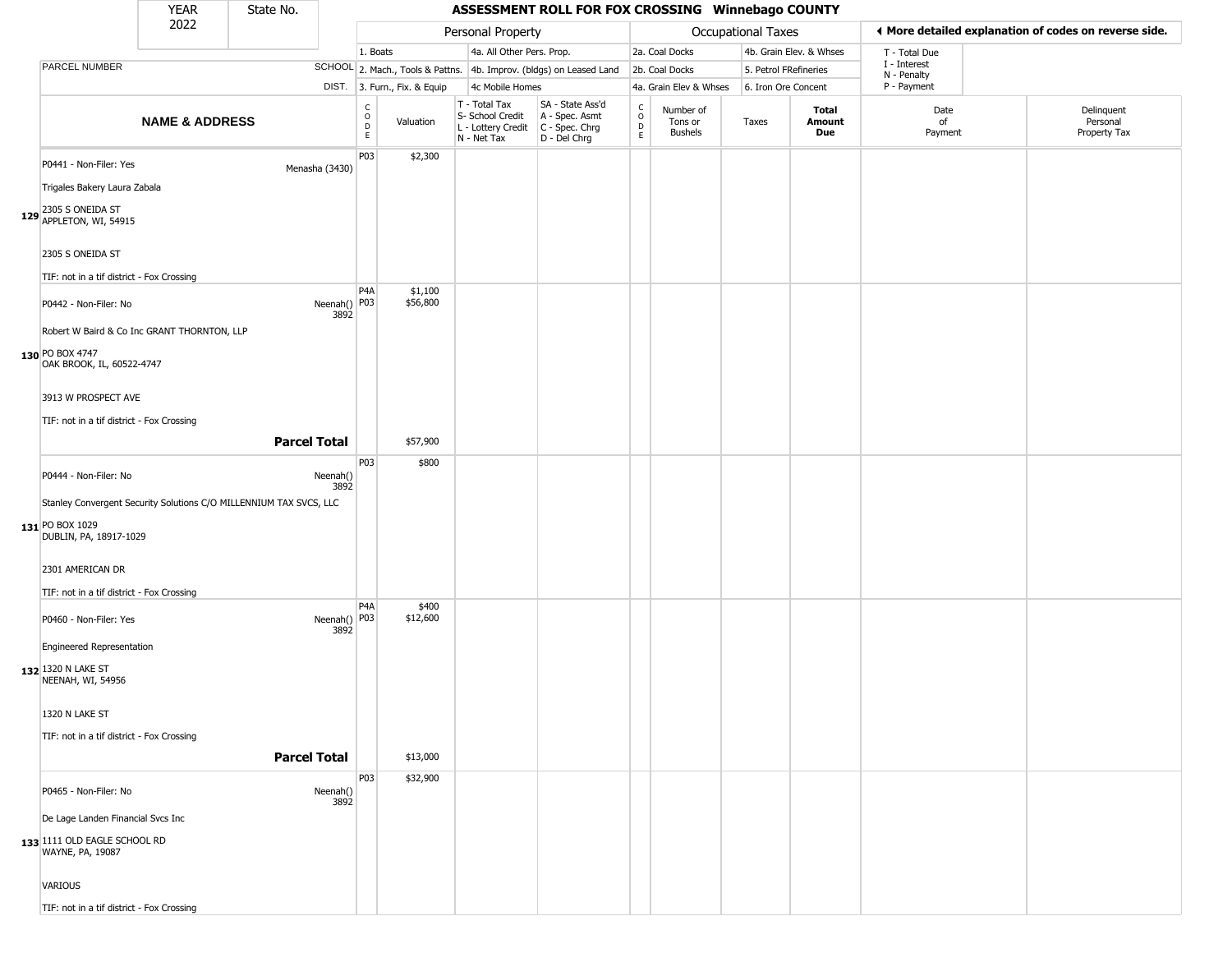# ASSESSMENT ROLL FOR FOX CROSSING Winnebago COUNTY

YEAR 2022 | State No.

| | | Personal Property | | | | Occupational Taxes | | | | More detailed explanation of codes on reverse side. | |
|---|---|---|---|---|---|---|---|---|---|---|---|
| PARCEL NUMBER | SCHOOL DIST. | 1. Boats / 2. Mach., Tools & Pattns. / 3. Furn., Fix. & Equip | | 4a. All Other Pers. Prop. / 4b. Improv. (bldgs) on Leased Land / 4c Mobile Homes | | 2a. Coal Docks / 2b. Coal Docks / 4a. Grain Elev & Whses | | 4b. Grain Elev. & Whses / 5. Petrol FRefineries / 6. Iron Ore Concent | | T - Total Due / I - Interest / N - Penalty / P - Payment | |
| **NAME & ADDRESS** | | CODE | Valuation | T - Total Tax / S- School Credit / L - Lottery Credit / N - Net Tax | SA - State Ass'd / A - Spec. Asmt / C - Spec. Chrg / D - Del Chrg | CODE | Number of Tons or Bushels | Taxes | **Total Amount Due** | Date of Payment | Delinquent Personal Property Tax |
| 129 P0441 - Non-Filer: Yes<br>Trigales Bakery Laura Zabala<br>2305 S ONEIDA ST<br>APPLETON, WI, 54915<br>2305 S ONEIDA ST<br>TIF: not in a tif district - Fox Crossing | Menasha (3430) | P03 | $2,300 | | | | | | | | |
| 130 P0442 - Non-Filer: No<br>Robert W Baird & Co Inc GRANT THORNTON, LLP<br>PO BOX 4747<br>OAK BROOK, IL, 60522-4747<br>3913 W PROSPECT AVE<br>TIF: not in a tif district - Fox Crossing | Neenah() 3892 | P4A<br>P03 | $1,100<br>$56,800 | | | | | | | | |
| **Parcel Total** | | | $57,900 | | | | | | | | |
| 131 P0444 - Non-Filer: No<br>Stanley Convergent Security Solutions C/O MILLENNIUM TAX SVCS, LLC<br>PO BOX 1029<br>DUBLIN, PA, 18917-1029<br>2301 AMERICAN DR<br>TIF: not in a tif district - Fox Crossing | Neenah() 3892 | P03 | $800 | | | | | | | | |
| 132 P0460 - Non-Filer: Yes<br>Engineered Representation<br>1320 N LAKE ST<br>NEENAH, WI, 54956<br>1320 N LAKE ST<br>TIF: not in a tif district - Fox Crossing | Neenah() 3892 | P4A<br>P03 | $400<br>$12,600 | | | | | | | | |
| **Parcel Total** | | | $13,000 | | | | | | | | |
| 133 P0465 - Non-Filer: No<br>De Lage Landen Financial Svcs Inc<br>1111 OLD EAGLE SCHOOL RD<br>WAYNE, PA, 19087<br>VARIOUS<br>TIF: not in a tif district - Fox Crossing | Neenah() 3892 | P03 | $32,900 | | | | | | | | |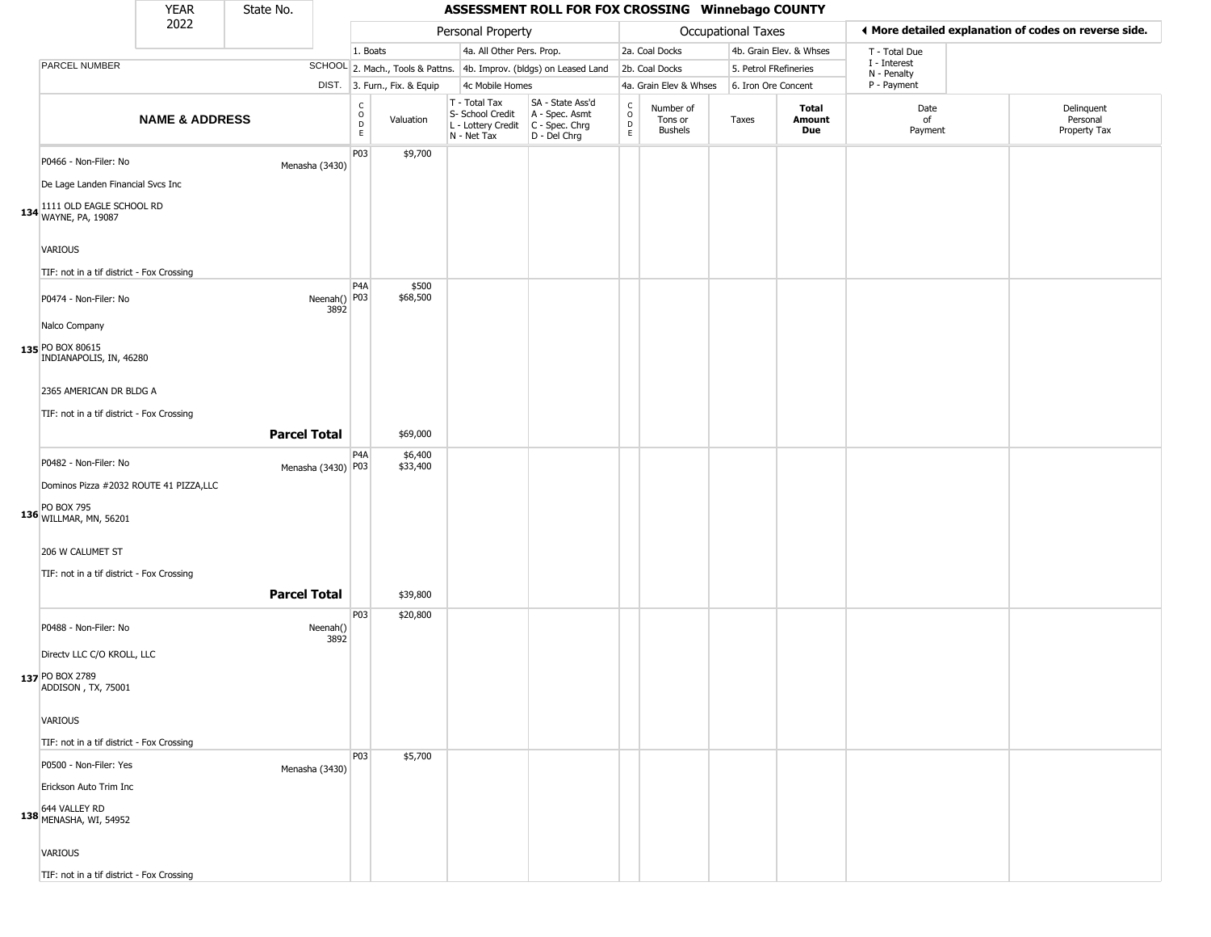| YEAR 2022 | State No. | ASSESSMENT ROLL FOR FOX CROSSING Winnebago COUNTY |
|---|---|---|

| | | Personal Property | | | | Occupational Taxes | | | | ◄ More detailed explanation of codes on reverse side. | |
|---|---|---|---|---|---|---|---|---|---|---|---|
| PARCEL NUMBER | SCHOOL DIST. | 1. Boats<br>2. Mach., Tools & Pattns.<br>3. Furn., Fix. & Equip | | 4a. All Other Pers. Prop.<br>4b. Improv. (bldgs) on Leased Land<br>4c Mobile Homes | | 2a. Coal Docks<br>2b. Coal Docks<br>4a. Grain Elev & Whses | | 4b. Grain Elev. & Whses<br>5. Petrol FRefineries<br>6. Iron Ore Concent | | T - Total Due<br>I - Interest<br>N - Penalty<br>P - Payment | |
| **NAME & ADDRESS** | | CODE | Valuation | T - Total Tax<br>S- School Credit<br>L - Lottery Credit<br>N - Net Tax | SA - State Ass'd<br>A - Spec. Asmt<br>C - Spec. Chrg<br>D - Del Chrg | CODE | Number of Tons or Bushels | Taxes | **Total Amount Due** | Date of Payment | Delinquent Personal Property Tax |
| **134** P0466 - Non-Filer: No<br>De Lage Landen Financial Svcs Inc<br>1111 OLD EAGLE SCHOOL RD<br>WAYNE, PA, 19087<br>VARIOUS<br>TIF: not in a tif district - Fox Crossing | Menasha (3430) | P03 | $9,700 | | | | | | | | |
| **135** P0474 - Non-Filer: No<br>Nalco Company<br>PO BOX 80615<br>INDIANAPOLIS, IN, 46280<br>2365 AMERICAN DR BLDG A<br>TIF: not in a tif district - Fox Crossing | Neenah() 3892 | P4A<br>P03 | $500<br>$68,500 | | | | | | | | |
| **Parcel Total** | | | $69,000 | | | | | | | | |
| **136** P0482 - Non-Filer: No<br>Dominos Pizza #2032 ROUTE 41 PIZZA,LLC<br>PO BOX 795<br>WILLMAR, MN, 56201<br>206 W CALUMET ST<br>TIF: not in a tif district - Fox Crossing | Menasha (3430) | P4A<br>P03 | $6,400<br>$33,400 | | | | | | | | |
| **Parcel Total** | | | $39,800 | | | | | | | | |
| **137** P0488 - Non-Filer: No<br>Directv LLC C/O KROLL, LLC<br>PO BOX 2789<br>ADDISON , TX, 75001<br>VARIOUS<br>TIF: not in a tif district - Fox Crossing | Neenah() 3892 | P03 | $20,800 | | | | | | | | |
| **138** P0500 - Non-Filer: Yes<br>Erickson Auto Trim Inc<br>644 VALLEY RD<br>MENASHA, WI, 54952<br>VARIOUS<br>TIF: not in a tif district - Fox Crossing | Menasha (3430) | P03 | $5,700 | | | | | | | | |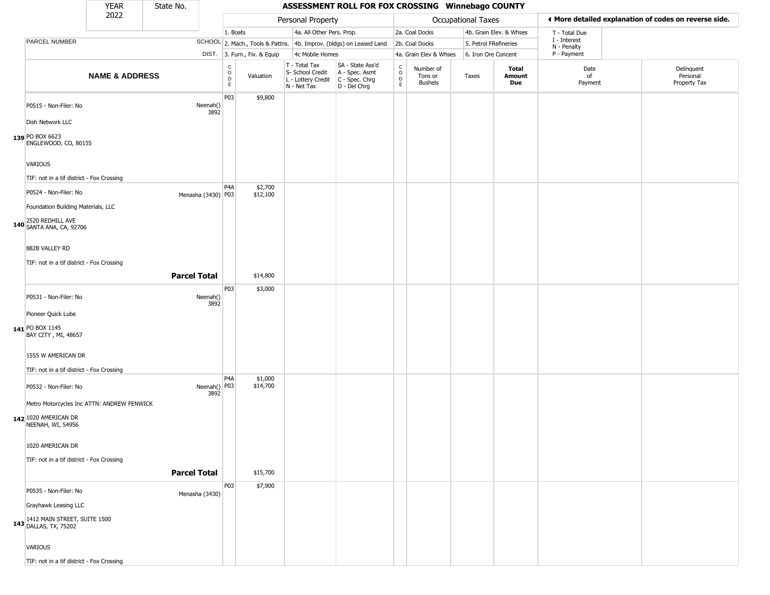| YEAR | State No. |
|---|---|
| 2022 | |

# ASSESSMENT ROLL FOR FOX CROSSING Winnebago COUNTY

| | | Personal Property | | | | Occupational Taxes | | | | ◀ More detailed explanation of codes on reverse side. | |
|---|---|---|---|---|---|---|---|---|---|---|---|
| PARCEL NUMBER | SCHOOL DIST. | 1. Boats<br>2. Mach., Tools & Pattns.<br>3. Furn., Fix. & Equip | | 4a. All Other Pers. Prop.<br>4b. Improv. (bldgs) on Leased Land<br>4c Mobile Homes | | 2a. Coal Docks<br>2b. Coal Docks<br>4a. Grain Elev & Whses | | 4b. Grain Elev. & Whses<br>5. Petrol FRefineries<br>6. Iron Ore Concent | | T - Total Due<br>I - Interest<br>N - Penalty<br>P - Payment | |
| **NAME & ADDRESS** | | CODE | Valuation | T - Total Tax<br>S- School Credit<br>L - Lottery Credit<br>N - Net Tax | SA - State Ass'd<br>A - Spec. Asmt<br>C - Spec. Chrg<br>D - Del Chrg | CODE | Number of Tons or Bushels | Taxes | **Total Amount Due** | Date of Payment | Delinquent Personal Property Tax |
| **139** P0515 - Non-Filer: No<br>Dish Network LLC<br>PO BOX 6623<br>ENGLEWOOD, CO, 80155<br>VARIOUS<br>TIF: not in a tif district - Fox Crossing | Neenah() 3892 | P03 | $9,800 | | | | | | | | |
| **140** P0524 - Non-Filer: No<br>Foundation Building Materials, LLC<br>2520 REDHILL AVE<br>SANTA ANA, CA, 92706<br>882B VALLEY RD<br>TIF: not in a tif district - Fox Crossing | Menasha (3430) | P4A<br>P03 | $2,700<br>$12,100 | | | | | | | | |
| | **Parcel Total** | | $14,800 | | | | | | | | |
| **141** P0531 - Non-Filer: No<br>Pioneer Quick Lube<br>PO BOX 1145<br>BAY CITY , MI, 48657<br>1555 W AMERICAN DR<br>TIF: not in a tif district - Fox Crossing | Neenah() 3892 | P03 | $3,000 | | | | | | | | |
| **142** P0532 - Non-Filer: No<br>Metro Motorcycles Inc ATTN: ANDREW FENWICK<br>1020 AMERICAN DR<br>NEENAH, WI, 54956<br>1020 AMERICAN DR<br>TIF: not in a tif district - Fox Crossing | Neenah() 3892 | P4A<br>P03 | $1,000<br>$14,700 | | | | | | | | |
| | **Parcel Total** | | $15,700 | | | | | | | | |
| **143** P0535 - Non-Filer: No<br>Grayhawk Leasing LLC<br>1412 MAIN STREET, SUITE 1500<br>DALLAS, TX, 75202<br>VARIOUS<br>TIF: not in a tif district - Fox Crossing | Menasha (3430) | P03 | $7,900 | | | | | | | | |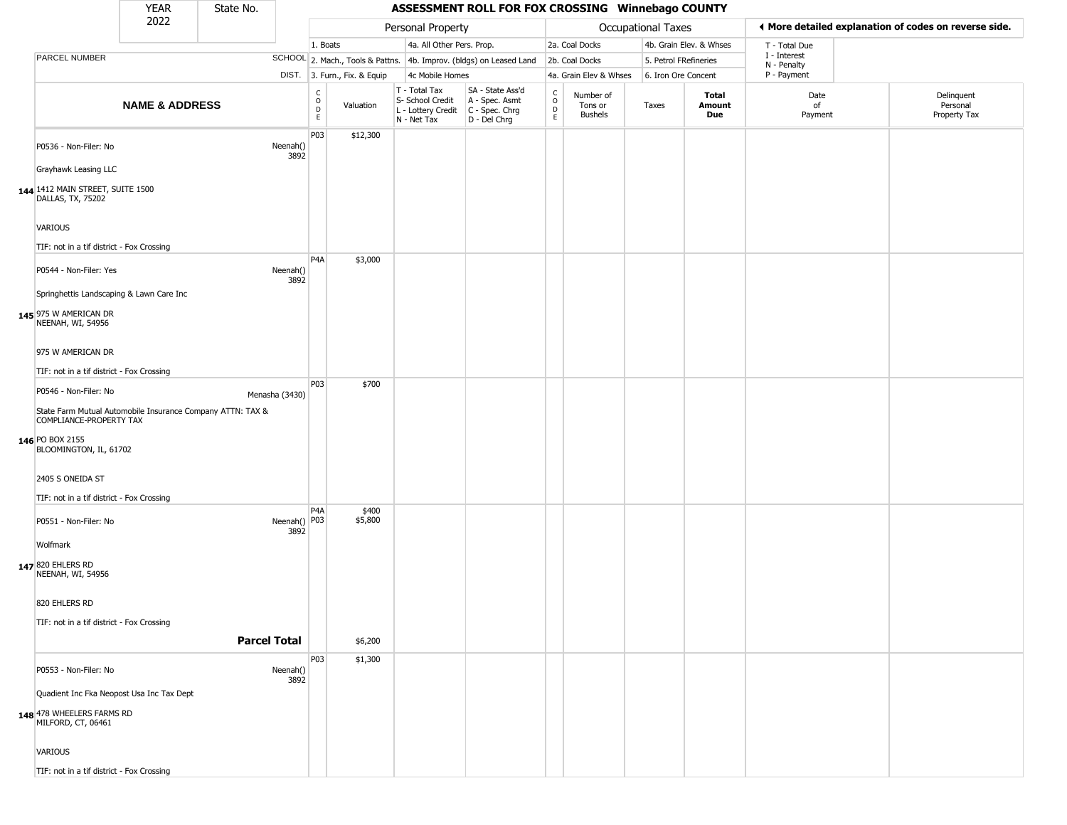| YEAR 2022 | State No. | ASSESSMENT ROLL FOR FOX CROSSING Winnebago COUNTY |
|---|---|---|

| | | Personal Property | | | | Occupational Taxes | | | | ◄ More detailed explanation of codes on reverse side. |
|---|---|---|---|---|---|---|---|---|---|---|
| | | 1. Boats | | 4a. All Other Pers. Prop. | | 2a. Coal Docks | | 4b. Grain Elev. & Whses | | T - Total Due |
| PARCEL NUMBER | SCHOOL | 2. Mach., Tools & Pattns. | | 4b. Improv. (bldgs) on Leased Land | | 2b. Coal Docks | | 5. Petrol FRefineries | | I - Interest<br>N - Penalty |
| | DIST. | 3. Furn., Fix. & Equip | | 4c Mobile Homes | | 4a. Grain Elev & Whses | | 6. Iron Ore Concent | | P - Payment |

| | NAME & ADDRESS | | CODE | Valuation | T - Total Tax<br>S- School Credit<br>L - Lottery Credit<br>N - Net Tax | SA - State Ass'd<br>A - Spec. Asmt<br>C - Spec. Chrg<br>D - Del Chrg | CODE | Number of Tons or Bushels | Taxes | Total Amount Due | Date of Payment | Delinquent Personal Property Tax |
|---|---|---|---|---|---|---|---|---|---|---|---|---|
| 144 | P0536 - Non-Filer: No<br>Grayhawk Leasing LLC<br>1412 MAIN STREET, SUITE 1500<br>DALLAS, TX, 75202<br>VARIOUS<br>TIF: not in a tif district - Fox Crossing | Neenah() 3892 | P03 | $12,300 | | | | | | | | |
| 145 | P0544 - Non-Filer: Yes<br>Springhettis Landscaping & Lawn Care Inc<br>975 W AMERICAN DR<br>NEENAH, WI, 54956<br>975 W AMERICAN DR<br>TIF: not in a tif district - Fox Crossing | Neenah() 3892 | P4A | $3,000 | | | | | | | | |
| 146 | P0546 - Non-Filer: No<br>State Farm Mutual Automobile Insurance Company ATTN: TAX & COMPLIANCE-PROPERTY TAX<br>PO BOX 2155<br>BLOOMINGTON, IL, 61702<br>2405 S ONEIDA ST<br>TIF: not in a tif district - Fox Crossing | Menasha (3430) | P03 | $700 | | | | | | | | |
| 147 | P0551 - Non-Filer: No<br>Wolfmark<br>820 EHLERS RD<br>NEENAH, WI, 54956<br>820 EHLERS RD<br>TIF: not in a tif district - Fox Crossing | Neenah() 3892 | P4A<br>P03 | $400<br>$5,800 | | | | | | | | |
| | **Parcel Total** | | | $6,200 | | | | | | | | |
| 148 | P0553 - Non-Filer: No<br>Quadient Inc Fka Neopost Usa Inc Tax Dept<br>478 WHEELERS FARMS RD<br>MILFORD, CT, 06461<br>VARIOUS<br>TIF: not in a tif district - Fox Crossing | Neenah() 3892 | P03 | $1,300 | | | | | | | | |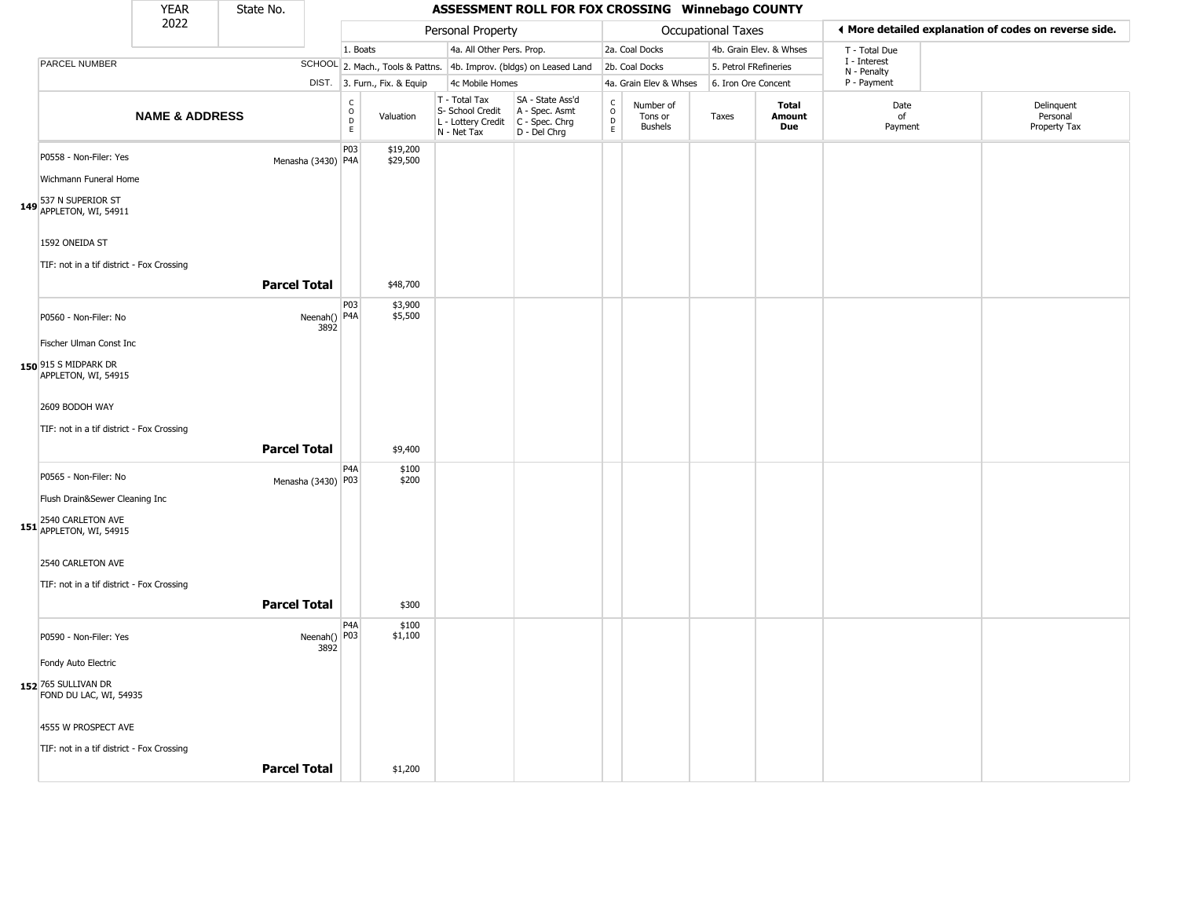| YEAR | State No. | ASSESSMENT ROLL FOR FOX CROSSING Winnebago COUNTY |
|---|---|---|
| 2022 | | |

| | | Personal Property | | | | Occupational Taxes | | | | ◀ More detailed explanation of codes on reverse side. | |
|---|---|---|---|---|---|---|---|---|---|---|---|
| | | 1. Boats | | 4a. All Other Pers. Prop. | | 2a. Coal Docks | | 4b. Grain Elev. & Whses | | T - Total Due<br>I - Interest<br>N - Penalty<br>P - Payment | |
| PARCEL NUMBER | SCHOOL | 2. Mach., Tools & Pattns. | | 4b. Improv. (bldgs) on Leased Land | | 2b. Coal Docks | | 5. Petrol FRefineries | | | |
| | DIST. | 3. Furn., Fix. & Equip | | 4c Mobile Homes | | 4a. Grain Elev & Whses | | 6. Iron Ore Concent | | | |

| NAME & ADDRESS | | CODE | Valuation | T - Total Tax<br>S- School Credit<br>L - Lottery Credit<br>N - Net Tax | SA - State Ass'd<br>A - Spec. Asmt<br>C - Spec. Chrg<br>D - Del Chrg | CODE | Number of Tons or Bushels | Taxes | Total Amount Due | Date of Payment | Delinquent Personal Property Tax |
|---|---|---|---|---|---|---|---|---|---|---|---|
| 149 P0558 - Non-Filer: Yes<br>Wichmann Funeral Home<br>537 N SUPERIOR ST<br>APPLETON, WI, 54911<br>1592 ONEIDA ST<br>TIF: not in a tif district - Fox Crossing | Menasha (3430) | P03<br>P4A | $19,200<br>$29,500 | | | | | | | | |
| | **Parcel Total** | | $48,700 | | | | | | | | |
| 150 P0560 - Non-Filer: No<br>Fischer Ulman Const Inc<br>915 S MIDPARK DR<br>APPLETON, WI, 54915<br>2609 BODOH WAY<br>TIF: not in a tif district - Fox Crossing | Neenah() 3892 | P03<br>P4A | $3,900<br>$5,500 | | | | | | | | |
| | **Parcel Total** | | $9,400 | | | | | | | | |
| 151 P0565 - Non-Filer: No<br>Flush Drain&Sewer Cleaning Inc<br>2540 CARLETON AVE<br>APPLETON, WI, 54915<br>2540 CARLETON AVE<br>TIF: not in a tif district - Fox Crossing | Menasha (3430) | P4A<br>P03 | $100<br>$200 | | | | | | | | |
| | **Parcel Total** | | $300 | | | | | | | | |
| 152 P0590 - Non-Filer: Yes<br>Fondy Auto Electric<br>765 SULLIVAN DR<br>FOND DU LAC, WI, 54935<br>4555 W PROSPECT AVE<br>TIF: not in a tif district - Fox Crossing | Neenah() 3892 | P4A<br>P03 | $100<br>$1,100 | | | | | | | | |
| | **Parcel Total** | | $1,200 | | | | | | | | |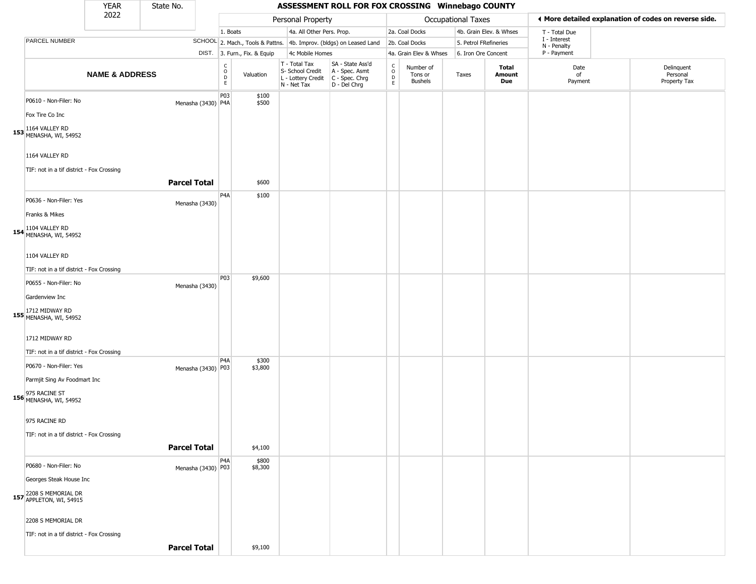| YEAR 2022 | State No. | ASSESSMENT ROLL FOR FOX CROSSING Winnebago COUNTY | | | | | | | | | |
|---|---|---|---|---|---|---|---|---|---|---|---|

| | | Personal Property | | | | Occupational Taxes | | | | ◄ More detailed explanation of codes on reverse side. | |
|---|---|---|---|---|---|---|---|---|---|---|---|
| PARCEL NUMBER | SCHOOL DIST. | 1. Boats / 2. Mach., Tools & Pattns. / 3. Furn., Fix. & Equip | | 4a. All Other Pers. Prop. / 4b. Improv. (bldgs) on Leased Land / 4c Mobile Homes | | 2a. Coal Docks / 2b. Coal Docks / 4a. Grain Elev & Whses | | 4b. Grain Elev. & Whses / 5. Petrol FRefineries / 6. Iron Ore Concent | | T - Total Due / I - Interest / N - Penalty / P - Payment | |
| **NAME & ADDRESS** | | CODE | Valuation | T - Total Tax / S- School Credit / L - Lottery Credit / N - Net Tax | SA - State Ass'd / A - Spec. Asmt / C - Spec. Chrg / D - Del Chrg | CODE | Number of Tons or Bushels | Taxes | **Total Amount Due** | Date of Payment | Delinquent Personal Property Tax |
| **153** P0610 - Non-Filer: No<br>Fox Tire Co Inc<br>1164 VALLEY RD<br>MENASHA, WI, 54952<br><br>1164 VALLEY RD<br>TIF: not in a tif district - Fox Crossing | Menasha (3430) | P03<br>P4A | $100<br>$500 | | | | | | | | |
| **Parcel Total** | | | $600 | | | | | | | | |
| **154** P0636 - Non-Filer: Yes<br>Franks & Mikes<br>1104 VALLEY RD<br>MENASHA, WI, 54952<br><br>1104 VALLEY RD<br>TIF: not in a tif district - Fox Crossing | Menasha (3430) | P4A | $100 | | | | | | | | |
| **155** P0655 - Non-Filer: No<br>Gardenview Inc<br>1712 MIDWAY RD<br>MENASHA, WI, 54952<br><br>1712 MIDWAY RD<br>TIF: not in a tif district - Fox Crossing | Menasha (3430) | P03 | $9,600 | | | | | | | | |
| **156** P0670 - Non-Filer: Yes<br>Parmjit Sing Av Foodmart Inc<br>975 RACINE ST<br>MENASHA, WI, 54952<br><br>975 RACINE RD<br>TIF: not in a tif district - Fox Crossing | Menasha (3430) | P4A<br>P03 | $300<br>$3,800 | | | | | | | | |
| **Parcel Total** | | | $4,100 | | | | | | | | |
| **157** P0680 - Non-Filer: No<br>Georges Steak House Inc<br>2208 S MEMORIAL DR<br>APPLETON, WI, 54915<br><br>2208 S MEMORIAL DR<br>TIF: not in a tif district - Fox Crossing | Menasha (3430) | P4A<br>P03 | $800<br>$8,300 | | | | | | | | |
| **Parcel Total** | | | $9,100 | | | | | | | | |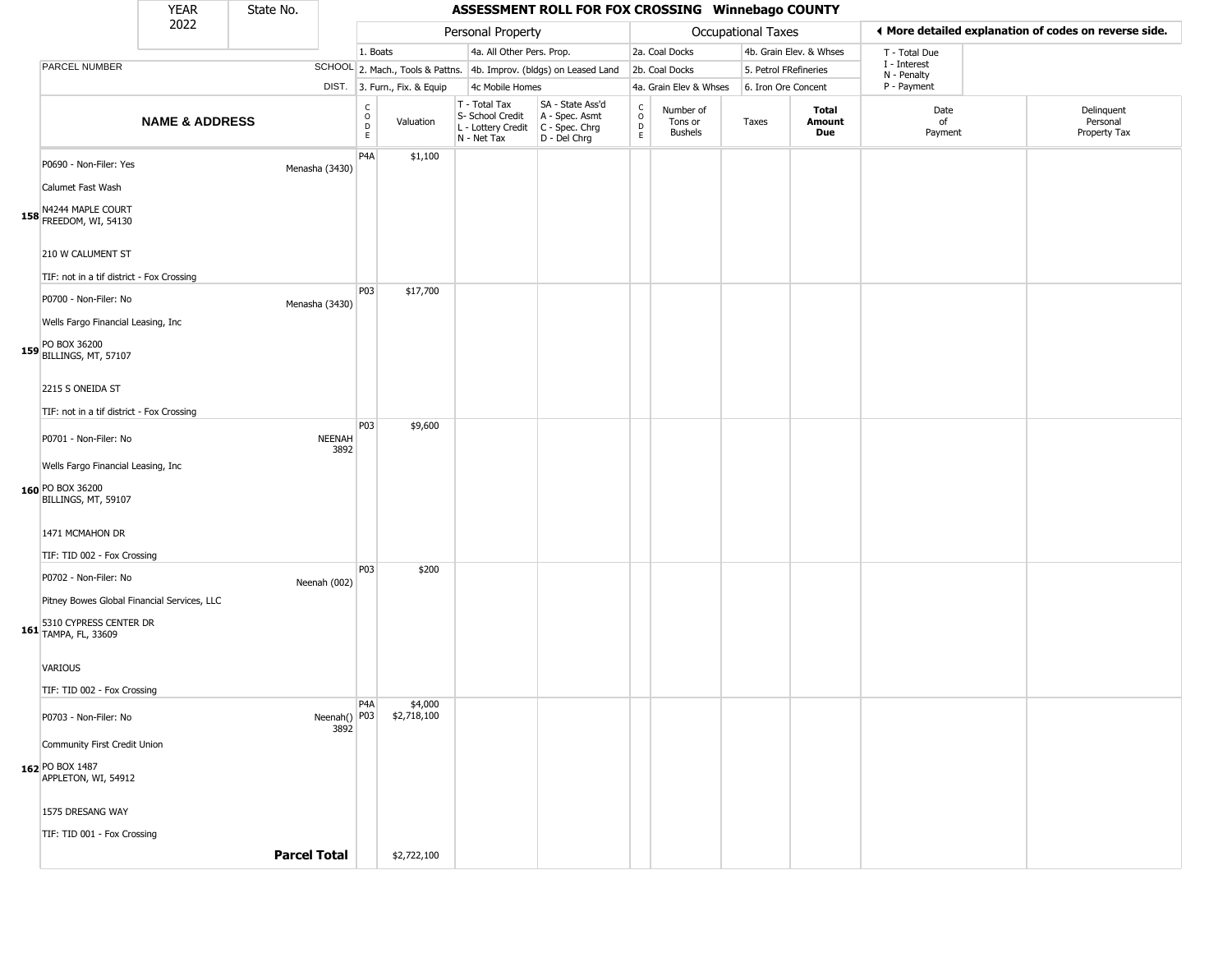| YEAR 2022 | State No. | | **ASSESSMENT ROLL FOR FOX CROSSING Winnebago COUNTY** | | | | | | | | | |
|---|---|---|---|---|---|---|---|---|---|---|---|---|

| | | | Personal Property | | | | Occupational Taxes | | | | ◄ More detailed explanation of codes on reverse side. | |
|---|---|---|---|---|---|---|---|---|---|---|---|---|
| | | | 1. Boats | | 4a. All Other Pers. Prop. | | 2a. Coal Docks | | 4b. Grain Elev. & Whses | | T - Total Due | |
| PARCEL NUMBER | | SCHOOL | 2. Mach., Tools & Pattns. | | 4b. Improv. (bldgs) on Leased Land | | 2b. Coal Docks | | 5. Petrol FRefineries | | I - Interest N - Penalty | |
| | | DIST. | 3. Furn., Fix. & Equip | | 4c Mobile Homes | | 4a. Grain Elev & Whses | | 6. Iron Ore Concent | | P - Payment | |
| | **NAME & ADDRESS** | | CODE | Valuation | T - Total Tax S- School Credit L - Lottery Credit N - Net Tax | SA - State Ass'd A - Spec. Asmt C - Spec. Chrg D - Del Chrg | CODE | Number of Tons or Bushels | Taxes | **Total Amount Due** | Date of Payment | Delinquent Personal Property Tax |
| 158 | P0690 - Non-Filer: Yes<br>Calumet Fast Wash<br>N4244 MAPLE COURT<br>FREEDOM, WI, 54130<br>210 W CALUMENT ST<br>TIF: not in a tif district - Fox Crossing | Menasha (3430) | P4A | $1,100 | | | | | | | | |
| 159 | P0700 - Non-Filer: No<br>Wells Fargo Financial Leasing, Inc<br>PO BOX 36200<br>BILLINGS, MT, 57107<br>2215 S ONEIDA ST<br>TIF: not in a tif district - Fox Crossing | Menasha (3430) | P03 | $17,700 | | | | | | | | |
| 160 | P0701 - Non-Filer: No<br>Wells Fargo Financial Leasing, Inc<br>PO BOX 36200<br>BILLINGS, MT, 59107<br>1471 MCMAHON DR<br>TIF: TID 002 - Fox Crossing | NEENAH 3892 | P03 | $9,600 | | | | | | | | |
| 161 | P0702 - Non-Filer: No<br>Pitney Bowes Global Financial Services, LLC<br>5310 CYPRESS CENTER DR<br>TAMPA, FL, 33609<br>VARIOUS<br>TIF: TID 002 - Fox Crossing | Neenah (002) | P03 | $200 | | | | | | | | |
| 162 | P0703 - Non-Filer: No<br>Community First Credit Union<br>PO BOX 1487<br>APPLETON, WI, 54912<br>1575 DRESANG WAY<br>TIF: TID 001 - Fox Crossing | Neenah() 3892 | P4A<br>P03 | $4,000<br>$2,718,100 | | | | | | | | |
| | | **Parcel Total** | | $2,722,100 | | | | | | | | |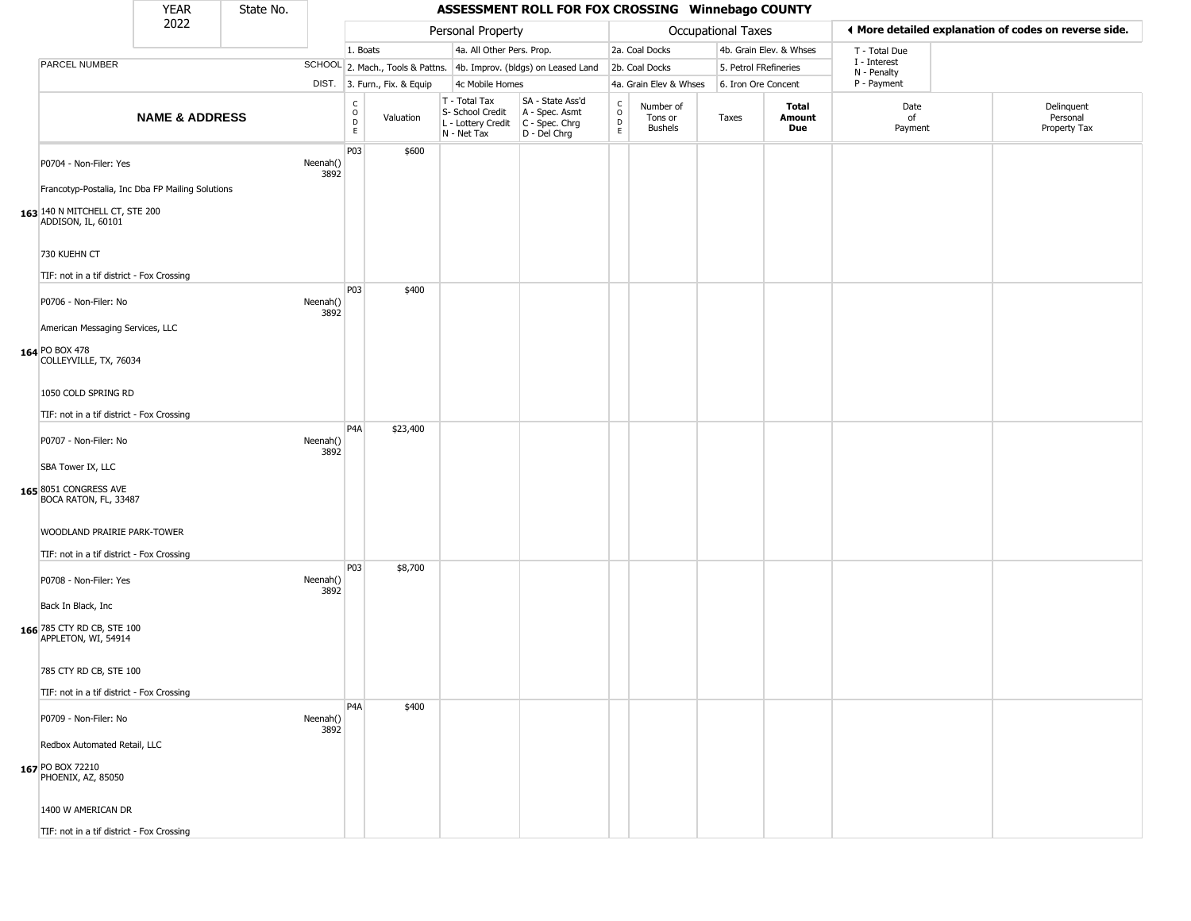| YEAR 2022 | State No. | | ASSESSMENT ROLL FOR FOX CROSSING Winnebago COUNTY | | | | | | | | | |
|---|---|---|---|---|---|---|---|---|---|---|---|---|

| | | Personal Property | | | | Occupational Taxes | | | | More detailed explanation of codes on reverse side. | |
|---|---|---|---|---|---|---|---|---|---|---|---|
| | | 1. Boats | | 4a. All Other Pers. Prop. | | 2a. Coal Docks | | 4b. Grain Elev. & Whses | | T - Total Due | |
| PARCEL NUMBER | SCHOOL | 2. Mach., Tools & Pattns. | | 4b. Improv. (bldgs) on Leased Land | | 2b. Coal Docks | | 5. Petrol FRefineries | | I - Interest | |
| | DIST. | 3. Furn., Fix. & Equip | | 4c Mobile Homes | | 4a. Grain Elev & Whses | | 6. Iron Ore Concent | | N - Penalty / P - Payment | |

| | NAME & ADDRESS | SCHOOL DIST. | CODE | Valuation | T - Total Tax / S- School Credit / L - Lottery Credit / N - Net Tax | SA - State Ass'd / A - Spec. Asmt / C - Spec. Chrg / D - Del Chrg | CODE | Number of Tons or Bushels | Taxes | Total Amount Due | Date of Payment | Delinquent Personal Property Tax |
|---|---|---|---|---|---|---|---|---|---|---|---|---|
| 163 | P0704 - Non-Filer: Yes<br>Francotyp-Postalia, Inc Dba FP Mailing Solutions<br>140 N MITCHELL CT, STE 200<br>ADDISON, IL, 60101<br>730 KUEHN CT<br>TIF: not in a tif district - Fox Crossing | Neenah() 3892 | P03 | $600 | | | | | | | | |
| 164 | P0706 - Non-Filer: No<br>American Messaging Services, LLC<br>PO BOX 478<br>COLLEYVILLE, TX, 76034<br>1050 COLD SPRING RD<br>TIF: not in a tif district - Fox Crossing | Neenah() 3892 | P03 | $400 | | | | | | | | |
| 165 | P0707 - Non-Filer: No<br>SBA Tower IX, LLC<br>8051 CONGRESS AVE<br>BOCA RATON, FL, 33487<br>WOODLAND PRAIRIE PARK-TOWER<br>TIF: not in a tif district - Fox Crossing | Neenah() 3892 | P4A | $23,400 | | | | | | | | |
| 166 | P0708 - Non-Filer: Yes<br>Back In Black, Inc<br>785 CTY RD CB, STE 100<br>APPLETON, WI, 54914<br>785 CTY RD CB, STE 100<br>TIF: not in a tif district - Fox Crossing | Neenah() 3892 | P03 | $8,700 | | | | | | | | |
| 167 | P0709 - Non-Filer: No<br>Redbox Automated Retail, LLC<br>PO BOX 72210<br>PHOENIX, AZ, 85050<br>1400 W AMERICAN DR<br>TIF: not in a tif district - Fox Crossing | Neenah() 3892 | P4A | $400 | | | | | | | | |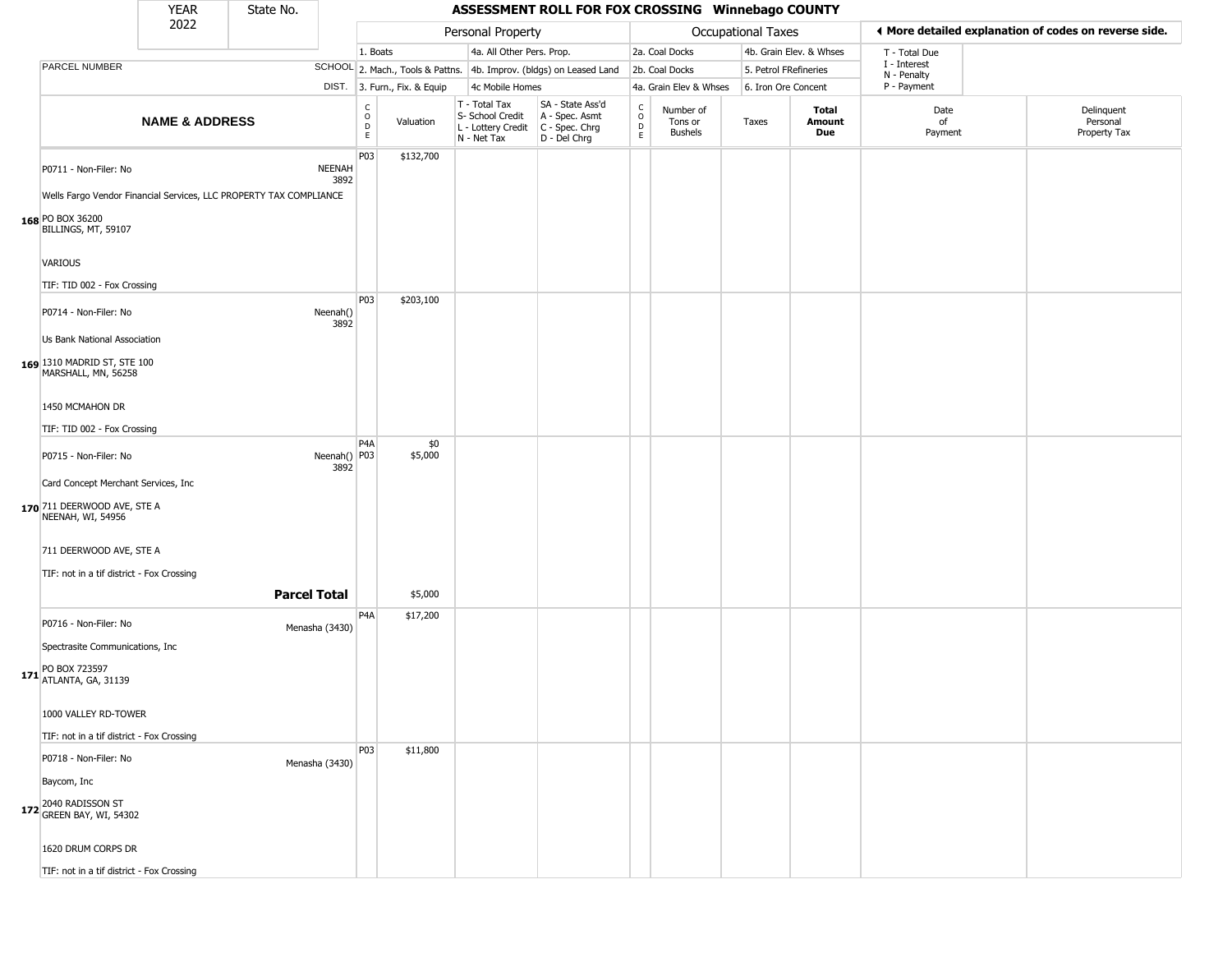# ASSESSMENT ROLL FOR FOX CROSSING Winnebago COUNTY

YEAR 2022 | State No.

**Personal Property:** 1. Boats; 2. Mach., Tools & Pattns.; 3. Furn., Fix. & Equip; 4a. All Other Pers. Prop.; 4b. Improv. (bldgs) on Leased Land; 4c Mobile Homes

**Occupational Taxes:** 2a. Coal Docks; 2b. Coal Docks; 4a. Grain Elev & Whses; 4b. Grain Elev. & Whses; 5. Petrol FRefineries; 6. Iron Ore Concent

◀ More detailed explanation of codes on reverse side.

T - Total Due; I - Interest; N - Penalty; P - Payment

| | NAME & ADDRESS | SCHOOL DIST. | CODE | Valuation | T - Total Tax / S- School Credit / L - Lottery Credit / N - Net Tax | SA - State Ass'd / A - Spec. Asmt / C - Spec. Chrg / D - Del Chrg | CODE | Number of Tons or Bushels | Taxes | Total Amount Due | Date of Payment | Delinquent Personal Property Tax |
|---|---|---|---|---|---|---|---|---|---|---|---|---|
| 168 | P0711 - Non-Filer: No<br>Wells Fargo Vendor Financial Services, LLC PROPERTY TAX COMPLIANCE<br>PO BOX 36200<br>BILLINGS, MT, 59107<br>VARIOUS<br>TIF: TID 002 - Fox Crossing | NEENAH 3892 | P03 | $132,700 | | | | | | | | |
| 169 | P0714 - Non-Filer: No<br>Us Bank National Association<br>1310 MADRID ST, STE 100<br>MARSHALL, MN, 56258<br>1450 MCMAHON DR<br>TIF: TID 002 - Fox Crossing | Neenah() 3892 | P03 | $203,100 | | | | | | | | |
| 170 | P0715 - Non-Filer: No<br>Card Concept Merchant Services, Inc<br>711 DEERWOOD AVE, STE A<br>NEENAH, WI, 54956<br>711 DEERWOOD AVE, STE A<br>TIF: not in a tif district - Fox Crossing | Neenah() 3892 | P4A<br>P03 | $0<br>$5,000 | | | | | | | | |
| | **Parcel Total** | | | $5,000 | | | | | | | | |
| 171 | P0716 - Non-Filer: No<br>Spectrasite Communications, Inc<br>PO BOX 723597<br>ATLANTA, GA, 31139<br>1000 VALLEY RD-TOWER<br>TIF: not in a tif district - Fox Crossing | Menasha (3430) | P4A | $17,200 | | | | | | | | |
| 172 | P0718 - Non-Filer: No<br>Baycom, Inc<br>2040 RADISSON ST<br>GREEN BAY, WI, 54302<br>1620 DRUM CORPS DR<br>TIF: not in a tif district - Fox Crossing | Menasha (3430) | P03 | $11,800 | | | | | | | | |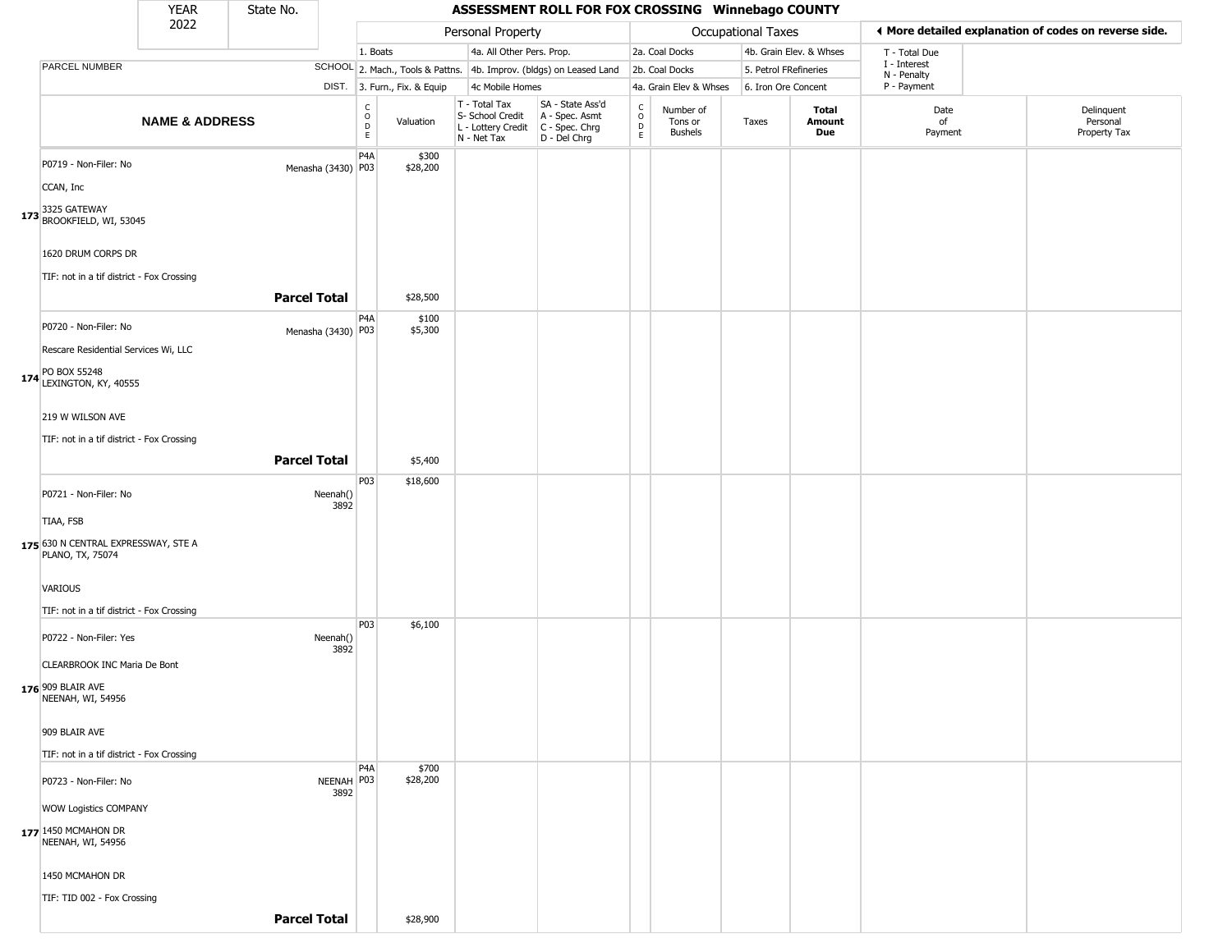| YEAR 2022 | State No. | | ASSESSMENT ROLL FOR FOX CROSSING Winnebago COUNTY | | | | | | | | | |
|---|---|---|---|---|---|---|---|---|---|---|---|---|
| | | | Personal Property | | | | Occupational Taxes | | | | ◄ More detailed explanation of codes on reverse side. | |
| | | | 1. Boats | | 4a. All Other Pers. Prop. | | 2a. Coal Docks | | 4b. Grain Elev. & Whses | | T - Total Due | |
| PARCEL NUMBER | SCHOOL | | 2. Mach., Tools & Pattns. | | 4b. Improv. (bldgs) on Leased Land | | 2b. Coal Docks | | 5. Petrol FRefineries | | I - Interest N - Penalty | |
| | DIST. | | 3. Furn., Fix. & Equip | | 4c Mobile Homes | | 4a. Grain Elev & Whses | | 6. Iron Ore Concent | | P - Payment | |
| NAME & ADDRESS | | CODE | Valuation | T - Total Tax S- School Credit L - Lottery Credit N - Net Tax | SA - State Ass'd A - Spec. Asmt C - Spec. Chrg D - Del Chrg | CODE | Number of Tons or Bushels | Taxes | Total Amount Due | Date of Payment | Delinquent Personal Property Tax | |
| **173** P0719 - Non-Filer: No<br>CCAN, Inc<br>3325 GATEWAY<br>BROOKFIELD, WI, 53045<br><br>1620 DRUM CORPS DR<br><br>TIF: not in a tif district - Fox Crossing | Menasha (3430) | P4A<br>P03 | $300<br>$28,200 | | | | | | | | | |
| **Parcel Total** | | | $28,500 | | | | | | | | | |
| **174** P0720 - Non-Filer: No<br>Rescare Residential Services Wi, LLC<br>PO BOX 55248<br>LEXINGTON, KY, 40555<br><br>219 W WILSON AVE<br><br>TIF: not in a tif district - Fox Crossing | Menasha (3430) | P4A<br>P03 | $100<br>$5,300 | | | | | | | | | |
| **Parcel Total** | | | $5,400 | | | | | | | | | |
| **175** P0721 - Non-Filer: No<br>TIAA, FSB<br>630 N CENTRAL EXPRESSWAY, STE A<br>PLANO, TX, 75074<br><br>VARIOUS<br><br>TIF: not in a tif district - Fox Crossing | Neenah() 3892 | P03 | $18,600 | | | | | | | | | |
| **176** P0722 - Non-Filer: Yes<br>CLEARBROOK INC Maria De Bont<br>909 BLAIR AVE<br>NEENAH, WI, 54956<br><br>909 BLAIR AVE<br><br>TIF: not in a tif district - Fox Crossing | Neenah() 3892 | P03 | $6,100 | | | | | | | | | |
| **177** P0723 - Non-Filer: No<br>WOW Logistics COMPANY<br>1450 MCMAHON DR<br>NEENAH, WI, 54956<br><br>1450 MCMAHON DR<br><br>TIF: TID 002 - Fox Crossing | NEENAH 3892 | P4A<br>P03 | $700<br>$28,200 | | | | | | | | | |
| **Parcel Total** | | | $28,900 | | | | | | | | | |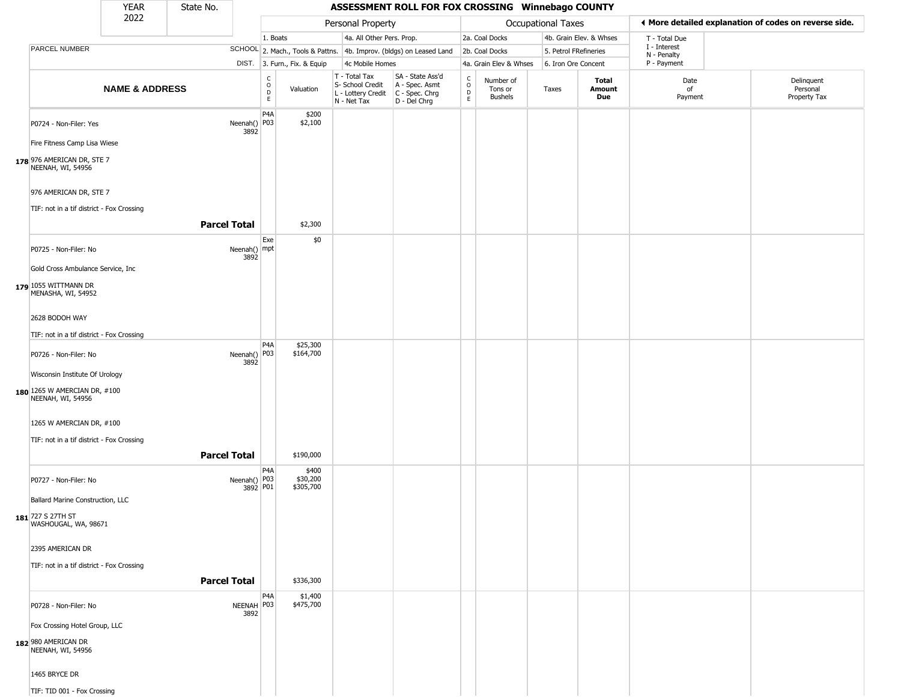**YEAR** 2022 | **State No.**

# ASSESSMENT ROLL FOR FOX CROSSING Winnebago COUNTY

◀ More detailed explanation of codes on reverse side.

| | | Personal Property | | | | Occupational Taxes | | | | |
|---|---|---|---|---|---|---|---|---|---|---|
| | | 1. Boats | | 4a. All Other Pers. Prop. | | 2a. Coal Docks | | 4b. Grain Elev. & Whses | T - Total Due<br>I - Interest<br>N - Penalty<br>P - Payment | |
| PARCEL NUMBER | SCHOOL | 2. Mach., Tools & Pattns. | | 4b. Improv. (bldgs) on Leased Land | | 2b. Coal Docks | | 5. Petrol FRefineries | | |
| | DIST. | 3. Furn., Fix. & Equip | | 4c Mobile Homes | | 4a. Grain Elev & Whses | | 6. Iron Ore Concent | | |

| NAME & ADDRESS | | CODE | Valuation | T - Total Tax<br>S- School Credit<br>L - Lottery Credit<br>N - Net Tax | SA - State Ass'd<br>A - Spec. Asmt<br>C - Spec. Chrg<br>D - Del Chrg | CODE | Number of Tons or Bushels | Taxes | Total Amount Due | Date of Payment | Delinquent Personal Property Tax |
|---|---|---|---|---|---|---|---|---|---|---|---|
| **178** P0724 - Non-Filer: Yes<br>Fire Fitness Camp Lisa Wiese<br>976 AMERICAN DR, STE 7<br>NEENAH, WI, 54956<br>976 AMERICAN DR, STE 7<br>TIF: not in a tif district - Fox Crossing | Neenah()<br>3892 | P4A<br>P03 | $200<br>$2,100 | | | | | | | | |
| | **Parcel Total** | | $2,300 | | | | | | | | |
| **179** P0725 - Non-Filer: No<br>Gold Cross Ambulance Service, Inc<br>1055 WITTMANN DR<br>MENASHA, WI, 54952<br>2628 BODOH WAY<br>TIF: not in a tif district - Fox Crossing | Neenah()<br>3892 | Exempt | $0 | | | | | | | | |
| **180** P0726 - Non-Filer: No<br>Wisconsin Institute Of Urology<br>1265 W AMERCIAN DR, #100<br>NEENAH, WI, 54956<br>1265 W AMERCIAN DR, #100<br>TIF: not in a tif district - Fox Crossing | Neenah()<br>3892 | P4A<br>P03 | $25,300<br>$164,700 | | | | | | | | |
| | **Parcel Total** | | $190,000 | | | | | | | | |
| **181** P0727 - Non-Filer: No<br>Ballard Marine Construction, LLC<br>727 S 27TH ST<br>WASHOUGAL, WA, 98671<br>2395 AMERICAN DR<br>TIF: not in a tif district - Fox Crossing | Neenah()<br>3892 | P4A<br>P03<br>P01 | $400<br>$30,200<br>$305,700 | | | | | | | | |
| | **Parcel Total** | | $336,300 | | | | | | | | |
| **182** P0728 - Non-Filer: No<br>Fox Crossing Hotel Group, LLC<br>980 AMERICAN DR<br>NEENAH, WI, 54956<br>1465 BRYCE DR<br>TIF: TID 001 - Fox Crossing | NEENAH<br>3892 | P4A<br>P03 | $1,400<br>$475,700 | | | | | | | | |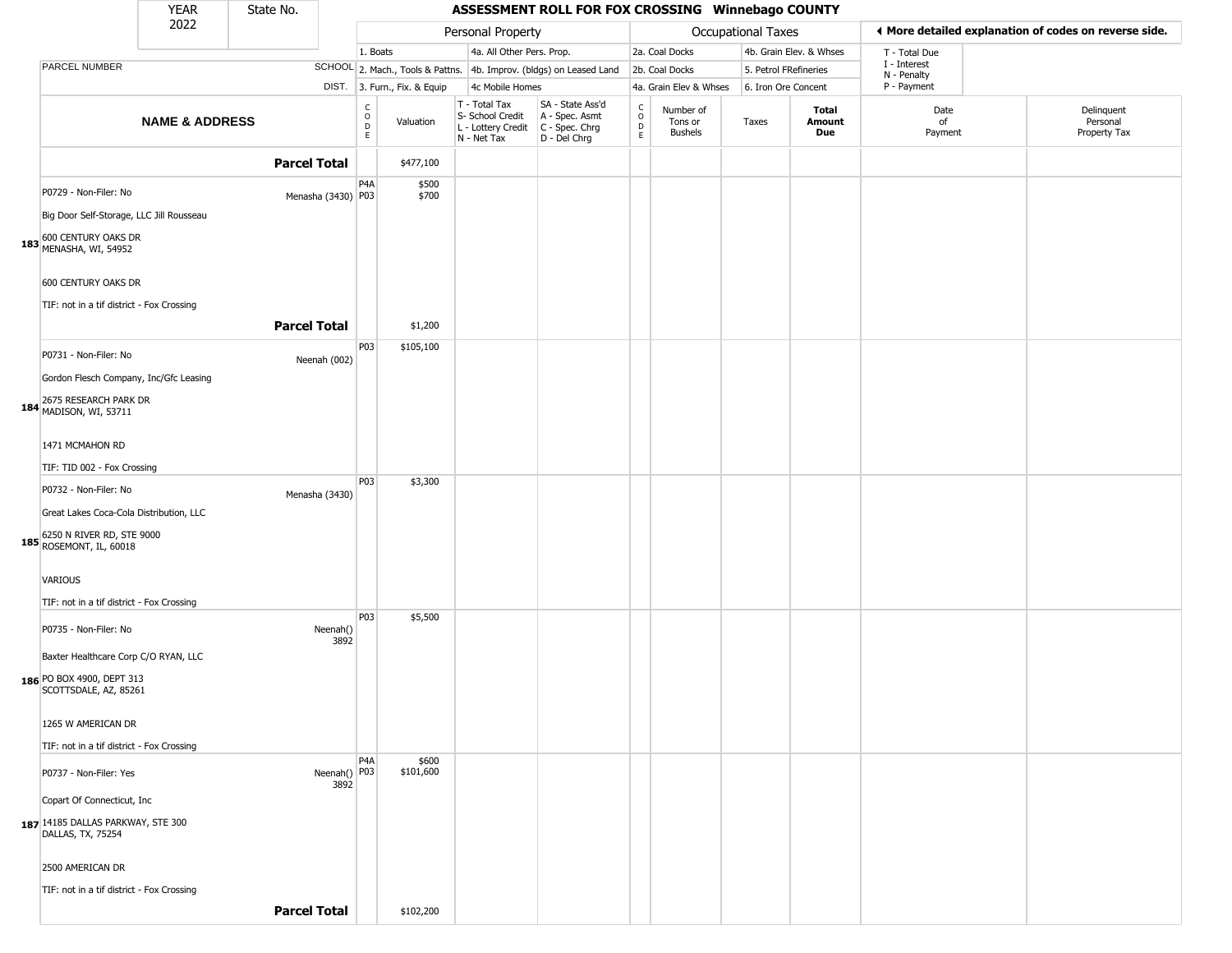| YEAR 2022 | State No. | ASSESSMENT ROLL FOR FOX CROSSING Winnebago COUNTY |
|---|---|---|

| | | | Personal Property | | | | Occupational Taxes | | | | ◄ More detailed explanation of codes on reverse side. | |
|---|---|---|---|---|---|---|---|---|---|---|---|---|
| | | | 1. Boats | | 4a. All Other Pers. Prop. | | 2a. Coal Docks | | 4b. Grain Elev. & Whses | | T - Total Due | |
| PARCEL NUMBER | SCHOOL | | 2. Mach., Tools & Pattns. | | 4b. Improv. (bldgs) on Leased Land | | 2b. Coal Docks | | 5. Petrol FRefineries | | I - Interest N - Penalty | |
| | DIST. | | 3. Furn., Fix. & Equip | | 4c Mobile Homes | | 4a. Grain Elev & Whses | | 6. Iron Ore Concent | | P - Payment | |
| NAME & ADDRESS | | CODE | Valuation | T - Total Tax S- School Credit L - Lottery Credit N - Net Tax | SA - State Ass'd A - Spec. Asmt C - Spec. Chrg D - Del Chrg | CODE | Number of Tons or Bushels | Taxes | Total Amount Due | Date of Payment | Delinquent Personal Property Tax | |
| **Parcel Total** | | | $477,100 | | | | | | | | | |
| 183 P0729 - Non-Filer: No<br>Big Door Self-Storage, LLC Jill Rousseau<br>600 CENTURY OAKS DR<br>MENASHA, WI, 54952<br><br>600 CENTURY OAKS DR<br>TIF: not in a tif district - Fox Crossing | Menasha (3430) | P4A<br>P03 | $500<br>$700 | | | | | | | | | |
| **Parcel Total** | | | $1,200 | | | | | | | | | |
| 184 P0731 - Non-Filer: No<br>Gordon Flesch Company, Inc/Gfc Leasing<br>2675 RESEARCH PARK DR<br>MADISON, WI, 53711<br><br>1471 MCMAHON RD<br>TIF: TID 002 - Fox Crossing | Neenah (002) | P03 | $105,100 | | | | | | | | | |
| 185 P0732 - Non-Filer: No<br>Great Lakes Coca-Cola Distribution, LLC<br>6250 N RIVER RD, STE 9000<br>ROSEMONT, IL, 60018<br><br>VARIOUS<br>TIF: not in a tif district - Fox Crossing | Menasha (3430) | P03 | $3,300 | | | | | | | | | |
| 186 P0735 - Non-Filer: No<br>Baxter Healthcare Corp C/O RYAN, LLC<br>PO BOX 4900, DEPT 313<br>SCOTTSDALE, AZ, 85261<br><br>1265 W AMERICAN DR<br>TIF: not in a tif district - Fox Crossing | Neenah() 3892 | P03 | $5,500 | | | | | | | | | |
| 187 P0737 - Non-Filer: Yes<br>Copart Of Connecticut, Inc<br>14185 DALLAS PARKWAY, STE 300<br>DALLAS, TX, 75254<br><br>2500 AMERICAN DR<br>TIF: not in a tif district - Fox Crossing | Neenah() 3892 | P4A<br>P03 | $600<br>$101,600 | | | | | | | | | |
| **Parcel Total** | | | $102,200 | | | | | | | | | |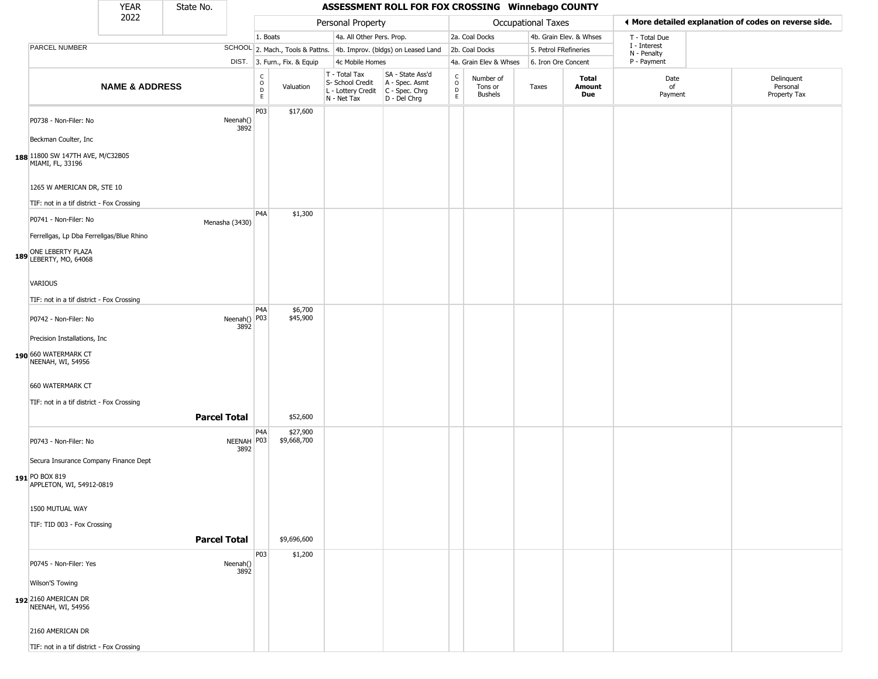| YEAR | State No. | ASSESSMENT ROLL FOR FOX CROSSING Winnebago COUNTY |
|---|---|---|
| 2022 | | |

| PARCEL NUMBER | SCHOOL DIST. | Personal Property: 1. Boats; 2. Mach., Tools & Pattns.; 3. Furn., Fix. & Equip; 4a. All Other Pers. Prop.; 4b. Improv. (bldgs) on Leased Land; 4c Mobile Homes | | | | Occupational Taxes: 2a. Coal Docks; 2b. Coal Docks; 4a. Grain Elev & Whses; 4b. Grain Elev. & Whses; 5. Petrol FRefineries; 6. Iron Ore Concent | | | | T - Total Due; I - Interest; N - Penalty; P - Payment | |
|---|---|---|---|---|---|---|---|---|---|---|---|
| **NAME & ADDRESS** | | CODE | Valuation | T - Total Tax; S- School Credit; L - Lottery Credit; N - Net Tax | SA - State Ass'd; A - Spec. Asmt; C - Spec. Chrg; D - Del Chrg | CODE | Number of Tons or Bushels | Taxes | **Total Amount Due** | Date of Payment | Delinquent Personal Property Tax |
| 188 P0738 - Non-Filer: No<br>Beckman Coulter, Inc<br>11800 SW 147TH AVE, M/C32B05<br>MIAMI, FL, 33196<br>1265 W AMERICAN DR, STE 10<br>TIF: not in a tif district - Fox Crossing | Neenah() 3892 | P03 | $17,600 | | | | | | | | |
| 189 P0741 - Non-Filer: No<br>Ferrellgas, Lp Dba Ferrellgas/Blue Rhino<br>ONE LEBERTY PLAZA<br>LEBERTY, MO, 64068<br>VARIOUS<br>TIF: not in a tif district - Fox Crossing | Menasha (3430) | P4A | $1,300 | | | | | | | | |
| 190 P0742 - Non-Filer: No<br>Precision Installations, Inc<br>660 WATERMARK CT<br>NEENAH, WI, 54956<br>660 WATERMARK CT<br>TIF: not in a tif district - Fox Crossing | Neenah() 3892 | P4A<br>P03 | $6,700<br>$45,900 | | | | | | | | |
| **Parcel Total** | | | $52,600 | | | | | | | | |
| 191 P0743 - Non-Filer: No<br>Secura Insurance Company Finance Dept<br>PO BOX 819<br>APPLETON, WI, 54912-0819<br>1500 MUTUAL WAY<br>TIF: TID 003 - Fox Crossing | NEENAH 3892 | P4A<br>P03 | $27,900<br>$9,668,700 | | | | | | | | |
| **Parcel Total** | | | $9,696,600 | | | | | | | | |
| 192 P0745 - Non-Filer: Yes<br>Wilson'S Towing<br>2160 AMERICAN DR<br>NEENAH, WI, 54956<br>2160 AMERICAN DR<br>TIF: not in a tif district - Fox Crossing | Neenah() 3892 | P03 | $1,200 | | | | | | | | |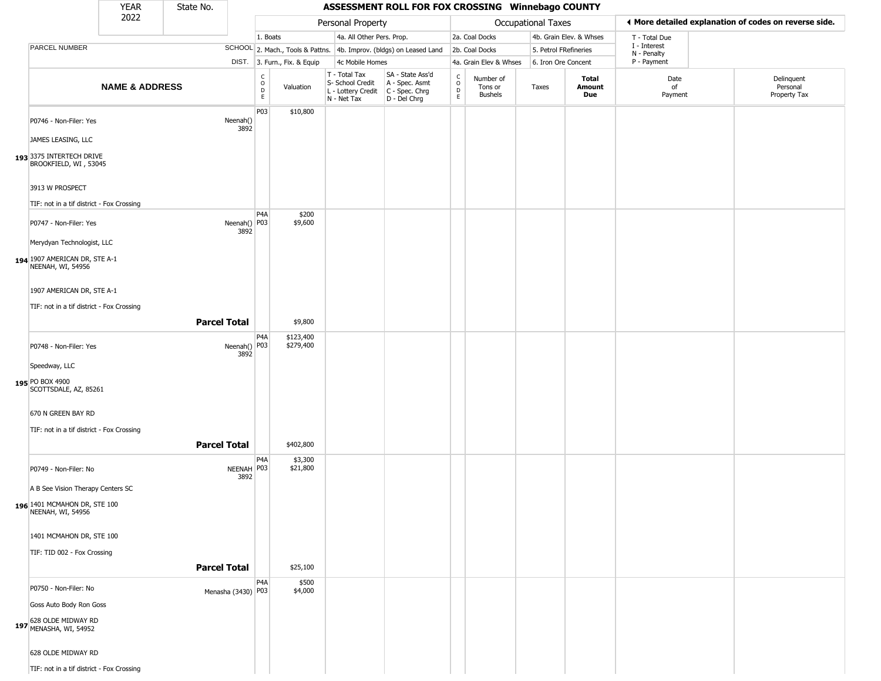| YEAR 2022 | State No. | ASSESSMENT ROLL FOR FOX CROSSING Winnebago COUNTY | | | | | | | | | | |
|---|---|---|---|---|---|---|---|---|---|---|---|---|

| | | Personal Property | | | | Occupational Taxes | | | | ◄ More detailed explanation of codes on reverse side. | |
|---|---|---|---|---|---|---|---|---|---|---|---|
| | | 1. Boats | | 4a. All Other Pers. Prop. | | 2a. Coal Docks | | 4b. Grain Elev. & Whses | | T - Total Due | |
| PARCEL NUMBER | SCHOOL | 2. Mach., Tools & Pattns. | | 4b. Improv. (bldgs) on Leased Land | | 2b. Coal Docks | | 5. Petrol FRefineries | | I - Interest N - Penalty | |
| | DIST. | 3. Furn., Fix. & Equip | | 4c Mobile Homes | | 4a. Grain Elev & Whses | | 6. Iron Ore Concent | | P - Payment | |

| NAME & ADDRESS | | CODE | Valuation | T - Total Tax S- School Credit L - Lottery Credit N - Net Tax | SA - State Ass'd A - Spec. Asmt C - Spec. Chrg D - Del Chrg | CODE | Number of Tons or Bushels | Taxes | Total Amount Due | Date of Payment | Delinquent Personal Property Tax |
|---|---|---|---|---|---|---|---|---|---|---|---|
| 193 | P0746 - Non-Filer: Yes<br>JAMES LEASING, LLC<br>3375 INTERTECH DRIVE<br>BROOKFIELD, WI , 53045<br>3913 W PROSPECT<br>TIF: not in a tif district - Fox Crossing<br>Neenah() 3892 | P03 | $10,800 | | | | | | | | |
| 194 | P0747 - Non-Filer: Yes<br>Merydyan Technologist, LLC<br>1907 AMERICAN DR, STE A-1<br>NEENAH, WI, 54956<br>1907 AMERICAN DR, STE A-1<br>TIF: not in a tif district - Fox Crossing<br>Neenah() 3892 | P4A<br>P03 | $200<br>$9,600 | | | | | | | | |
| | **Parcel Total** | | $9,800 | | | | | | | | |
| 195 | P0748 - Non-Filer: Yes<br>Speedway, LLC<br>PO BOX 4900<br>SCOTTSDALE, AZ, 85261<br>670 N GREEN BAY RD<br>TIF: not in a tif district - Fox Crossing<br>Neenah() 3892 | P4A<br>P03 | $123,400<br>$279,400 | | | | | | | | |
| | **Parcel Total** | | $402,800 | | | | | | | | |
| 196 | P0749 - Non-Filer: No<br>A B See Vision Therapy Centers SC<br>1401 MCMAHON DR, STE 100<br>NEENAH, WI, 54956<br>1401 MCMAHON DR, STE 100<br>TIF: TID 002 - Fox Crossing<br>NEENAH 3892 | P4A<br>P03 | $3,300<br>$21,800 | | | | | | | | |
| | **Parcel Total** | | $25,100 | | | | | | | | |
| 197 | P0750 - Non-Filer: No<br>Goss Auto Body Ron Goss<br>628 OLDE MIDWAY RD<br>MENASHA, WI, 54952<br>628 OLDE MIDWAY RD<br>TIF: not in a tif district - Fox Crossing<br>Menasha (3430) | P4A<br>P03 | $500<br>$4,000 | | | | | | | | |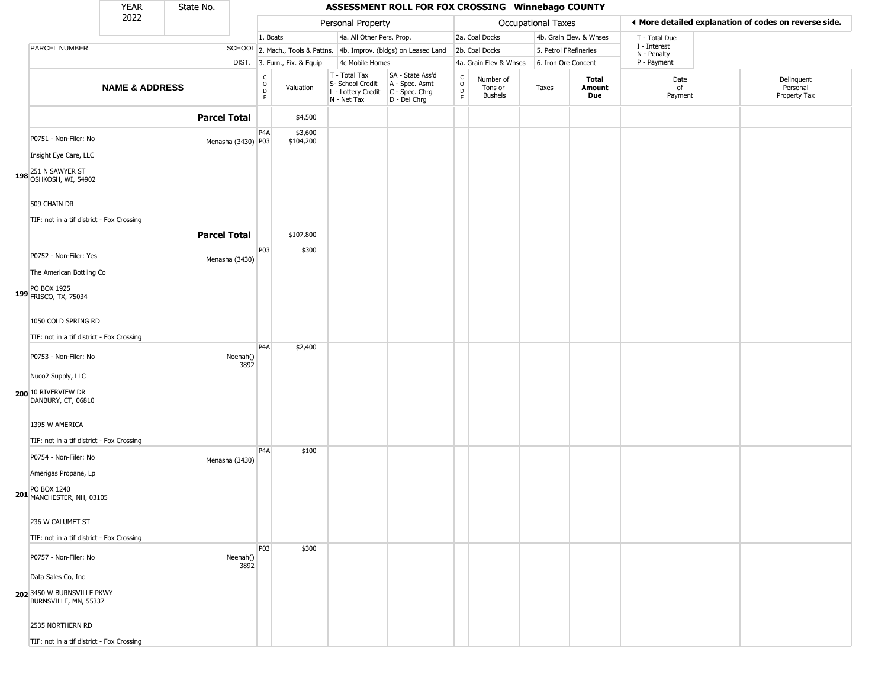| YEAR 2022 | State No. | ASSESSMENT ROLL FOR FOX CROSSING Winnebago COUNTY | | | | | | | | | | |
|---|---|---|---|---|---|---|---|---|---|---|---|---|
| | | Personal Property | | | | Occupational Taxes | | | | ◀ More detailed explanation of codes on reverse side. | | |
| | | 1. Boats | | 4a. All Other Pers. Prop. | | 2a. Coal Docks | | 4b. Grain Elev. & Whses | | T - Total Due | | |
| PARCEL NUMBER | SCHOOL | 2. Mach., Tools & Pattns. | | 4b. Improv. (bldgs) on Leased Land | | 2b. Coal Docks | | 5. Petrol FRefineries | | I - Interest N - Penalty | | |
| | DIST. | 3. Furn., Fix. & Equip | | 4c Mobile Homes | | 4a. Grain Elev & Whses | | 6. Iron Ore Concent | | P - Payment | | |
| NAME & ADDRESS | | CODE | Valuation | T - Total Tax S- School Credit L - Lottery Credit N - Net Tax | SA - State Ass'd A - Spec. Asmt C - Spec. Chrg D - Del Chrg | CODE | Number of Tons or Bushels | Taxes | Total Amount Due | Date of Payment | Delinquent Personal Property Tax | |
| **Parcel Total** | | | $4,500 | | | | | | | | | |
| 198 P0751 - Non-Filer: No<br>Insight Eye Care, LLC<br>251 N SAWYER ST<br>OSHKOSH, WI, 54902<br>509 CHAIN DR<br>TIF: not in a tif district - Fox Crossing | Menasha (3430) | P4A<br>P03 | $3,600<br>$104,200 | | | | | | | | | |
| **Parcel Total** | | | $107,800 | | | | | | | | | |
| 199 P0752 - Non-Filer: Yes<br>The American Bottling Co<br>PO BOX 1925<br>FRISCO, TX, 75034<br>1050 COLD SPRING RD<br>TIF: not in a tif district - Fox Crossing | Menasha (3430) | P03 | $300 | | | | | | | | | |
| 200 P0753 - Non-Filer: No<br>Nuco2 Supply, LLC<br>10 RIVERVIEW DR<br>DANBURY, CT, 06810<br>1395 W AMERICA<br>TIF: not in a tif district - Fox Crossing | Neenah() 3892 | P4A | $2,400 | | | | | | | | | |
| 201 P0754 - Non-Filer: No<br>Amerigas Propane, Lp<br>PO BOX 1240<br>MANCHESTER, NH, 03105<br>236 W CALUMET ST<br>TIF: not in a tif district - Fox Crossing | Menasha (3430) | P4A | $100 | | | | | | | | | |
| 202 P0757 - Non-Filer: No<br>Data Sales Co, Inc<br>3450 W BURNSVILLE PKWY<br>BURNSVILLE, MN, 55337<br>2535 NORTHERN RD<br>TIF: not in a tif district - Fox Crossing | Neenah() 3892 | P03 | $300 | | | | | | | | | |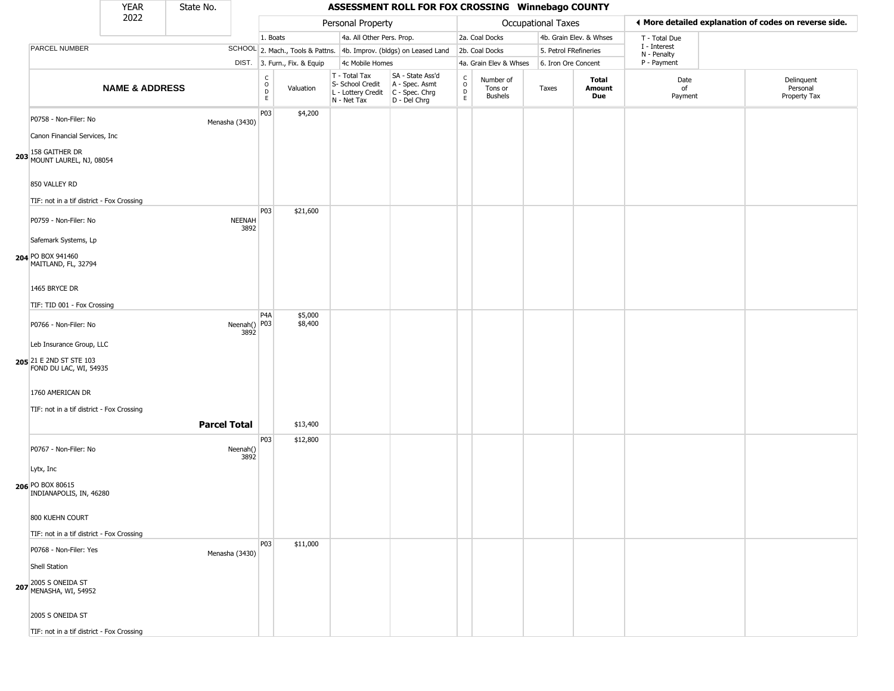| YEAR 2022 | State No. | ASSESSMENT ROLL FOR FOX CROSSING Winnebago COUNTY |
|---|---|---|

| PARCEL NUMBER / NAME & ADDRESS | SCHOOL DIST. | Personal Property CODE | Valuation | T - Total Tax / S- School Credit / L - Lottery Credit / N - Net Tax | SA - State Ass'd / A - Spec. Asmt / C - Spec. Chrg / D - Del Chrg | Occupational Taxes CODE | Number of Tons or Bushels | Taxes | Total Amount Due | Date of Payment | Delinquent Personal Property Tax |
|---|---|---|---|---|---|---|---|---|---|---|---|
| 203 P0758 - Non-Filer: No<br>Canon Financial Services, Inc<br>158 GAITHER DR<br>MOUNT LAUREL, NJ, 08054<br>850 VALLEY RD<br>TIF: not in a tif district - Fox Crossing | Menasha (3430) | P03 | $4,200 | | | | | | | | |
| 204 P0759 - Non-Filer: No<br>Safemark Systems, Lp<br>PO BOX 941460<br>MAITLAND, FL, 32794<br>1465 BRYCE DR<br>TIF: TID 001 - Fox Crossing | NEENAH 3892 | P03 | $21,600 | | | | | | | | |
| 205 P0766 - Non-Filer: No<br>Leb Insurance Group, LLC<br>21 E 2ND ST STE 103<br>FOND DU LAC, WI, 54935<br>1760 AMERICAN DR<br>TIF: not in a tif district - Fox Crossing | Neenah() 3892 | P4A<br>P03 | $5,000<br>$8,400 | | | | | | | | |
| **Parcel Total** | | | $13,400 | | | | | | | | |
| 206 P0767 - Non-Filer: No<br>Lytx, Inc<br>PO BOX 80615<br>INDIANAPOLIS, IN, 46280<br>800 KUEHN COURT<br>TIF: not in a tif district - Fox Crossing | Neenah() 3892 | P03 | $12,800 | | | | | | | | |
| 207 P0768 - Non-Filer: Yes<br>Shell Station<br>2005 S ONEIDA ST<br>MENASHA, WI, 54952<br>2005 S ONEIDA ST<br>TIF: not in a tif district - Fox Crossing | Menasha (3430) | P03 | $11,000 | | | | | | | | |

Personal Property codes: 1. Boats; 2. Mach., Tools & Pattns.; 3. Furn., Fix. & Equip; 4a. All Other Pers. Prop.; 4b. Improv. (bldgs) on Leased Land; 4c Mobile Homes

Occupational Taxes codes: 2a. Coal Docks; 2b. Coal Docks; 4a. Grain Elev & Whses; 4b. Grain Elev. & Whses; 5. Petrol FRefineries; 6. Iron Ore Concent

T - Total Due; I - Interest; N - Penalty; P - Payment

◄ More detailed explanation of codes on reverse side.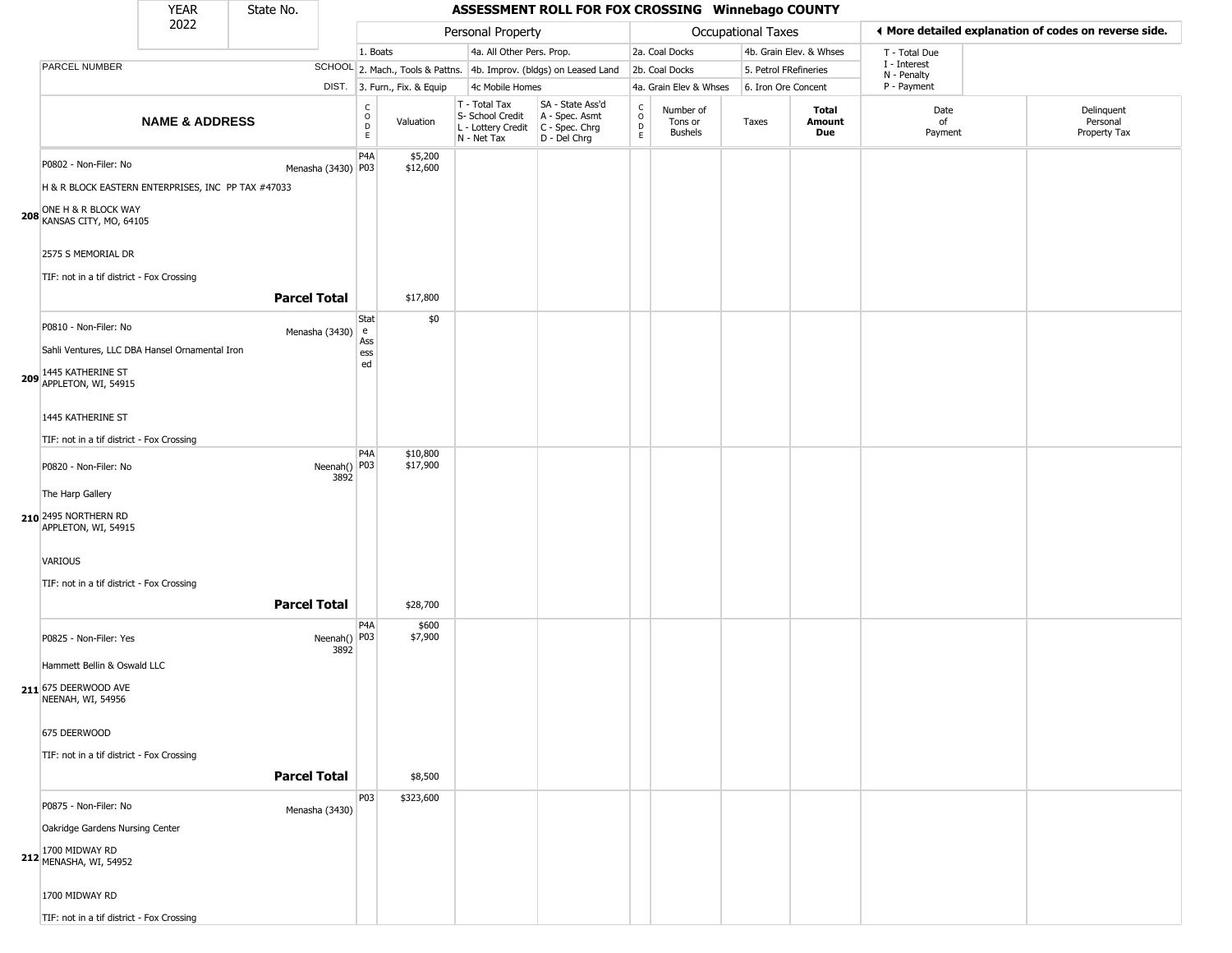| YEAR 2022 | State No. | ASSESSMENT ROLL FOR FOX CROSSING Winnebago COUNTY | | | | | | | | | |
|---|---|---|---|---|---|---|---|---|---|---|---|

**Personal Property:** 1. Boats; 2. Mach., Tools & Pattns.; 3. Furn., Fix. & Equip; 4a. All Other Pers. Prop.; 4b. Improv. (bldgs) on Leased Land; 4c Mobile Homes

**Occupational Taxes:** 2a. Coal Docks; 2b. Coal Docks; 4a. Grain Elev & Whses; 4b. Grain Elev. & Whses; 5. Petrol FRefineries; 6. Iron Ore Concent

◄ More detailed explanation of codes on reverse side. T - Total Due; I - Interest; N - Penalty; P - Payment

| | NAME & ADDRESS | SCHOOL DIST. | CODE | Valuation | T - Total Tax / S- School Credit / L - Lottery Credit / N - Net Tax | SA - State Ass'd / A - Spec. Asmt / C - Spec. Chrg / D - Del Chrg | CODE | Number of Tons or Bushels | Taxes | Total Amount Due | Date of Payment | Delinquent Personal Property Tax |
|---|---|---|---|---|---|---|---|---|---|---|---|---|
| 208 | P0802 - Non-Filer: No<br>H & R BLOCK EASTERN ENTERPRISES, INC PP TAX #47033<br>ONE H & R BLOCK WAY<br>KANSAS CITY, MO, 64105<br>2575 S MEMORIAL DR<br>TIF: not in a tif district - Fox Crossing | Menasha (3430) | P4A<br>P03 | $5,200<br>$12,600 | | | | | | | | |
| | **Parcel Total** | | | $17,800 | | | | | | | | |
| 209 | P0810 - Non-Filer: No<br>Sahli Ventures, LLC DBA Hansel Ornamental Iron<br>1445 KATHERINE ST<br>APPLETON, WI, 54915<br>1445 KATHERINE ST<br>TIF: not in a tif district - Fox Crossing | Menasha (3430) | State Assessed | $0 | | | | | | | | |
| 210 | P0820 - Non-Filer: No<br>The Harp Gallery<br>2495 NORTHERN RD<br>APPLETON, WI, 54915<br>VARIOUS<br>TIF: not in a tif district - Fox Crossing | Neenah() 3892 | P4A<br>P03 | $10,800<br>$17,900 | | | | | | | | |
| | **Parcel Total** | | | $28,700 | | | | | | | | |
| 211 | P0825 - Non-Filer: Yes<br>Hammett Bellin & Oswald LLC<br>675 DEERWOOD AVE<br>NEENAH, WI, 54956<br>675 DEERWOOD<br>TIF: not in a tif district - Fox Crossing | Neenah() 3892 | P4A<br>P03 | $600<br>$7,900 | | | | | | | | |
| | **Parcel Total** | | | $8,500 | | | | | | | | |
| 212 | P0875 - Non-Filer: No<br>Oakridge Gardens Nursing Center<br>1700 MIDWAY RD<br>MENASHA, WI, 54952<br>1700 MIDWAY RD<br>TIF: not in a tif district - Fox Crossing | Menasha (3430) | P03 | $323,600 | | | | | | | | |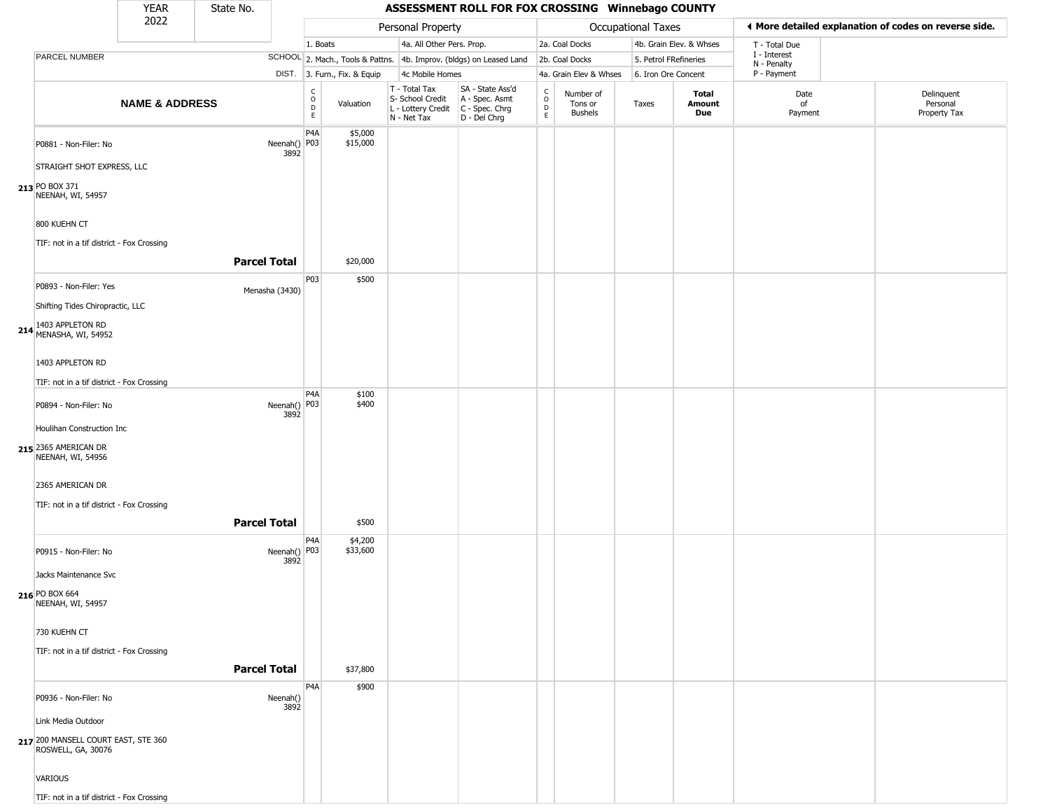| YEAR 2022 | State No. | | ASSESSMENT ROLL FOR FOX CROSSING Winnebago COUNTY | | | | | | | | | |
|---|---|---|---|---|---|---|---|---|---|---|---|---|
| | | | Personal Property | | | | Occupational Taxes | | | | ◀ More detailed explanation of codes on reverse side. | |
| | | | 1. Boats | | 4a. All Other Pers. Prop. | | 2a. Coal Docks | | 4b. Grain Elev. & Whses | | T - Total Due<br>I - Interest<br>N - Penalty<br>P - Payment | |
| PARCEL NUMBER | SCHOOL | | 2. Mach., Tools & Pattns. | | 4b. Improv. (bldgs) on Leased Land | | 2b. Coal Docks | | 5. Petrol FRefineries | | | |
| | DIST. | | 3. Furn., Fix. & Equip | | 4c Mobile Homes | | 4a. Grain Elev & Whses | | 6. Iron Ore Concent | | | |
| NAME & ADDRESS | | CODE | Valuation | T - Total Tax<br>S- School Credit<br>L - Lottery Credit<br>N - Net Tax | SA - State Ass'd<br>A - Spec. Asmt<br>C - Spec. Chrg<br>D - Del Chrg | CODE | Number of Tons or Bushels | Taxes | Total Amount Due | Date of Payment | Delinquent Personal Property Tax |
| **213** P0881 - Non-Filer: No<br>STRAIGHT SHOT EXPRESS, LLC<br>PO BOX 371<br>NEENAH, WI, 54957<br>800 KUEHN CT<br>TIF: not in a tif district - Fox Crossing | Neenah() 3892 | P4A<br>P03 | $5,000<br>$15,000 | | | | | | | | |
| **Parcel Total** | | | $20,000 | | | | | | | | |
| **214** P0893 - Non-Filer: Yes<br>Shifting Tides Chiropractic, LLC<br>1403 APPLETON RD<br>MENASHA, WI, 54952<br>1403 APPLETON RD<br>TIF: not in a tif district - Fox Crossing | Menasha (3430) | P03 | $500 | | | | | | | | |
| **215** P0894 - Non-Filer: No<br>Houlihan Construction Inc<br>2365 AMERICAN DR<br>NEENAH, WI, 54956<br>2365 AMERICAN DR<br>TIF: not in a tif district - Fox Crossing | Neenah() 3892 | P4A<br>P03 | $100<br>$400 | | | | | | | | |
| **Parcel Total** | | | $500 | | | | | | | | |
| **216** P0915 - Non-Filer: No<br>Jacks Maintenance Svc<br>PO BOX 664<br>NEENAH, WI, 54957<br>730 KUEHN CT<br>TIF: not in a tif district - Fox Crossing | Neenah() 3892 | P4A<br>P03 | $4,200<br>$33,600 | | | | | | | | |
| **Parcel Total** | | | $37,800 | | | | | | | | |
| **217** P0936 - Non-Filer: No<br>Link Media Outdoor<br>200 MANSELL COURT EAST, STE 360<br>ROSWELL, GA, 30076<br>VARIOUS<br>TIF: not in a tif district - Fox Crossing | Neenah() 3892 | P4A | $900 | | | | | | | | |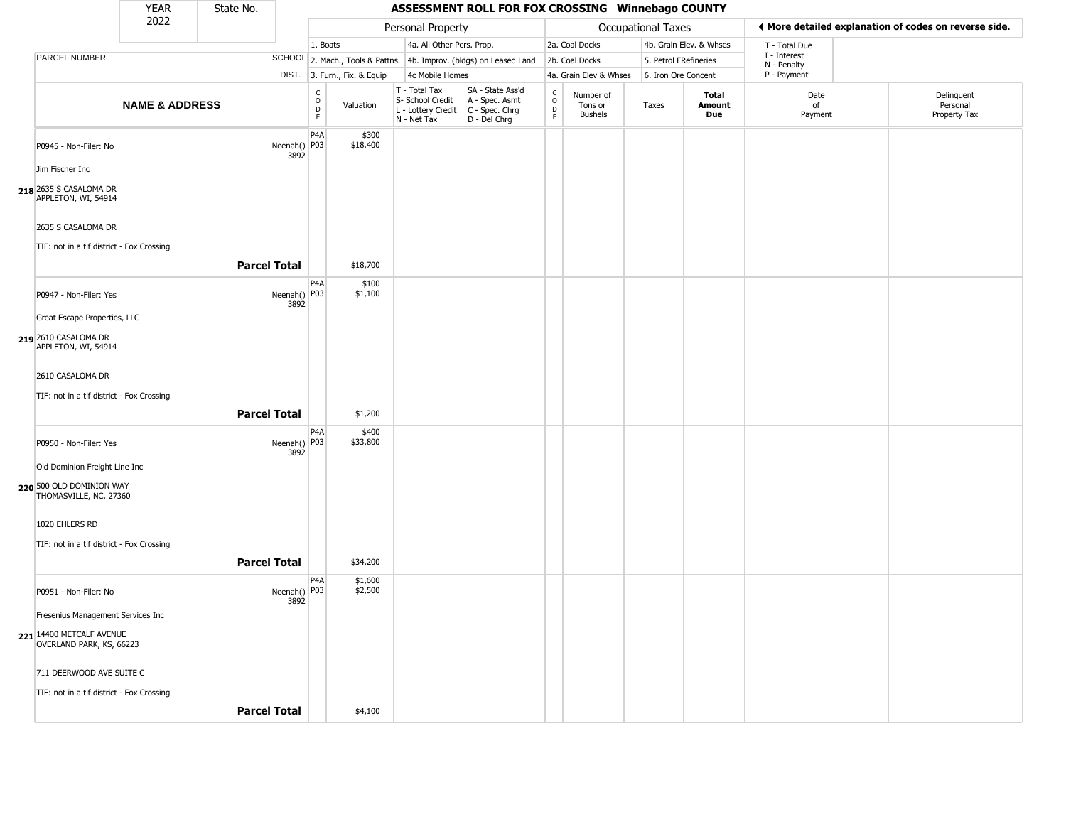| YEAR 2022 | State No. | ASSESSMENT ROLL FOR FOX CROSSING Winnebago COUNTY |
|---|---|---|

| PARCEL NUMBER / NAME & ADDRESS | SCHOOL DIST. | CODE | Valuation | T - Total Tax / S- School Credit / L - Lottery Credit / N - Net Tax | SA - State Ass'd / A - Spec. Asmt / C - Spec. Chrg / D - Del Chrg | CODE | Number of Tons or Bushels | Taxes | Total Amount Due | Date of Payment | Delinquent Personal Property Tax |
|---|---|---|---|---|---|---|---|---|---|---|---|
| **218** P0945 - Non-Filer: No<br>Jim Fischer Inc<br>2635 S CASALOMA DR<br>APPLETON, WI, 54914<br>2635 S CASALOMA DR<br>TIF: not in a tif district - Fox Crossing | Neenah() 3892 | P4A<br>P03 | $300<br>$18,400 | | | | | | | | |
| **Parcel Total** | | | $18,700 | | | | | | | | |
| **219** P0947 - Non-Filer: Yes<br>Great Escape Properties, LLC<br>2610 CASALOMA DR<br>APPLETON, WI, 54914<br>2610 CASALOMA DR<br>TIF: not in a tif district - Fox Crossing | Neenah() 3892 | P4A<br>P03 | $100<br>$1,100 | | | | | | | | |
| **Parcel Total** | | | $1,200 | | | | | | | | |
| **220** P0950 - Non-Filer: Yes<br>Old Dominion Freight Line Inc<br>500 OLD DOMINION WAY<br>THOMASVILLE, NC, 27360<br>1020 EHLERS RD<br>TIF: not in a tif district - Fox Crossing | Neenah() 3892 | P4A<br>P03 | $400<br>$33,800 | | | | | | | | |
| **Parcel Total** | | | $34,200 | | | | | | | | |
| **221** P0951 - Non-Filer: No<br>Fresenius Management Services Inc<br>14400 METCALF AVENUE<br>OVERLAND PARK, KS, 66223<br>711 DEERWOOD AVE SUITE C<br>TIF: not in a tif district - Fox Crossing | Neenah() 3892 | P4A<br>P03 | $1,600<br>$2,500 | | | | | | | | |
| **Parcel Total** | | | $4,100 | | | | | | | | |

Personal Property codes: 1. Boats; 2. Mach., Tools & Pattns.; 3. Furn., Fix. & Equip; 4a. All Other Pers. Prop.; 4b. Improv. (bldgs) on Leased Land; 4c Mobile Homes

Occupational Taxes codes: 2a. Coal Docks; 2b. Coal Docks; 4a. Grain Elev & Whses; 4b. Grain Elev. & Whses; 5. Petrol FRefineries; 6. Iron Ore Concent

◄ More detailed explanation of codes on reverse side.

T - Total Due; I - Interest; N - Penalty; P - Payment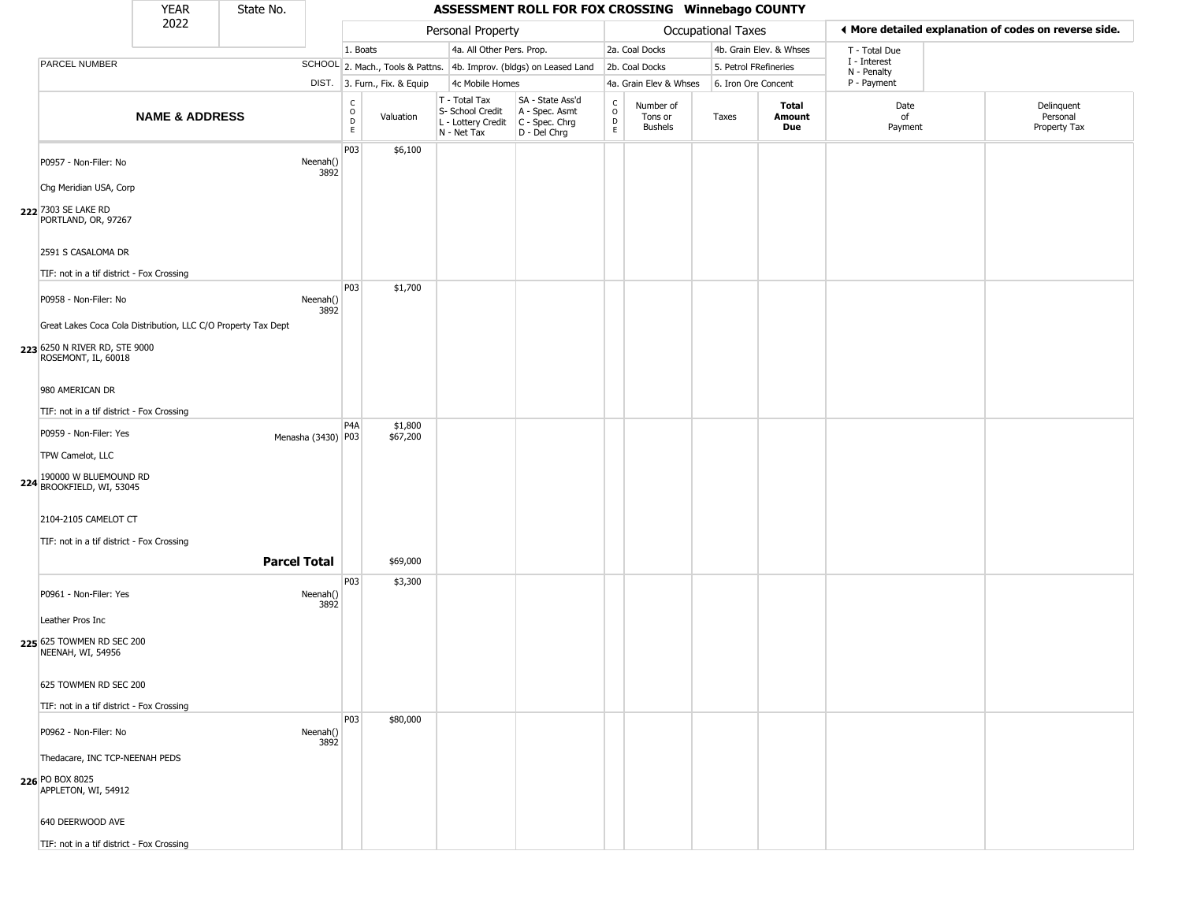| YEAR 2022 | State No. | ASSESSMENT ROLL FOR FOX CROSSING Winnebago COUNTY | | | | | | | | | | |
|---|---|---|---|---|---|---|---|---|---|---|---|---|

| | PARCEL NUMBER / NAME & ADDRESS | SCHOOL DIST. | CODE | Valuation | T - Total Tax, S- School Credit, L - Lottery Credit, N - Net Tax | SA - State Ass'd, A - Spec. Asmt, C - Spec. Chrg, D - Del Chrg | CODE | Number of Tons or Bushels | Taxes | Total Amount Due | Date of Payment | Delinquent Personal Property Tax |
|---|---|---|---|---|---|---|---|---|---|---|---|---|
| 222 | P0957 - Non-Filer: No<br>Chg Meridian USA, Corp<br>7303 SE LAKE RD<br>PORTLAND, OR, 97267<br>2591 S CASALOMA DR<br>TIF: not in a tif district - Fox Crossing | Neenah() 3892 | P03 | $6,100 | | | | | | | | |
| 223 | P0958 - Non-Filer: No<br>Great Lakes Coca Cola Distribution, LLC C/O Property Tax Dept<br>6250 N RIVER RD, STE 9000<br>ROSEMONT, IL, 60018<br>980 AMERICAN DR<br>TIF: not in a tif district - Fox Crossing | Neenah() 3892 | P03 | $1,700 | | | | | | | | |
| 224 | P0959 - Non-Filer: Yes<br>TPW Camelot, LLC<br>190000 W BLUEMOUND RD<br>BROOKFIELD, WI, 53045<br>2104-2105 CAMELOT CT<br>TIF: not in a tif district - Fox Crossing | Menasha (3430) | P4A<br>P03 | $1,800<br>$67,200 | | | | | | | | |
| | **Parcel Total** | | | $69,000 | | | | | | | | |
| 225 | P0961 - Non-Filer: Yes<br>Leather Pros Inc<br>625 TOWMEN RD SEC 200<br>NEENAH, WI, 54956<br>625 TOWMEN RD SEC 200<br>TIF: not in a tif district - Fox Crossing | Neenah() 3892 | P03 | $3,300 | | | | | | | | |
| 226 | P0962 - Non-Filer: No<br>Thedacare, INC TCP-NEENAH PEDS<br>PO BOX 8025<br>APPLETON, WI, 54912<br>640 DEERWOOD AVE<br>TIF: not in a tif district - Fox Crossing | Neenah() 3892 | P03 | $80,000 | | | | | | | | |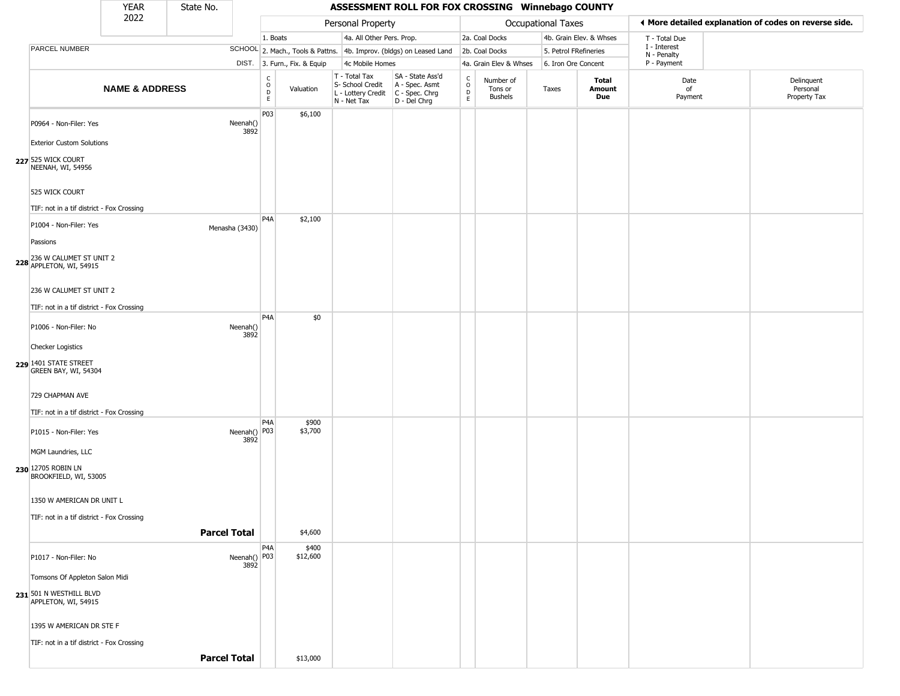# ASSESSMENT ROLL FOR FOX CROSSING Winnebago COUNTY

YEAR 2022 | State No.

| | Personal Property | | | | Occupational Taxes | | | | |
|---|---|---|---|---|---|---|---|---|---|
| PARCEL NUMBER SCHOOL DIST. | 1. Boats | 4a. All Other Pers. Prop. | | | 2a. Coal Docks | 4b. Grain Elev. & Whses | T - Total Due | | |
| | 2. Mach., Tools & Pattns. | 4b. Improv. (bldgs) on Leased Land | | | 2b. Coal Docks | 5. Petrol FRefineries | I - Interest | | |
| | 3. Furn., Fix. & Equip | 4c Mobile Homes | | | 4a. Grain Elev & Whses | 6. Iron Ore Concent | N - Penalty | | |
| | | | | | | | P - Payment | | |

◀ More detailed explanation of codes on reverse side.

| | NAME & ADDRESS | | CODE | Valuation | T - Total Tax S- School Credit L - Lottery Credit N - Net Tax | SA - State Ass'd A - Spec. Asmt C - Spec. Chrg D - Del Chrg | CODE | Number of Tons or Bushels | Taxes | Total Amount Due | Date of Payment | Delinquent Personal Property Tax |
|---|---|---|---|---|---|---|---|---|---|---|---|---|
| 227 | P0964 - Non-Filer: Yes<br>Exterior Custom Solutions<br>525 WICK COURT<br>NEENAH, WI, 54956<br><br>525 WICK COURT<br><br>TIF: not in a tif district - Fox Crossing | Neenah() 3892 | P03 | $6,100 | | | | | | | | |
| 228 | P1004 - Non-Filer: Yes<br>Passions<br>236 W CALUMET ST UNIT 2<br>APPLETON, WI, 54915<br><br>236 W CALUMET ST UNIT 2<br><br>TIF: not in a tif district - Fox Crossing | Menasha (3430) | P4A | $2,100 | | | | | | | | |
| 229 | P1006 - Non-Filer: No<br>Checker Logistics<br>1401 STATE STREET<br>GREEN BAY, WI, 54304<br><br>729 CHAPMAN AVE<br><br>TIF: not in a tif district - Fox Crossing | Neenah() 3892 | P4A | $0 | | | | | | | | |
| 230 | P1015 - Non-Filer: Yes<br>MGM Laundries, LLC<br>12705 ROBIN LN<br>BROOKFIELD, WI, 53005<br><br>1350 W AMERICAN DR UNIT L<br><br>TIF: not in a tif district - Fox Crossing | Neenah() 3892 | P4A<br>P03 | $900<br>$3,700 | | | | | | | | |
| | | **Parcel Total** | | $4,600 | | | | | | | | |
| 231 | P1017 - Non-Filer: No<br>Tomsons Of Appleton Salon Midi<br>501 N WESTHILL BLVD<br>APPLETON, WI, 54915<br><br>1395 W AMERICAN DR STE F<br><br>TIF: not in a tif district - Fox Crossing | Neenah() 3892 | P4A<br>P03 | $400<br>$12,600 | | | | | | | | |
| | | **Parcel Total** | | $13,000 | | | | | | | | |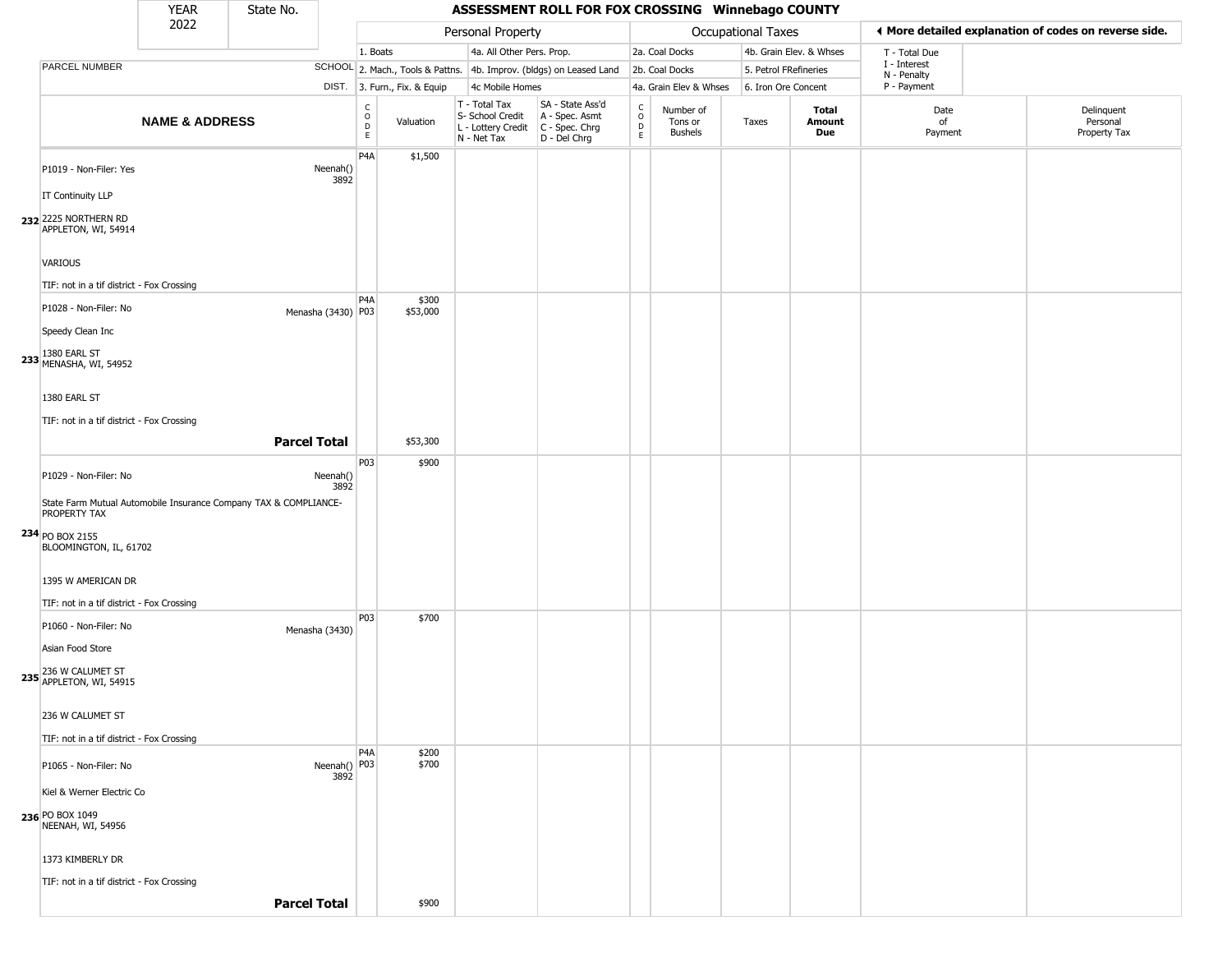# ASSESSMENT ROLL FOR FOX CROSSING Winnebago COUNTY

| YEAR | State No. |
| --- | --- |
| 2022 | |

| | | Personal Property | | | | | Occupational Taxes | | | | ◄ More detailed explanation of codes on reverse side. | |
| --- | --- | --- | --- | --- | --- | --- | --- | --- | --- | --- | --- | --- |
| PARCEL NUMBER | SCHOOL DIST. | 1. Boats<br>2. Mach., Tools & Pattns.<br>3. Furn., Fix. & Equip | | 4a. All Other Pers. Prop.<br>4b. Improv. (bldgs) on Leased Land<br>4c Mobile Homes | | | 2a. Coal Docks<br>2b. Coal Docks<br>4a. Grain Elev & Whses | | 4b. Grain Elev. & Whses<br>5. Petrol FRefineries<br>6. Iron Ore Concent | | T - Total Due<br>I - Interest<br>N - Penalty<br>P - Payment | |
| **NAME & ADDRESS** | | CODE | Valuation | T - Total Tax<br>S- School Credit<br>L - Lottery Credit<br>N - Net Tax | SA - State Ass'd<br>A - Spec. Asmt<br>C - Spec. Chrg<br>D - Del Chrg | CODE | Number of Tons or Bushels | Taxes | **Total Amount Due** | Date of Payment | Delinquent Personal Property Tax |
| 232 P1019 - Non-Filer: Yes<br>IT Continuity LLP<br>2225 NORTHERN RD<br>APPLETON, WI, 54914<br>VARIOUS<br>TIF: not in a tif district - Fox Crossing | Neenah() 3892 | P4A | $1,500 | | | | | | | | |
| 233 P1028 - Non-Filer: No<br>Speedy Clean Inc<br>1380 EARL ST<br>MENASHA, WI, 54952<br>1380 EARL ST<br>TIF: not in a tif district - Fox Crossing | Menasha (3430) | P4A<br>P03 | $300<br>$53,000 | | | | | | | | |
| **Parcel Total** | | | $53,300 | | | | | | | | |
| 234 P1029 - Non-Filer: No<br>State Farm Mutual Automobile Insurance Company TAX & COMPLIANCE-PROPERTY TAX<br>PO BOX 2155<br>BLOOMINGTON, IL, 61702<br>1395 W AMERICAN DR<br>TIF: not in a tif district - Fox Crossing | Neenah() 3892 | P03 | $900 | | | | | | | | |
| 235 P1060 - Non-Filer: No<br>Asian Food Store<br>236 W CALUMET ST<br>APPLETON, WI, 54915<br>236 W CALUMET ST<br>TIF: not in a tif district - Fox Crossing | Menasha (3430) | P03 | $700 | | | | | | | | |
| 236 P1065 - Non-Filer: No<br>Kiel & Werner Electric Co<br>PO BOX 1049<br>NEENAH, WI, 54956<br>1373 KIMBERLY DR<br>TIF: not in a tif district - Fox Crossing | Neenah() 3892 | P4A<br>P03 | $200<br>$700 | | | | | | | | |
| **Parcel Total** | | | $900 | | | | | | | | |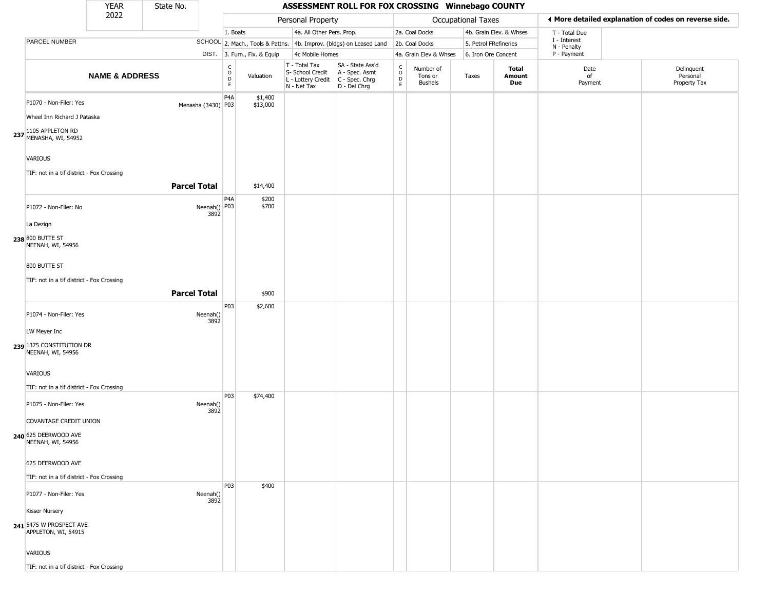# ASSESSMENT ROLL FOR FOX CROSSING Winnebago COUNTY

YEAR 2022 | State No.

| | | Personal Property | | | | Occupational Taxes | | | | ◄ More detailed explanation of codes on reverse side. | |
|---|---|---|---|---|---|---|---|---|---|---|---|
| PARCEL NUMBER | SCHOOL DIST. | 1. Boats<br>2. Mach., Tools & Pattns.<br>3. Furn., Fix. & Equip | | 4a. All Other Pers. Prop.<br>4b. Improv. (bldgs) on Leased Land<br>4c Mobile Homes | | 2a. Coal Docks<br>2b. Coal Docks<br>4a. Grain Elev & Whses | | 4b. Grain Elev. & Whses<br>5. Petrol FRefineries<br>6. Iron Ore Concent | | T - Total Due<br>I - Interest<br>N - Penalty<br>P - Payment | |
| **NAME & ADDRESS** | | CODE | Valuation | T - Total Tax<br>S- School Credit<br>L - Lottery Credit<br>N - Net Tax | SA - State Ass'd<br>A - Spec. Asmt<br>C - Spec. Chrg<br>D - Del Chrg | CODE | Number of Tons or Bushels | Taxes | **Total Amount Due** | Date of Payment | Delinquent Personal Property Tax |
| 237 P1070 - Non-Filer: Yes<br>Wheel Inn Richard J Pataska<br>1105 APPLETON RD<br>MENASHA, WI, 54952<br>VARIOUS<br>TIF: not in a tif district - Fox Crossing | Menasha (3430) | P4A<br>P03 | $1,400<br>$13,000 | | | | | | | | |
| | **Parcel Total** | | $14,400 | | | | | | | | |
| 238 P1072 - Non-Filer: No<br>La Dezign<br>800 BUTTE ST<br>NEENAH, WI, 54956<br>800 BUTTE ST<br>TIF: not in a tif district - Fox Crossing | Neenah() 3892 | P4A<br>P03 | $200<br>$700 | | | | | | | | |
| | **Parcel Total** | | $900 | | | | | | | | |
| 239 P1074 - Non-Filer: Yes<br>LW Meyer Inc<br>1375 CONSTITUTION DR<br>NEENAH, WI, 54956<br>VARIOUS<br>TIF: not in a tif district - Fox Crossing | Neenah() 3892 | P03 | $2,600 | | | | | | | | |
| 240 P1075 - Non-Filer: Yes<br>COVANTAGE CREDIT UNION<br>625 DEERWOOD AVE<br>NEENAH, WI, 54956<br>625 DEERWOOD AVE<br>TIF: not in a tif district - Fox Crossing | Neenah() 3892 | P03 | $74,400 | | | | | | | | |
| 241 P1077 - Non-Filer: Yes<br>Kisser Nursery<br>5475 W PROSPECT AVE<br>APPLETON, WI, 54915<br>VARIOUS<br>TIF: not in a tif district - Fox Crossing | Neenah() 3892 | P03 | $400 | | | | | | | | |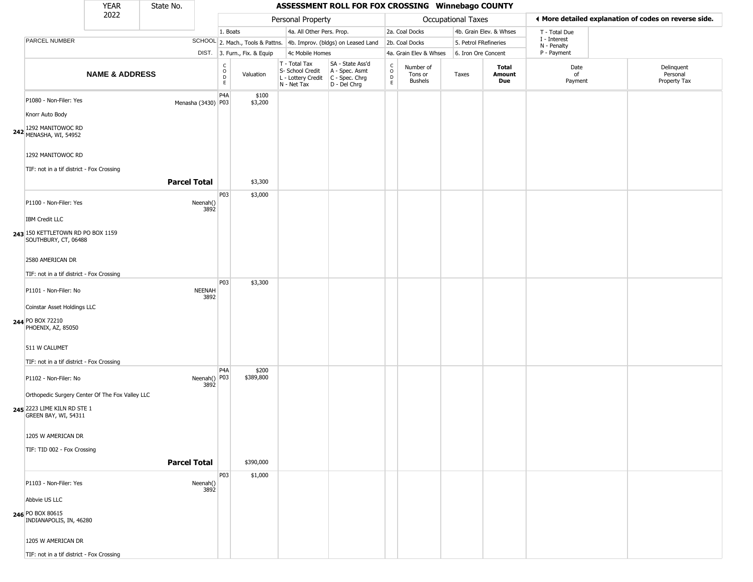| YEAR 2022 | State No. | ASSESSMENT ROLL FOR FOX CROSSING Winnebago COUNTY |
|---|---|---|

| | | Personal Property | | | | | Occupational Taxes | | | | ◄ More detailed explanation of codes on reverse side. | |
|---|---|---|---|---|---|---|---|---|---|---|---|---|
| PARCEL NUMBER | SCHOOL DIST. | 1. Boats<br>2. Mach., Tools & Pattns.<br>3. Furn., Fix. & Equip | | 4a. All Other Pers. Prop.<br>4b. Improv. (bldgs) on Leased Land<br>4c Mobile Homes | | | 2a. Coal Docks<br>2b. Coal Docks<br>4a. Grain Elev & Whses | | 4b. Grain Elev. & Whses<br>5. Petrol FRefineries<br>6. Iron Ore Concent | | T - Total Due<br>I - Interest<br>N - Penalty<br>P - Payment | |
| NAME & ADDRESS | | CODE | Valuation | T - Total Tax<br>S- School Credit<br>L - Lottery Credit<br>N - Net Tax | SA - State Ass'd<br>A - Spec. Asmt<br>C - Spec. Chrg<br>D - Del Chrg | CODE | Number of Tons or Bushels | Taxes | Total Amount Due | Date of Payment | Delinquent Personal Property Tax |
| 242 P1080 - Non-Filer: Yes<br>Knorr Auto Body<br>1292 MANITOWOC RD<br>MENASHA, WI, 54952<br>1292 MANITOWOC RD<br>TIF: not in a tif district - Fox Crossing | Menasha (3430) | P4A<br>P03 | $100<br>$3,200 | | | | | | | | |
| **Parcel Total** | | | $3,300 | | | | | | | | |
| 243 P1100 - Non-Filer: Yes<br>IBM Credit LLC<br>150 KETTLETOWN RD PO BOX 1159<br>SOUTHBURY, CT, 06488<br>2580 AMERICAN DR<br>TIF: not in a tif district - Fox Crossing | Neenah() 3892 | P03 | $3,000 | | | | | | | | |
| 244 P1101 - Non-Filer: No<br>Coinstar Asset Holdings LLC<br>PO BOX 72210<br>PHOENIX, AZ, 85050<br>511 W CALUMET<br>TIF: not in a tif district - Fox Crossing | NEENAH 3892 | P03 | $3,300 | | | | | | | | |
| 245 P1102 - Non-Filer: No<br>Orthopedic Surgery Center Of The Fox Valley LLC<br>2223 LIME KILN RD STE 1<br>GREEN BAY, WI, 54311<br>1205 W AMERICAN DR<br>TIF: TID 002 - Fox Crossing | Neenah() 3892 | P4A<br>P03 | $200<br>$389,800 | | | | | | | | |
| **Parcel Total** | | | $390,000 | | | | | | | | |
| 246 P1103 - Non-Filer: Yes<br>Abbvie US LLC<br>PO BOX 80615<br>INDIANAPOLIS, IN, 46280<br>1205 W AMERICAN DR<br>TIF: not in a tif district - Fox Crossing | Neenah() 3892 | P03 | $1,000 | | | | | | | | |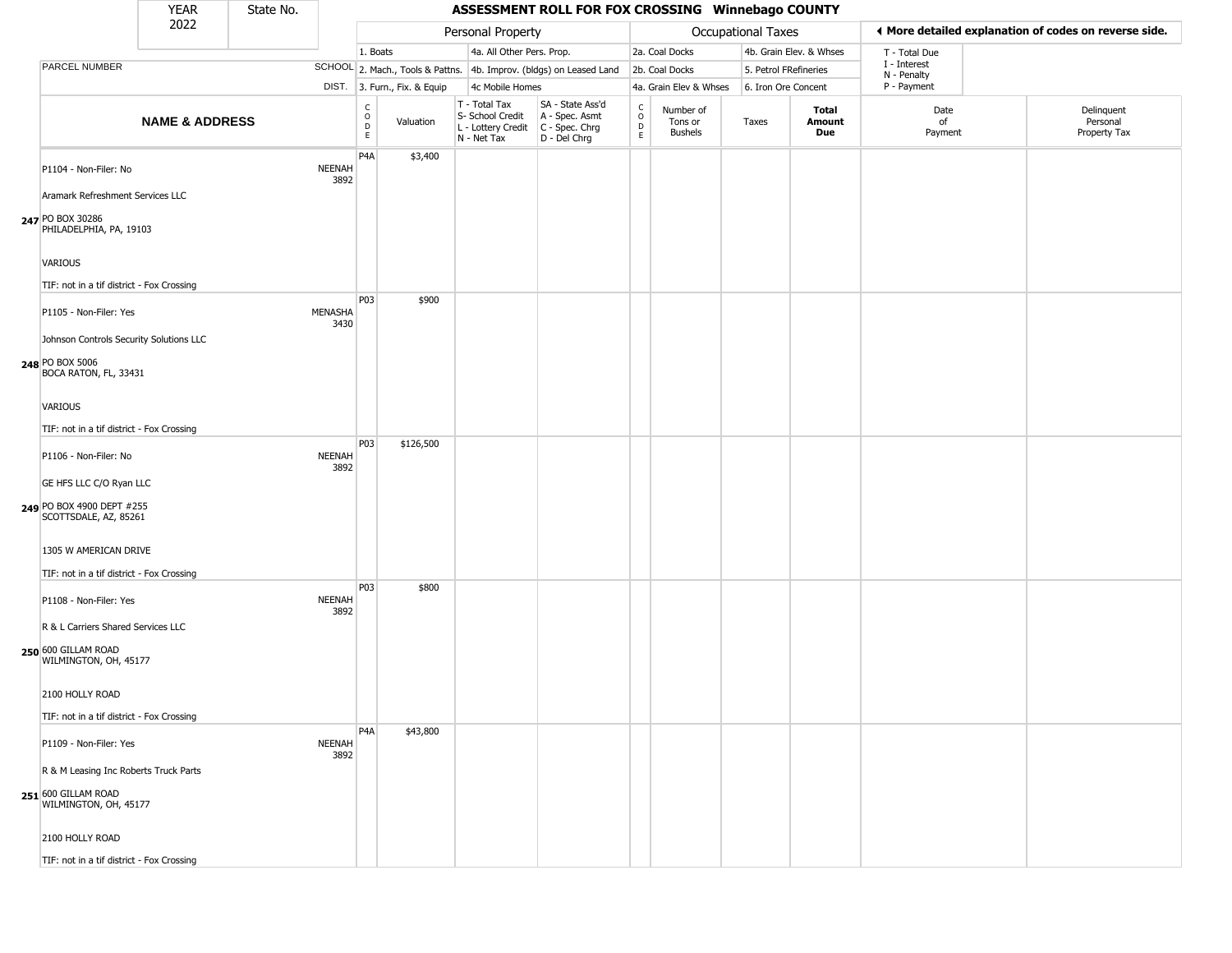| YEAR 2022 | State No. | ASSESSMENT ROLL FOR FOX CROSSING Winnebago COUNTY | | | | | | | | | |
|---|---|---|---|---|---|---|---|---|---|---|---|

| | | Personal Property | | | | Occupational Taxes | | | | ◀ More detailed explanation of codes on reverse side. | |
|---|---|---|---|---|---|---|---|---|---|---|---|
| PARCEL NUMBER | SCHOOL DIST. | 1. Boats<br>2. Mach., Tools & Pattns.<br>3. Furn., Fix. & Equip | | 4a. All Other Pers. Prop.<br>4b. Improv. (bldgs) on Leased Land<br>4c Mobile Homes | | 2a. Coal Docks<br>2b. Coal Docks<br>4a. Grain Elev & Whses | | 4b. Grain Elev. & Whses<br>5. Petrol FRefineries<br>6. Iron Ore Concent | | T - Total Due<br>I - Interest<br>N - Penalty<br>P - Payment | |
| **NAME & ADDRESS** | | CODE | Valuation | T - Total Tax<br>S- School Credit<br>L - Lottery Credit<br>N - Net Tax | SA - State Ass'd<br>A - Spec. Asmt<br>C - Spec. Chrg<br>D - Del Chrg | CODE | Number of Tons or Bushels | Taxes | **Total Amount Due** | Date of Payment | Delinquent Personal Property Tax |
| **247** P1104 - Non-Filer: No<br>Aramark Refreshment Services LLC<br>PO BOX 30286<br>PHILADELPHIA, PA, 19103<br>VARIOUS<br>TIF: not in a tif district - Fox Crossing | NEENAH 3892 | P4A | $3,400 | | | | | | | | |
| **248** P1105 - Non-Filer: Yes<br>Johnson Controls Security Solutions LLC<br>PO BOX 5006<br>BOCA RATON, FL, 33431<br>VARIOUS<br>TIF: not in a tif district - Fox Crossing | MENASHA 3430 | P03 | $900 | | | | | | | | |
| **249** P1106 - Non-Filer: No<br>GE HFS LLC C/O Ryan LLC<br>PO BOX 4900 DEPT #255<br>SCOTTSDALE, AZ, 85261<br>1305 W AMERICAN DRIVE<br>TIF: not in a tif district - Fox Crossing | NEENAH 3892 | P03 | $126,500 | | | | | | | | |
| **250** P1108 - Non-Filer: Yes<br>R & L Carriers Shared Services LLC<br>600 GILLAM ROAD<br>WILMINGTON, OH, 45177<br>2100 HOLLY ROAD<br>TIF: not in a tif district - Fox Crossing | NEENAH 3892 | P03 | $800 | | | | | | | | |
| **251** P1109 - Non-Filer: Yes<br>R & M Leasing Inc Roberts Truck Parts<br>600 GILLAM ROAD<br>WILMINGTON, OH, 45177<br>2100 HOLLY ROAD<br>TIF: not in a tif district - Fox Crossing | NEENAH 3892 | P4A | $43,800 | | | | | | | | |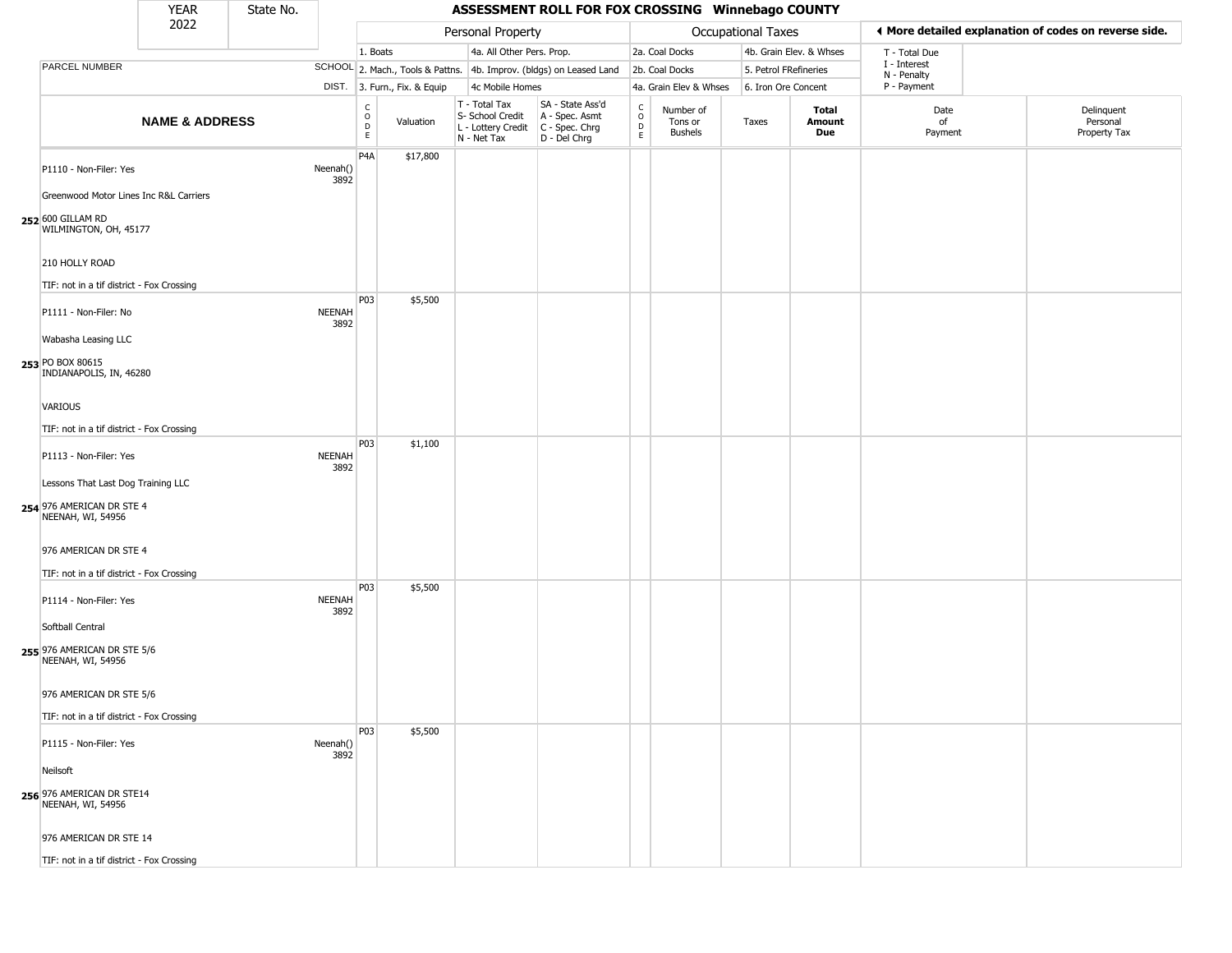| YEAR 2022 | State No. | ASSESSMENT ROLL FOR FOX CROSSING Winnebago COUNTY |
|---|---|---|

| | | Personal Property | | | | Occupational Taxes | | | | ◀ More detailed explanation of codes on reverse side. | |
|---|---|---|---|---|---|---|---|---|---|---|---|
| | | 1. Boats | | 4a. All Other Pers. Prop. | | 2a. Coal Docks | | 4b. Grain Elev. & Whses | | T - Total Due | |
| PARCEL NUMBER | SCHOOL | 2. Mach., Tools & Pattns. | | 4b. Improv. (bldgs) on Leased Land | | 2b. Coal Docks | | 5. Petrol FRefineries | | I - Interest / N - Penalty | |
| | DIST. | 3. Furn., Fix. & Equip | | 4c Mobile Homes | | 4a. Grain Elev & Whses | | 6. Iron Ore Concent | | P - Payment | |
| NAME & ADDRESS | | CODE | Valuation | T - Total Tax / S- School Credit / L - Lottery Credit / N - Net Tax | SA - State Ass'd / A - Spec. Asmt / C - Spec. Chrg / D - Del Chrg | CODE | Number of Tons or Bushels | Taxes | Total Amount Due | Date of Payment | Delinquent Personal Property Tax |
| P1110 - Non-Filer: Yes<br>Greenwood Motor Lines Inc R&L Carriers<br>252 600 GILLAM RD<br>WILMINGTON, OH, 45177<br>210 HOLLY ROAD<br>TIF: not in a tif district - Fox Crossing | Neenah() 3892 | P4A | $17,800 | | | | | | | | |
| P1111 - Non-Filer: No<br>Wabasha Leasing LLC<br>253 PO BOX 80615<br>INDIANAPOLIS, IN, 46280<br>VARIOUS<br>TIF: not in a tif district - Fox Crossing | NEENAH 3892 | P03 | $5,500 | | | | | | | | |
| P1113 - Non-Filer: Yes<br>Lessons That Last Dog Training LLC<br>254 976 AMERICAN DR STE 4<br>NEENAH, WI, 54956<br>976 AMERICAN DR STE 4<br>TIF: not in a tif district - Fox Crossing | NEENAH 3892 | P03 | $1,100 | | | | | | | | |
| P1114 - Non-Filer: Yes<br>Softball Central<br>255 976 AMERICAN DR STE 5/6<br>NEENAH, WI, 54956<br>976 AMERICAN DR STE 5/6<br>TIF: not in a tif district - Fox Crossing | NEENAH 3892 | P03 | $5,500 | | | | | | | | |
| P1115 - Non-Filer: Yes<br>Neilsoft<br>256 976 AMERICAN DR STE14<br>NEENAH, WI, 54956<br>976 AMERICAN DR STE 14<br>TIF: not in a tif district - Fox Crossing | Neenah() 3892 | P03 | $5,500 | | | | | | | | |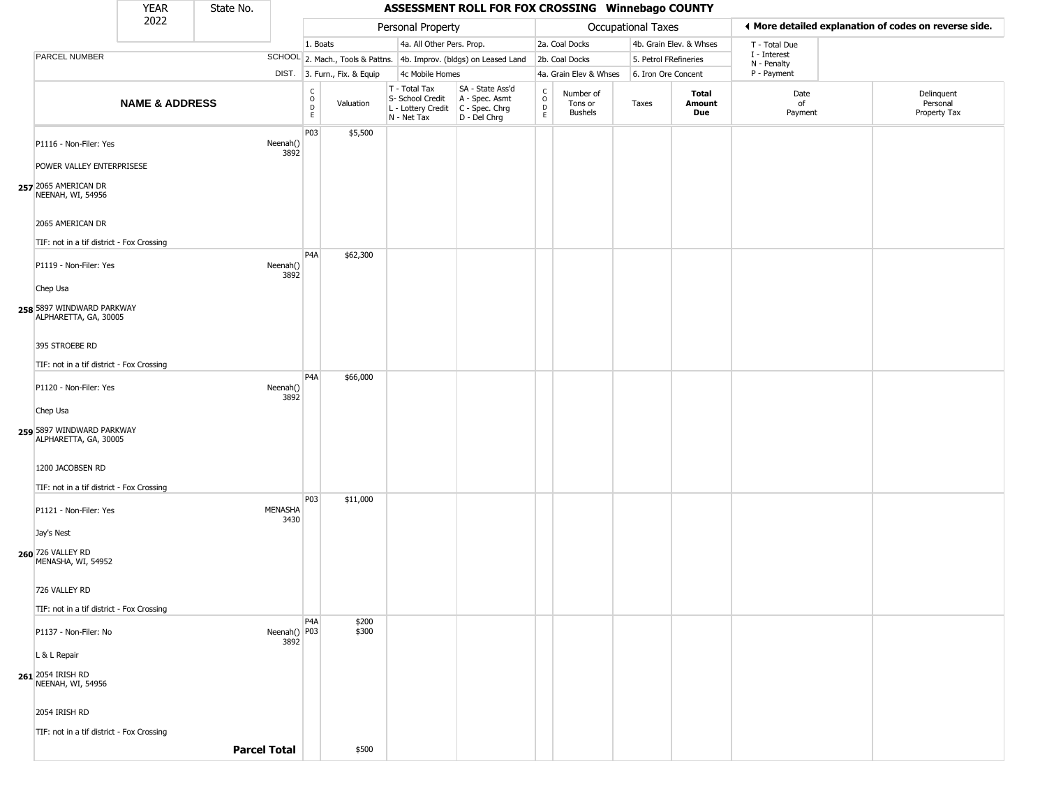# ASSESSMENT ROLL FOR FOX CROSSING Winnebago COUNTY

YEAR 2022 | State No.

| | Personal Property | | | | Occupational Taxes | | | | |
|---|---|---|---|---|---|---|---|---|---|
| | 1. Boats | | 4a. All Other Pers. Prop. | | 2a. Coal Docks | | 4b. Grain Elev. & Whses | | T - Total Due |
| PARCEL NUMBER SCHOOL | 2. Mach., Tools & Pattns. | | 4b. Improv. (bldgs) on Leased Land | | 2b. Coal Docks | | 5. Petrol FRefineries | | I - Interest, N - Penalty |
| DIST. | 3. Furn., Fix. & Equip | | 4c Mobile Homes | | 4a. Grain Elev & Whses | | 6. Iron Ore Concent | | P - Payment |

◄ More detailed explanation of codes on reverse side.

| | NAME & ADDRESS | SCHOOL DIST. | CODE | Valuation | T - Total Tax, S- School Credit, L - Lottery Credit, N - Net Tax | SA - State Ass'd, A - Spec. Asmt, C - Spec. Chrg, D - Del Chrg | CODE | Number of Tons or Bushels | Taxes | Total Amount Due | Date of Payment | Delinquent Personal Property Tax |
|---|---|---|---|---|---|---|---|---|---|---|---|---|
| 257 | P1116 - Non-Filer: Yes<br>POWER VALLEY ENTERPRISESE<br>2065 AMERICAN DR<br>NEENAH, WI, 54956<br>2065 AMERICAN DR<br>TIF: not in a tif district - Fox Crossing | Neenah() 3892 | P03 | $5,500 | | | | | | | | |
| 258 | P1119 - Non-Filer: Yes<br>Chep Usa<br>5897 WINDWARD PARKWAY<br>ALPHARETTA, GA, 30005<br>395 STROEBE RD<br>TIF: not in a tif district - Fox Crossing | Neenah() 3892 | P4A | $62,300 | | | | | | | | |
| 259 | P1120 - Non-Filer: Yes<br>Chep Usa<br>5897 WINDWARD PARKWAY<br>ALPHARETTA, GA, 30005<br>1200 JACOBSEN RD<br>TIF: not in a tif district - Fox Crossing | Neenah() 3892 | P4A | $66,000 | | | | | | | | |
| 260 | P1121 - Non-Filer: Yes<br>Jay's Nest<br>726 VALLEY RD<br>MENASHA, WI, 54952<br>726 VALLEY RD<br>TIF: not in a tif district - Fox Crossing | MENASHA 3430 | P03 | $11,000 | | | | | | | | |
| 261 | P1137 - Non-Filer: No<br>L & L Repair<br>2054 IRISH RD<br>NEENAH, WI, 54956<br>2054 IRISH RD<br>TIF: not in a tif district - Fox Crossing | Neenah() 3892 | P4A<br>P03 | $200<br>$300 | | | | | | | | |
| | **Parcel Total** | | | $500 | | | | | | | | |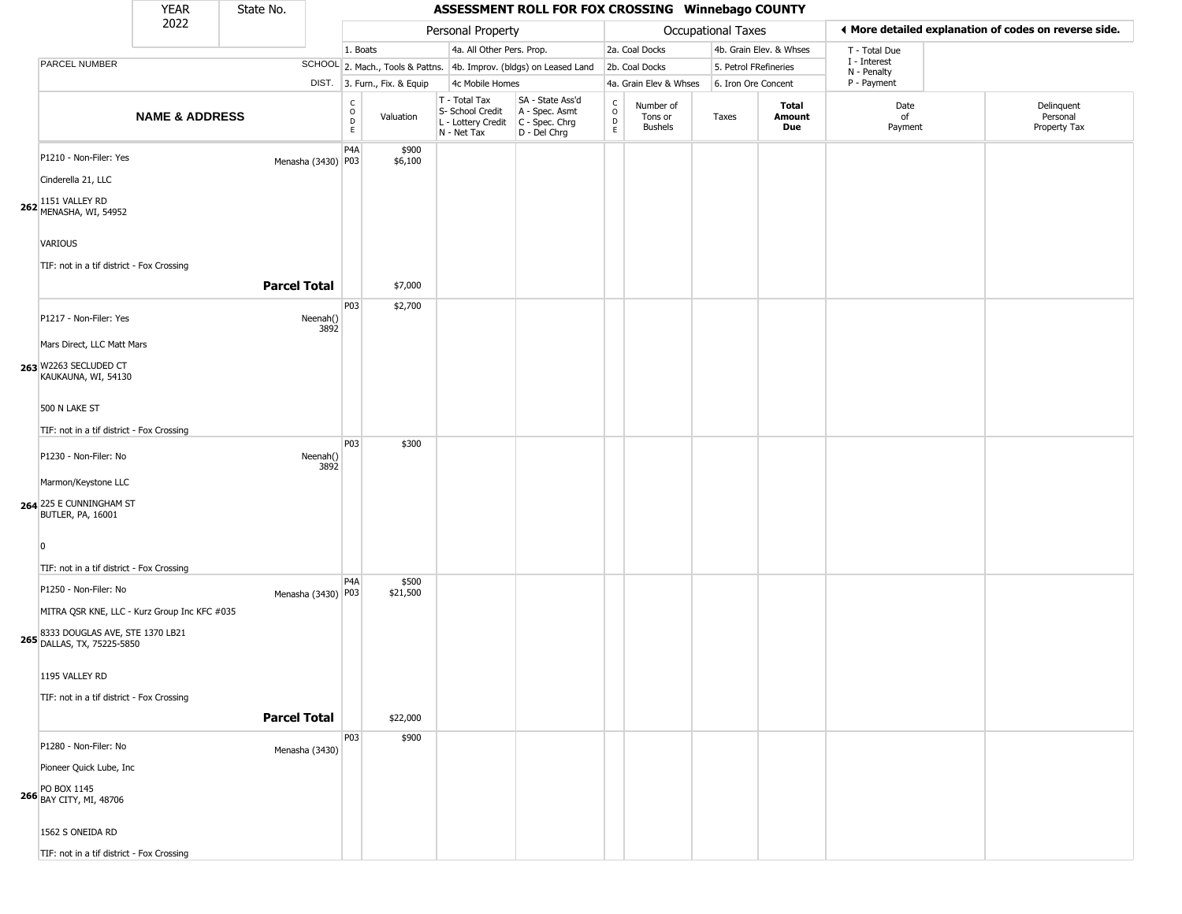| YEAR 2022 | State No. | | ASSESSMENT ROLL FOR FOX CROSSING Winnebago COUNTY | | | | | | | | | |
|---|---|---|---|---|---|---|---|---|---|---|---|---|

| | | Personal Property | | | | Occupational Taxes | | | | ◄ More detailed explanation of codes on reverse side. | |
|---|---|---|---|---|---|---|---|---|---|---|---|
| | | 1. Boats | | 4a. All Other Pers. Prop. | | 2a. Coal Docks | | 4b. Grain Elev. & Whses | | T - Total Due | |
| PARCEL NUMBER | SCHOOL | 2. Mach., Tools & Pattns. | | 4b. Improv. (bldgs) on Leased Land | | 2b. Coal Docks | | 5. Petrol FRefineries | | I - Interest N - Penalty | |
| | DIST. | 3. Furn., Fix. & Equip | | 4c Mobile Homes | | 4a. Grain Elev & Whses | | 6. Iron Ore Concent | | P - Payment | |

| NAME & ADDRESS | | CODE | Valuation | T - Total Tax S- School Credit L - Lottery Credit N - Net Tax | SA - State Ass'd A - Spec. Asmt C - Spec. Chrg D - Del Chrg | CODE | Number of Tons or Bushels | Taxes | Total Amount Due | Date of Payment | Delinquent Personal Property Tax |
|---|---|---|---|---|---|---|---|---|---|---|---|
| 262 P1210 - Non-Filer: Yes<br>Cinderella 21, LLC<br>1151 VALLEY RD<br>MENASHA, WI, 54952<br>VARIOUS<br>TIF: not in a tif district - Fox Crossing | Menasha (3430) | P4A<br>P03 | $900<br>$6,100 | | | | | | | | |
| | **Parcel Total** | | $7,000 | | | | | | | | |
| 263 P1217 - Non-Filer: Yes<br>Mars Direct, LLC Matt Mars<br>W2263 SECLUDED CT<br>KAUKAUNA, WI, 54130<br>500 N LAKE ST<br>TIF: not in a tif district - Fox Crossing | Neenah() 3892 | P03 | $2,700 | | | | | | | | |
| 264 P1230 - Non-Filer: No<br>Marmon/Keystone LLC<br>225 E CUNNINGHAM ST<br>BUTLER, PA, 16001<br>0<br>TIF: not in a tif district - Fox Crossing | Neenah() 3892 | P03 | $300 | | | | | | | | |
| 265 P1250 - Non-Filer: No<br>MITRA QSR KNE, LLC - Kurz Group Inc KFC #035<br>8333 DOUGLAS AVE, STE 1370 LB21<br>DALLAS, TX, 75225-5850<br>1195 VALLEY RD<br>TIF: not in a tif district - Fox Crossing | Menasha (3430) | P4A<br>P03 | $500<br>$21,500 | | | | | | | | |
| | **Parcel Total** | | $22,000 | | | | | | | | |
| 266 P1280 - Non-Filer: No<br>Pioneer Quick Lube, Inc<br>PO BOX 1145<br>BAY CITY, MI, 48706<br>1562 S ONEIDA RD<br>TIF: not in a tif district - Fox Crossing | Menasha (3430) | P03 | $900 | | | | | | | | |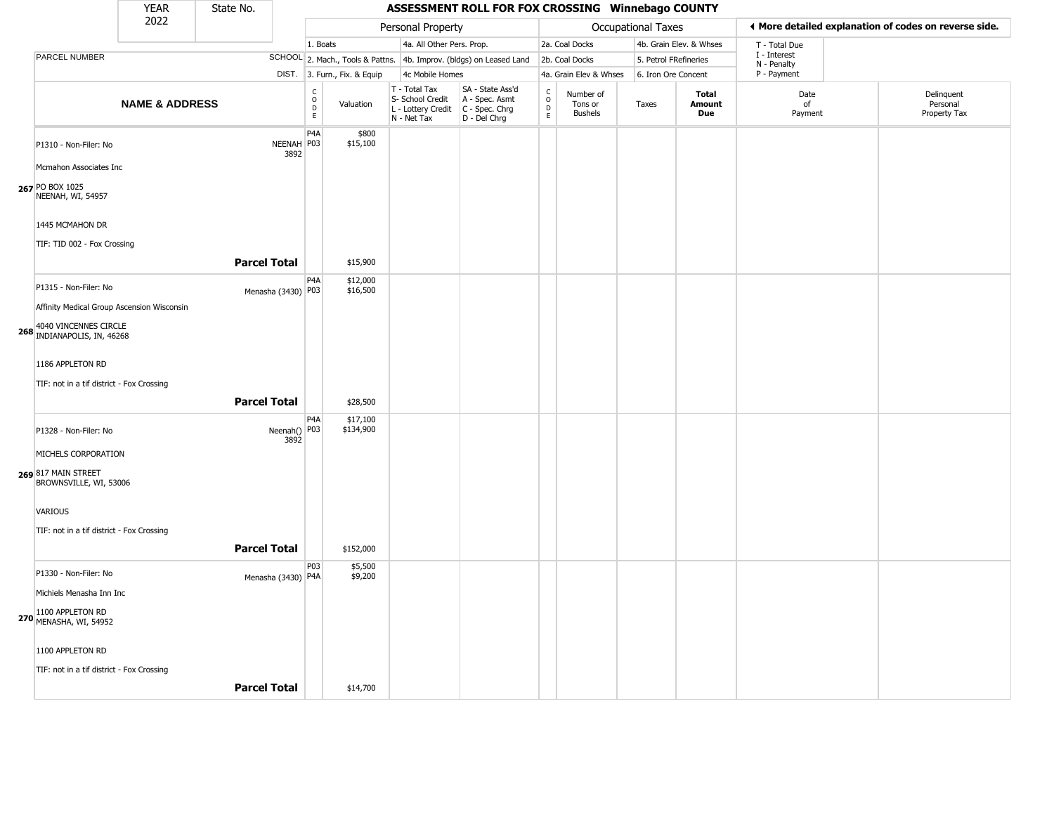| YEAR 2022 | State No. | ASSESSMENT ROLL FOR FOX CROSSING Winnebago COUNTY | | | | | | | | | |
|---|---|---|---|---|---|---|---|---|---|---|---|

| PARCEL NUMBER | SCHOOL DIST. | Personal Property | | | | Occupational Taxes | | | | ◄ More detailed explanation of codes on reverse side. | |
|---|---|---|---|---|---|---|---|---|---|---|---|
| | | 1. Boats | | 4a. All Other Pers. Prop. | | 2a. Coal Docks | | 4b. Grain Elev. & Whses | | T - Total Due | |
| | | 2. Mach., Tools & Pattns. | | 4b. Improv. (bldgs) on Leased Land | | 2b. Coal Docks | | 5. Petrol FRefineries | | I - Interest | |
| | | 3. Furn., Fix. & Equip | | 4c Mobile Homes | | 4a. Grain Elev & Whses | | 6. Iron Ore Concent | | N - Penalty P - Payment | |
| **NAME & ADDRESS** | | CODE | Valuation | T - Total Tax S- School Credit L - Lottery Credit N - Net Tax | SA - State Ass'd A - Spec. Asmt C - Spec. Chrg D - Del Chrg | CODE | Number of Tons or Bushels | Taxes | **Total Amount Due** | Date of Payment | Delinquent Personal Property Tax |
| **267** P1310 - Non-Filer: No<br>Mcmahon Associates Inc<br>PO BOX 1025<br>NEENAH, WI, 54957<br>1445 MCMAHON DR<br>TIF: TID 002 - Fox Crossing | NEENAH 3892 | P4A<br>P03 | $800<br>$15,100 | | | | | | | | |
| **Parcel Total** | | | $15,900 | | | | | | | | |
| **268** P1315 - Non-Filer: No<br>Affinity Medical Group Ascension Wisconsin<br>4040 VINCENNES CIRCLE<br>INDIANAPOLIS, IN, 46268<br>1186 APPLETON RD<br>TIF: not in a tif district - Fox Crossing | Menasha (3430) | P4A<br>P03 | $12,000<br>$16,500 | | | | | | | | |
| **Parcel Total** | | | $28,500 | | | | | | | | |
| **269** P1328 - Non-Filer: No<br>MICHELS CORPORATION<br>817 MAIN STREET<br>BROWNSVILLE, WI, 53006<br>VARIOUS<br>TIF: not in a tif district - Fox Crossing | Neenah() 3892 | P4A<br>P03 | $17,100<br>$134,900 | | | | | | | | |
| **Parcel Total** | | | $152,000 | | | | | | | | |
| **270** P1330 - Non-Filer: No<br>Michiels Menasha Inn Inc<br>1100 APPLETON RD<br>MENASHA, WI, 54952<br>1100 APPLETON RD<br>TIF: not in a tif district - Fox Crossing | Menasha (3430) | P03<br>P4A | $5,500<br>$9,200 | | | | | | | | |
| **Parcel Total** | | | $14,700 | | | | | | | | |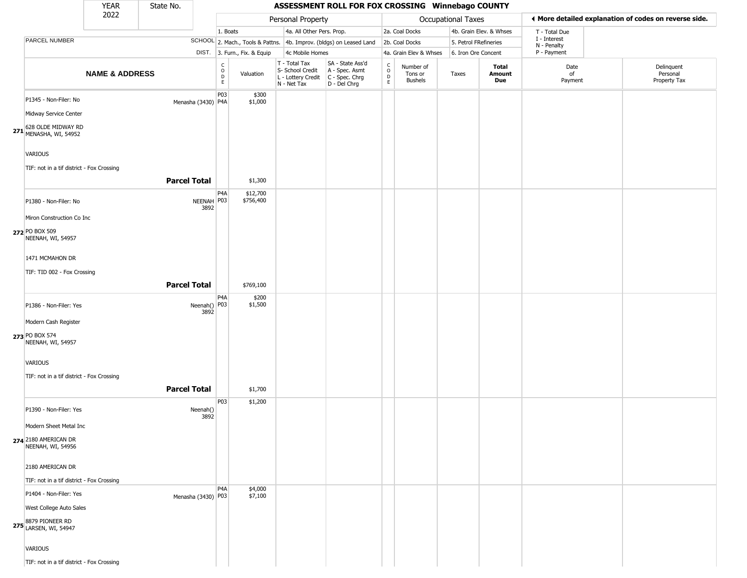# ASSESSMENT ROLL FOR FOX CROSSING Winnebago COUNTY

YEAR 2022 | State No.

| PARCEL NUMBER / NAME & ADDRESS | SCHOOL DIST. | CODE | Valuation | T - Total Tax / S- School Credit / L - Lottery Credit / N - Net Tax | SA - State Ass'd / A - Spec. Asmt / C - Spec. Chrg / D - Del Chrg | CODE | Number of Tons or Bushels | Taxes | Total Amount Due | Date of Payment | Delinquent Personal Property Tax |
|---|---|---|---|---|---|---|---|---|---|---|---|
| **271** P1345 - Non-Filer: No<br>Midway Service Center<br>628 OLDE MIDWAY RD<br>MENASHA, WI, 54952<br>VARIOUS<br>TIF: not in a tif district - Fox Crossing | Menasha (3430) | P03<br>P4A | $300<br>$1,000 | | | | | | | | |
| **Parcel Total** | | | $1,300 | | | | | | | | |
| **272** P1380 - Non-Filer: No<br>Miron Construction Co Inc<br>PO BOX 509<br>NEENAH, WI, 54957<br>1471 MCMAHON DR<br>TIF: TID 002 - Fox Crossing | NEENAH 3892 | P4A<br>P03 | $12,700<br>$756,400 | | | | | | | | |
| **Parcel Total** | | | $769,100 | | | | | | | | |
| **273** P1386 - Non-Filer: Yes<br>Modern Cash Register<br>PO BOX 574<br>NEENAH, WI, 54957<br>VARIOUS<br>TIF: not in a tif district - Fox Crossing | Neenah() 3892 | P4A<br>P03 | $200<br>$1,500 | | | | | | | | |
| **Parcel Total** | | | $1,700 | | | | | | | | |
| **274** P1390 - Non-Filer: Yes<br>Modern Sheet Metal Inc<br>2180 AMERICAN DR<br>NEENAH, WI, 54956<br>2180 AMERICAN DR<br>TIF: not in a tif district - Fox Crossing | Neenah() 3892 | P03 | $1,200 | | | | | | | | |
| **275** P1404 - Non-Filer: Yes<br>West College Auto Sales<br>8879 PIONEER RD<br>LARSEN, WI, 54947<br>VARIOUS<br>TIF: not in a tif district - Fox Crossing | Menasha (3430) | P4A<br>P03 | $4,000<br>$7,100 | | | | | | | | |

Personal Property: 1. Boats; 2. Mach., Tools & Pattns.; 3. Furn., Fix. & Equip; 4a. All Other Pers. Prop.; 4b. Improv. (bldgs) on Leased Land; 4c Mobile Homes

Occupational Taxes: 2a. Coal Docks; 2b. Coal Docks; 4a. Grain Elev & Whses; 4b. Grain Elev. & Whses; 5. Petrol FRefineries; 6. Iron Ore Concent

◄ More detailed explanation of codes on reverse side.

T - Total Due; I - Interest; N - Penalty; P - Payment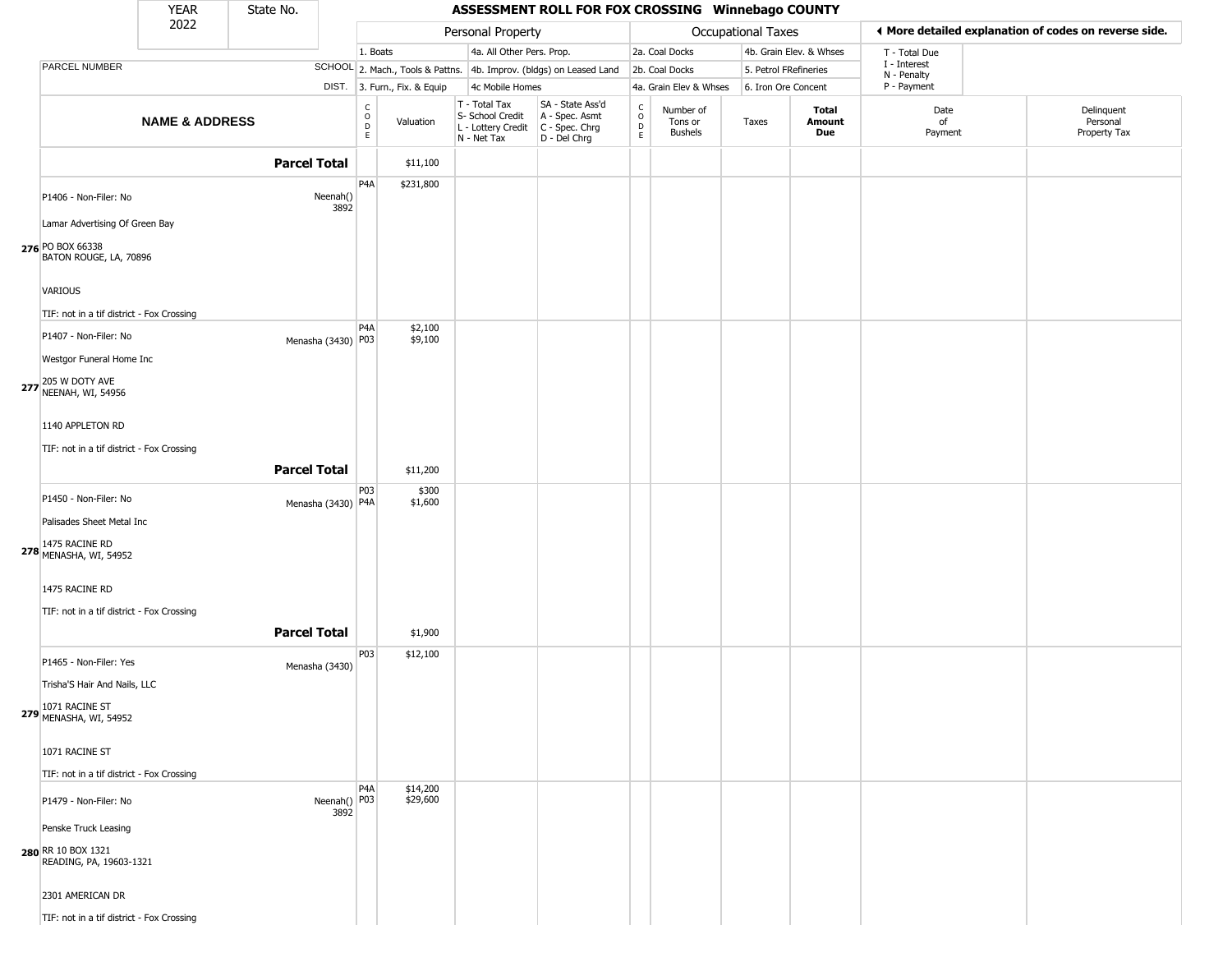| YEAR 2022 | State No. | ASSESSMENT ROLL FOR FOX CROSSING Winnebago COUNTY |
|---|---|---|

| | | Personal Property | | | | Occupational Taxes | | | | ◀ More detailed explanation of codes on reverse side. | |
|---|---|---|---|---|---|---|---|---|---|---|---|
| PARCEL NUMBER | SCHOOL DIST. | 1. Boats<br>2. Mach., Tools & Pattns.<br>3. Furn., Fix. & Equip | | 4a. All Other Pers. Prop.<br>4b. Improv. (bldgs) on Leased Land<br>4c Mobile Homes | | 2a. Coal Docks<br>2b. Coal Docks<br>4a. Grain Elev & Whses | | 4b. Grain Elev. & Whses<br>5. Petrol FRefineries<br>6. Iron Ore Concent | | T - Total Due<br>I - Interest<br>N - Penalty<br>P - Payment | |
| **NAME & ADDRESS** | | CODE | Valuation | T - Total Tax<br>S- School Credit<br>L - Lottery Credit<br>N - Net Tax | SA - State Ass'd<br>A - Spec. Asmt<br>C - Spec. Chrg<br>D - Del Chrg | CODE | Number of Tons or Bushels | Taxes | **Total Amount Due** | Date of Payment | Delinquent Personal Property Tax |
| **Parcel Total** | | | $11,100 | | | | | | | | |
| 276 P1406 - Non-Filer: No<br>Lamar Advertising Of Green Bay<br>PO BOX 66338<br>BATON ROUGE, LA, 70896<br>VARIOUS<br>TIF: not in a tif district - Fox Crossing | Neenah() 3892 | P4A | $231,800 | | | | | | | | |
| 277 P1407 - Non-Filer: No<br>Westgor Funeral Home Inc<br>205 W DOTY AVE<br>NEENAH, WI, 54956<br>1140 APPLETON RD<br>TIF: not in a tif district - Fox Crossing | Menasha (3430) | P4A<br>P03 | $2,100<br>$9,100 | | | | | | | | |
| **Parcel Total** | | | $11,200 | | | | | | | | |
| 278 P1450 - Non-Filer: No<br>Palisades Sheet Metal Inc<br>1475 RACINE RD<br>MENASHA, WI, 54952<br>1475 RACINE RD<br>TIF: not in a tif district - Fox Crossing | Menasha (3430) | P03<br>P4A | $300<br>$1,600 | | | | | | | | |
| **Parcel Total** | | | $1,900 | | | | | | | | |
| 279 P1465 - Non-Filer: Yes<br>Trisha'S Hair And Nails, LLC<br>1071 RACINE ST<br>MENASHA, WI, 54952<br>1071 RACINE ST<br>TIF: not in a tif district - Fox Crossing | Menasha (3430) | P03 | $12,100 | | | | | | | | |
| 280 P1479 - Non-Filer: No<br>Penske Truck Leasing<br>RR 10 BOX 1321<br>READING, PA, 19603-1321<br>2301 AMERICAN DR<br>TIF: not in a tif district - Fox Crossing | Neenah() 3892 | P4A<br>P03 | $14,200<br>$29,600 | | | | | | | | |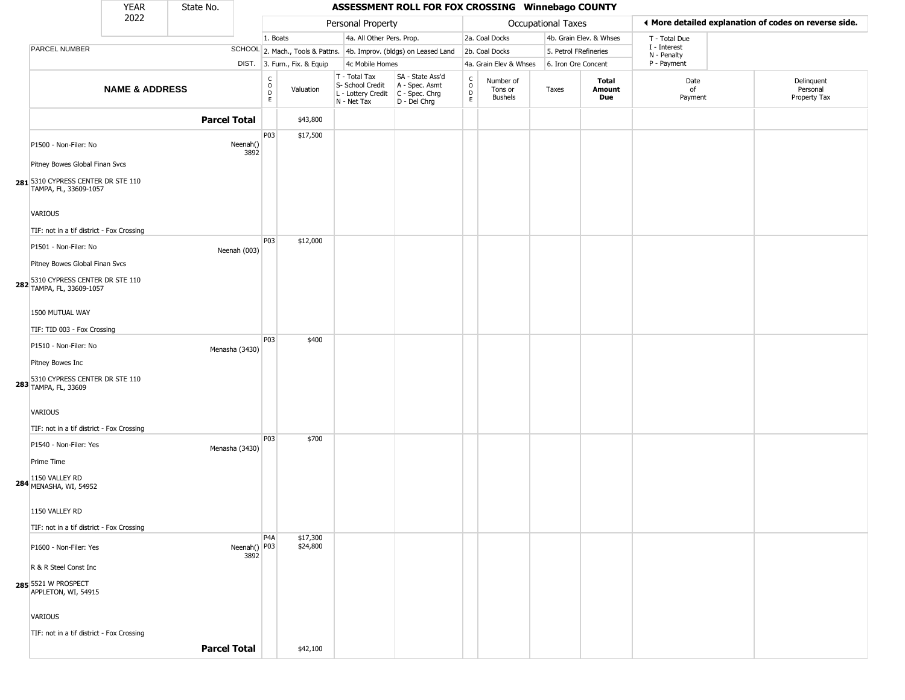# ASSESSMENT ROLL FOR FOX CROSSING Winnebago COUNTY

YEAR 2022 | State No.

**Personal Property:** 1. Boats; 2. Mach., Tools & Pattns.; 3. Furn., Fix. & Equip; 4a. All Other Pers. Prop.; 4b. Improv. (bldgs) on Leased Land; 4c Mobile Homes

**Occupational Taxes:** 2a. Coal Docks; 2b. Coal Docks; 4a. Grain Elev & Whses; 4b. Grain Elev. & Whses; 5. Petrol FRefineries; 6. Iron Ore Concent

◄ More detailed explanation of codes on reverse side.

T - Total Due; I - Interest; N - Penalty; P - Payment

| | NAME & ADDRESS | SCHOOL DIST. | CODE | Valuation | T - Total Tax S- School Credit L - Lottery Credit N - Net Tax | SA - State Ass'd A - Spec. Asmt C - Spec. Chrg D - Del Chrg | CODE | Number of Tons or Bushels | Taxes | Total Amount Due | Date of Payment | Delinquent Personal Property Tax |
|---|---|---|---|---|---|---|---|---|---|---|---|---|
| | **Parcel Total** | | | $43,800 | | | | | | | | |
| 281 | P1500 - Non-Filer: No<br>Pitney Bowes Global Finan Svcs<br>5310 CYPRESS CENTER DR STE 110<br>TAMPA, FL, 33609-1057<br>VARIOUS<br>TIF: not in a tif district - Fox Crossing | Neenah() 3892 | P03 | $17,500 | | | | | | | | |
| 282 | P1501 - Non-Filer: No<br>Pitney Bowes Global Finan Svcs<br>5310 CYPRESS CENTER DR STE 110<br>TAMPA, FL, 33609-1057<br>1500 MUTUAL WAY<br>TIF: TID 003 - Fox Crossing | Neenah (003) | P03 | $12,000 | | | | | | | | |
| 283 | P1510 - Non-Filer: No<br>Pitney Bowes Inc<br>5310 CYPRESS CENTER DR STE 110<br>TAMPA, FL, 33609<br>VARIOUS<br>TIF: not in a tif district - Fox Crossing | Menasha (3430) | P03 | $400 | | | | | | | | |
| 284 | P1540 - Non-Filer: Yes<br>Prime Time<br>1150 VALLEY RD<br>MENASHA, WI, 54952<br>1150 VALLEY RD<br>TIF: not in a tif district - Fox Crossing | Menasha (3430) | P03 | $700 | | | | | | | | |
| 285 | P1600 - Non-Filer: Yes<br>R & R Steel Const Inc<br>5521 W PROSPECT<br>APPLETON, WI, 54915<br>VARIOUS<br>TIF: not in a tif district - Fox Crossing | Neenah() 3892 | P4A<br>P03 | $17,300<br>$24,800 | | | | | | | | |
| | **Parcel Total** | | | $42,100 | | | | | | | | |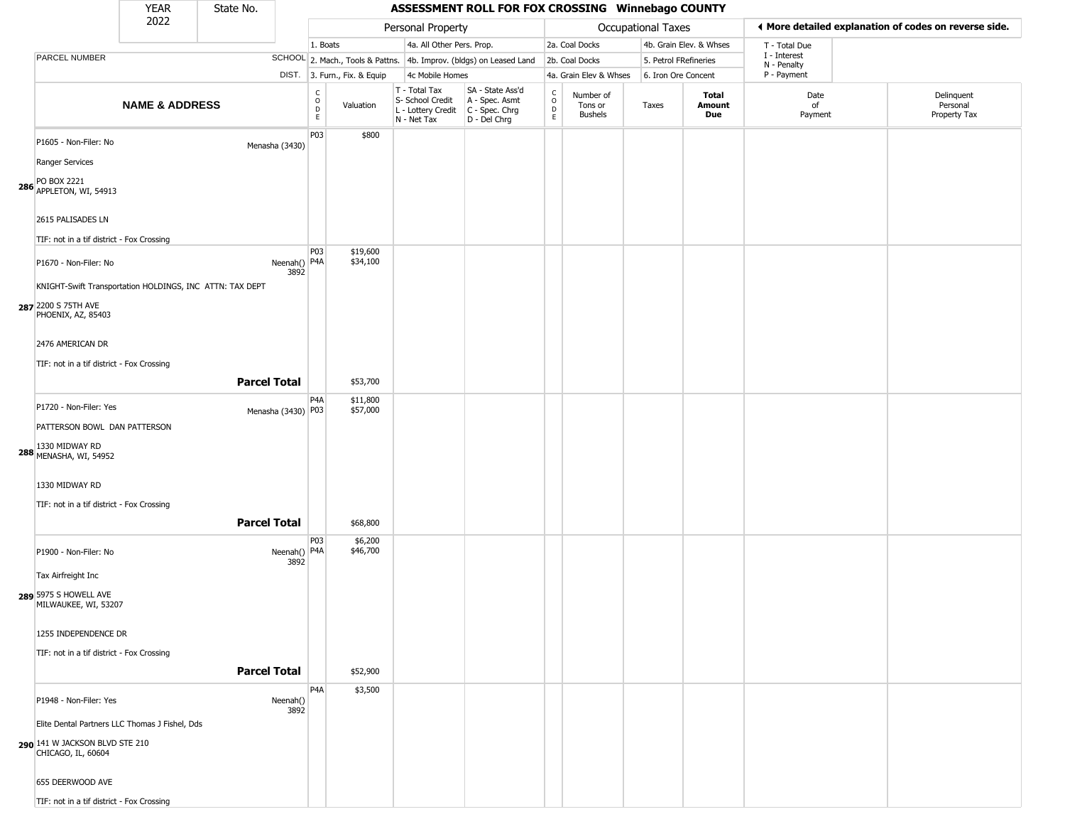**YEAR** 2022 | **State No.**

# ASSESSMENT ROLL FOR FOX CROSSING Winnebago COUNTY

| | Personal Property | | | | Occupational Taxes | | | |
|---|---|---|---|---|---|---|---|---|
| PARCEL NUMBER / SCHOOL DIST. | 1. Boats | 4a. All Other Pers. Prop. | | | 2a. Coal Docks | 4b. Grain Elev. & Whses | | |
| | 2. Mach., Tools & Pattns. | 4b. Improv. (bldgs) on Leased Land | | | 2b. Coal Docks | 5. Petrol FRefineries | | |
| | 3. Furn., Fix. & Equip | 4c Mobile Homes | | | 4a. Grain Elev & Whses | 6. Iron Ore Concent | | |

◄ More detailed explanation of codes on reverse side.

T - Total Due
I - Interest
N - Penalty
P - Payment

| | NAME & ADDRESS | | CODE | Valuation | T - Total Tax S- School Credit L - Lottery Credit N - Net Tax | SA - State Ass'd A - Spec. Asmt C - Spec. Chrg D - Del Chrg | CODE | Number of Tons or Bushels | Taxes | Total Amount Due | Date of Payment | Delinquent Personal Property Tax |
|---|---|---|---|---|---|---|---|---|---|---|---|---|
| 286 | P1605 - Non-Filer: No<br>Ranger Services<br>PO BOX 2221<br>APPLETON, WI, 54913<br>2615 PALISADES LN<br>TIF: not in a tif district - Fox Crossing | Menasha (3430) | P03 | $800 | | | | | | | | |
| 287 | P1670 - Non-Filer: No<br>KNIGHT-Swift Transportation HOLDINGS, INC ATTN: TAX DEPT<br>2200 S 75TH AVE<br>PHOENIX, AZ, 85403<br>2476 AMERICAN DR<br>TIF: not in a tif district - Fox Crossing | Neenah() 3892 | P03<br>P4A | $19,600<br>$34,100 | | | | | | | | |
| | **Parcel Total** | | | $53,700 | | | | | | | | |
| 288 | P1720 - Non-Filer: Yes<br>PATTERSON BOWL DAN PATTERSON<br>1330 MIDWAY RD<br>MENASHA, WI, 54952<br>1330 MIDWAY RD<br>TIF: not in a tif district - Fox Crossing | Menasha (3430) | P4A<br>P03 | $11,800<br>$57,000 | | | | | | | | |
| | **Parcel Total** | | | $68,800 | | | | | | | | |
| 289 | P1900 - Non-Filer: No<br>Tax Airfreight Inc<br>5975 S HOWELL AVE<br>MILWAUKEE, WI, 53207<br>1255 INDEPENDENCE DR<br>TIF: not in a tif district - Fox Crossing | Neenah() 3892 | P03<br>P4A | $6,200<br>$46,700 | | | | | | | | |
| | **Parcel Total** | | | $52,900 | | | | | | | | |
| 290 | P1948 - Non-Filer: Yes<br>Elite Dental Partners LLC Thomas J Fishel, Dds<br>141 W JACKSON BLVD STE 210<br>CHICAGO, IL, 60604<br>655 DEERWOOD AVE<br>TIF: not in a tif district - Fox Crossing | Neenah() 3892 | P4A | $3,500 | | | | | | | | |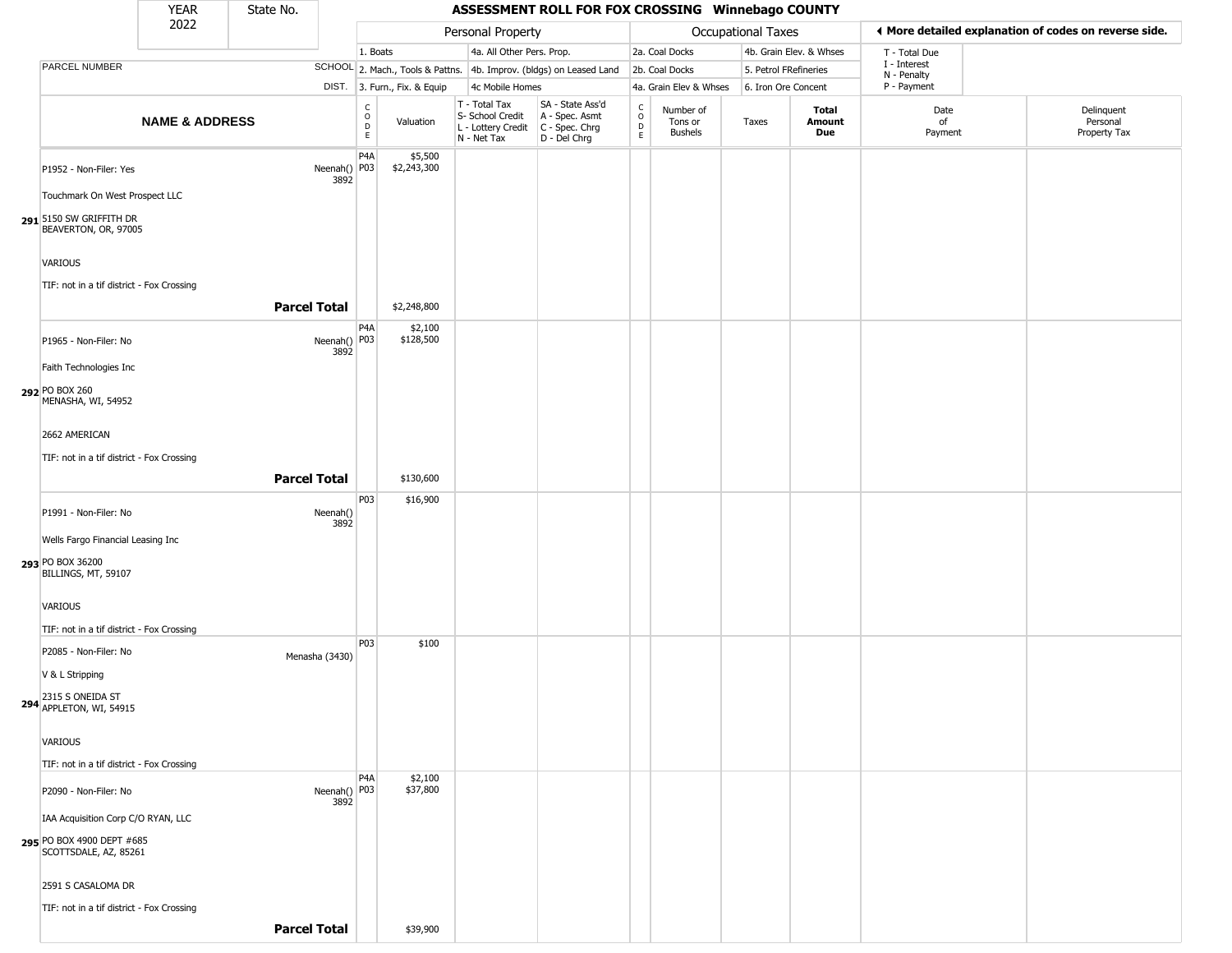| YEAR 2022 | State No. | ASSESSMENT ROLL FOR FOX CROSSING Winnebago COUNTY |
|---|---|---|

| | | Personal Property | | | | Occupational Taxes | | | | ◀ More detailed explanation of codes on reverse side. | |
|---|---|---|---|---|---|---|---|---|---|---|---|
| | | 1. Boats | | 4a. All Other Pers. Prop. | | 2a. Coal Docks | | 4b. Grain Elev. & Whses | | T - Total Due | |
| PARCEL NUMBER | SCHOOL | 2. Mach., Tools & Pattns. | | 4b. Improv. (bldgs) on Leased Land | | 2b. Coal Docks | | 5. Petrol FRefineries | | I - Interest N - Penalty | |
| | DIST. | 3. Furn., Fix. & Equip | | 4c Mobile Homes | | 4a. Grain Elev & Whses | | 6. Iron Ore Concent | | P - Payment | |

| NAME & ADDRESS | | CODE | Valuation | T - Total Tax S- School Credit L - Lottery Credit N - Net Tax | SA - State Ass'd A - Spec. Asmt C - Spec. Chrg D - Del Chrg | CODE | Number of Tons or Bushels | Taxes | Total Amount Due | Date of Payment | Delinquent Personal Property Tax |
|---|---|---|---|---|---|---|---|---|---|---|---|
| 291 P1952 - Non-Filer: Yes<br>Touchmark On West Prospect LLC<br>5150 SW GRIFFITH DR<br>BEAVERTON, OR, 97005<br>VARIOUS<br>TIF: not in a tif district - Fox Crossing | Neenah() 3892 | P4A<br>P03 | $5,500<br>$2,243,300 | | | | | | | | |
| | **Parcel Total** | | $2,248,800 | | | | | | | | |
| 292 P1965 - Non-Filer: No<br>Faith Technologies Inc<br>PO BOX 260<br>MENASHA, WI, 54952<br>2662 AMERICAN<br>TIF: not in a tif district - Fox Crossing | Neenah() 3892 | P4A<br>P03 | $2,100<br>$128,500 | | | | | | | | |
| | **Parcel Total** | | $130,600 | | | | | | | | |
| 293 P1991 - Non-Filer: No<br>Wells Fargo Financial Leasing Inc<br>PO BOX 36200<br>BILLINGS, MT, 59107<br>VARIOUS<br>TIF: not in a tif district - Fox Crossing | Neenah() 3892 | P03 | $16,900 | | | | | | | | |
| 294 P2085 - Non-Filer: No<br>V & L Stripping<br>2315 S ONEIDA ST<br>APPLETON, WI, 54915<br>VARIOUS<br>TIF: not in a tif district - Fox Crossing | Menasha (3430) | P03 | $100 | | | | | | | | |
| 295 P2090 - Non-Filer: No<br>IAA Acquisition Corp C/O RYAN, LLC<br>PO BOX 4900 DEPT #685<br>SCOTTSDALE, AZ, 85261<br>2591 S CASALOMA DR<br>TIF: not in a tif district - Fox Crossing | Neenah() 3892 | P4A<br>P03 | $2,100<br>$37,800 | | | | | | | | |
| | **Parcel Total** | | $39,900 | | | | | | | | |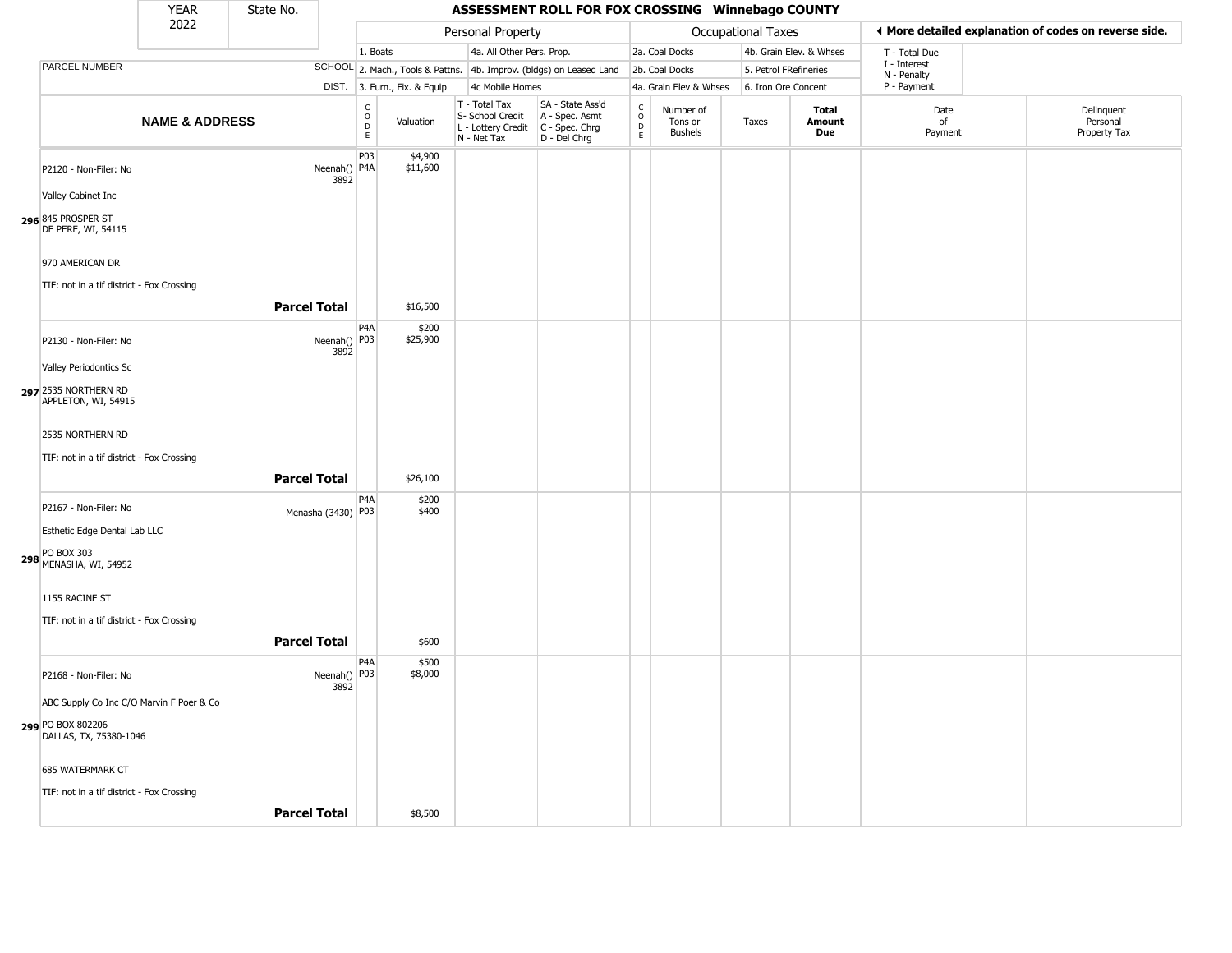| YEAR 2022 | State No. | ASSESSMENT ROLL FOR FOX CROSSING Winnebago COUNTY |
|---|---|---|

| | | Personal Property | | | | Occupational Taxes | | | | ◀ More detailed explanation of codes on reverse side. | |
|---|---|---|---|---|---|---|---|---|---|---|---|
| | | 1. Boats | | 4a. All Other Pers. Prop. | | 2a. Coal Docks | | 4b. Grain Elev. & Whses | | T - Total Due | |
| PARCEL NUMBER | SCHOOL | 2. Mach., Tools & Pattns. | | 4b. Improv. (bldgs) on Leased Land | | 2b. Coal Docks | | 5. Petrol FRefineries | | I - Interest / N - Penalty | |
| | DIST. | 3. Furn., Fix. & Equip | | 4c Mobile Homes | | 4a. Grain Elev & Whses | | 6. Iron Ore Concent | | P - Payment | |

| NAME & ADDRESS | | CODE | Valuation | T - Total Tax / S- School Credit / L - Lottery Credit / N - Net Tax | SA - State Ass'd / A - Spec. Asmt / C - Spec. Chrg / D - Del Chrg | CODE | Number of Tons or Bushels | Taxes | Total Amount Due | Date of Payment | Delinquent Personal Property Tax |
|---|---|---|---|---|---|---|---|---|---|---|---|
| P2120 - Non-Filer: No | Neenah() 3892 | P03 | $4,900 | | | | | | | | |
| | | P4A | $11,600 | | | | | | | | |
| Valley Cabinet Inc | | | | | | | | | | | |
| 296 845 PROSPER ST DE PERE, WI, 54115 | | | | | | | | | | | |
| 970 AMERICAN DR | | | | | | | | | | | |
| TIF: not in a tif district - Fox Crossing | | | | | | | | | | | |
| | **Parcel Total** | | $16,500 | | | | | | | | |
| P2130 - Non-Filer: No | Neenah() 3892 | P4A | $200 | | | | | | | | |
| | | P03 | $25,900 | | | | | | | | |
| Valley Periodontics Sc | | | | | | | | | | | |
| 297 2535 NORTHERN RD APPLETON, WI, 54915 | | | | | | | | | | | |
| 2535 NORTHERN RD | | | | | | | | | | | |
| TIF: not in a tif district - Fox Crossing | | | | | | | | | | | |
| | **Parcel Total** | | $26,100 | | | | | | | | |
| P2167 - Non-Filer: No | Menasha (3430) | P4A | $200 | | | | | | | | |
| | | P03 | $400 | | | | | | | | |
| Esthetic Edge Dental Lab LLC | | | | | | | | | | | |
| 298 PO BOX 303 MENASHA, WI, 54952 | | | | | | | | | | | |
| 1155 RACINE ST | | | | | | | | | | | |
| TIF: not in a tif district - Fox Crossing | | | | | | | | | | | |
| | **Parcel Total** | | $600 | | | | | | | | |
| P2168 - Non-Filer: No | Neenah() 3892 | P4A | $500 | | | | | | | | |
| | | P03 | $8,000 | | | | | | | | |
| ABC Supply Co Inc C/O Marvin F Poer & Co | | | | | | | | | | | |
| 299 PO BOX 802206 DALLAS, TX, 75380-1046 | | | | | | | | | | | |
| 685 WATERMARK CT | | | | | | | | | | | |
| TIF: not in a tif district - Fox Crossing | | | | | | | | | | | |
| | **Parcel Total** | | $8,500 | | | | | | | | |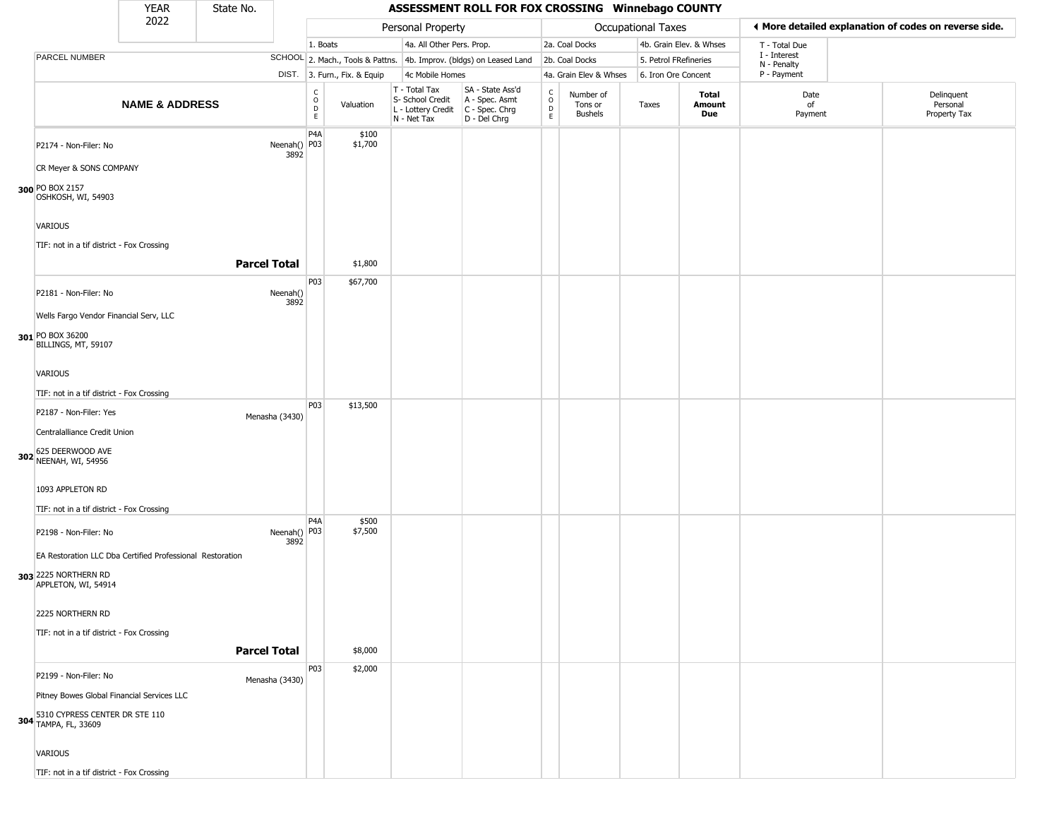| YEAR 2022 | State No. | ASSESSMENT ROLL FOR FOX CROSSING Winnebago COUNTY |
|---|---|---|

| | | Personal Property | | | | Occupational Taxes | | | | ◀ More detailed explanation of codes on reverse side. | |
|---|---|---|---|---|---|---|---|---|---|---|---|
| | | 1. Boats | | 4a. All Other Pers. Prop. | | 2a. Coal Docks | | 4b. Grain Elev. & Whses | | T - Total Due | |
| PARCEL NUMBER | SCHOOL | 2. Mach., Tools & Pattns. | | 4b. Improv. (bldgs) on Leased Land | | 2b. Coal Docks | | 5. Petrol FRefineries | | I - Interest<br>N - Penalty | |
| | DIST. | 3. Furn., Fix. & Equip | | 4c Mobile Homes | | 4a. Grain Elev & Whses | | 6. Iron Ore Concent | | P - Payment | |

| NAME & ADDRESS | | CODE | Valuation | T - Total Tax<br>S- School Credit<br>L - Lottery Credit<br>N - Net Tax | SA - State Ass'd<br>A - Spec. Asmt<br>C - Spec. Chrg<br>D - Del Chrg | CODE | Number of Tons or Bushels | Taxes | Total Amount Due | Date of Payment | Delinquent Personal Property Tax |
|---|---|---|---|---|---|---|---|---|---|---|---|
| **300** P2174 - Non-Filer: No<br>CR Meyer & SONS COMPANY<br>PO BOX 2157<br>OSHKOSH, WI, 54903<br>VARIOUS<br>TIF: not in a tif district - Fox Crossing | Neenah() 3892 | P4A<br>P03 | $100<br>$1,700 | | | | | | | | |
| | **Parcel Total** | | $1,800 | | | | | | | | |
| **301** P2181 - Non-Filer: No<br>Wells Fargo Vendor Financial Serv, LLC<br>PO BOX 36200<br>BILLINGS, MT, 59107<br>VARIOUS<br>TIF: not in a tif district - Fox Crossing | Neenah() 3892 | P03 | $67,700 | | | | | | | | |
| **302** P2187 - Non-Filer: Yes<br>Centralalliance Credit Union<br>625 DEERWOOD AVE<br>NEENAH, WI, 54956<br>1093 APPLETON RD<br>TIF: not in a tif district - Fox Crossing | Menasha (3430) | P03 | $13,500 | | | | | | | | |
| **303** P2198 - Non-Filer: No<br>EA Restoration LLC Dba Certified Professional Restoration<br>2225 NORTHERN RD<br>APPLETON, WI, 54914<br>2225 NORTHERN RD<br>TIF: not in a tif district - Fox Crossing | Neenah() 3892 | P4A<br>P03 | $500<br>$7,500 | | | | | | | | |
| | **Parcel Total** | | $8,000 | | | | | | | | |
| **304** P2199 - Non-Filer: No<br>Pitney Bowes Global Financial Services LLC<br>5310 CYPRESS CENTER DR STE 110<br>TAMPA, FL, 33609<br>VARIOUS<br>TIF: not in a tif district - Fox Crossing | Menasha (3430) | P03 | $2,000 | | | | | | | | |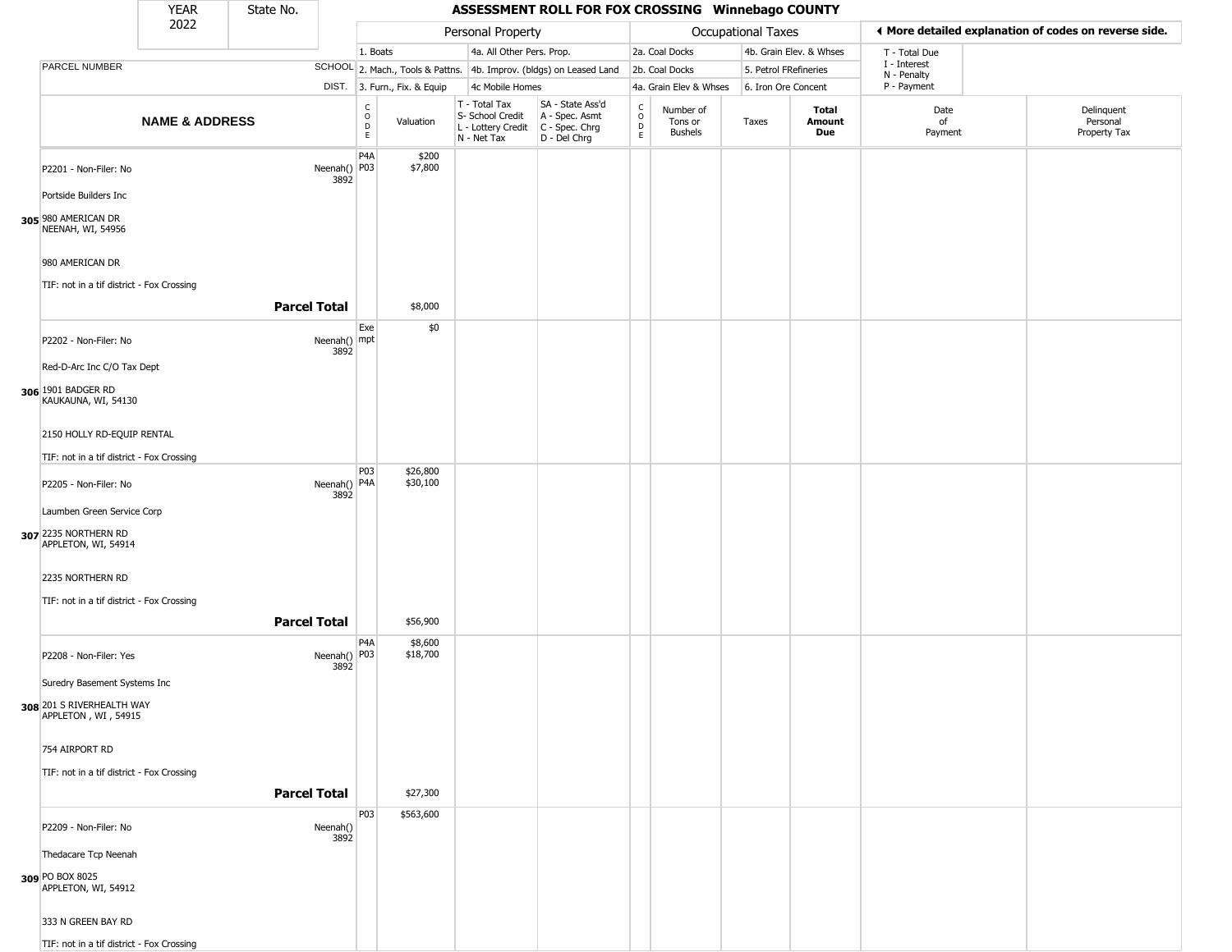# ASSESSMENT ROLL FOR FOX CROSSING Winnebago COUNTY

YEAR 2022 | State No.

| | | Personal Property | | | | Occupational Taxes | | | | More detailed explanation of codes on reverse side. | |
|---|---|---|---|---|---|---|---|---|---|---|---|
| PARCEL NUMBER | SCHOOL DIST. | 1. Boats<br>2. Mach., Tools & Pattns.<br>3. Furn., Fix. & Equip | | 4a. All Other Pers. Prop.<br>4b. Improv. (bldgs) on Leased Land<br>4c Mobile Homes | | 2a. Coal Docks<br>2b. Coal Docks<br>4a. Grain Elev & Whses | | 4b. Grain Elev. & Whses<br>5. Petrol FRefineries<br>6. Iron Ore Concent | | T - Total Due<br>I - Interest<br>N - Penalty<br>P - Payment | |
| NAME & ADDRESS | | CODE | Valuation | T - Total Tax<br>S- School Credit<br>L - Lottery Credit<br>N - Net Tax | SA - State Ass'd<br>A - Spec. Asmt<br>C - Spec. Chrg<br>D - Del Chrg | CODE | Number of Tons or Bushels | Taxes | Total Amount Due | Date of Payment | Delinquent Personal Property Tax |
| **305** P2201 - Non-Filer: No<br>Portside Builders Inc<br>980 AMERICAN DR<br>NEENAH, WI, 54956<br>980 AMERICAN DR<br>TIF: not in a tif district - Fox Crossing | Neenah() 3892 | P4A<br>P03 | $200<br>$7,800 | | | | | | | | |
| **Parcel Total** | | | $8,000 | | | | | | | | |
| **306** P2202 - Non-Filer: No<br>Red-D-Arc Inc C/O Tax Dept<br>1901 BADGER RD<br>KAUKAUNA, WI, 54130<br>2150 HOLLY RD-EQUIP RENTAL<br>TIF: not in a tif district - Fox Crossing | Neenah() 3892 | Exempt | $0 | | | | | | | | |
| **307** P2205 - Non-Filer: No<br>Laumben Green Service Corp<br>2235 NORTHERN RD<br>APPLETON, WI, 54914<br>2235 NORTHERN RD<br>TIF: not in a tif district - Fox Crossing | Neenah() 3892 | P03<br>P4A | $26,800<br>$30,100 | | | | | | | | |
| **Parcel Total** | | | $56,900 | | | | | | | | |
| **308** P2208 - Non-Filer: Yes<br>Suredry Basement Systems Inc<br>201 S RIVERHEALTH WAY<br>APPLETON , WI , 54915<br>754 AIRPORT RD<br>TIF: not in a tif district - Fox Crossing | Neenah() 3892 | P4A<br>P03 | $8,600<br>$18,700 | | | | | | | | |
| **Parcel Total** | | | $27,300 | | | | | | | | |
| **309** P2209 - Non-Filer: No<br>Thedacare Tcp Neenah<br>PO BOX 8025<br>APPLETON, WI, 54912<br>333 N GREEN BAY RD<br>TIF: not in a tif district - Fox Crossing | Neenah() 3892 | P03 | $563,600 | | | | | | | | |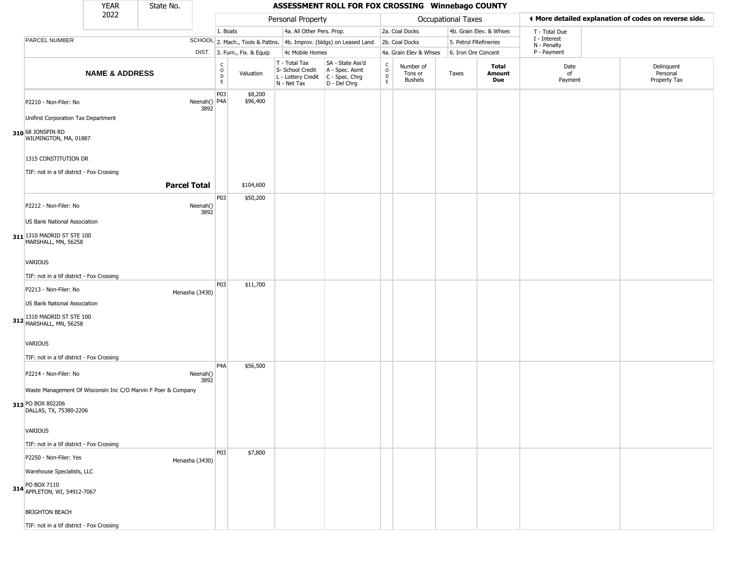| YEAR 2022 | State No. | ASSESSMENT ROLL FOR FOX CROSSING Winnebago COUNTY | | | | | | | | | | | |
|---|---|---|---|---|---|---|---|---|---|---|---|---|---|
| | | Personal Property | | | | Occupational Taxes | | | | ◄ More detailed explanation of codes on reverse side. | | | |
| | | 1. Boats | | 4a. All Other Pers. Prop. | | 2a. Coal Docks | | 4b. Grain Elev. & Whses | | T - Total Due | | | |
| PARCEL NUMBER | SCHOOL | 2. Mach., Tools & Pattns. | | 4b. Improv. (bldgs) on Leased Land | | 2b. Coal Docks | | 5. Petrol FRefineries | | I - Interest, N - Penalty | | | |
| | DIST. | 3. Furn., Fix. & Equip | | 4c Mobile Homes | | 4a. Grain Elev & Whses | | 6. Iron Ore Concent | | P - Payment | | | |

| | NAME & ADDRESS | SCHOOL DIST. | CODE | Valuation | T - Total Tax, S- School Credit, L - Lottery Credit, N - Net Tax | SA - State Ass'd, A - Spec. Asmt, C - Spec. Chrg, D - Del Chrg | CODE | Number of Tons or Bushels | Taxes | Total Amount Due | Date of Payment | Delinquent Personal Property Tax |
|---|---|---|---|---|---|---|---|---|---|---|---|---|
| 310 | P2210 - Non-Filer: No<br>Unifirst Corporation Tax Department<br>68 JONSPIN RD<br>WILMINGTON, MA, 01887<br>1315 CONSTITUTION DR<br>TIF: not in a tif district - Fox Crossing | Neenah() 3892 | P03<br>P4A | $8,200<br>$96,400 | | | | | | | | |
| | **Parcel Total** | | | $104,600 | | | | | | | | |
| 311 | P2212 - Non-Filer: No<br>US Bank National Association<br>1310 MADRID ST STE 100<br>MARSHALL, MN, 56258<br>VARIOUS<br>TIF: not in a tif district - Fox Crossing | Neenah() 3892 | P03 | $50,200 | | | | | | | | |
| 312 | P2213 - Non-Filer: No<br>US Bank National Association<br>1310 MADRID ST STE 100<br>MARSHALL, MN, 56258<br>VARIOUS<br>TIF: not in a tif district - Fox Crossing | Menasha (3430) | P03 | $11,700 | | | | | | | | |
| 313 | P2214 - Non-Filer: No<br>Waste Management Of Wisconsin Inc C/O Marvin F Poer & Company<br>PO BOX 802206<br>DALLAS, TX, 75380-2206<br>VARIOUS<br>TIF: not in a tif district - Fox Crossing | Neenah() 3892 | P4A | $56,500 | | | | | | | | |
| 314 | P2250 - Non-Filer: Yes<br>Warehouse Specialists, LLC<br>PO BOX 7110<br>APPLETON, WI, 54912-7067<br>BRIGHTON BEACH<br>TIF: not in a tif district - Fox Crossing | Menasha (3430) | P03 | $7,800 | | | | | | | | |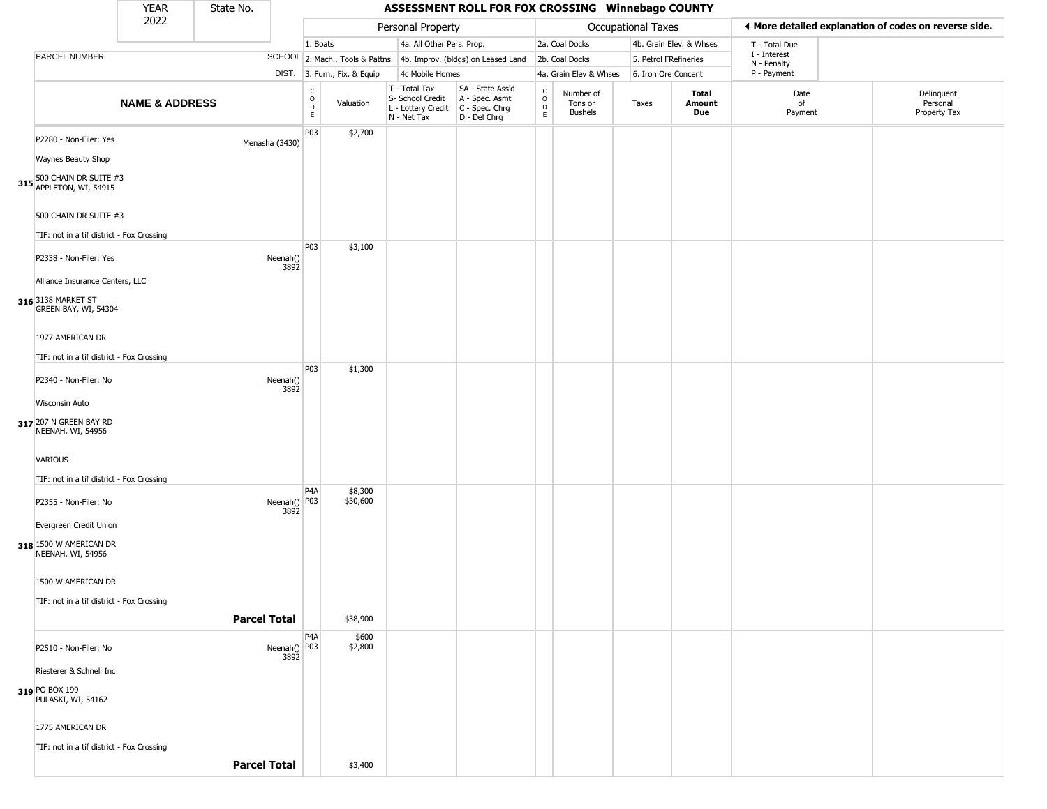| YEAR 2022 | State No. | ASSESSMENT ROLL FOR FOX CROSSING Winnebago COUNTY |
|---|---|---|

| | | Personal Property | | | | Occupational Taxes | | | | ◄ More detailed explanation of codes on reverse side. | |
|---|---|---|---|---|---|---|---|---|---|---|---|
| | | 1. Boats | | 4a. All Other Pers. Prop. | | 2a. Coal Docks | | 4b. Grain Elev. & Whses | | T - Total Due | |
| PARCEL NUMBER | SCHOOL | 2. Mach., Tools & Pattns. | | 4b. Improv. (bldgs) on Leased Land | | 2b. Coal Docks | | 5. Petrol FRefineries | | I - Interest N - Penalty | |
| | DIST. | 3. Furn., Fix. & Equip | | 4c Mobile Homes | | 4a. Grain Elev & Whses | | 6. Iron Ore Concent | | P - Payment | |

| NAME & ADDRESS | | CODE | Valuation | T - Total Tax S- School Credit L - Lottery Credit N - Net Tax | SA - State Ass'd A - Spec. Asmt C - Spec. Chrg D - Del Chrg | CODE | Number of Tons or Bushels | Taxes | Total Amount Due | Date of Payment | Delinquent Personal Property Tax |
|---|---|---|---|---|---|---|---|---|---|---|---|
| 315 P2280 - Non-Filer: Yes<br>Waynes Beauty Shop<br>500 CHAIN DR SUITE #3<br>APPLETON, WI, 54915<br><br>500 CHAIN DR SUITE #3<br><br>TIF: not in a tif district - Fox Crossing | Menasha (3430) | P03 | $2,700 | | | | | | | | |
| 316 P2338 - Non-Filer: Yes<br>Alliance Insurance Centers, LLC<br>3138 MARKET ST<br>GREEN BAY, WI, 54304<br><br>1977 AMERICAN DR<br><br>TIF: not in a tif district - Fox Crossing | Neenah() 3892 | P03 | $3,100 | | | | | | | | |
| 317 P2340 - Non-Filer: No<br>Wisconsin Auto<br>207 N GREEN BAY RD<br>NEENAH, WI, 54956<br><br>VARIOUS<br><br>TIF: not in a tif district - Fox Crossing | Neenah() 3892 | P03 | $1,300 | | | | | | | | |
| 318 P2355 - Non-Filer: No<br>Evergreen Credit Union<br>1500 W AMERICAN DR<br>NEENAH, WI, 54956<br><br>1500 W AMERICAN DR<br><br>TIF: not in a tif district - Fox Crossing | Neenah() 3892 | P4A<br>P03 | $8,300<br>$30,600 | | | | | | | | |
| | **Parcel Total** | | $38,900 | | | | | | | | |
| 319 P2510 - Non-Filer: No<br>Riesterer & Schnell Inc<br>PO BOX 199<br>PULASKI, WI, 54162<br><br>1775 AMERICAN DR<br><br>TIF: not in a tif district - Fox Crossing | Neenah() 3892 | P4A<br>P03 | $600<br>$2,800 | | | | | | | | |
| | **Parcel Total** | | $3,400 | | | | | | | | |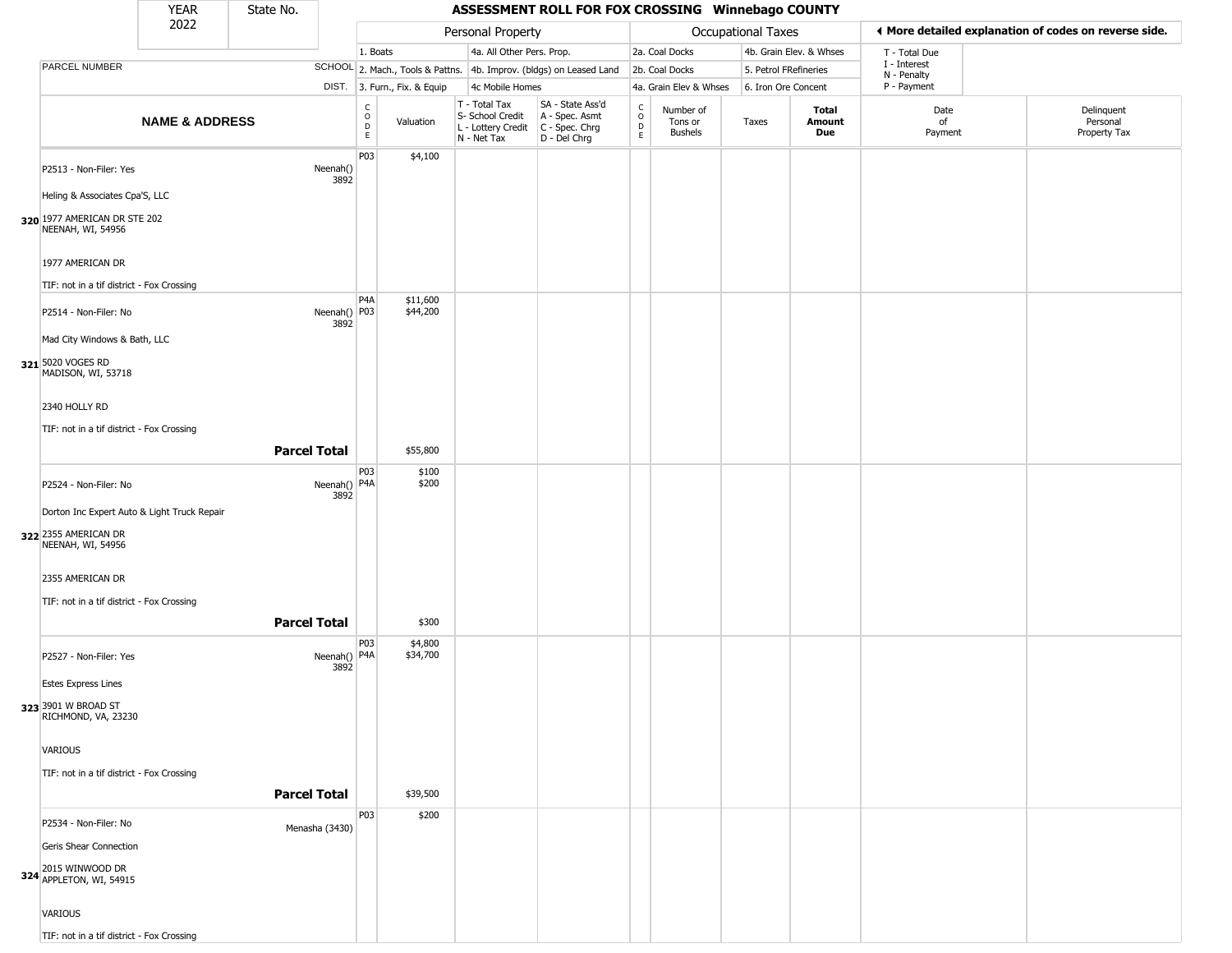| YEAR 2022 | State No. |
|---|---|

# ASSESSMENT ROLL FOR FOX CROSSING Winnebago COUNTY

| | | Personal Property | | | | Occupational Taxes | | | | ◄ More detailed explanation of codes on reverse side. | |
|---|---|---|---|---|---|---|---|---|---|---|---|
| PARCEL NUMBER | SCHOOL DIST. | 1. Boats<br>2. Mach., Tools & Pattns.<br>3. Furn., Fix. & Equip | | 4a. All Other Pers. Prop.<br>4b. Improv. (bldgs) on Leased Land<br>4c Mobile Homes | | 2a. Coal Docks<br>2b. Coal Docks<br>4a. Grain Elev & Whses | | 4b. Grain Elev. & Whses<br>5. Petrol FRefineries<br>6. Iron Ore Concent | | T - Total Due<br>I - Interest<br>N - Penalty<br>P - Payment | |
| **NAME & ADDRESS** | | CODE | Valuation | T - Total Tax<br>S- School Credit<br>L - Lottery Credit<br>N - Net Tax | SA - State Ass'd<br>A - Spec. Asmt<br>C - Spec. Chrg<br>D - Del Chrg | CODE | Number of Tons or Bushels | Taxes | **Total Amount Due** | Date of Payment | Delinquent Personal Property Tax |
| 320 P2513 - Non-Filer: Yes<br>Heling & Associates Cpa'S, LLC<br>1977 AMERICAN DR STE 202<br>NEENAH, WI, 54956<br>1977 AMERICAN DR<br>TIF: not in a tif district - Fox Crossing | Neenah() 3892 | P03 | $4,100 | | | | | | | | |
| 321 P2514 - Non-Filer: No<br>Mad City Windows & Bath, LLC<br>5020 VOGES RD<br>MADISON, WI, 53718<br>2340 HOLLY RD<br>TIF: not in a tif district - Fox Crossing | Neenah() 3892 | P4A<br>P03 | $11,600<br>$44,200 | | | | | | | | |
| **Parcel Total** | | | $55,800 | | | | | | | | |
| 322 P2524 - Non-Filer: No<br>Dorton Inc Expert Auto & Light Truck Repair<br>2355 AMERICAN DR<br>NEENAH, WI, 54956<br>2355 AMERICAN DR<br>TIF: not in a tif district - Fox Crossing | Neenah() 3892 | P03<br>P4A | $100<br>$200 | | | | | | | | |
| **Parcel Total** | | | $300 | | | | | | | | |
| 323 P2527 - Non-Filer: Yes<br>Estes Express Lines<br>3901 W BROAD ST<br>RICHMOND, VA, 23230<br>VARIOUS<br>TIF: not in a tif district - Fox Crossing | Neenah() 3892 | P03<br>P4A | $4,800<br>$34,700 | | | | | | | | |
| **Parcel Total** | | | $39,500 | | | | | | | | |
| 324 P2534 - Non-Filer: No<br>Geris Shear Connection<br>2015 WINWOOD DR<br>APPLETON, WI, 54915<br>VARIOUS<br>TIF: not in a tif district - Fox Crossing | Menasha (3430) | P03 | $200 | | | | | | | | |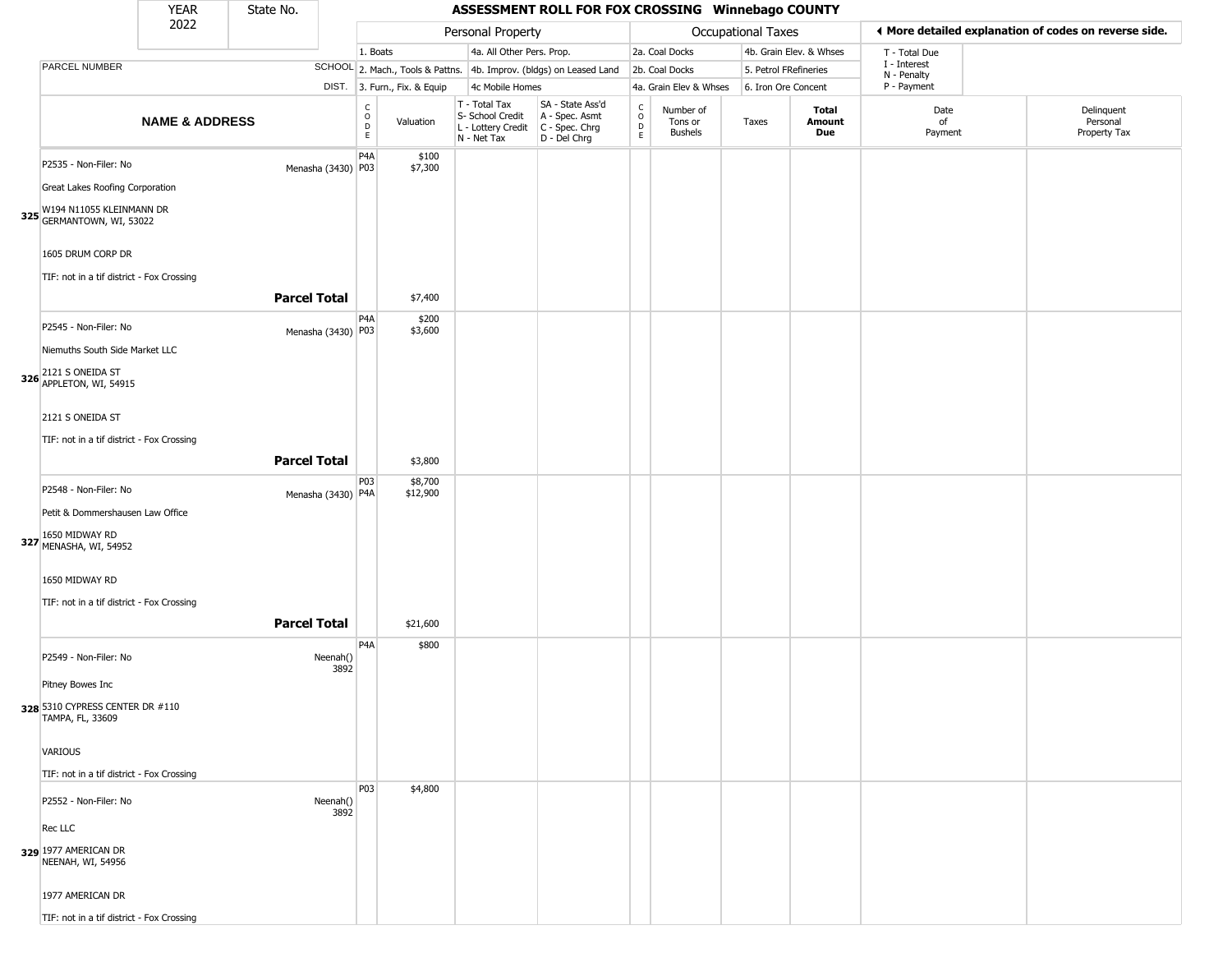| YEAR 2022 | State No. | ASSESSMENT ROLL FOR FOX CROSSING Winnebago COUNTY |
|---|---|---|

| | | Personal Property | | | | Occupational Taxes | | | | ◄ More detailed explanation of codes on reverse side. | |
|---|---|---|---|---|---|---|---|---|---|---|---|
| PARCEL NUMBER | SCHOOL DIST. | 1. Boats | | 4a. All Other Pers. Prop. | | 2a. Coal Docks | | 4b. Grain Elev. & Whses | | T - Total Due | |
| | | 2. Mach., Tools & Pattns. | | 4b. Improv. (bldgs) on Leased Land | | 2b. Coal Docks | | 5. Petrol FRefineries | | I - Interest | |
| | | 3. Furn., Fix. & Equip | | 4c Mobile Homes | | 4a. Grain Elev & Whses | | 6. Iron Ore Concent | | N - Penalty | |
| | | | | | | | | | | P - Payment | |
| **NAME & ADDRESS** | | CODE | Valuation | T - Total Tax S- School Credit L - Lottery Credit N - Net Tax | SA - State Ass'd A - Spec. Asmt C - Spec. Chrg D - Del Chrg | CODE | Number of Tons or Bushels | Taxes | **Total Amount Due** | Date of Payment | Delinquent Personal Property Tax |
| P2535 - Non-Filer: No | Menasha (3430) | P4A | $100 | | | | | | | | |
| | | P03 | $7,300 | | | | | | | | |
| Great Lakes Roofing Corporation | | | | | | | | | | | |
| **325** W194 N11055 KLEINMANN DR GERMANTOWN, WI, 53022 | | | | | | | | | | | |
| 1605 DRUM CORP DR | | | | | | | | | | | |
| TIF: not in a tif district - Fox Crossing | | | | | | | | | | | |
| | **Parcel Total** | | $7,400 | | | | | | | | |
| P2545 - Non-Filer: No | Menasha (3430) | P4A | $200 | | | | | | | | |
| | | P03 | $3,600 | | | | | | | | |
| Niemuths South Side Market LLC | | | | | | | | | | | |
| **326** 2121 S ONEIDA ST APPLETON, WI, 54915 | | | | | | | | | | | |
| 2121 S ONEIDA ST | | | | | | | | | | | |
| TIF: not in a tif district - Fox Crossing | | | | | | | | | | | |
| | **Parcel Total** | | $3,800 | | | | | | | | |
| P2548 - Non-Filer: No | Menasha (3430) | P03 | $8,700 | | | | | | | | |
| | | P4A | $12,900 | | | | | | | | |
| Petit & Dommershausen Law Office | | | | | | | | | | | |
| **327** 1650 MIDWAY RD MENASHA, WI, 54952 | | | | | | | | | | | |
| 1650 MIDWAY RD | | | | | | | | | | | |
| TIF: not in a tif district - Fox Crossing | | | | | | | | | | | |
| | **Parcel Total** | | $21,600 | | | | | | | | |
| P2549 - Non-Filer: No | Neenah() 3892 | P4A | $800 | | | | | | | | |
| Pitney Bowes Inc | | | | | | | | | | | |
| **328** 5310 CYPRESS CENTER DR #110 TAMPA, FL, 33609 | | | | | | | | | | | |
| VARIOUS | | | | | | | | | | | |
| TIF: not in a tif district - Fox Crossing | | | | | | | | | | | |
| P2552 - Non-Filer: No | Neenah() 3892 | P03 | $4,800 | | | | | | | | |
| Rec LLC | | | | | | | | | | | |
| **329** 1977 AMERICAN DR NEENAH, WI, 54956 | | | | | | | | | | | |
| 1977 AMERICAN DR | | | | | | | | | | | |
| TIF: not in a tif district - Fox Crossing | | | | | | | | | | | |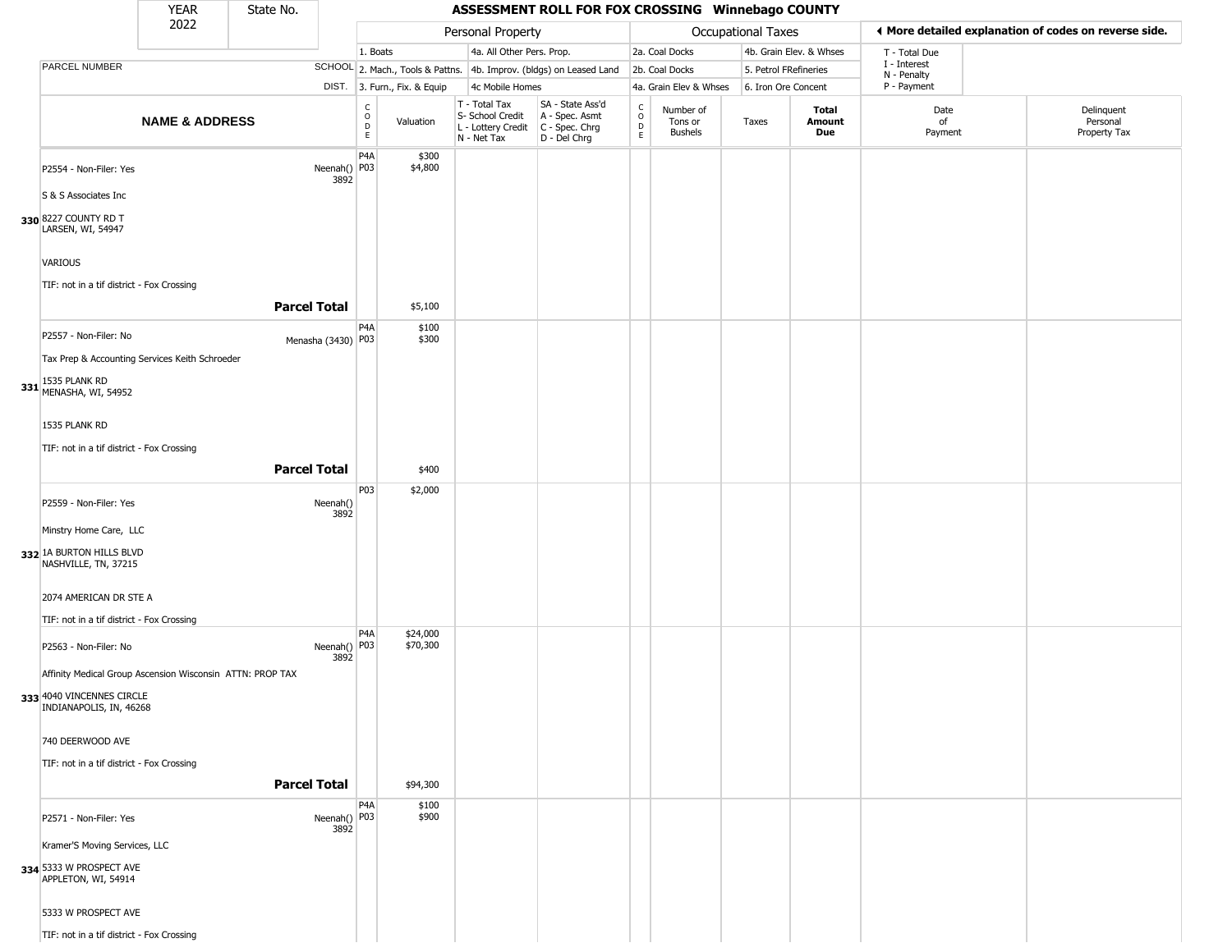| YEAR 2022 | State No. | ASSESSMENT ROLL FOR FOX CROSSING Winnebago COUNTY | | | | | | | | | |
|---|---|---|---|---|---|---|---|---|---|---|---|

| | | Personal Property | | | | Occupational Taxes | | | | ◄ More detailed explanation of codes on reverse side. | |
|---|---|---|---|---|---|---|---|---|---|---|---|
| PARCEL NUMBER | SCHOOL DIST. | 1. Boats<br>2. Mach., Tools & Pattns.<br>3. Furn., Fix. & Equip | | 4a. All Other Pers. Prop.<br>4b. Improv. (bldgs) on Leased Land<br>4c Mobile Homes | | 2a. Coal Docks<br>2b. Coal Docks<br>4a. Grain Elev & Whses | | 4b. Grain Elev. & Whses<br>5. Petrol FRefineries<br>6. Iron Ore Concent | | T - Total Due<br>I - Interest<br>N - Penalty<br>P - Payment | |
| **NAME & ADDRESS** | | CODE | Valuation | T - Total Tax<br>S- School Credit<br>L - Lottery Credit<br>N - Net Tax | SA - State Ass'd<br>A - Spec. Asmt<br>C - Spec. Chrg<br>D - Del Chrg | CODE | Number of Tons or Bushels | Taxes | **Total Amount Due** | Date of Payment | Delinquent Personal Property Tax |
| **330** P2554 - Non-Filer: Yes<br>S & S Associates Inc<br>8227 COUNTY RD T<br>LARSEN, WI, 54947<br>VARIOUS<br>TIF: not in a tif district - Fox Crossing | Neenah() 3892 | P4A<br>P03 | $300<br>$4,800 | | | | | | | | |
| | **Parcel Total** | | $5,100 | | | | | | | | |
| **331** P2557 - Non-Filer: No<br>Tax Prep & Accounting Services Keith Schroeder<br>1535 PLANK RD<br>MENASHA, WI, 54952<br>1535 PLANK RD<br>TIF: not in a tif district - Fox Crossing | Menasha (3430) | P4A<br>P03 | $100<br>$300 | | | | | | | | |
| | **Parcel Total** | | $400 | | | | | | | | |
| **332** P2559 - Non-Filer: Yes<br>Minstry Home Care, LLC<br>1A BURTON HILLS BLVD<br>NASHVILLE, TN, 37215<br>2074 AMERICAN DR STE A<br>TIF: not in a tif district - Fox Crossing | Neenah() 3892 | P03 | $2,000 | | | | | | | | |
| **333** P2563 - Non-Filer: No<br>Affinity Medical Group Ascension Wisconsin ATTN: PROP TAX<br>4040 VINCENNES CIRCLE<br>INDIANAPOLIS, IN, 46268<br>740 DEERWOOD AVE<br>TIF: not in a tif district - Fox Crossing | Neenah() 3892 | P4A<br>P03 | $24,000<br>$70,300 | | | | | | | | |
| | **Parcel Total** | | $94,300 | | | | | | | | |
| **334** P2571 - Non-Filer: Yes<br>Kramer'S Moving Services, LLC<br>5333 W PROSPECT AVE<br>APPLETON, WI, 54914<br>5333 W PROSPECT AVE<br>TIF: not in a tif district - Fox Crossing | Neenah() 3892 | P4A<br>P03 | $100<br>$900 | | | | | | | | |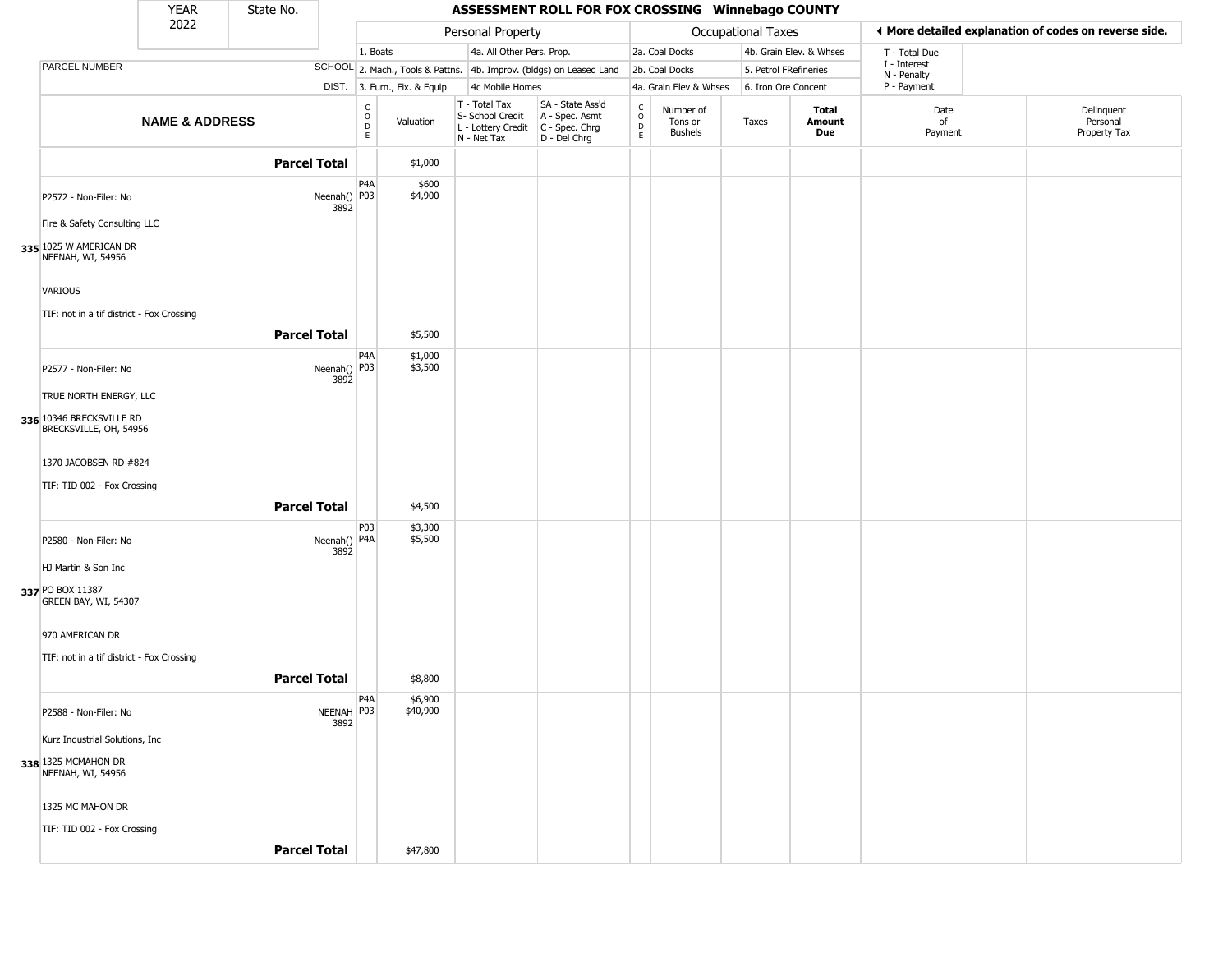| YEAR 2022 | State No. | ASSESSMENT ROLL FOR FOX CROSSING Winnebago COUNTY |
|---|---|---|

| | | Personal Property | | | | Occupational Taxes | | | | ◀ More detailed explanation of codes on reverse side. | |
|---|---|---|---|---|---|---|---|---|---|---|---|
| | | 1. Boats | | 4a. All Other Pers. Prop. | | 2a. Coal Docks | | 4b. Grain Elev. & Whses | | T - Total Due | |
| PARCEL NUMBER | SCHOOL | 2. Mach., Tools & Pattns. | | 4b. Improv. (bldgs) on Leased Land | | 2b. Coal Docks | | 5. Petrol FRefineries | | I - Interest<br>N - Penalty | |
| | DIST. | 3. Furn., Fix. & Equip | | 4c Mobile Homes | | 4a. Grain Elev & Whses | | 6. Iron Ore Concent | | P - Payment | |
| **NAME & ADDRESS** | | CODE | Valuation | T - Total Tax<br>S- School Credit<br>L - Lottery Credit<br>N - Net Tax | SA - State Ass'd<br>A - Spec. Asmt<br>C - Spec. Chrg<br>D - Del Chrg | CODE | Number of Tons or Bushels | Taxes | **Total Amount Due** | Date of Payment | Delinquent Personal Property Tax |
| **Parcel Total** | | | $1,000 | | | | | | | | |
| P2572 - Non-Filer: No<br>Fire & Safety Consulting LLC<br>335 1025 W AMERICAN DR<br>NEENAH, WI, 54956<br>VARIOUS<br>TIF: not in a tif district - Fox Crossing | Neenah() 3892 | P4A<br>P03 | $600<br>$4,900 | | | | | | | | |
| **Parcel Total** | | | $5,500 | | | | | | | | |
| P2577 - Non-Filer: No<br>TRUE NORTH ENERGY, LLC<br>336 10346 BRECKSVILLE RD<br>BRECKSVILLE, OH, 54956<br>1370 JACOBSEN RD #824<br>TIF: TID 002 - Fox Crossing | Neenah() 3892 | P4A<br>P03 | $1,000<br>$3,500 | | | | | | | | |
| **Parcel Total** | | | $4,500 | | | | | | | | |
| P2580 - Non-Filer: No<br>HJ Martin & Son Inc<br>337 PO BOX 11387<br>GREEN BAY, WI, 54307<br>970 AMERICAN DR<br>TIF: not in a tif district - Fox Crossing | Neenah() 3892 | P03<br>P4A | $3,300<br>$5,500 | | | | | | | | |
| **Parcel Total** | | | $8,800 | | | | | | | | |
| P2588 - Non-Filer: No<br>Kurz Industrial Solutions, Inc<br>338 1325 MCMAHON DR<br>NEENAH, WI, 54956<br>1325 MC MAHON DR<br>TIF: TID 002 - Fox Crossing | NEENAH 3892 | P4A<br>P03 | $6,900<br>$40,900 | | | | | | | | |
| **Parcel Total** | | | $47,800 | | | | | | | | |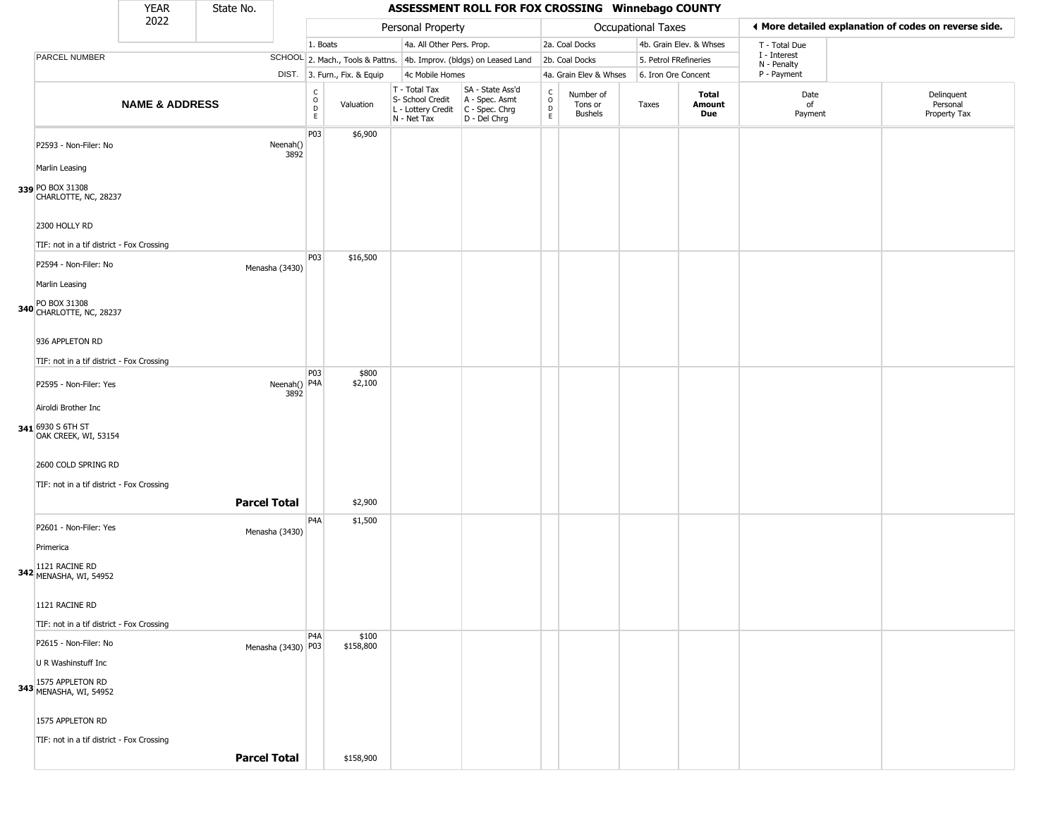| YEAR 2022 | State No. | ASSESSMENT ROLL FOR FOX CROSSING Winnebago COUNTY | | | | | | | | | |
|---|---|---|---|---|---|---|---|---|---|---|---|

| | | | Personal Property | | | | Occupational Taxes | | | | ◀ More detailed explanation of codes on reverse side. | |
|---|---|---|---|---|---|---|---|---|---|---|---|---|
| | | | 1. Boats | | 4a. All Other Pers. Prop. | | 2a. Coal Docks | | 4b. Grain Elev. & Whses | | T - Total Due | |
| PARCEL NUMBER | SCHOOL | | 2. Mach., Tools & Pattns. | | 4b. Improv. (bldgs) on Leased Land | | 2b. Coal Docks | | 5. Petrol FRefineries | | I - Interest N - Penalty | |
| | DIST. | | 3. Furn., Fix. & Equip | | 4c Mobile Homes | | 4a. Grain Elev & Whses | | 6. Iron Ore Concent | | P - Payment | |
| NAME & ADDRESS | | CODE | Valuation | T - Total Tax S- School Credit L - Lottery Credit N - Net Tax | SA - State Ass'd A - Spec. Asmt C - Spec. Chrg D - Del Chrg | CODE | Number of Tons or Bushels | Taxes | Total Amount Due | Date of Payment | Delinquent Personal Property Tax | |
| 339 P2593 - Non-Filer: No<br>Marlin Leasing<br>PO BOX 31308<br>CHARLOTTE, NC, 28237<br>2300 HOLLY RD<br>TIF: not in a tif district - Fox Crossing | Neenah() 3892 | P03 | $6,900 | | | | | | | | | |
| 340 P2594 - Non-Filer: No<br>Marlin Leasing<br>PO BOX 31308<br>CHARLOTTE, NC, 28237<br>936 APPLETON RD<br>TIF: not in a tif district - Fox Crossing | Menasha (3430) | P03 | $16,500 | | | | | | | | | |
| 341 P2595 - Non-Filer: Yes<br>Airoldi Brother Inc<br>6930 S 6TH ST<br>OAK CREEK, WI, 53154<br>2600 COLD SPRING RD<br>TIF: not in a tif district - Fox Crossing | Neenah() 3892 | P03<br>P4A | $800<br>$2,100 | | | | | | | | | |
| **Parcel Total** | | | $2,900 | | | | | | | | | |
| 342 P2601 - Non-Filer: Yes<br>Primerica<br>1121 RACINE RD<br>MENASHA, WI, 54952<br>1121 RACINE RD<br>TIF: not in a tif district - Fox Crossing | Menasha (3430) | P4A | $1,500 | | | | | | | | | |
| 343 P2615 - Non-Filer: No<br>U R Washinstuff Inc<br>1575 APPLETON RD<br>MENASHA, WI, 54952<br>1575 APPLETON RD<br>TIF: not in a tif district - Fox Crossing | Menasha (3430) | P4A<br>P03 | $100<br>$158,800 | | | | | | | | | |
| **Parcel Total** | | | $158,900 | | | | | | | | | |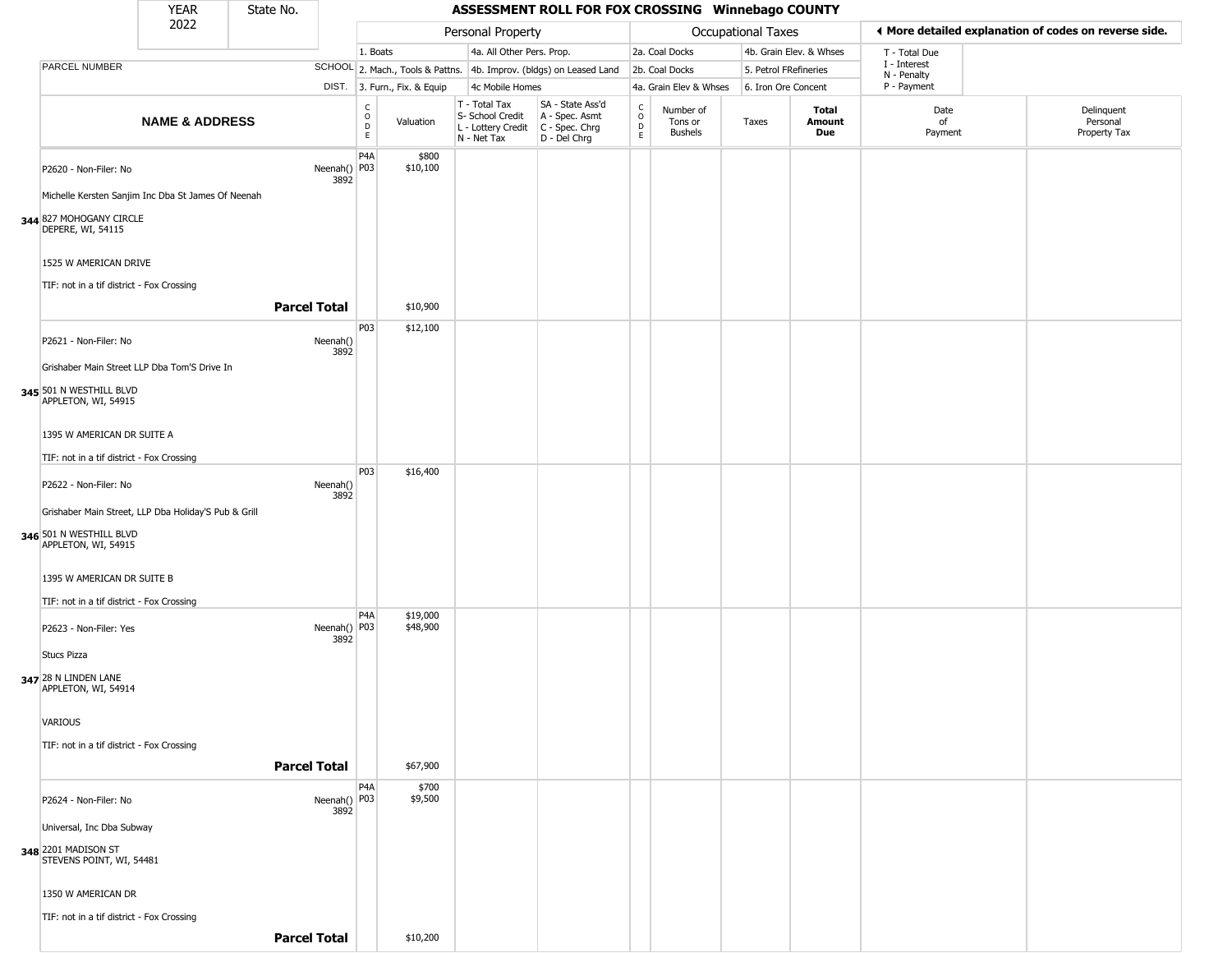| YEAR 2022 | State No. | ASSESSMENT ROLL FOR FOX CROSSING Winnebago COUNTY | | | | | | | | | |
|---|---|---|---|---|---|---|---|---|---|---|---|

| | | Personal Property | | | | Occupational Taxes | | | | ◀ More detailed explanation of codes on reverse side. | |
|---|---|---|---|---|---|---|---|---|---|---|---|
| PARCEL NUMBER | SCHOOL DIST. | 1. Boats<br>2. Mach., Tools & Pattns.<br>3. Furn., Fix. & Equip | | 4a. All Other Pers. Prop.<br>4b. Improv. (bldgs) on Leased Land<br>4c Mobile Homes | | 2a. Coal Docks<br>2b. Coal Docks<br>4a. Grain Elev & Whses | | 4b. Grain Elev. & Whses<br>5. Petrol FRefineries<br>6. Iron Ore Concent | | T - Total Due<br>I - Interest<br>N - Penalty<br>P - Payment | |
| NAME & ADDRESS | | CODE | Valuation | T - Total Tax<br>S- School Credit<br>L - Lottery Credit<br>N - Net Tax | SA - State Ass'd<br>A - Spec. Asmt<br>C - Spec. Chrg<br>D - Del Chrg | CODE | Number of Tons or Bushels | Taxes | Total Amount Due | Date of Payment | Delinquent Personal Property Tax |
| P2620 - Non-Filer: No<br>Michelle Kersten Sanjim Inc Dba St James Of Neenah<br>344 827 MOHOGANY CIRCLE<br>DEPERE, WI, 54115<br>1525 W AMERICAN DRIVE<br>TIF: not in a tif district - Fox Crossing | Neenah() 3892 | P4A<br>P03 | $800<br>$10,100 | | | | | | | | |
| **Parcel Total** | | | $10,900 | | | | | | | | |
| P2621 - Non-Filer: No<br>Grishaber Main Street LLP Dba Tom'S Drive In<br>345 501 N WESTHILL BLVD<br>APPLETON, WI, 54915<br>1395 W AMERICAN DR SUITE A<br>TIF: not in a tif district - Fox Crossing | Neenah() 3892 | P03 | $12,100 | | | | | | | | |
| P2622 - Non-Filer: No<br>Grishaber Main Street, LLP Dba Holiday'S Pub & Grill<br>346 501 N WESTHILL BLVD<br>APPLETON, WI, 54915<br>1395 W AMERICAN DR SUITE B<br>TIF: not in a tif district - Fox Crossing | Neenah() 3892 | P03 | $16,400 | | | | | | | | |
| P2623 - Non-Filer: Yes<br>Stucs Pizza<br>347 28 N LINDEN LANE<br>APPLETON, WI, 54914<br>VARIOUS<br>TIF: not in a tif district - Fox Crossing | Neenah() 3892 | P4A<br>P03 | $19,000<br>$48,900 | | | | | | | | |
| **Parcel Total** | | | $67,900 | | | | | | | | |
| P2624 - Non-Filer: No<br>Universal, Inc Dba Subway<br>348 2201 MADISON ST<br>STEVENS POINT, WI, 54481<br>1350 W AMERICAN DR<br>TIF: not in a tif district - Fox Crossing | Neenah() 3892 | P4A<br>P03 | $700<br>$9,500 | | | | | | | | |
| **Parcel Total** | | | $10,200 | | | | | | | | |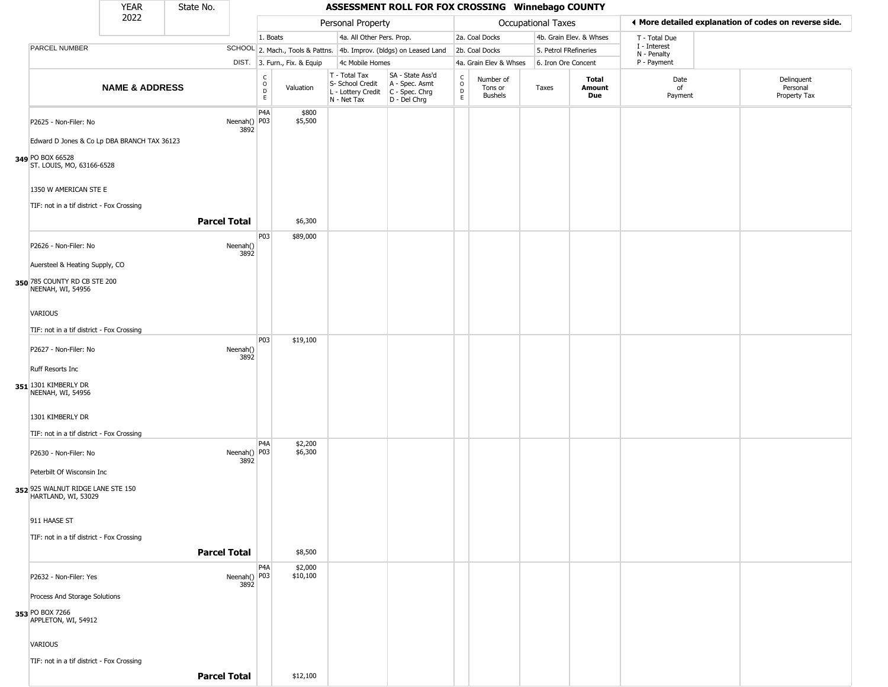# ASSESSMENT ROLL FOR FOX CROSSING Winnebago COUNTY

YEAR 2022 | State No.

**Personal Property:** 1. Boats; 2. Mach., Tools & Pattns.; 3. Furn., Fix. & Equip; 4a. All Other Pers. Prop.; 4b. Improv. (bldgs) on Leased Land; 4c Mobile Homes

**Occupational Taxes:** 2a. Coal Docks; 2b. Coal Docks; 4a. Grain Elev & Whses; 4b. Grain Elev. & Whses; 5. Petrol FRefineries; 6. Iron Ore Concent

◄ More detailed explanation of codes on reverse side.

T - Total Due; I - Interest; N - Penalty; P - Payment

| | NAME & ADDRESS | PARCEL NUMBER / SCHOOL DIST. | CODE | Valuation | T - Total Tax<br>S- School Credit<br>L - Lottery Credit<br>N - Net Tax | SA - State Ass'd<br>A - Spec. Asmt<br>C - Spec. Chrg<br>D - Del Chrg | CODE | Number of Tons or Bushels | Taxes | Total Amount Due | Date of Payment | Delinquent Personal Property Tax |
|---|---|---|---|---|---|---|---|---|---|---|---|---|
| 349 | P2625 - Non-Filer: No<br>Edward D Jones & Co Lp DBA BRANCH TAX 36123<br>PO BOX 66528<br>ST. LOUIS, MO, 63166-6528<br>1350 W AMERICAN STE E<br>TIF: not in a tif district - Fox Crossing | Neenah()<br>3892 | P4A<br>P03 | $800<br>$5,500 | | | | | | | | |
| | **Parcel Total** | | | $6,300 | | | | | | | | |
| 350 | P2626 - Non-Filer: No<br>Auersteel & Heating Supply, CO<br>785 COUNTY RD CB STE 200<br>NEENAH, WI, 54956<br>VARIOUS<br>TIF: not in a tif district - Fox Crossing | Neenah()<br>3892 | P03 | $89,000 | | | | | | | | |
| 351 | P2627 - Non-Filer: No<br>Ruff Resorts Inc<br>1301 KIMBERLY DR<br>NEENAH, WI, 54956<br>1301 KIMBERLY DR<br>TIF: not in a tif district - Fox Crossing | Neenah()<br>3892 | P03 | $19,100 | | | | | | | | |
| 352 | P2630 - Non-Filer: No<br>Peterbilt Of Wisconsin Inc<br>925 WALNUT RIDGE LANE STE 150<br>HARTLAND, WI, 53029<br>911 HAASE ST<br>TIF: not in a tif district - Fox Crossing | Neenah()<br>3892 | P4A<br>P03 | $2,200<br>$6,300 | | | | | | | | |
| | **Parcel Total** | | | $8,500 | | | | | | | | |
| 353 | P2632 - Non-Filer: Yes<br>Process And Storage Solutions<br>PO BOX 7266<br>APPLETON, WI, 54912<br>VARIOUS<br>TIF: not in a tif district - Fox Crossing | Neenah()<br>3892 | P4A<br>P03 | $2,000<br>$10,100 | | | | | | | | |
| | **Parcel Total** | | | $12,100 | | | | | | | | |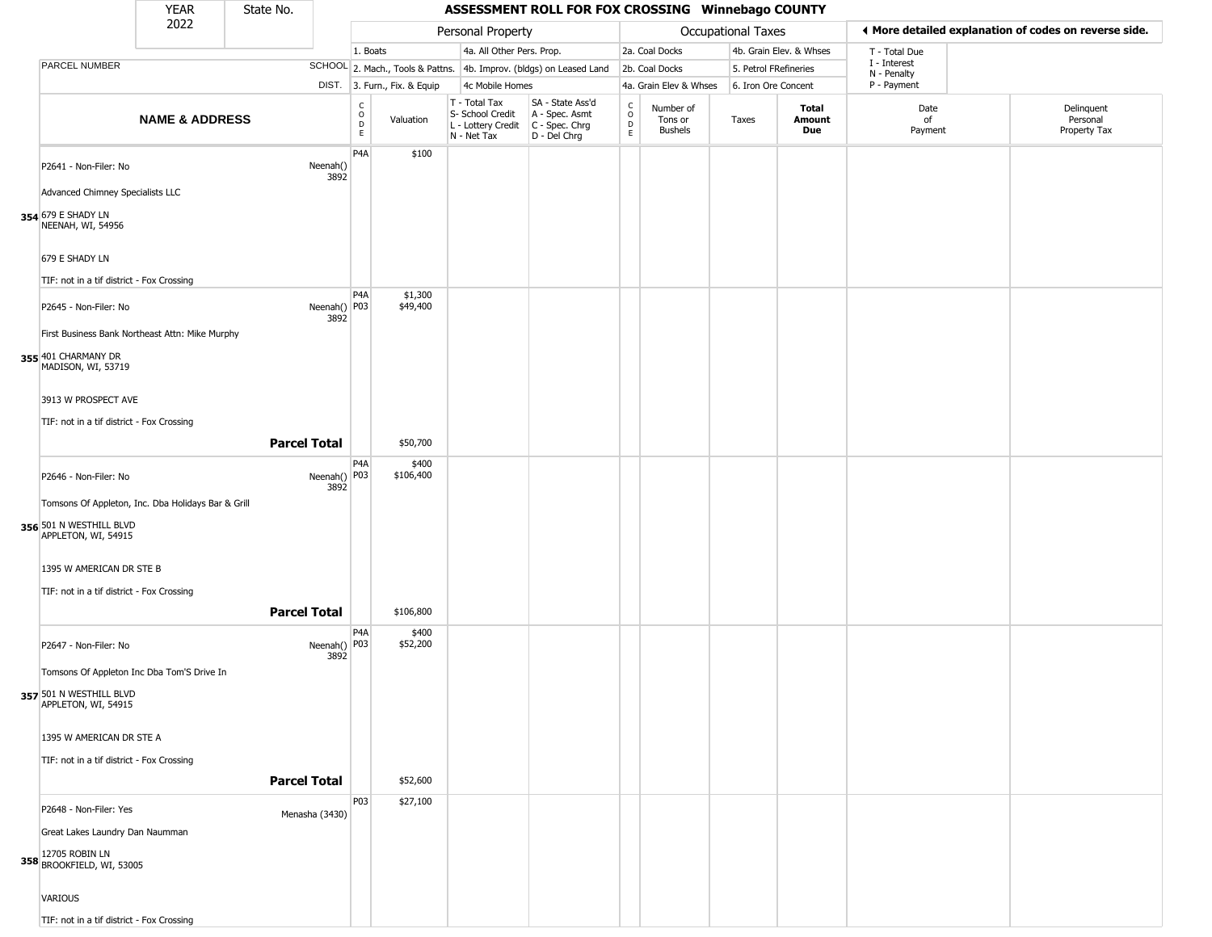# ASSESSMENT ROLL FOR FOX CROSSING Winnebago COUNTY

| YEAR | State No. |
|---|---|
| 2022 | |

| Personal Property | | Occupational Taxes | | ◄ More detailed explanation of codes on reverse side. |
|---|---|---|---|---|
| 1. Boats | 4a. All Other Pers. Prop. | 2a. Coal Docks | 4b. Grain Elev. & Whses | T - Total Due |
| 2. Mach., Tools & Pattns. | 4b. Improv. (bldgs) on Leased Land | 2b. Coal Docks | 5. Petrol FRefineries | I - Interest |
| 3. Furn., Fix. & Equip | 4c Mobile Homes | 4a. Grain Elev & Whses | 6. Iron Ore Concent | N - Penalty |
| | | | | P - Payment |

| | NAME & ADDRESS | SCHOOL DIST. | CODE | Valuation | T - Total Tax S- School Credit L - Lottery Credit N - Net Tax | SA - State Ass'd A - Spec. Asmt C - Spec. Chrg D - Del Chrg | CODE | Number of Tons or Bushels | Taxes | Total Amount Due | Date of Payment | Delinquent Personal Property Tax |
|---|---|---|---|---|---|---|---|---|---|---|---|---|
| 354 | P2641 - Non-Filer: No<br>Advanced Chimney Specialists LLC<br>679 E SHADY LN<br>NEENAH, WI, 54956<br>679 E SHADY LN<br>TIF: not in a tif district - Fox Crossing | Neenah() 3892 | P4A | $100 | | | | | | | | |
| 355 | P2645 - Non-Filer: No<br>First Business Bank Northeast Attn: Mike Murphy<br>401 CHARMANY DR<br>MADISON, WI, 53719<br>3913 W PROSPECT AVE<br>TIF: not in a tif district - Fox Crossing | Neenah() 3892 | P4A<br>P03 | $1,300<br>$49,400 | | | | | | | | |
| | **Parcel Total** | | | $50,700 | | | | | | | | |
| 356 | P2646 - Non-Filer: No<br>Tomsons Of Appleton, Inc. Dba Holidays Bar & Grill<br>501 N WESTHILL BLVD<br>APPLETON, WI, 54915<br>1395 W AMERICAN DR STE B<br>TIF: not in a tif district - Fox Crossing | Neenah() 3892 | P4A<br>P03 | $400<br>$106,400 | | | | | | | | |
| | **Parcel Total** | | | $106,800 | | | | | | | | |
| 357 | P2647 - Non-Filer: No<br>Tomsons Of Appleton Inc Dba Tom'S Drive In<br>501 N WESTHILL BLVD<br>APPLETON, WI, 54915<br>1395 W AMERICAN DR STE A<br>TIF: not in a tif district - Fox Crossing | Neenah() 3892 | P4A<br>P03 | $400<br>$52,200 | | | | | | | | |
| | **Parcel Total** | | | $52,600 | | | | | | | | |
| 358 | P2648 - Non-Filer: Yes<br>Great Lakes Laundry Dan Naumman<br>12705 ROBIN LN<br>BROOKFIELD, WI, 53005<br>VARIOUS<br>TIF: not in a tif district - Fox Crossing | Menasha (3430) | P03 | $27,100 | | | | | | | | |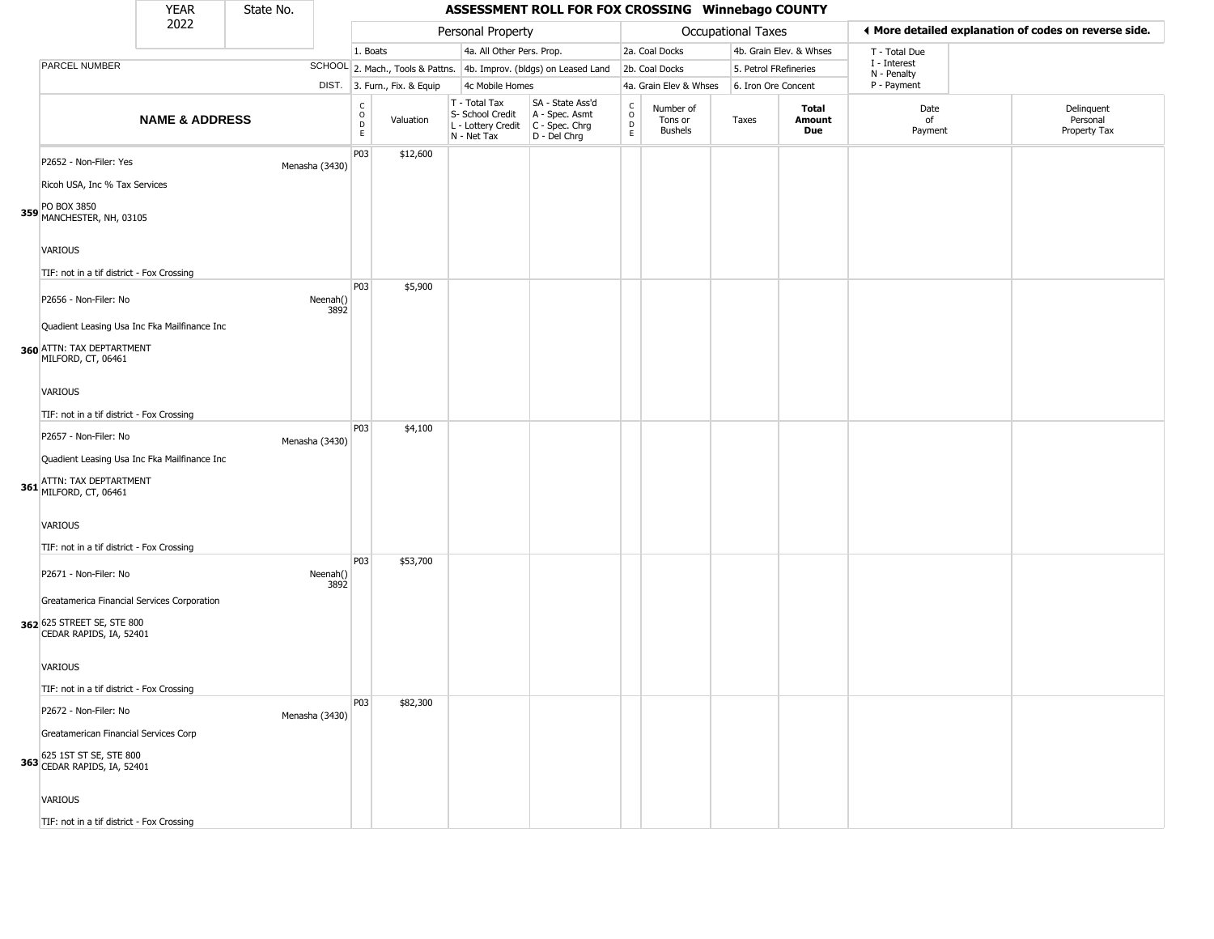| YEAR 2022 | State No. | ASSESSMENT ROLL FOR FOX CROSSING Winnebago COUNTY | | | | | | | | | | |
|---|---|---|---|---|---|---|---|---|---|---|---|---|

**Personal Property:** 1. Boats; 2. Mach., Tools & Pattns.; 3. Furn., Fix. & Equip; 4a. All Other Pers. Prop.; 4b. Improv. (bldgs) on Leased Land; 4c Mobile Homes

**Occupational Taxes:** 2a. Coal Docks; 2b. Coal Docks; 4a. Grain Elev & Whses; 4b. Grain Elev. & Whses; 5. Petrol FRefineries; 6. Iron Ore Concent

◄ More detailed explanation of codes on reverse side.

T - Total Due; I - Interest; N - Penalty; P - Payment

| | NAME & ADDRESS (PARCEL NUMBER) | SCHOOL DIST. | CODE | Valuation | T - Total Tax S- School Credit L - Lottery Credit N - Net Tax | SA - State Ass'd A - Spec. Asmt C - Spec. Chrg D - Del Chrg | CODE | Number of Tons or Bushels | Taxes | Total Amount Due | Date of Payment | Delinquent Personal Property Tax |
|---|---|---|---|---|---|---|---|---|---|---|---|---|
| 359 | P2652 - Non-Filer: Yes<br>Ricoh USA, Inc % Tax Services<br>PO BOX 3850<br>MANCHESTER, NH, 03105<br>VARIOUS<br>TIF: not in a tif district - Fox Crossing | Menasha (3430) | P03 | $12,600 | | | | | | | | |
| 360 | P2656 - Non-Filer: No<br>Quadient Leasing Usa Inc Fka Mailfinance Inc<br>ATTN: TAX DEPTARTMENT<br>MILFORD, CT, 06461<br>VARIOUS<br>TIF: not in a tif district - Fox Crossing | Neenah() 3892 | P03 | $5,900 | | | | | | | | |
| 361 | P2657 - Non-Filer: No<br>Quadient Leasing Usa Inc Fka Mailfinance Inc<br>ATTN: TAX DEPTARTMENT<br>MILFORD, CT, 06461<br>VARIOUS<br>TIF: not in a tif district - Fox Crossing | Menasha (3430) | P03 | $4,100 | | | | | | | | |
| 362 | P2671 - Non-Filer: No<br>Greatamerica Financial Services Corporation<br>625 STREET SE, STE 800<br>CEDAR RAPIDS, IA, 52401<br>VARIOUS<br>TIF: not in a tif district - Fox Crossing | Neenah() 3892 | P03 | $53,700 | | | | | | | | |
| 363 | P2672 - Non-Filer: No<br>Greatamerican Financial Services Corp<br>625 1ST ST SE, STE 800<br>CEDAR RAPIDS, IA, 52401<br>VARIOUS<br>TIF: not in a tif district - Fox Crossing | Menasha (3430) | P03 | $82,300 | | | | | | | | |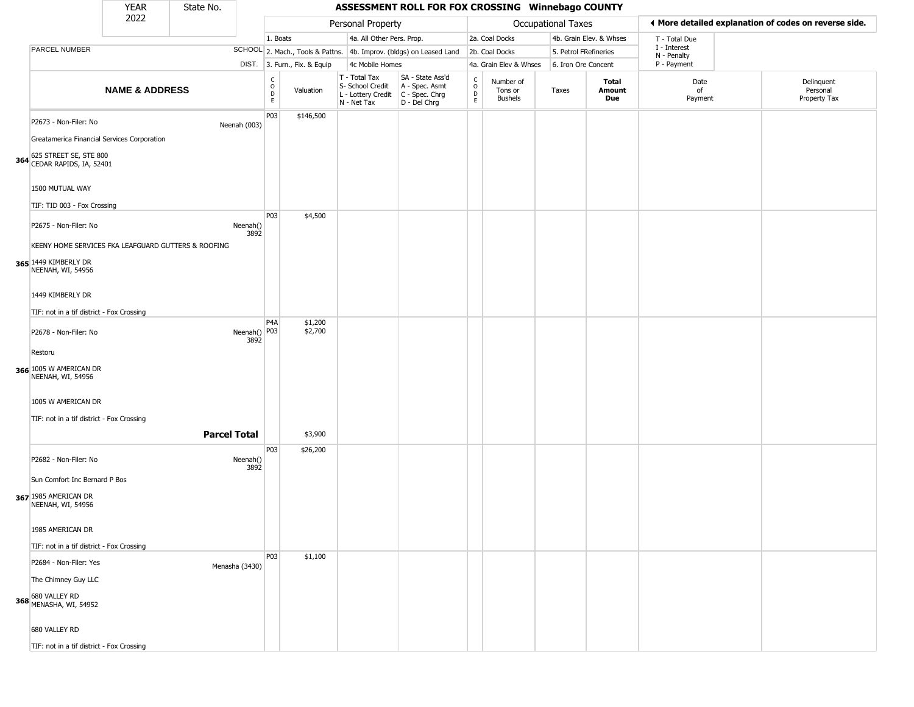# ASSESSMENT ROLL FOR FOX CROSSING Winnebago COUNTY

YEAR 2022 | State No.

| | | Personal Property | | | | Occupational Taxes | | | | ◂ More detailed explanation of codes on reverse side. | |
|---|---|---|---|---|---|---|---|---|---|---|---|
| PARCEL NUMBER | SCHOOL DIST. | 1. Boats<br>2. Mach., Tools & Pattns.<br>3. Furn., Fix. & Equip | | 4a. All Other Pers. Prop.<br>4b. Improv. (bldgs) on Leased Land<br>4c Mobile Homes | | 2a. Coal Docks<br>2b. Coal Docks<br>4a. Grain Elev & Whses | | 4b. Grain Elev. & Whses<br>5. Petrol FRefineries<br>6. Iron Ore Concent | | T - Total Due<br>I - Interest<br>N - Penalty<br>P - Payment | |
| **NAME & ADDRESS** | | CODE | Valuation | T - Total Tax<br>S- School Credit<br>L - Lottery Credit<br>N - Net Tax | SA - State Ass'd<br>A - Spec. Asmt<br>C - Spec. Chrg<br>D - Del Chrg | CODE | Number of Tons or Bushels | Taxes | **Total Amount Due** | Date of Payment | Delinquent Personal Property Tax |
| 364 P2673 - Non-Filer: No<br>Greatamerica Financial Services Corporation<br>625 STREET SE, STE 800<br>CEDAR RAPIDS, IA, 52401<br>1500 MUTUAL WAY<br>TIF: TID 003 - Fox Crossing | Neenah (003) | P03 | $146,500 | | | | | | | | |
| 365 P2675 - Non-Filer: No<br>KEENY HOME SERVICES FKA LEAFGUARD GUTTERS & ROOFING<br>1449 KIMBERLY DR<br>NEENAH, WI, 54956<br>1449 KIMBERLY DR<br>TIF: not in a tif district - Fox Crossing | Neenah() 3892 | P03 | $4,500 | | | | | | | | |
| 366 P2678 - Non-Filer: No<br>Restoru<br>1005 W AMERICAN DR<br>NEENAH, WI, 54956<br>1005 W AMERICAN DR<br>TIF: not in a tif district - Fox Crossing | Neenah() 3892 | P4A<br>P03 | $1,200<br>$2,700 | | | | | | | | |
| **Parcel Total** | | | $3,900 | | | | | | | | |
| 367 P2682 - Non-Filer: No<br>Sun Comfort Inc Bernard P Bos<br>1985 AMERICAN DR<br>NEENAH, WI, 54956<br>1985 AMERICAN DR<br>TIF: not in a tif district - Fox Crossing | Neenah() 3892 | P03 | $26,200 | | | | | | | | |
| 368 P2684 - Non-Filer: Yes<br>The Chimney Guy LLC<br>680 VALLEY RD<br>MENASHA, WI, 54952<br>680 VALLEY RD<br>TIF: not in a tif district - Fox Crossing | Menasha (3430) | P03 | $1,100 | | | | | | | | |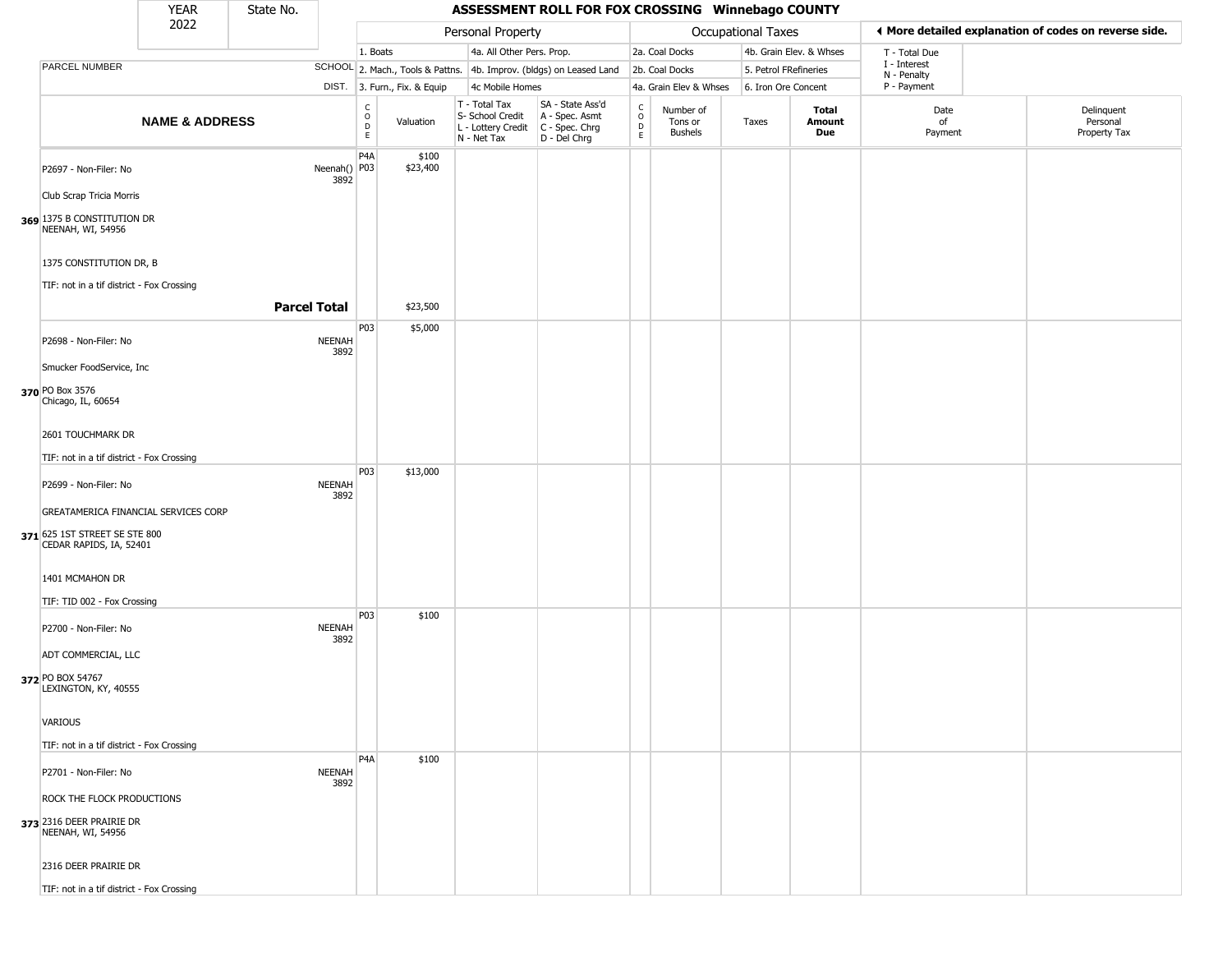| YEAR 2022 | State No. | **ASSESSMENT ROLL FOR FOX CROSSING Winnebago COUNTY** |
|---|---|---|

| | | Personal Property | | | | Occupational Taxes | | | | ◀ More detailed explanation of codes on reverse side. | |
|---|---|---|---|---|---|---|---|---|---|---|---|
| PARCEL NUMBER | SCHOOL DIST. | 1. Boats 2. Mach., Tools & Pattns. 3. Furn., Fix. & Equip | | 4a. All Other Pers. Prop. 4b. Improv. (bldgs) on Leased Land 4c Mobile Homes | | 2a. Coal Docks 2b. Coal Docks 4a. Grain Elev & Whses | | 4b. Grain Elev. & Whses 5. Petrol FRefineries 6. Iron Ore Concent | | T - Total Due I - Interest N - Penalty P - Payment | |
| **NAME & ADDRESS** | | CODE | Valuation | T - Total Tax S- School Credit L - Lottery Credit N - Net Tax | SA - State Ass'd A - Spec. Asmt C - Spec. Chrg D - Del Chrg | CODE | Number of Tons or Bushels | Taxes | **Total Amount Due** | Date of Payment | Delinquent Personal Property Tax |
| P2697 - Non-Filer: No<br>Club Scrap Tricia Morris<br>**369** 1375 B CONSTITUTION DR<br>NEENAH, WI, 54956<br>1375 CONSTITUTION DR, B<br>TIF: not in a tif district - Fox Crossing | Neenah() 3892 | P4A<br>P03 | $100<br>$23,400 | | | | | | | | |
| | **Parcel Total** | | $23,500 | | | | | | | | |
| P2698 - Non-Filer: No<br>Smucker FoodService, Inc<br>**370** PO Box 3576<br>Chicago, IL, 60654<br>2601 TOUCHMARK DR<br>TIF: not in a tif district - Fox Crossing | NEENAH 3892 | P03 | $5,000 | | | | | | | | |
| P2699 - Non-Filer: No<br>GREATAMERICA FINANCIAL SERVICES CORP<br>**371** 625 1ST STREET SE STE 800<br>CEDAR RAPIDS, IA, 52401<br>1401 MCMAHON DR<br>TIF: TID 002 - Fox Crossing | NEENAH 3892 | P03 | $13,000 | | | | | | | | |
| P2700 - Non-Filer: No<br>ADT COMMERCIAL, LLC<br>**372** PO BOX 54767<br>LEXINGTON, KY, 40555<br>VARIOUS<br>TIF: not in a tif district - Fox Crossing | NEENAH 3892 | P03 | $100 | | | | | | | | |
| P2701 - Non-Filer: No<br>ROCK THE FLOCK PRODUCTIONS<br>**373** 2316 DEER PRAIRIE DR<br>NEENAH, WI, 54956<br>2316 DEER PRAIRIE DR<br>TIF: not in a tif district - Fox Crossing | NEENAH 3892 | P4A | $100 | | | | | | | | |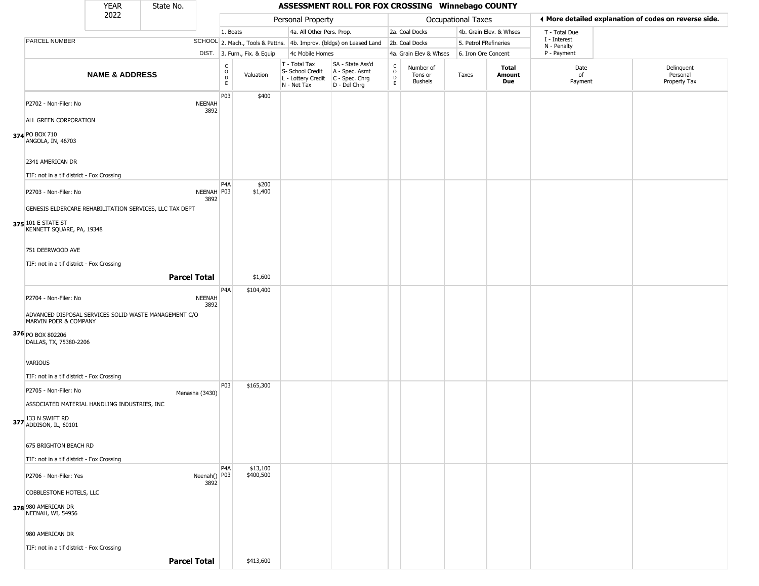| YEAR 2022 | State No. | ASSESSMENT ROLL FOR FOX CROSSING Winnebago COUNTY |
|---|---|---|

| PARCEL NUMBER | SCHOOL DIST. | Personal Property: 1. Boats; 2. Mach., Tools & Pattns.; 3. Furn., Fix. & Equip; 4a. All Other Pers. Prop.; 4b. Improv. (bldgs) on Leased Land; 4c Mobile Homes | | | | Occupational Taxes: 2a. Coal Docks; 2b. Coal Docks; 4a. Grain Elev & Whses; 4b. Grain Elev. & Whses; 5. Petrol FRefineries; 6. Iron Ore Concent | | | | ◄ More detailed explanation of codes on reverse side. T - Total Due; I - Interest; N - Penalty; P - Payment | |
|---|---|---|---|---|---|---|---|---|---|---|---|
| **NAME & ADDRESS** | | CODE | Valuation | T - Total Tax; S- School Credit; L - Lottery Credit; N - Net Tax | SA - State Ass'd; A - Spec. Asmt; C - Spec. Chrg; D - Del Chrg | CODE | Number of Tons or Bushels | Taxes | Total Amount Due | Date of Payment | Delinquent Personal Property Tax |
| 374 P2702 - Non-Filer: No; ALL GREEN CORPORATION; PO BOX 710; ANGOLA, IN, 46703; 2341 AMERICAN DR; TIF: not in a tif district - Fox Crossing | NEENAH 3892 | P03 | $400 | | | | | | | | |
| 375 P2703 - Non-Filer: No; GENESIS ELDERCARE REHABILITATION SERVICES, LLC TAX DEPT; 101 E STATE ST; KENNETT SQUARE, PA, 19348; 751 DEERWOOD AVE; TIF: not in a tif district - Fox Crossing | NEENAH 3892 | P4A<br>P03 | $200<br>$1,400 | | | | | | | | |
| **Parcel Total** | | | $1,600 | | | | | | | | |
| 376 P2704 - Non-Filer: No; ADVANCED DISPOSAL SERVICES SOLID WASTE MANAGEMENT C/O MARVIN POER & COMPANY; PO BOX 802206; DALLAS, TX, 75380-2206; VARIOUS; TIF: not in a tif district - Fox Crossing | NEENAH 3892 | P4A | $104,400 | | | | | | | | |
| 377 P2705 - Non-Filer: No; ASSOCIATED MATERIAL HANDLING INDUSTRIES, INC; 133 N SWIFT RD; ADDISON, IL, 60101; 675 BRIGHTON BEACH RD; TIF: not in a tif district - Fox Crossing | Menasha (3430) | P03 | $165,300 | | | | | | | | |
| 378 P2706 - Non-Filer: Yes; COBBLESTONE HOTELS, LLC; 980 AMERICAN DR; NEENAH, WI, 54956; 980 AMERICAN DR; TIF: not in a tif district - Fox Crossing | Neenah() 3892 | P4A<br>P03 | $13,100<br>$400,500 | | | | | | | | |
| **Parcel Total** | | | $413,600 | | | | | | | | |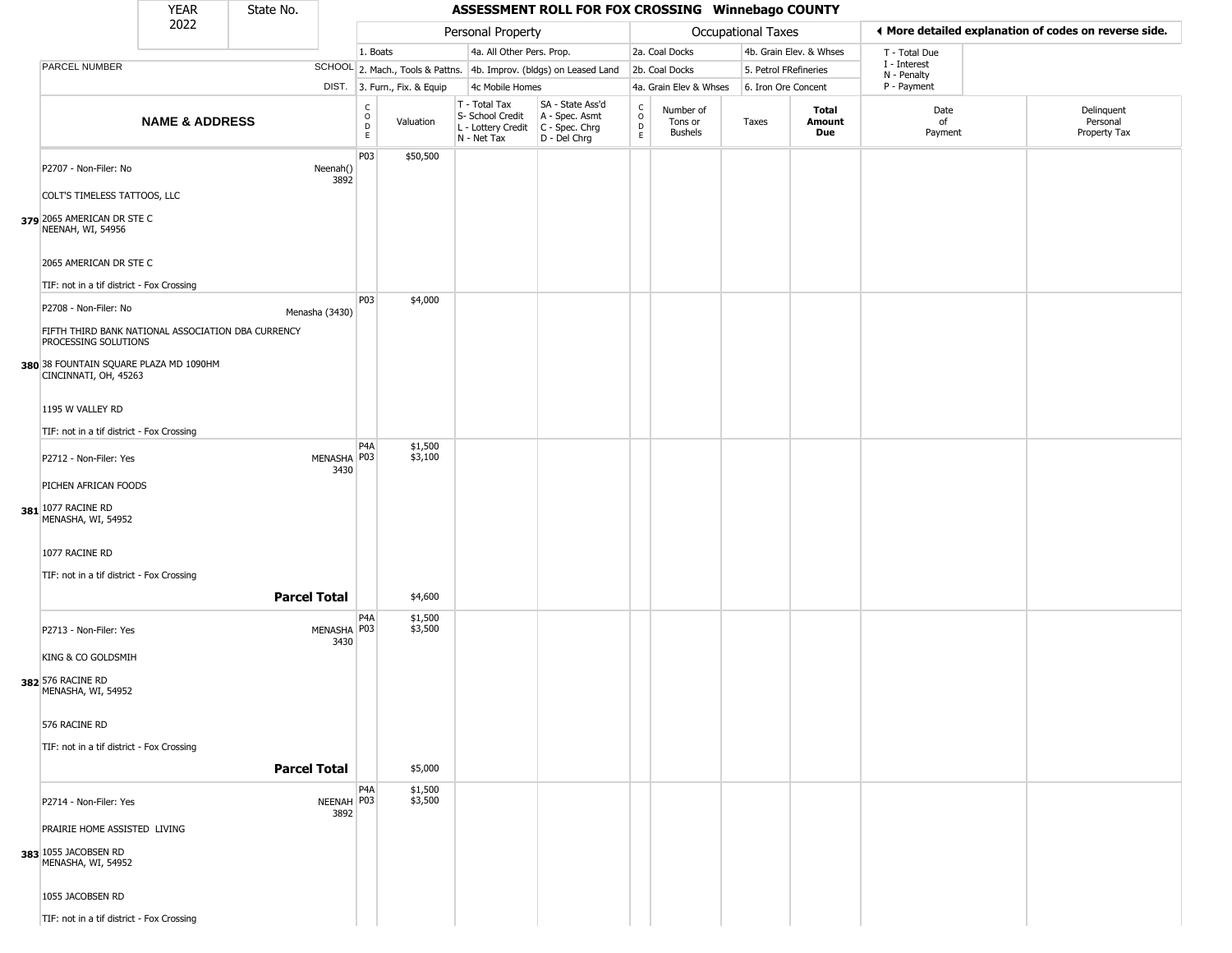| YEAR 2022 | State No. | ASSESSMENT ROLL FOR FOX CROSSING Winnebago COUNTY | | | | | | | | | | |
|---|---|---|---|---|---|---|---|---|---|---|---|---|

| | | Personal Property | | | | Occupational Taxes | | | | ◄ More detailed explanation of codes on reverse side. | |
|---|---|---|---|---|---|---|---|---|---|---|---|
| PARCEL NUMBER | SCHOOL DIST. | 1. Boats<br>2. Mach., Tools & Pattns.<br>3. Furn., Fix. & Equip | | 4a. All Other Pers. Prop.<br>4b. Improv. (bldgs) on Leased Land<br>4c Mobile Homes | | 2a. Coal Docks<br>2b. Coal Docks<br>4a. Grain Elev & Whses | | 4b. Grain Elev. & Whses<br>5. Petrol FRefineries<br>6. Iron Ore Concent | | T - Total Due<br>I - Interest<br>N - Penalty<br>P - Payment | |
| **NAME & ADDRESS** | | CODE | Valuation | T - Total Tax<br>S- School Credit<br>L - Lottery Credit<br>N - Net Tax | SA - State Ass'd<br>A - Spec. Asmt<br>C - Spec. Chrg<br>D - Del Chrg | CODE | Number of Tons or Bushels | Taxes | **Total Amount Due** | Date of Payment | Delinquent Personal Property Tax |
| P2707 - Non-Filer: No<br>COLT'S TIMELESS TATTOOS, LLC<br>**379** 2065 AMERICAN DR STE C<br>NEENAH, WI, 54956<br><br>2065 AMERICAN DR STE C<br>TIF: not in a tif district - Fox Crossing | Neenah() 3892 | P03 | $50,500 | | | | | | | | |
| P2708 - Non-Filer: No<br>FIFTH THIRD BANK NATIONAL ASSOCIATION DBA CURRENCY PROCESSING SOLUTIONS<br>**380** 38 FOUNTAIN SQUARE PLAZA MD 1090HM<br>CINCINNATI, OH, 45263<br><br>1195 W VALLEY RD<br>TIF: not in a tif district - Fox Crossing | Menasha (3430) | P03 | $4,000 | | | | | | | | |
| P2712 - Non-Filer: Yes<br>PICHEN AFRICAN FOODS<br>**381** 1077 RACINE RD<br>MENASHA, WI, 54952<br><br>1077 RACINE RD<br>TIF: not in a tif district - Fox Crossing | MENASHA 3430 | P4A<br>P03 | $1,500<br>$3,100 | | | | | | | | |
| **Parcel Total** | | | $4,600 | | | | | | | | |
| P2713 - Non-Filer: Yes<br>KING & CO GOLDSMIH<br>**382** 576 RACINE RD<br>MENASHA, WI, 54952<br><br>576 RACINE RD<br>TIF: not in a tif district - Fox Crossing | MENASHA 3430 | P4A<br>P03 | $1,500<br>$3,500 | | | | | | | | |
| **Parcel Total** | | | $5,000 | | | | | | | | |
| P2714 - Non-Filer: Yes<br>PRAIRIE HOME ASSISTED LIVING<br>**383** 1055 JACOBSEN RD<br>MENASHA, WI, 54952<br><br>1055 JACOBSEN RD<br>TIF: not in a tif district - Fox Crossing | NEENAH 3892 | P4A<br>P03 | $1,500<br>$3,500 | | | | | | | | |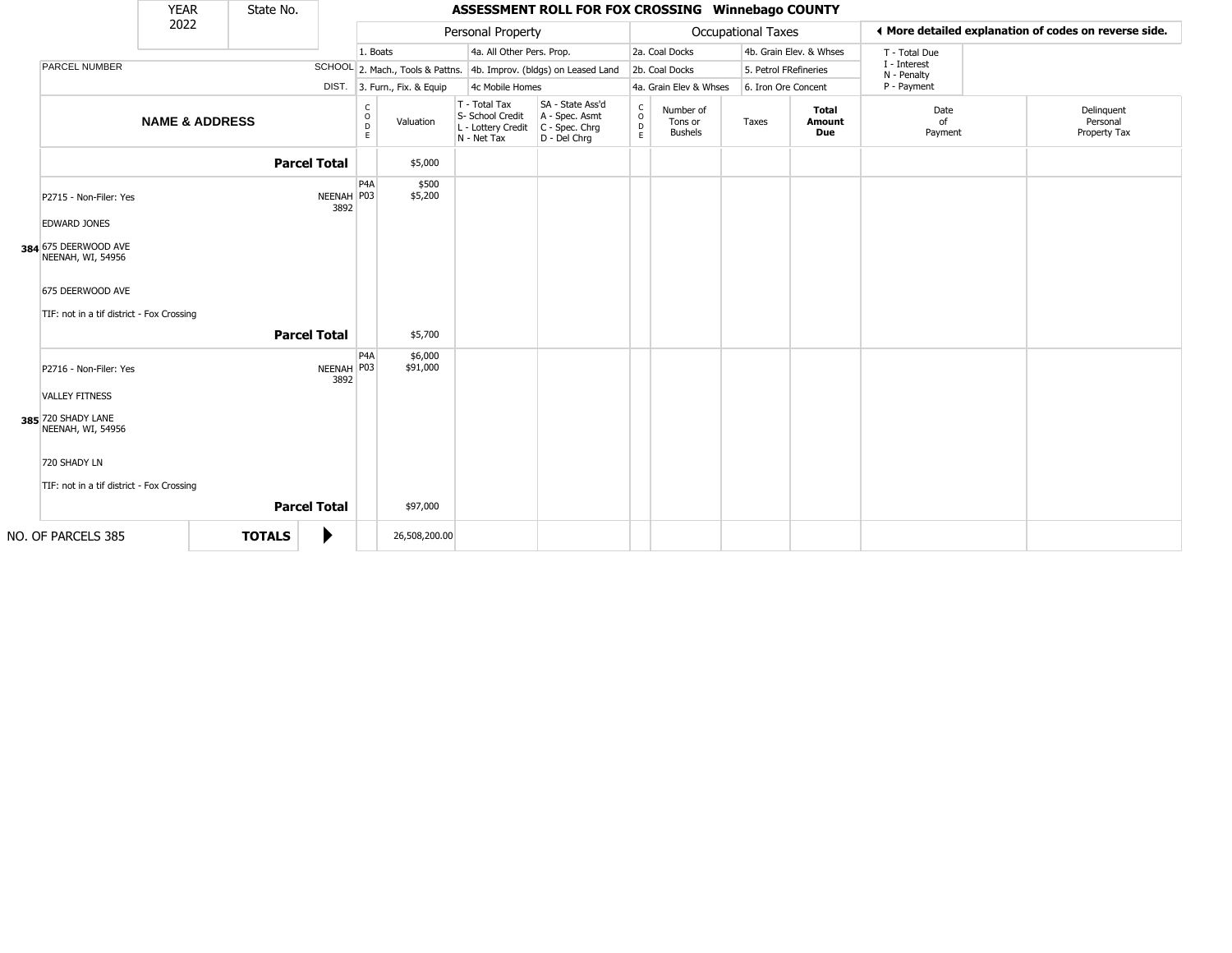# ASSESSMENT ROLL FOR FOX CROSSING Winnebago COUNTY

| YEAR | State No. |
|---|---|
| 2022 | |

| Personal Property | | Occupational Taxes | | |
|---|---|---|---|---|
| 1. Boats | 4a. All Other Pers. Prop. | 2a. Coal Docks | 4b. Grain Elev. & Whses | T - Total Due |
| 2. Mach., Tools & Pattns. | 4b. Improv. (bldgs) on Leased Land | 2b. Coal Docks | 5. Petrol FRefineries | I - Interest |
| 3. Furn., Fix. & Equip | 4c Mobile Homes | 4a. Grain Elev & Whses | 6. Iron Ore Concent | N - Penalty |
| | | | | P - Payment |

◀ More detailed explanation of codes on reverse side.

| | NAME & ADDRESS | PARCEL NUMBER / SCHOOL DIST. | CODE | Valuation | T - Total Tax / S- School Credit / L - Lottery Credit / N - Net Tax | SA - State Ass'd / A - Spec. Asmt / C - Spec. Chrg / D - Del Chrg | CODE | Number of Tons or Bushels | Taxes | Total Amount Due | Date of Payment | Delinquent Personal Property Tax |
|---|---|---|---|---|---|---|---|---|---|---|---|---|
| | **Parcel Total** | | | $5,000 | | | | | | | | |
| 384 | P2715 - Non-Filer: Yes<br>EDWARD JONES<br>675 DEERWOOD AVE<br>NEENAH, WI, 54956<br>675 DEERWOOD AVE<br>TIF: not in a tif district - Fox Crossing | NEENAH 3892 | P4A<br>P03 | $500<br>$5,200 | | | | | | | | |
| | **Parcel Total** | | | $5,700 | | | | | | | | |
| 385 | P2716 - Non-Filer: Yes<br>VALLEY FITNESS<br>720 SHADY LANE<br>NEENAH, WI, 54956<br>720 SHADY LN<br>TIF: not in a tif district - Fox Crossing | NEENAH 3892 | P4A<br>P03 | $6,000<br>$91,000 | | | | | | | | |
| | **Parcel Total** | | | $97,000 | | | | | | | | |
| | NO. OF PARCELS 385 | **TOTALS** ▶ | | 26,508,200.00 | | | | | | | | |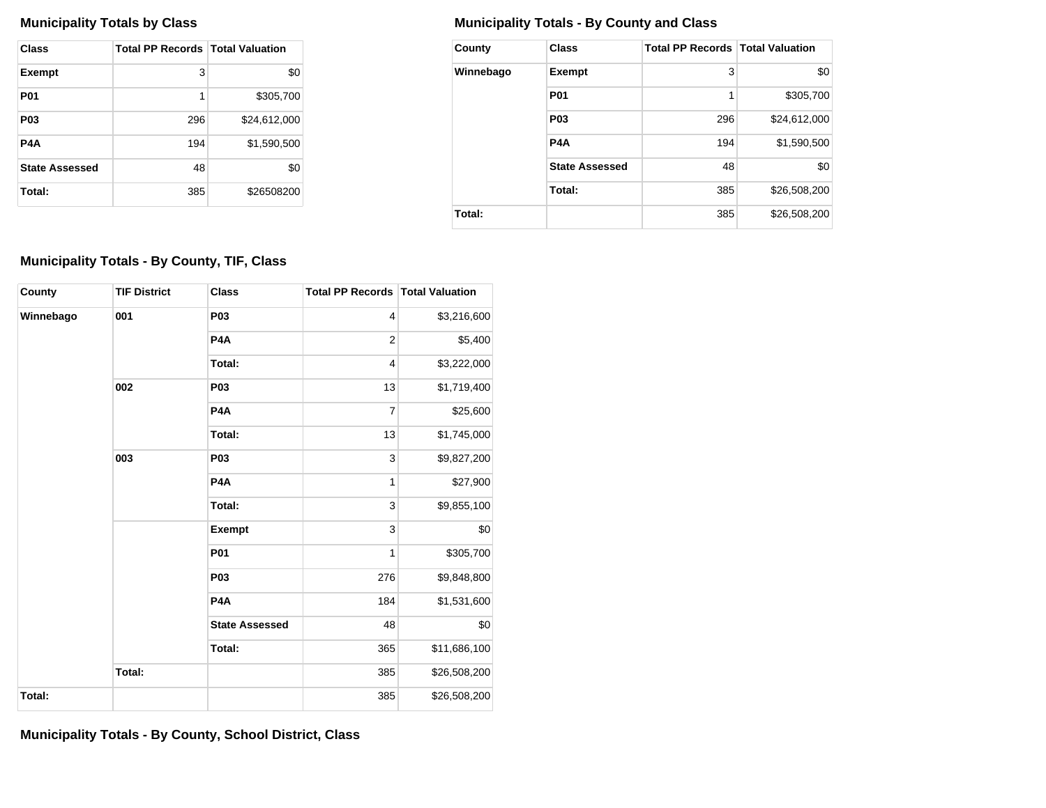### Municipality Totals by Class

| Class | Total PP Records | Total Valuation |
|---|---|---|
| **Exempt** | 3 | $0 |
| **P01** | 1 | $305,700 |
| **P03** | 296 | $24,612,000 |
| **P4A** | 194 | $1,590,500 |
| **State Assessed** | 48 | $0 |
| **Total:** | 385 | $26508200 |

### Municipality Totals - By County and Class

| County | Class | Total PP Records | Total Valuation |
|---|---|---|---|
| **Winnebago** | **Exempt** | 3 | $0 |
| | **P01** | 1 | $305,700 |
| | **P03** | 296 | $24,612,000 |
| | **P4A** | 194 | $1,590,500 |
| | **State Assessed** | 48 | $0 |
| | **Total:** | 385 | $26,508,200 |
| **Total:** | | 385 | $26,508,200 |

### Municipality Totals - By County, TIF, Class

| County | TIF District | Class | Total PP Records | Total Valuation |
|---|---|---|---|---|
| **Winnebago** | **001** | **P03** | 4 | $3,216,600 |
| | | **P4A** | 2 | $5,400 |
| | | **Total:** | 4 | $3,222,000 |
| | **002** | **P03** | 13 | $1,719,400 |
| | | **P4A** | 7 | $25,600 |
| | | **Total:** | 13 | $1,745,000 |
| | **003** | **P03** | 3 | $9,827,200 |
| | | **P4A** | 1 | $27,900 |
| | | **Total:** | 3 | $9,855,100 |
| | | **Exempt** | 3 | $0 |
| | | **P01** | 1 | $305,700 |
| | | **P03** | 276 | $9,848,800 |
| | | **P4A** | 184 | $1,531,600 |
| | | **State Assessed** | 48 | $0 |
| | | **Total:** | 365 | $11,686,100 |
| | **Total:** | | 385 | $26,508,200 |
| **Total:** | | | 385 | $26,508,200 |

### Municipality Totals - By County, School District, Class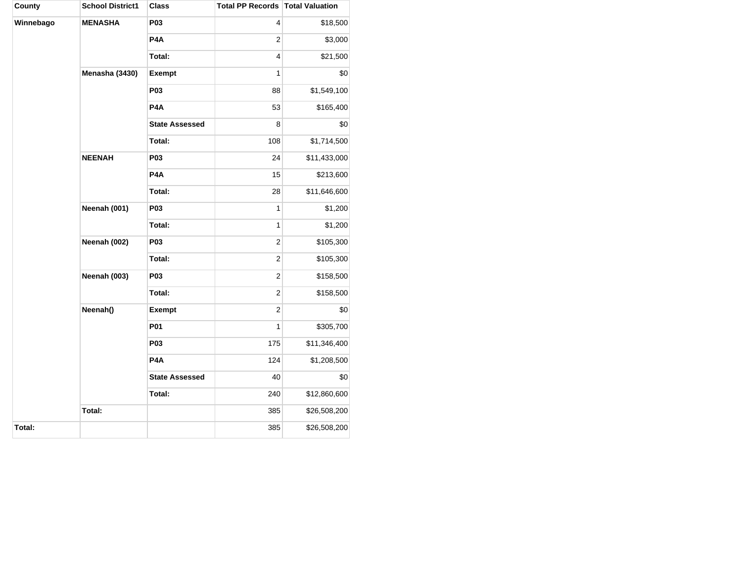| County | School District1 | Class | Total PP Records | Total Valuation |
|---|---|---|---|---|
| Winnebago | MENASHA | P03 | 4 | $18,500 |
| | | P4A | 2 | $3,000 |
| | | Total: | 4 | $21,500 |
| | Menasha (3430) | Exempt | 1 | $0 |
| | | P03 | 88 | $1,549,100 |
| | | P4A | 53 | $165,400 |
| | | State Assessed | 8 | $0 |
| | | Total: | 108 | $1,714,500 |
| | NEENAH | P03 | 24 | $11,433,000 |
| | | P4A | 15 | $213,600 |
| | | Total: | 28 | $11,646,600 |
| | Neenah (001) | P03 | 1 | $1,200 |
| | | Total: | 1 | $1,200 |
| | Neenah (002) | P03 | 2 | $105,300 |
| | | Total: | 2 | $105,300 |
| | Neenah (003) | P03 | 2 | $158,500 |
| | | Total: | 2 | $158,500 |
| | Neenah() | Exempt | 2 | $0 |
| | | P01 | 1 | $305,700 |
| | | P03 | 175 | $11,346,400 |
| | | P4A | 124 | $1,208,500 |
| | | State Assessed | 40 | $0 |
| | | Total: | 240 | $12,860,600 |
| | Total: | | 385 | $26,508,200 |
| Total: | | | 385 | $26,508,200 |